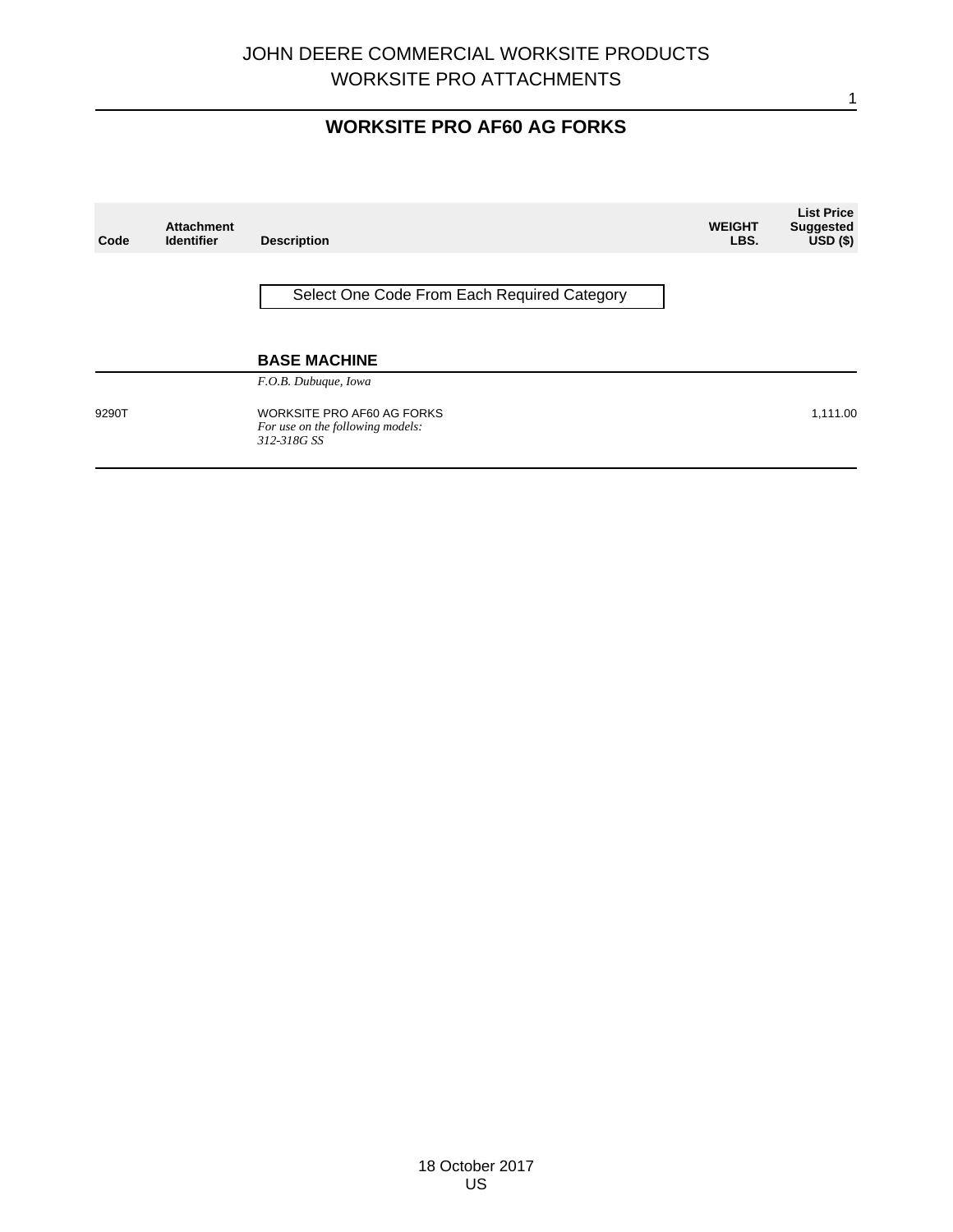# JOHN DEERE COMMERCIAL WORKSITE PRODUCTS
## WORKSITE PRO ATTACHMENTS

## WORKSITE PRO AF60 AG FORKS

| Code | Attachment Identifier | Description | WEIGHT LBS. | List Price Suggested USD ($) |
|---|---|---|---|---|
| | | Select One Code From Each Required Category | | |
| | | **BASE MACHINE** | | |
| | | *F.O.B. Dubuque, Iowa* | | |
| 9290T | | WORKSITE PRO AF60 AG FORKS<br>*For use on the following models:*<br>*312-318G SS* | | 1,111.00 |

18 October 2017
US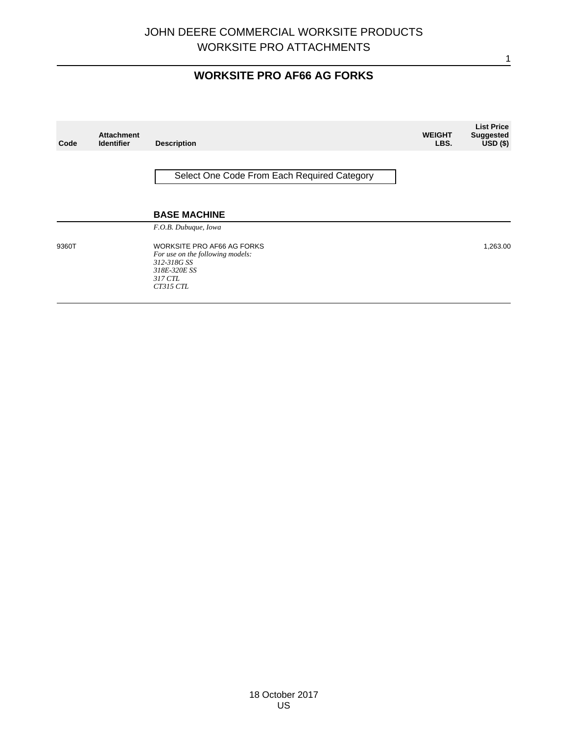# JOHN DEERE COMMERCIAL WORKSITE PRODUCTS
## WORKSITE PRO ATTACHMENTS

## WORKSITE PRO AF66 AG FORKS

| Code | Attachment Identifier | Description | WEIGHT LBS. | List Price Suggested USD ($) |
|---|---|---|---|---|
| | | Select One Code From Each Required Category | | |
| | | **BASE MACHINE** | | |
| | | *F.O.B. Dubuque, Iowa* | | |
| 9360T | | WORKSITE PRO AF66 AG FORKS<br>*For use on the following models:*<br>*312-318G SS*<br>*318E-320E SS*<br>*317 CTL*<br>*CT315 CTL* | | 1,263.00 |

18 October 2017
US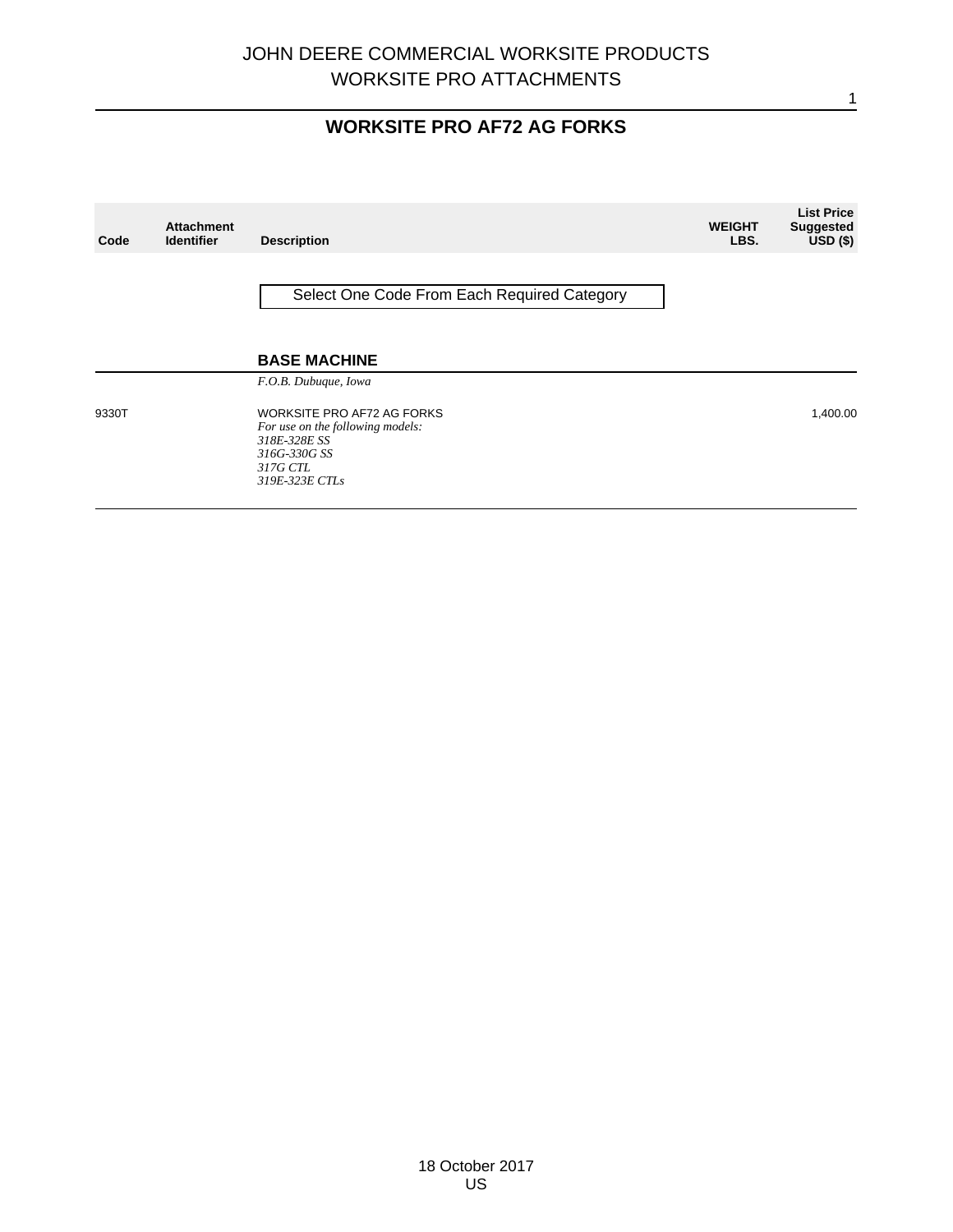# WORKSITE PRO AF72 AG FORKS

| Code | Attachment Identifier | Description | WEIGHT LBS. | List Price Suggested USD ($) |
|---|---|---|---|---|

Select One Code From Each Required Category

## BASE MACHINE

| Code | Attachment Identifier | Description | WEIGHT LBS. | List Price Suggested USD ($) |
|---|---|---|---|---|
| | | *F.O.B. Dubuque, Iowa* | | |
| 9330T | | WORKSITE PRO AF72 AG FORKS<br>*For use on the following models:*<br>*318E-328E SS*<br>*316G-330G SS*<br>*317G CTL*<br>*319E-323E CTLs* | | 1,400.00 |

18 October 2017
US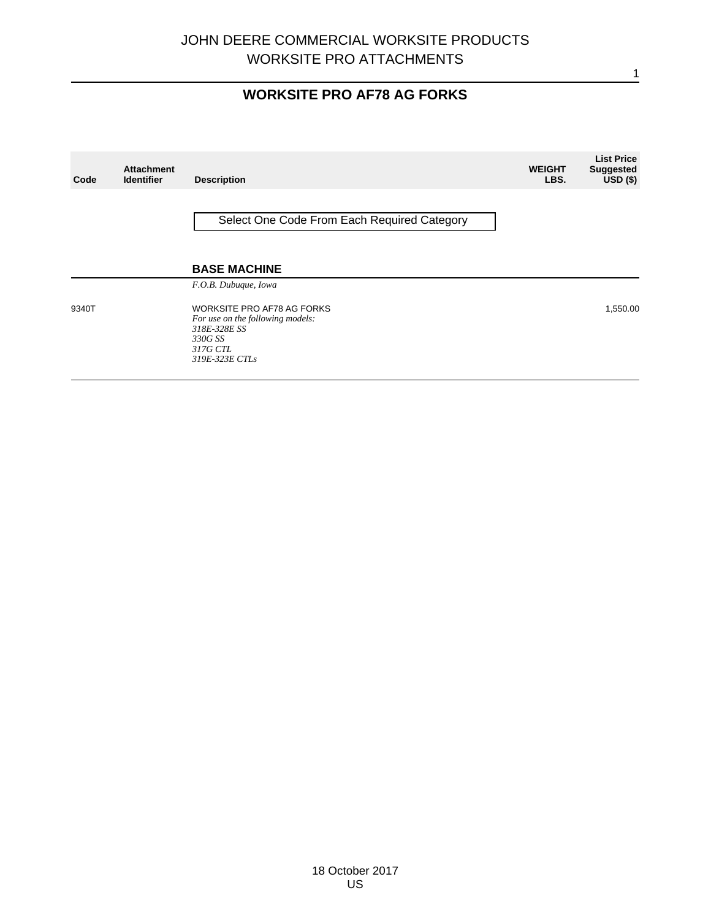# JOHN DEERE COMMERCIAL WORKSITE PRODUCTS
## WORKSITE PRO ATTACHMENTS

## WORKSITE PRO AF78 AG FORKS

| Code | Attachment Identifier | Description | WEIGHT LBS. | List Price Suggested USD ($) |
|---|---|---|---|---|
| | | Select One Code From Each Required Category | | |
| | | **BASE MACHINE** | | |
| | | *F.O.B. Dubuque, Iowa* | | |
| 9340T | | WORKSITE PRO AF78 AG FORKS<br>*For use on the following models:*<br>*318E-328E SS*<br>*330G SS*<br>*317G CTL*<br>*319E-323E CTLs* | | 1,550.00 |

18 October 2017
US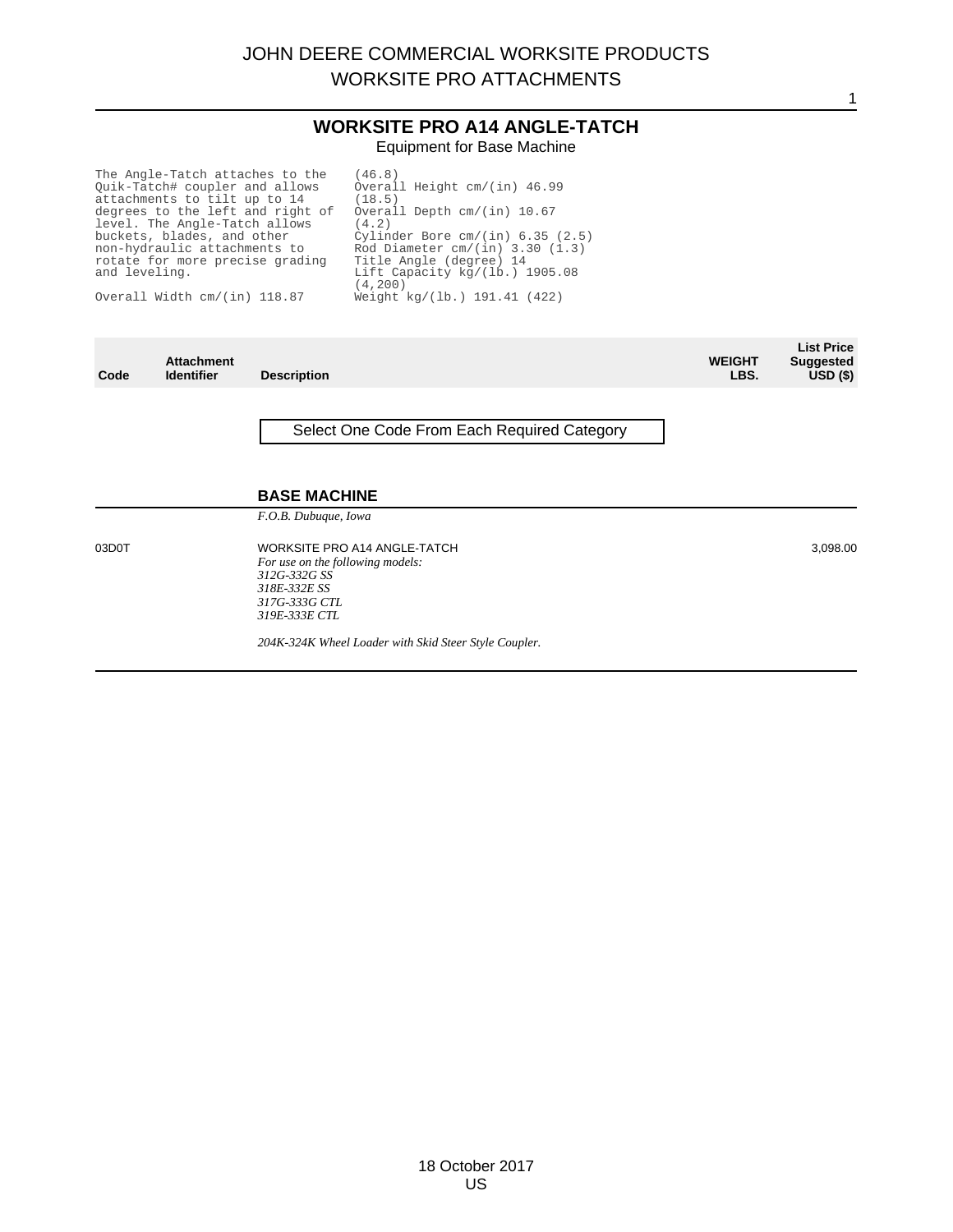# WORKSITE PRO A14 ANGLE-TATCH

Equipment for Base Machine

The Angle-Tatch attaches to the Quik-Tatch# coupler and allows attachments to tilt up to 14 degrees to the left and right of level. The Angle-Tatch allows buckets, blades, and other non-hydraulic attachments to rotate for more precise grading and leveling.

Overall Width cm/(in) 118.87 (46.8)
Overall Height cm/(in) 46.99 (18.5)
Overall Depth cm/(in) 10.67 (4.2)
Cylinder Bore cm/(in) 6.35 (2.5)
Rod Diameter cm/(in) 3.30 (1.3)
Title Angle (degree) 14
Lift Capacity kg/(lb.) 1905.08 (4,200)
Weight kg/(lb.) 191.41 (422)

| Code | Attachment Identifier | Description | WEIGHT LBS. | List Price Suggested USD ($) |
|---|---|---|---|---|

Select One Code From Each Required Category

## BASE MACHINE

*F.O.B. Dubuque, Iowa*

| Code | Attachment Identifier | Description | WEIGHT LBS. | List Price Suggested USD ($) |
|---|---|---|---|---|
| 03D0T | | WORKSITE PRO A14 ANGLE-TATCH<br>*For use on the following models:*<br>*312G-332G SS*<br>*318E-332E SS*<br>*317G-333G CTL*<br>*319E-333E CTL*<br><br>*204K-324K Wheel Loader with Skid Steer Style Coupler.* | | 3,098.00 |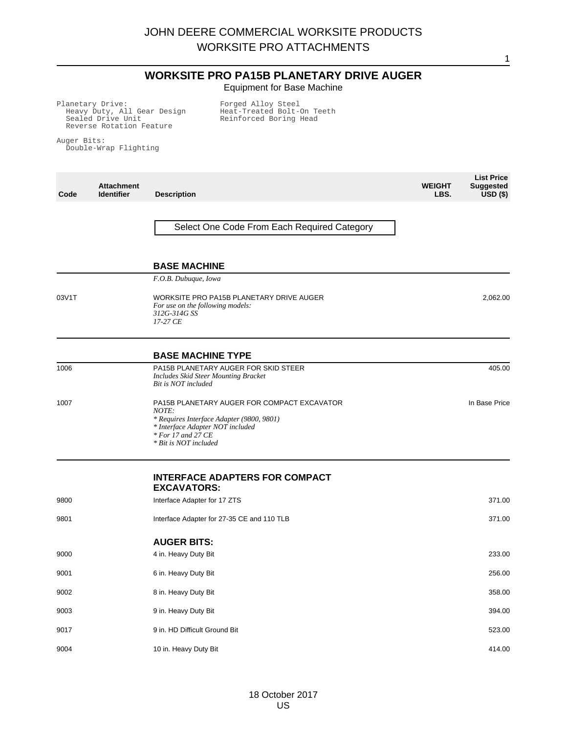# JOHN DEERE COMMERCIAL WORKSITE PRODUCTS
# WORKSITE PRO ATTACHMENTS

## WORKSITE PRO PA15B PLANETARY DRIVE AUGER

Equipment for Base Machine

```
Planetary Drive:                    Forged Alloy Steel
  Heavy Duty, All Gear Design       Heat-Treated Bolt-On Teeth
  Sealed Drive Unit                 Reinforced Boring Head
  Reverse Rotation Feature

Auger Bits:
  Double-Wrap Flighting
```

| Code | Attachment Identifier | Description | WEIGHT LBS. | List Price Suggested USD ($) |
|---|---|---|---|---|
| | | Select One Code From Each Required Category | | |
| | | **BASE MACHINE** | | |
| | | *F.O.B. Dubuque, Iowa* | | |
| 03V1T | | WORKSITE PRO PA15B PLANETARY DRIVE AUGER<br>*For use on the following models:*<br>*312G-314G SS*<br>*17-27 CE* | | 2,062.00 |
| | | **BASE MACHINE TYPE** | | |
| 1006 | | PA15B PLANETARY AUGER FOR SKID STEER<br>*Includes Skid Steer Mounting Bracket*<br>*Bit is NOT included* | | 405.00 |
| 1007 | | PA15B PLANETARY AUGER FOR COMPACT EXCAVATOR<br>*NOTE:*<br>** Requires Interface Adapter (9800, 9801)*<br>** Interface Adapter NOT included*<br>** For 17 and 27 CE*<br>** Bit is NOT included* | | In Base Price |
| | | **INTERFACE ADAPTERS FOR COMPACT EXCAVATORS:** | | |
| 9800 | | Interface Adapter for 17 ZTS | | 371.00 |
| 9801 | | Interface Adapter for 27-35 CE and 110 TLB | | 371.00 |
| | | **AUGER BITS:** | | |
| 9000 | | 4 in. Heavy Duty Bit | | 233.00 |
| 9001 | | 6 in. Heavy Duty Bit | | 256.00 |
| 9002 | | 8 in. Heavy Duty Bit | | 358.00 |
| 9003 | | 9 in. Heavy Duty Bit | | 394.00 |
| 9017 | | 9 in. HD Difficult Ground Bit | | 523.00 |
| 9004 | | 10 in. Heavy Duty Bit | | 414.00 |

18 October 2017
US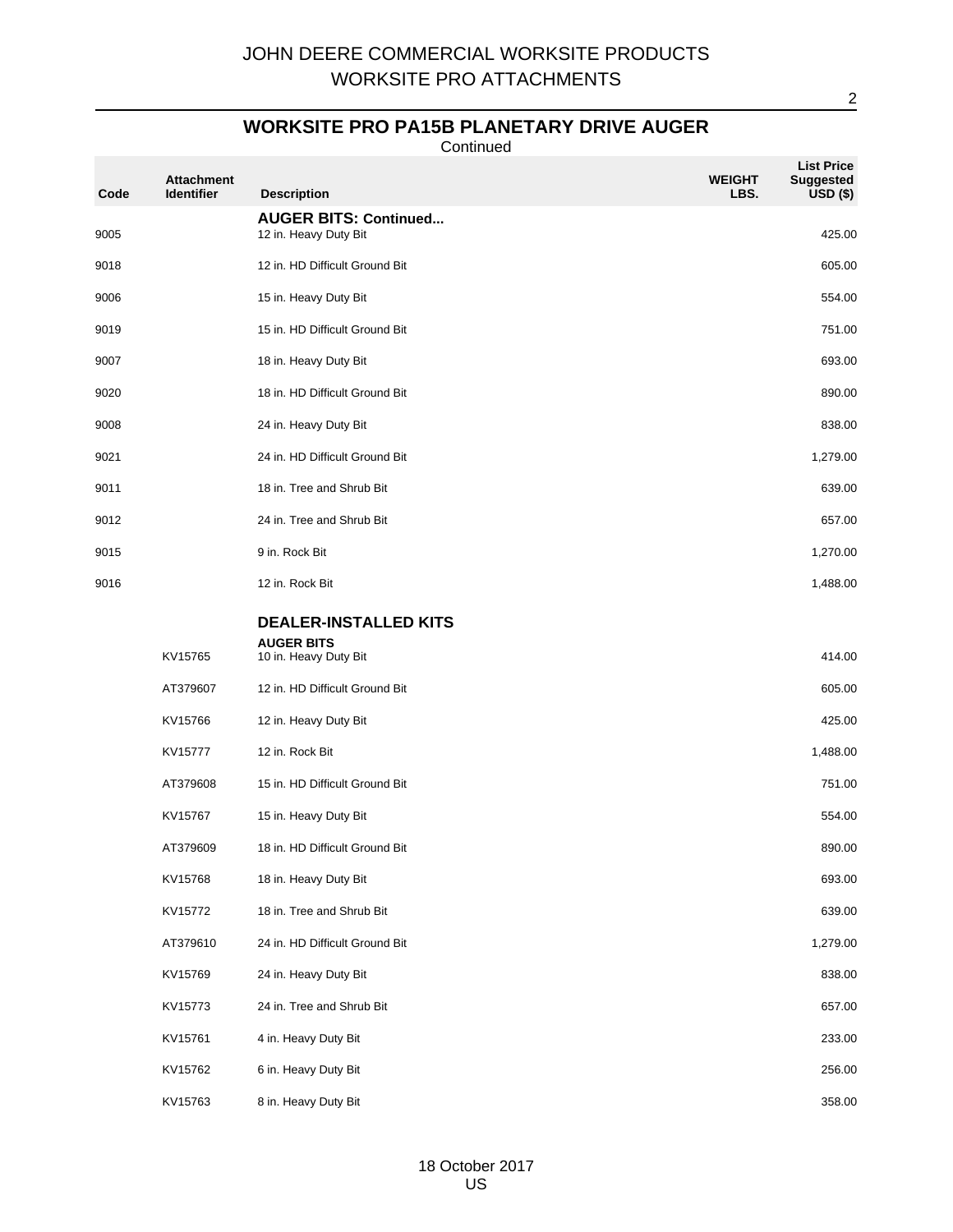## WORKSITE PRO PA15B PLANETARY DRIVE AUGER

Continued

| Code | Attachment Identifier | Description | WEIGHT LBS. | List Price Suggested USD ($) |
|---|---|---|---|---|
| | | **AUGER BITS: Continued...** | | |
| 9005 | | 12 in. Heavy Duty Bit | | 425.00 |
| 9018 | | 12 in. HD Difficult Ground Bit | | 605.00 |
| 9006 | | 15 in. Heavy Duty Bit | | 554.00 |
| 9019 | | 15 in. HD Difficult Ground Bit | | 751.00 |
| 9007 | | 18 in. Heavy Duty Bit | | 693.00 |
| 9020 | | 18 in. HD Difficult Ground Bit | | 890.00 |
| 9008 | | 24 in. Heavy Duty Bit | | 838.00 |
| 9021 | | 24 in. HD Difficult Ground Bit | | 1,279.00 |
| 9011 | | 18 in. Tree and Shrub Bit | | 639.00 |
| 9012 | | 24 in. Tree and Shrub Bit | | 657.00 |
| 9015 | | 9 in. Rock Bit | | 1,270.00 |
| 9016 | | 12 in. Rock Bit | | 1,488.00 |
| | | **DEALER-INSTALLED KITS** | | |
| | | **AUGER BITS** | | |
| | KV15765 | 10 in. Heavy Duty Bit | | 414.00 |
| | AT379607 | 12 in. HD Difficult Ground Bit | | 605.00 |
| | KV15766 | 12 in. Heavy Duty Bit | | 425.00 |
| | KV15777 | 12 in. Rock Bit | | 1,488.00 |
| | AT379608 | 15 in. HD Difficult Ground Bit | | 751.00 |
| | KV15767 | 15 in. Heavy Duty Bit | | 554.00 |
| | AT379609 | 18 in. HD Difficult Ground Bit | | 890.00 |
| | KV15768 | 18 in. Heavy Duty Bit | | 693.00 |
| | KV15772 | 18 in. Tree and Shrub Bit | | 639.00 |
| | AT379610 | 24 in. HD Difficult Ground Bit | | 1,279.00 |
| | KV15769 | 24 in. Heavy Duty Bit | | 838.00 |
| | KV15773 | 24 in. Tree and Shrub Bit | | 657.00 |
| | KV15761 | 4 in. Heavy Duty Bit | | 233.00 |
| | KV15762 | 6 in. Heavy Duty Bit | | 256.00 |
| | KV15763 | 8 in. Heavy Duty Bit | | 358.00 |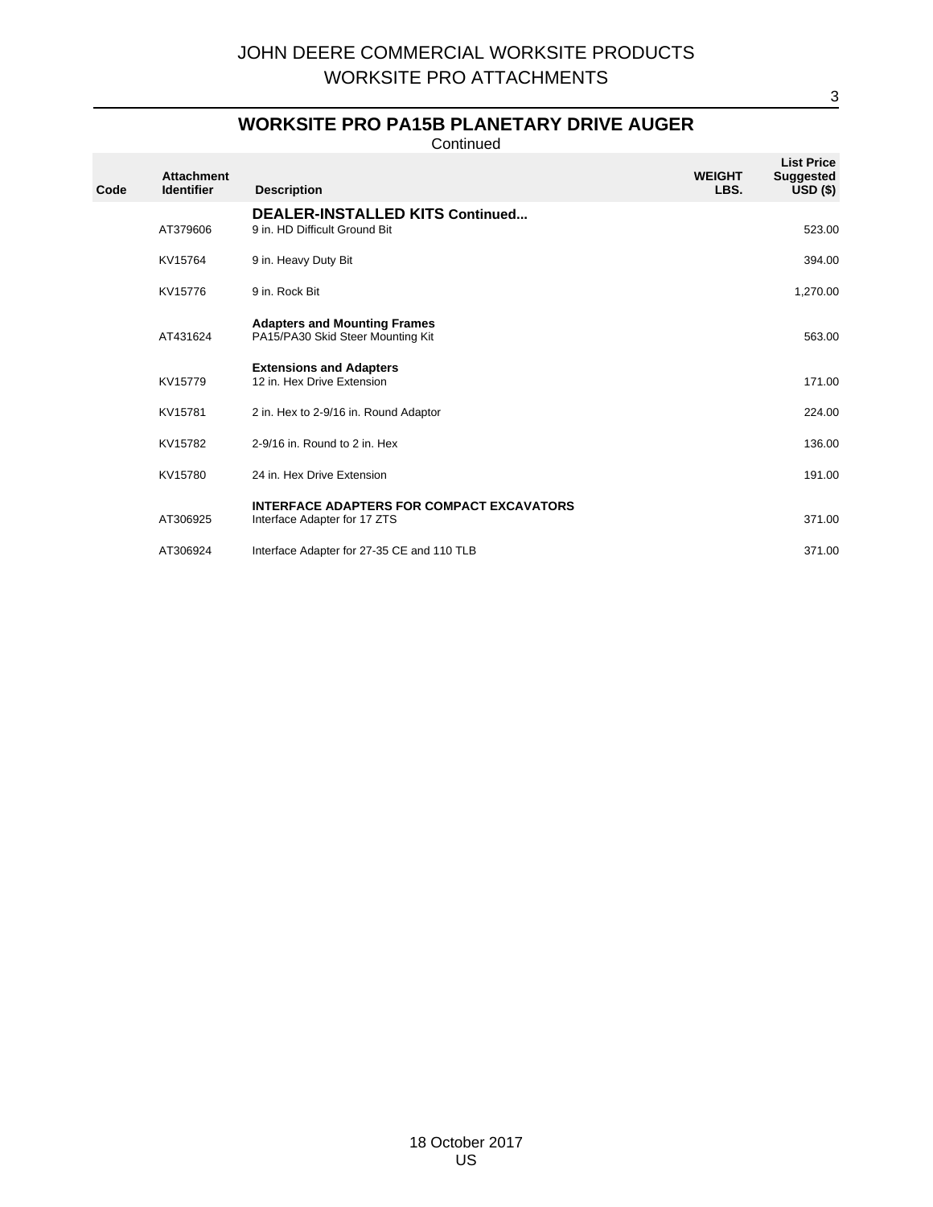# JOHN DEERE COMMERCIAL WORKSITE PRODUCTS
# WORKSITE PRO ATTACHMENTS

## WORKSITE PRO PA15B PLANETARY DRIVE AUGER

Continued

| Code | Attachment Identifier | Description | WEIGHT LBS. | List Price Suggested USD ($) |
|---|---|---|---|---|
| | | **DEALER-INSTALLED KITS Continued...** | | |
| | AT379606 | 9 in. HD Difficult Ground Bit | | 523.00 |
| | KV15764 | 9 in. Heavy Duty Bit | | 394.00 |
| | KV15776 | 9 in. Rock Bit | | 1,270.00 |
| | | **Adapters and Mounting Frames** | | |
| | AT431624 | PA15/PA30 Skid Steer Mounting Kit | | 563.00 |
| | | **Extensions and Adapters** | | |
| | KV15779 | 12 in. Hex Drive Extension | | 171.00 |
| | KV15781 | 2 in. Hex to 2-9/16 in. Round Adaptor | | 224.00 |
| | KV15782 | 2-9/16 in. Round to 2 in. Hex | | 136.00 |
| | KV15780 | 24 in. Hex Drive Extension | | 191.00 |
| | | **INTERFACE ADAPTERS FOR COMPACT EXCAVATORS** | | |
| | AT306925 | Interface Adapter for 17 ZTS | | 371.00 |
| | AT306924 | Interface Adapter for 27-35 CE and 110 TLB | | 371.00 |

18 October 2017
US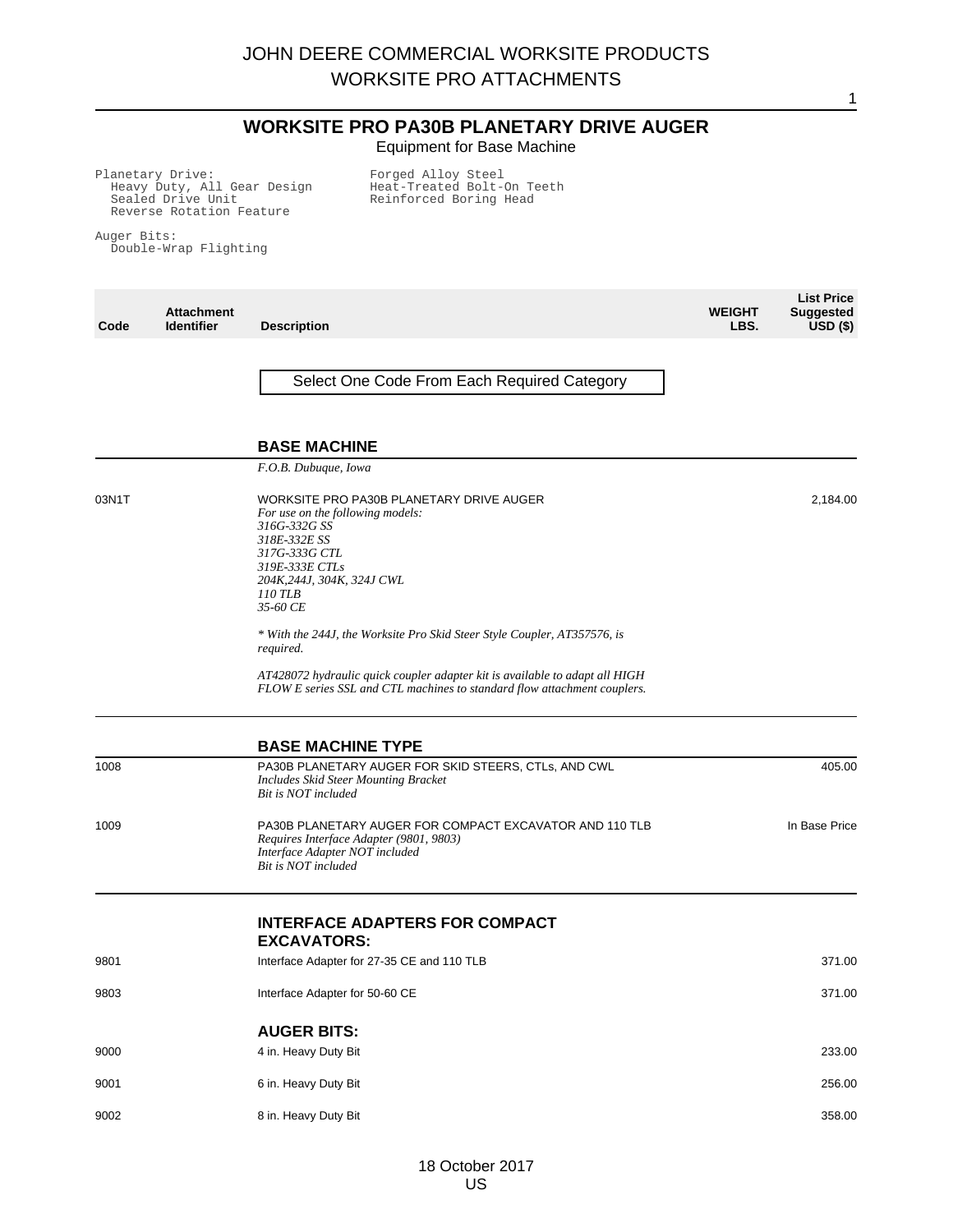# JOHN DEERE COMMERCIAL WORKSITE PRODUCTS
# WORKSITE PRO ATTACHMENTS

## WORKSITE PRO PA30B PLANETARY DRIVE AUGER

Equipment for Base Machine

```
Planetary Drive:                    Forged Alloy Steel
  Heavy Duty, All Gear Design       Heat-Treated Bolt-On Teeth
  Sealed Drive Unit                 Reinforced Boring Head
  Reverse Rotation Feature

Auger Bits:
  Double-Wrap Flighting
```

| Code | Attachment Identifier | Description | WEIGHT LBS. | List Price Suggested USD ($) |
|---|---|---|---|---|
| | | **Select One Code From Each Required Category** | | |
| | | **BASE MACHINE** | | |
| | | *F.O.B. Dubuque, Iowa* | | |
| 03N1T | | WORKSITE PRO PA30B PLANETARY DRIVE AUGER<br>*For use on the following models:*<br>*316G-332G SS*<br>*318E-332E SS*<br>*317G-333G CTL*<br>*319E-333E CTLs*<br>*204K,244J, 304K, 324J CWL*<br>*110 TLB*<br>*35-60 CE*<br><br>*\* With the 244J, the Worksite Pro Skid Steer Style Coupler, AT357576, is required.*<br><br>*AT428072 hydraulic quick coupler adapter kit is available to adapt all HIGH FLOW E series SSL and CTL machines to standard flow attachment couplers.* | | 2,184.00 |
| | | **BASE MACHINE TYPE** | | |
| 1008 | | PA30B PLANETARY AUGER FOR SKID STEERS, CTLs, AND CWL<br>*Includes Skid Steer Mounting Bracket*<br>*Bit is NOT included* | | 405.00 |
| 1009 | | PA30B PLANETARY AUGER FOR COMPACT EXCAVATOR AND 110 TLB<br>*Requires Interface Adapter (9801, 9803)*<br>*Interface Adapter NOT included*<br>*Bit is NOT included* | | In Base Price |
| | | **INTERFACE ADAPTERS FOR COMPACT EXCAVATORS:** | | |
| 9801 | | Interface Adapter for 27-35 CE and 110 TLB | | 371.00 |
| 9803 | | Interface Adapter for 50-60 CE | | 371.00 |
| | | **AUGER BITS:** | | |
| 9000 | | 4 in. Heavy Duty Bit | | 233.00 |
| 9001 | | 6 in. Heavy Duty Bit | | 256.00 |
| 9002 | | 8 in. Heavy Duty Bit | | 358.00 |

18 October 2017
US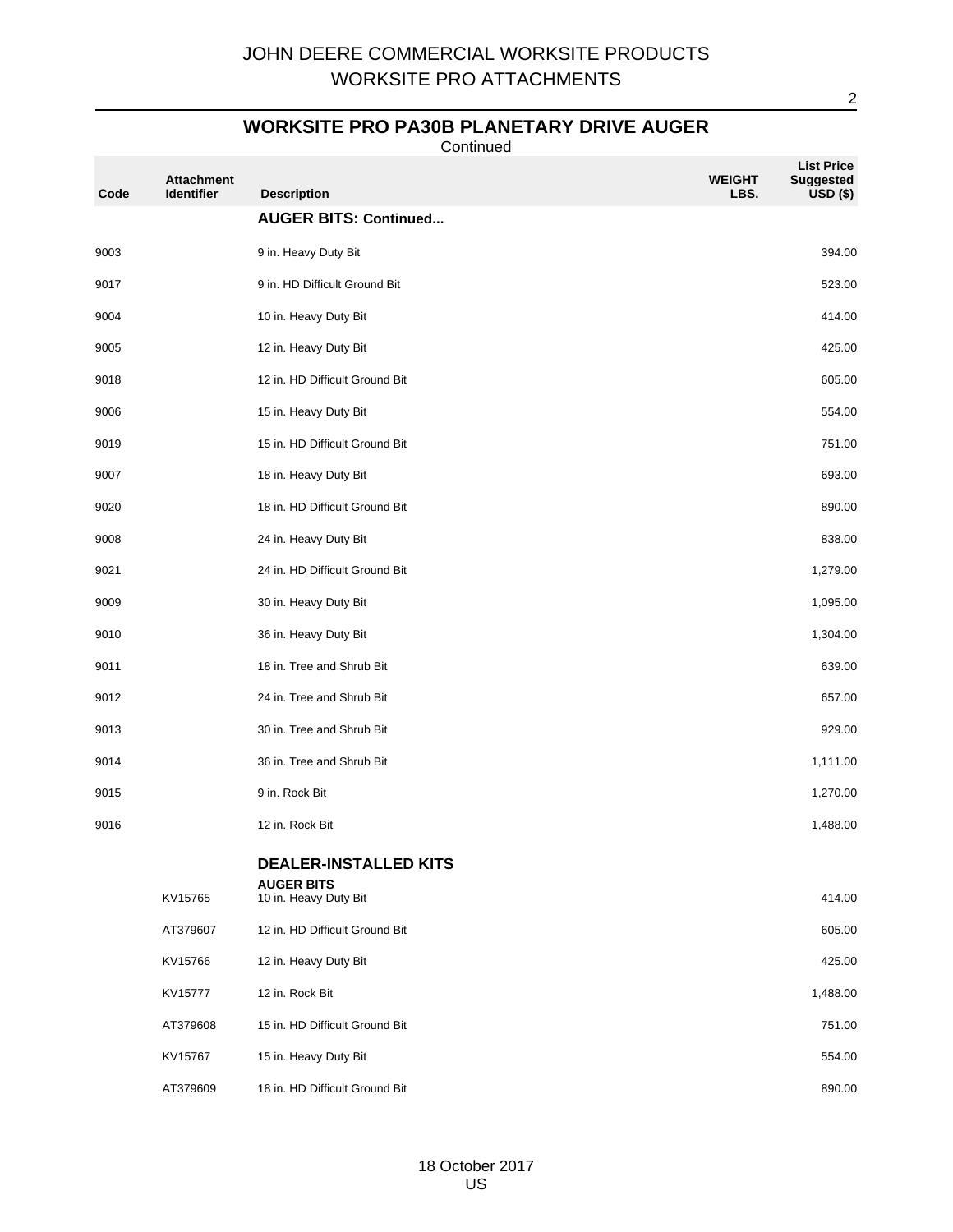# JOHN DEERE COMMERCIAL WORKSITE PRODUCTS
# WORKSITE PRO ATTACHMENTS

## WORKSITE PRO PA30B PLANETARY DRIVE AUGER

Continued

| Code | Attachment Identifier | Description | WEIGHT LBS. | List Price Suggested USD ($) |
|---|---|---|---|---|
| | | **AUGER BITS: Continued...** | | |
| 9003 | | 9 in. Heavy Duty Bit | | 394.00 |
| 9017 | | 9 in. HD Difficult Ground Bit | | 523.00 |
| 9004 | | 10 in. Heavy Duty Bit | | 414.00 |
| 9005 | | 12 in. Heavy Duty Bit | | 425.00 |
| 9018 | | 12 in. HD Difficult Ground Bit | | 605.00 |
| 9006 | | 15 in. Heavy Duty Bit | | 554.00 |
| 9019 | | 15 in. HD Difficult Ground Bit | | 751.00 |
| 9007 | | 18 in. Heavy Duty Bit | | 693.00 |
| 9020 | | 18 in. HD Difficult Ground Bit | | 890.00 |
| 9008 | | 24 in. Heavy Duty Bit | | 838.00 |
| 9021 | | 24 in. HD Difficult Ground Bit | | 1,279.00 |
| 9009 | | 30 in. Heavy Duty Bit | | 1,095.00 |
| 9010 | | 36 in. Heavy Duty Bit | | 1,304.00 |
| 9011 | | 18 in. Tree and Shrub Bit | | 639.00 |
| 9012 | | 24 in. Tree and Shrub Bit | | 657.00 |
| 9013 | | 30 in. Tree and Shrub Bit | | 929.00 |
| 9014 | | 36 in. Tree and Shrub Bit | | 1,111.00 |
| 9015 | | 9 in. Rock Bit | | 1,270.00 |
| 9016 | | 12 in. Rock Bit | | 1,488.00 |
| | | **DEALER-INSTALLED KITS** | | |
| | | **AUGER BITS** | | |
| | KV15765 | 10 in. Heavy Duty Bit | | 414.00 |
| | AT379607 | 12 in. HD Difficult Ground Bit | | 605.00 |
| | KV15766 | 12 in. Heavy Duty Bit | | 425.00 |
| | KV15777 | 12 in. Rock Bit | | 1,488.00 |
| | AT379608 | 15 in. HD Difficult Ground Bit | | 751.00 |
| | KV15767 | 15 in. Heavy Duty Bit | | 554.00 |
| | AT379609 | 18 in. HD Difficult Ground Bit | | 890.00 |

18 October 2017
US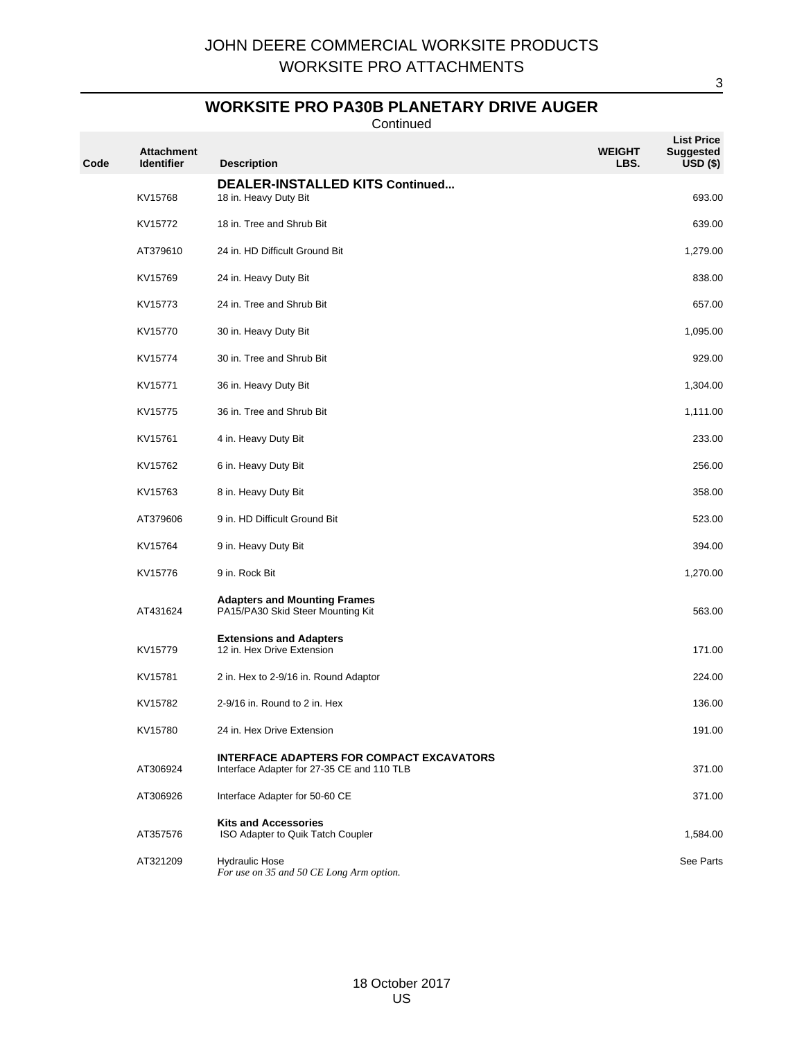# JOHN DEERE COMMERCIAL WORKSITE PRODUCTS
# WORKSITE PRO ATTACHMENTS

## WORKSITE PRO PA30B PLANETARY DRIVE AUGER

Continued

| Code | Attachment Identifier | Description | WEIGHT LBS. | List Price Suggested USD ($) |
|---|---|---|---|---|
| | | **DEALER-INSTALLED KITS Continued...** | | |
| | KV15768 | 18 in. Heavy Duty Bit | | 693.00 |
| | KV15772 | 18 in. Tree and Shrub Bit | | 639.00 |
| | AT379610 | 24 in. HD Difficult Ground Bit | | 1,279.00 |
| | KV15769 | 24 in. Heavy Duty Bit | | 838.00 |
| | KV15773 | 24 in. Tree and Shrub Bit | | 657.00 |
| | KV15770 | 30 in. Heavy Duty Bit | | 1,095.00 |
| | KV15774 | 30 in. Tree and Shrub Bit | | 929.00 |
| | KV15771 | 36 in. Heavy Duty Bit | | 1,304.00 |
| | KV15775 | 36 in. Tree and Shrub Bit | | 1,111.00 |
| | KV15761 | 4 in. Heavy Duty Bit | | 233.00 |
| | KV15762 | 6 in. Heavy Duty Bit | | 256.00 |
| | KV15763 | 8 in. Heavy Duty Bit | | 358.00 |
| | AT379606 | 9 in. HD Difficult Ground Bit | | 523.00 |
| | KV15764 | 9 in. Heavy Duty Bit | | 394.00 |
| | KV15776 | 9 in. Rock Bit | | 1,270.00 |
| | | **Adapters and Mounting Frames** | | |
| | AT431624 | PA15/PA30 Skid Steer Mounting Kit | | 563.00 |
| | | **Extensions and Adapters** | | |
| | KV15779 | 12 in. Hex Drive Extension | | 171.00 |
| | KV15781 | 2 in. Hex to 2-9/16 in. Round Adaptor | | 224.00 |
| | KV15782 | 2-9/16 in. Round to 2 in. Hex | | 136.00 |
| | KV15780 | 24 in. Hex Drive Extension | | 191.00 |
| | | **INTERFACE ADAPTERS FOR COMPACT EXCAVATORS** | | |
| | AT306924 | Interface Adapter for 27-35 CE and 110 TLB | | 371.00 |
| | AT306926 | Interface Adapter for 50-60 CE | | 371.00 |
| | | **Kits and Accessories** | | |
| | AT357576 | ISO Adapter to Quik Tatch Coupler | | 1,584.00 |
| | AT321209 | Hydraulic Hose<br>*For use on 35 and 50 CE Long Arm option.* | | See Parts |

18 October 2017
US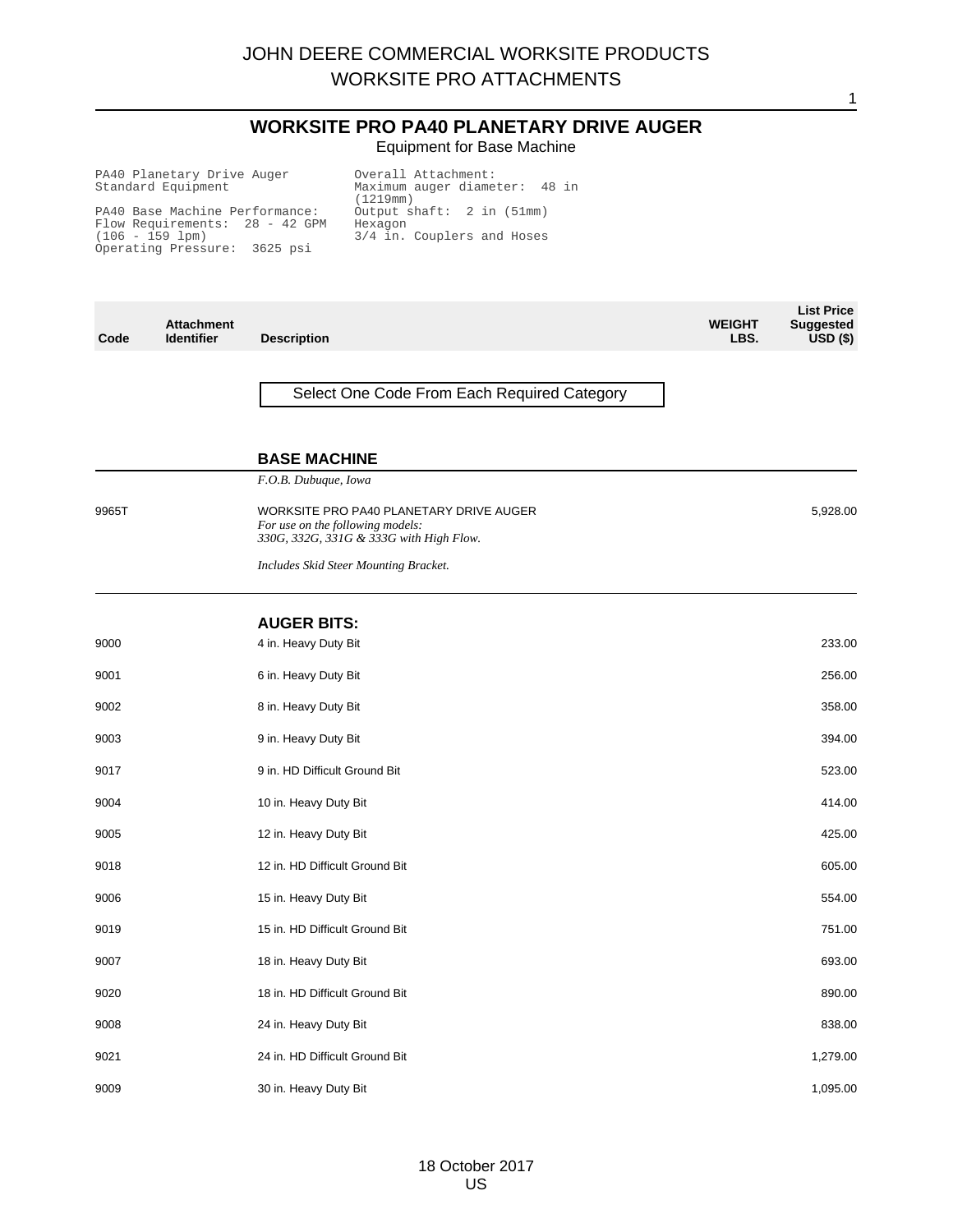# JOHN DEERE COMMERCIAL WORKSITE PRODUCTS
# WORKSITE PRO ATTACHMENTS

## WORKSITE PRO PA40 PLANETARY DRIVE AUGER

Equipment for Base Machine

```
PA40 Planetary Drive Auger
Standard Equipment

PA40 Base Machine Performance:
Flow Requirements:  28 - 42 GPM
(106 - 159 lpm)
Operating Pressure:  3625 psi

Overall Attachment:
Maximum auger diameter:  48 in
(1219mm)
Output shaft:  2 in (51mm)
Hexagon
3/4 in. Couplers and Hoses
```

| Code | Attachment Identifier | Description | WEIGHT LBS. | List Price Suggested USD ($) |
|---|---|---|---|---|
| | | Select One Code From Each Required Category | | |
| | | **BASE MACHINE** | | |
| | | *F.O.B. Dubuque, Iowa* | | |
| 9965T | | WORKSITE PRO PA40 PLANETARY DRIVE AUGER *For use on the following models: 330G, 332G, 331G & 333G with High Flow.* *Includes Skid Steer Mounting Bracket.* | | 5,928.00 |
| | | **AUGER BITS:** | | |
| 9000 | | 4 in. Heavy Duty Bit | | 233.00 |
| 9001 | | 6 in. Heavy Duty Bit | | 256.00 |
| 9002 | | 8 in. Heavy Duty Bit | | 358.00 |
| 9003 | | 9 in. Heavy Duty Bit | | 394.00 |
| 9017 | | 9 in. HD Difficult Ground Bit | | 523.00 |
| 9004 | | 10 in. Heavy Duty Bit | | 414.00 |
| 9005 | | 12 in. Heavy Duty Bit | | 425.00 |
| 9018 | | 12 in. HD Difficult Ground Bit | | 605.00 |
| 9006 | | 15 in. Heavy Duty Bit | | 554.00 |
| 9019 | | 15 in. HD Difficult Ground Bit | | 751.00 |
| 9007 | | 18 in. Heavy Duty Bit | | 693.00 |
| 9020 | | 18 in. HD Difficult Ground Bit | | 890.00 |
| 9008 | | 24 in. Heavy Duty Bit | | 838.00 |
| 9021 | | 24 in. HD Difficult Ground Bit | | 1,279.00 |
| 9009 | | 30 in. Heavy Duty Bit | | 1,095.00 |

18 October 2017
US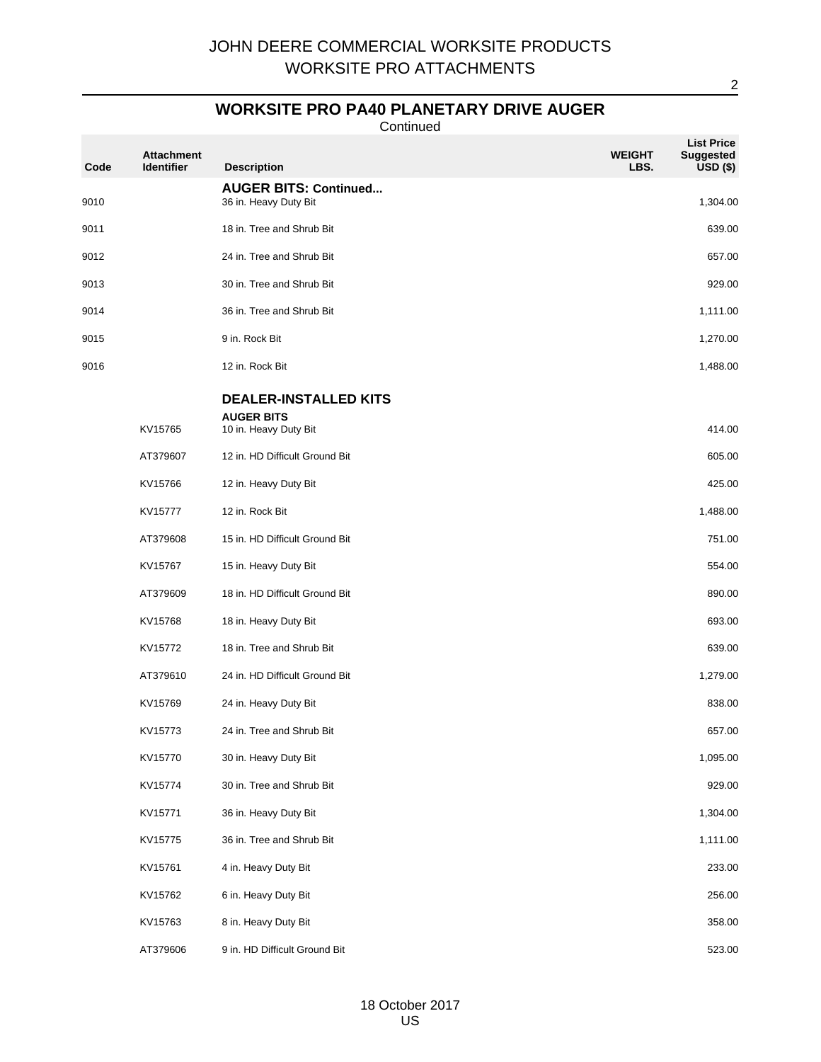# JOHN DEERE COMMERCIAL WORKSITE PRODUCTS
# WORKSITE PRO ATTACHMENTS

## WORKSITE PRO PA40 PLANETARY DRIVE AUGER

Continued

| Code | Attachment Identifier | Description | WEIGHT LBS. | List Price Suggested USD ($) |
|---|---|---|---|---|
| | | **AUGER BITS: Continued...** | | |
| 9010 | | 36 in. Heavy Duty Bit | | 1,304.00 |
| 9011 | | 18 in. Tree and Shrub Bit | | 639.00 |
| 9012 | | 24 in. Tree and Shrub Bit | | 657.00 |
| 9013 | | 30 in. Tree and Shrub Bit | | 929.00 |
| 9014 | | 36 in. Tree and Shrub Bit | | 1,111.00 |
| 9015 | | 9 in. Rock Bit | | 1,270.00 |
| 9016 | | 12 in. Rock Bit | | 1,488.00 |
| | | **DEALER-INSTALLED KITS** | | |
| | | **AUGER BITS** | | |
| | KV15765 | 10 in. Heavy Duty Bit | | 414.00 |
| | AT379607 | 12 in. HD Difficult Ground Bit | | 605.00 |
| | KV15766 | 12 in. Heavy Duty Bit | | 425.00 |
| | KV15777 | 12 in. Rock Bit | | 1,488.00 |
| | AT379608 | 15 in. HD Difficult Ground Bit | | 751.00 |
| | KV15767 | 15 in. Heavy Duty Bit | | 554.00 |
| | AT379609 | 18 in. HD Difficult Ground Bit | | 890.00 |
| | KV15768 | 18 in. Heavy Duty Bit | | 693.00 |
| | KV15772 | 18 in. Tree and Shrub Bit | | 639.00 |
| | AT379610 | 24 in. HD Difficult Ground Bit | | 1,279.00 |
| | KV15769 | 24 in. Heavy Duty Bit | | 838.00 |
| | KV15773 | 24 in. Tree and Shrub Bit | | 657.00 |
| | KV15770 | 30 in. Heavy Duty Bit | | 1,095.00 |
| | KV15774 | 30 in. Tree and Shrub Bit | | 929.00 |
| | KV15771 | 36 in. Heavy Duty Bit | | 1,304.00 |
| | KV15775 | 36 in. Tree and Shrub Bit | | 1,111.00 |
| | KV15761 | 4 in. Heavy Duty Bit | | 233.00 |
| | KV15762 | 6 in. Heavy Duty Bit | | 256.00 |
| | KV15763 | 8 in. Heavy Duty Bit | | 358.00 |
| | AT379606 | 9 in. HD Difficult Ground Bit | | 523.00 |

18 October 2017
US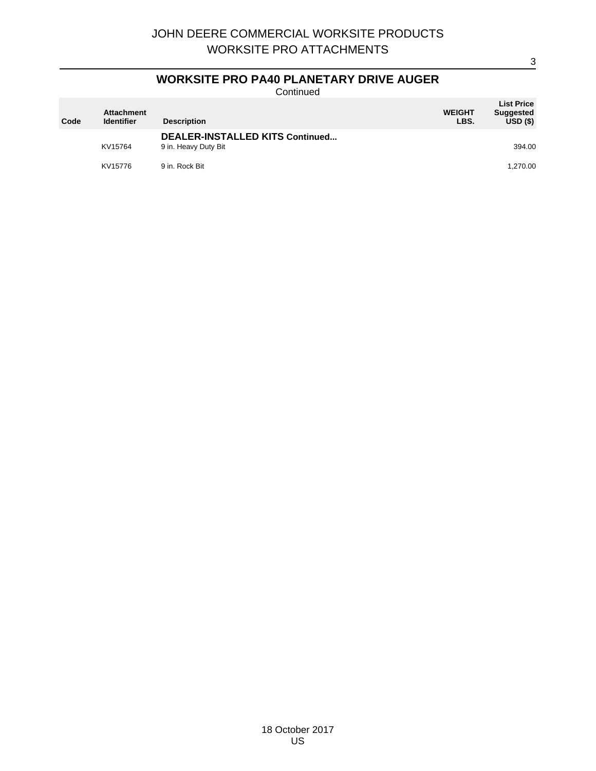## WORKSITE PRO PA40 PLANETARY DRIVE AUGER

Continued

| Code | Attachment Identifier | Description | WEIGHT LBS. | List Price Suggested USD ($) |
|---|---|---|---|---|
| | | **DEALER-INSTALLED KITS Continued...** | | |
| | KV15764 | 9 in. Heavy Duty Bit | | 394.00 |
| | KV15776 | 9 in. Rock Bit | | 1,270.00 |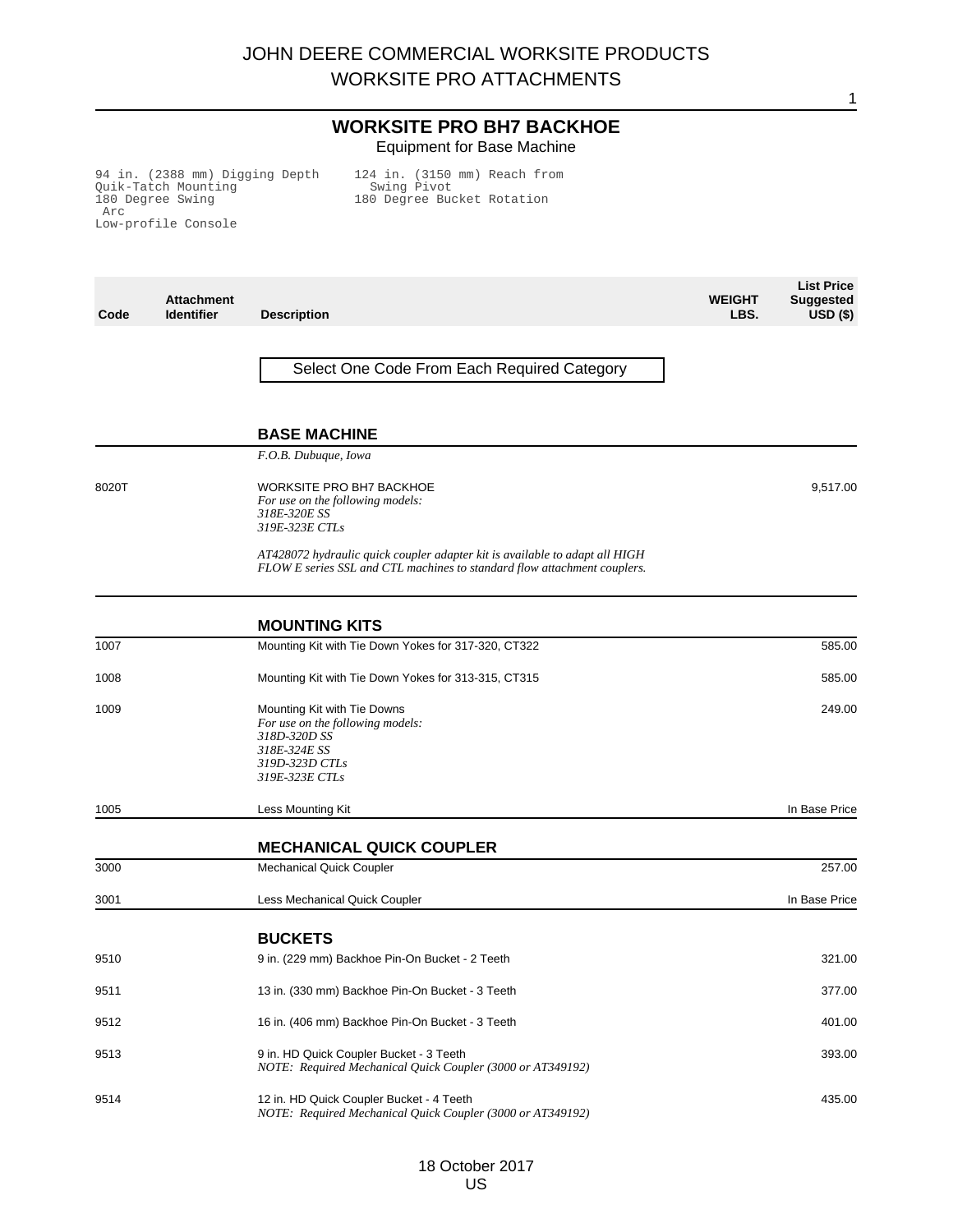# JOHN DEERE COMMERCIAL WORKSITE PRODUCTS
## WORKSITE PRO ATTACHMENTS

### WORKSITE PRO BH7 BACKHOE
Equipment for Base Machine

- 94 in. (2388 mm) Digging Depth
- Quik-Tatch Mounting
- 180 Degree Swing Arc
- Low-profile Console
- 124 in. (3150 mm) Reach from Swing Pivot
- 180 Degree Bucket Rotation

| Code | Attachment Identifier | Description | WEIGHT LBS. | List Price Suggested USD ($) |
|---|---|---|---|---|
| | | Select One Code From Each Required Category | | |
| | | **BASE MACHINE** | | |
| | | *F.O.B. Dubuque, Iowa* | | |
| 8020T | | WORKSITE PRO BH7 BACKHOE<br>*For use on the following models:*<br>*318E-320E SS*<br>*319E-323E CTLs*<br><br>*AT428072 hydraulic quick coupler adapter kit is available to adapt all HIGH FLOW E series SSL and CTL machines to standard flow attachment couplers.* | | 9,517.00 |
| | | **MOUNTING KITS** | | |
| 1007 | | Mounting Kit with Tie Down Yokes for 317-320, CT322 | | 585.00 |
| 1008 | | Mounting Kit with Tie Down Yokes for 313-315, CT315 | | 585.00 |
| 1009 | | Mounting Kit with Tie Downs<br>*For use on the following models:*<br>*318D-320D SS*<br>*318E-324E SS*<br>*319D-323D CTLs*<br>*319E-323E CTLs* | | 249.00 |
| 1005 | | Less Mounting Kit | | In Base Price |
| | | **MECHANICAL QUICK COUPLER** | | |
| 3000 | | Mechanical Quick Coupler | | 257.00 |
| 3001 | | Less Mechanical Quick Coupler | | In Base Price |
| | | **BUCKETS** | | |
| 9510 | | 9 in. (229 mm) Backhoe Pin-On Bucket - 2 Teeth | | 321.00 |
| 9511 | | 13 in. (330 mm) Backhoe Pin-On Bucket - 3 Teeth | | 377.00 |
| 9512 | | 16 in. (406 mm) Backhoe Pin-On Bucket - 3 Teeth | | 401.00 |
| 9513 | | 9 in. HD Quick Coupler Bucket - 3 Teeth<br>*NOTE: Required Mechanical Quick Coupler (3000 or AT349192)* | | 393.00 |
| 9514 | | 12 in. HD Quick Coupler Bucket - 4 Teeth<br>*NOTE: Required Mechanical Quick Coupler (3000 or AT349192)* | | 435.00 |

18 October 2017
US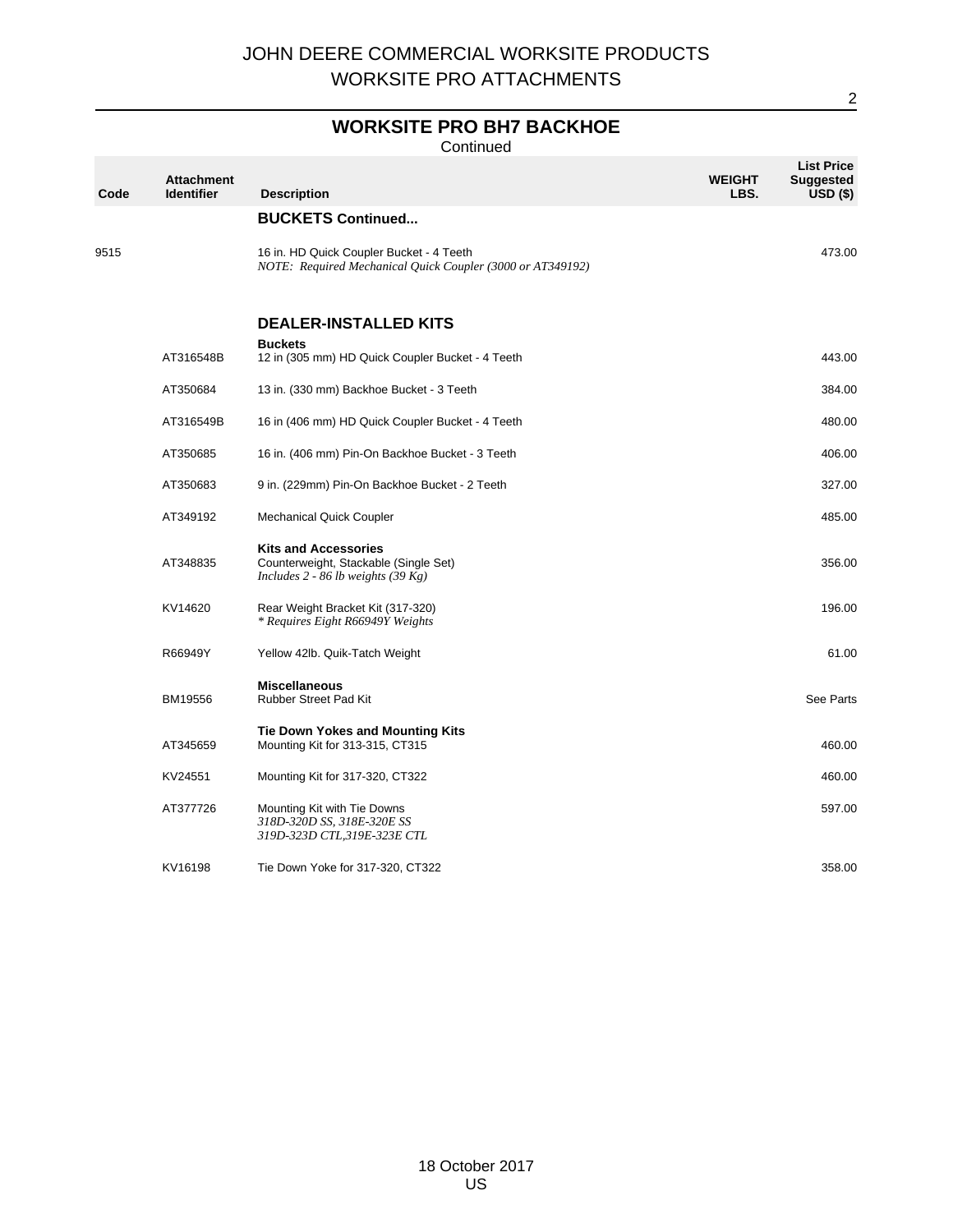# JOHN DEERE COMMERCIAL WORKSITE PRODUCTS
# WORKSITE PRO ATTACHMENTS

## WORKSITE PRO BH7 BACKHOE

Continued

| Code | Attachment Identifier | Description | WEIGHT LBS. | List Price Suggested USD ($) |
|---|---|---|---|---|
| | | **BUCKETS Continued...** | | |
| 9515 | | 16 in. HD Quick Coupler Bucket - 4 Teeth<br>*NOTE: Required Mechanical Quick Coupler (3000 or AT349192)* | | 473.00 |
| | | **DEALER-INSTALLED KITS** | | |
| | | **Buckets** | | |
| | AT316548B | 12 in (305 mm) HD Quick Coupler Bucket - 4 Teeth | | 443.00 |
| | AT350684 | 13 in. (330 mm) Backhoe Bucket - 3 Teeth | | 384.00 |
| | AT316549B | 16 in (406 mm) HD Quick Coupler Bucket - 4 Teeth | | 480.00 |
| | AT350685 | 16 in. (406 mm) Pin-On Backhoe Bucket - 3 Teeth | | 406.00 |
| | AT350683 | 9 in. (229mm) Pin-On Backhoe Bucket - 2 Teeth | | 327.00 |
| | AT349192 | Mechanical Quick Coupler | | 485.00 |
| | | **Kits and Accessories** | | |
| | AT348835 | Counterweight, Stackable (Single Set)<br>*Includes 2 - 86 lb weights (39 Kg)* | | 356.00 |
| | KV14620 | Rear Weight Bracket Kit (317-320)<br>*\* Requires Eight R66949Y Weights* | | 196.00 |
| | R66949Y | Yellow 42lb. Quik-Tatch Weight | | 61.00 |
| | | **Miscellaneous** | | |
| | BM19556 | Rubber Street Pad Kit | | See Parts |
| | | **Tie Down Yokes and Mounting Kits** | | |
| | AT345659 | Mounting Kit for 313-315, CT315 | | 460.00 |
| | KV24551 | Mounting Kit for 317-320, CT322 | | 460.00 |
| | AT377726 | Mounting Kit with Tie Downs<br>*318D-320D SS, 318E-320E SS*<br>*319D-323D CTL,319E-323E CTL* | | 597.00 |
| | KV16198 | Tie Down Yoke for 317-320, CT322 | | 358.00 |

18 October 2017
US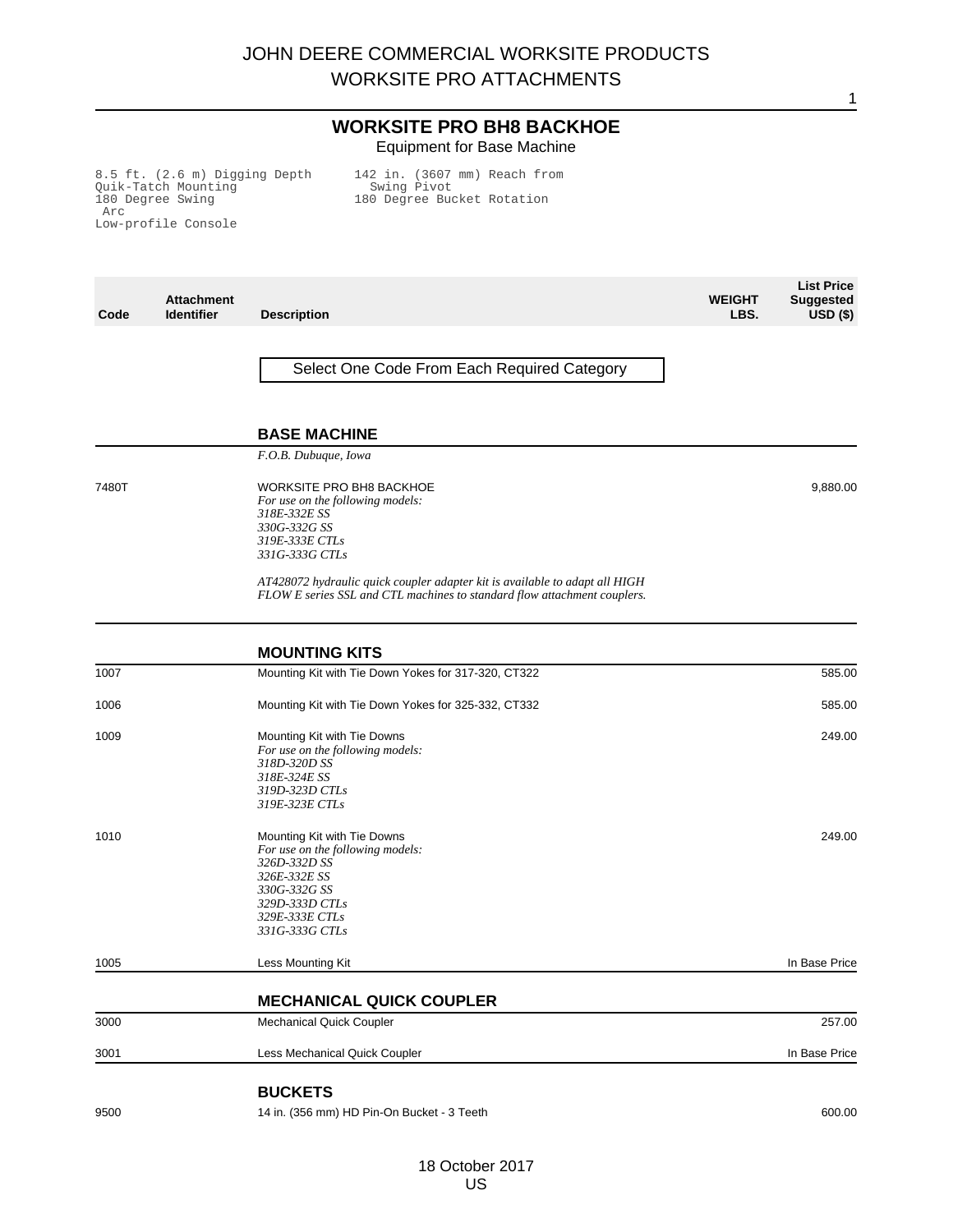# JOHN DEERE COMMERCIAL WORKSITE PRODUCTS
## WORKSITE PRO ATTACHMENTS

### WORKSITE PRO BH8 BACKHOE

Equipment for Base Machine

```
8.5 ft. (2.6 m) Digging Depth      142 in. (3607 mm) Reach from
Quik-Tatch Mounting                  Swing Pivot
180 Degree Swing                   180 Degree Bucket Rotation
 Arc
Low-profile Console
```

| Code | Attachment Identifier | Description | WEIGHT LBS. | List Price Suggested USD ($) |
|---|---|---|---|---|
| | | Select One Code From Each Required Category | | |
| | | **BASE MACHINE** | | |
| | | *F.O.B. Dubuque, Iowa* | | |
| 7480T | | WORKSITE PRO BH8 BACKHOE<br>*For use on the following models:*<br>*318E-332E SS*<br>*330G-332G SS*<br>*319E-333E CTLs*<br>*331G-333G CTLs*<br><br>*AT428072 hydraulic quick coupler adapter kit is available to adapt all HIGH FLOW E series SSL and CTL machines to standard flow attachment couplers.* | | 9,880.00 |
| | | **MOUNTING KITS** | | |
| 1007 | | Mounting Kit with Tie Down Yokes for 317-320, CT322 | | 585.00 |
| 1006 | | Mounting Kit with Tie Down Yokes for 325-332, CT332 | | 585.00 |
| 1009 | | Mounting Kit with Tie Downs<br>*For use on the following models:*<br>*318D-320D SS*<br>*318E-324E SS*<br>*319D-323D CTLs*<br>*319E-323E CTLs* | | 249.00 |
| 1010 | | Mounting Kit with Tie Downs<br>*For use on the following models:*<br>*326D-332D SS*<br>*326E-332E SS*<br>*330G-332G SS*<br>*329D-333D CTLs*<br>*329E-333E CTLs*<br>*331G-333G CTLs* | | 249.00 |
| 1005 | | Less Mounting Kit | | In Base Price |
| | | **MECHANICAL QUICK COUPLER** | | |
| 3000 | | Mechanical Quick Coupler | | 257.00 |
| 3001 | | Less Mechanical Quick Coupler | | In Base Price |
| | | **BUCKETS** | | |
| 9500 | | 14 in. (356 mm) HD Pin-On Bucket - 3 Teeth | | 600.00 |

18 October 2017
US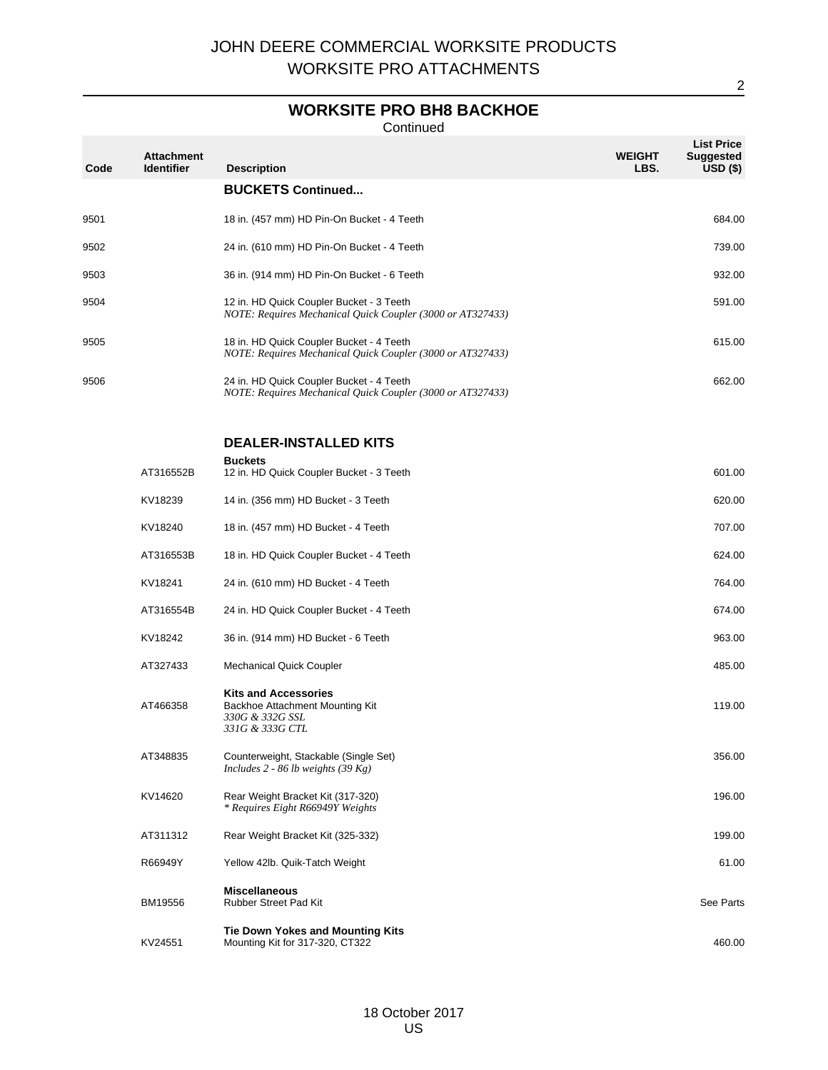JOHN DEERE COMMERCIAL WORKSITE PRODUCTS
WORKSITE PRO ATTACHMENTS

## WORKSITE PRO BH8 BACKHOE

Continued

| Code | Attachment Identifier | Description | WEIGHT LBS. | List Price Suggested USD ($) |
|---|---|---|---|---|
| | | **BUCKETS Continued...** | | |
| 9501 | | 18 in. (457 mm) HD Pin-On Bucket - 4 Teeth | | 684.00 |
| 9502 | | 24 in. (610 mm) HD Pin-On Bucket - 4 Teeth | | 739.00 |
| 9503 | | 36 in. (914 mm) HD Pin-On Bucket - 6 Teeth | | 932.00 |
| 9504 | | 12 in. HD Quick Coupler Bucket - 3 Teeth<br>*NOTE: Requires Mechanical Quick Coupler (3000 or AT327433)* | | 591.00 |
| 9505 | | 18 in. HD Quick Coupler Bucket - 4 Teeth<br>*NOTE: Requires Mechanical Quick Coupler (3000 or AT327433)* | | 615.00 |
| 9506 | | 24 in. HD Quick Coupler Bucket - 4 Teeth<br>*NOTE: Requires Mechanical Quick Coupler (3000 or AT327433)* | | 662.00 |
| | | **DEALER-INSTALLED KITS** | | |
| | | **Buckets** | | |
| | AT316552B | 12 in. HD Quick Coupler Bucket - 3 Teeth | | 601.00 |
| | KV18239 | 14 in. (356 mm) HD Bucket - 3 Teeth | | 620.00 |
| | KV18240 | 18 in. (457 mm) HD Bucket - 4 Teeth | | 707.00 |
| | AT316553B | 18 in. HD Quick Coupler Bucket - 4 Teeth | | 624.00 |
| | KV18241 | 24 in. (610 mm) HD Bucket - 4 Teeth | | 764.00 |
| | AT316554B | 24 in. HD Quick Coupler Bucket - 4 Teeth | | 674.00 |
| | KV18242 | 36 in. (914 mm) HD Bucket - 6 Teeth | | 963.00 |
| | AT327433 | Mechanical Quick Coupler | | 485.00 |
| | | **Kits and Accessories** | | |
| | AT466358 | Backhoe Attachment Mounting Kit<br>*330G & 332G SSL*<br>*331G & 333G CTL* | | 119.00 |
| | AT348835 | Counterweight, Stackable (Single Set)<br>*Includes 2 - 86 lb weights (39 Kg)* | | 356.00 |
| | KV14620 | Rear Weight Bracket Kit (317-320)<br>*\* Requires Eight R66949Y Weights* | | 196.00 |
| | AT311312 | Rear Weight Bracket Kit (325-332) | | 199.00 |
| | R66949Y | Yellow 42lb. Quik-Tatch Weight | | 61.00 |
| | | **Miscellaneous** | | |
| | BM19556 | Rubber Street Pad Kit | | See Parts |
| | | **Tie Down Yokes and Mounting Kits** | | |
| | KV24551 | Mounting Kit for 317-320, CT322 | | 460.00 |

18 October 2017
US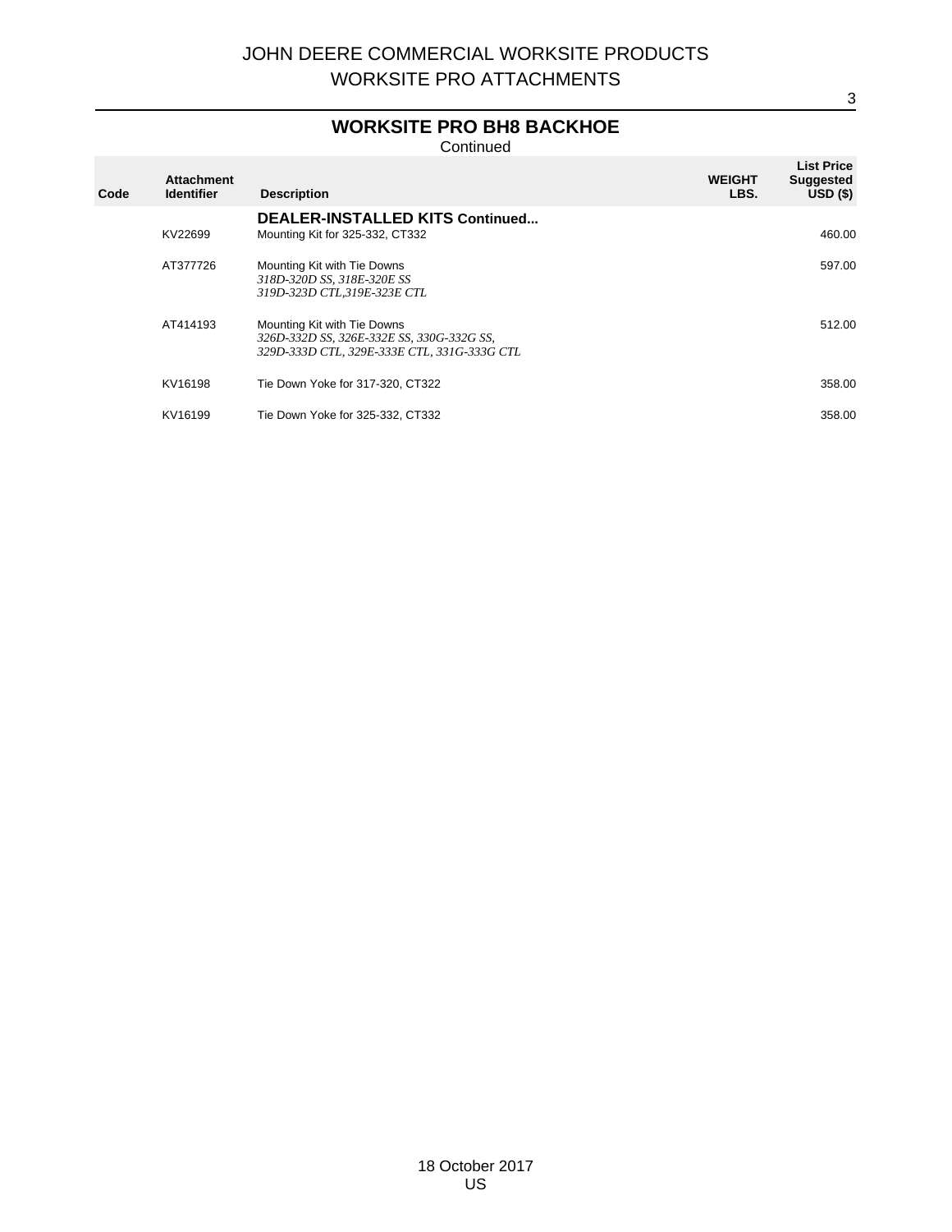## WORKSITE PRO BH8 BACKHOE

Continued

| Code | Attachment Identifier | Description | WEIGHT LBS. | List Price Suggested USD ($) |
|---|---|---|---|---|
| | | **DEALER-INSTALLED KITS Continued...** | | |
| | KV22699 | Mounting Kit for 325-332, CT332 | | 460.00 |
| | AT377726 | Mounting Kit with Tie Downs<br>*318D-320D SS, 318E-320E SS*<br>*319D-323D CTL,319E-323E CTL* | | 597.00 |
| | AT414193 | Mounting Kit with Tie Downs<br>*326D-332D SS, 326E-332E SS, 330G-332G SS,*<br>*329D-333D CTL, 329E-333E CTL, 331G-333G CTL* | | 512.00 |
| | KV16198 | Tie Down Yoke for 317-320, CT322 | | 358.00 |
| | KV16199 | Tie Down Yoke for 325-332, CT332 | | 358.00 |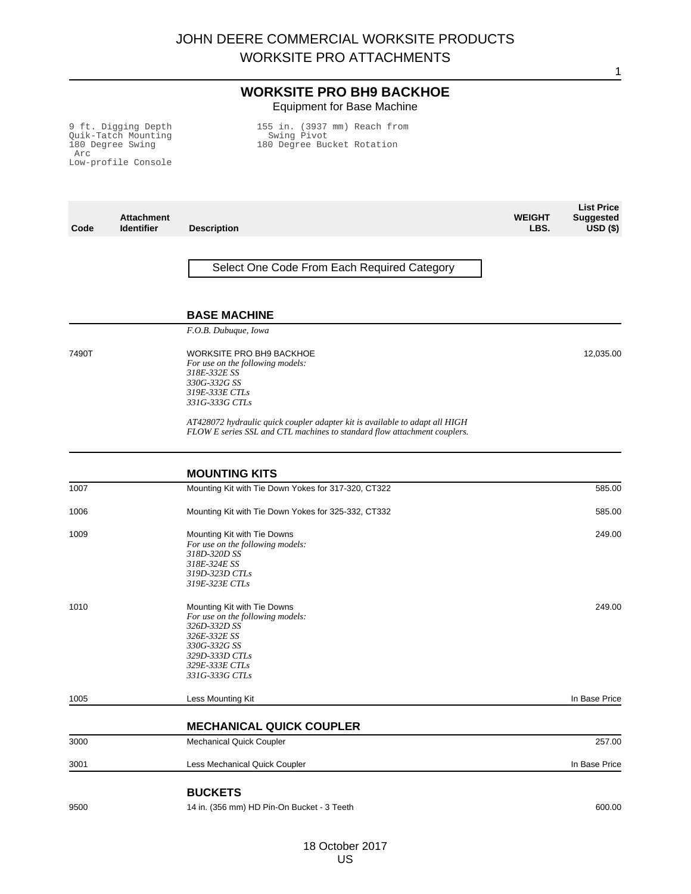# JOHN DEERE COMMERCIAL WORKSITE PRODUCTS
# WORKSITE PRO ATTACHMENTS

## WORKSITE PRO BH9 BACKHOE

Equipment for Base Machine

```
9 ft. Digging Depth              155 in. (3937 mm) Reach from
Quik-Tatch Mounting                Swing Pivot
180 Degree Swing                 180 Degree Bucket Rotation
 Arc
Low-profile Console
```

| Code | Attachment Identifier | Description | WEIGHT LBS. | List Price Suggested USD ($) |
|---|---|---|---|---|
| | | Select One Code From Each Required Category | | |
| | | **BASE MACHINE** | | |
| | | *F.O.B. Dubuque, Iowa* | | |
| 7490T | | WORKSITE PRO BH9 BACKHOE<br>*For use on the following models:*<br>*318E-332E SS*<br>*330G-332G SS*<br>*319E-333E CTLs*<br>*331G-333G CTLs*<br><br>*AT428072 hydraulic quick coupler adapter kit is available to adapt all HIGH FLOW E series SSL and CTL machines to standard flow attachment couplers.* | | 12,035.00 |
| | | **MOUNTING KITS** | | |
| 1007 | | Mounting Kit with Tie Down Yokes for 317-320, CT322 | | 585.00 |
| 1006 | | Mounting Kit with Tie Down Yokes for 325-332, CT332 | | 585.00 |
| 1009 | | Mounting Kit with Tie Downs<br>*For use on the following models:*<br>*318D-320D SS*<br>*318E-324E SS*<br>*319D-323D CTLs*<br>*319E-323E CTLs* | | 249.00 |
| 1010 | | Mounting Kit with Tie Downs<br>*For use on the following models:*<br>*326D-332D SS*<br>*326E-332E SS*<br>*330G-332G SS*<br>*329D-333D CTLs*<br>*329E-333E CTLs*<br>*331G-333G CTLs* | | 249.00 |
| 1005 | | Less Mounting Kit | | In Base Price |
| | | **MECHANICAL QUICK COUPLER** | | |
| 3000 | | Mechanical Quick Coupler | | 257.00 |
| 3001 | | Less Mechanical Quick Coupler | | In Base Price |
| | | **BUCKETS** | | |
| 9500 | | 14 in. (356 mm) HD Pin-On Bucket - 3 Teeth | | 600.00 |

18 October 2017
US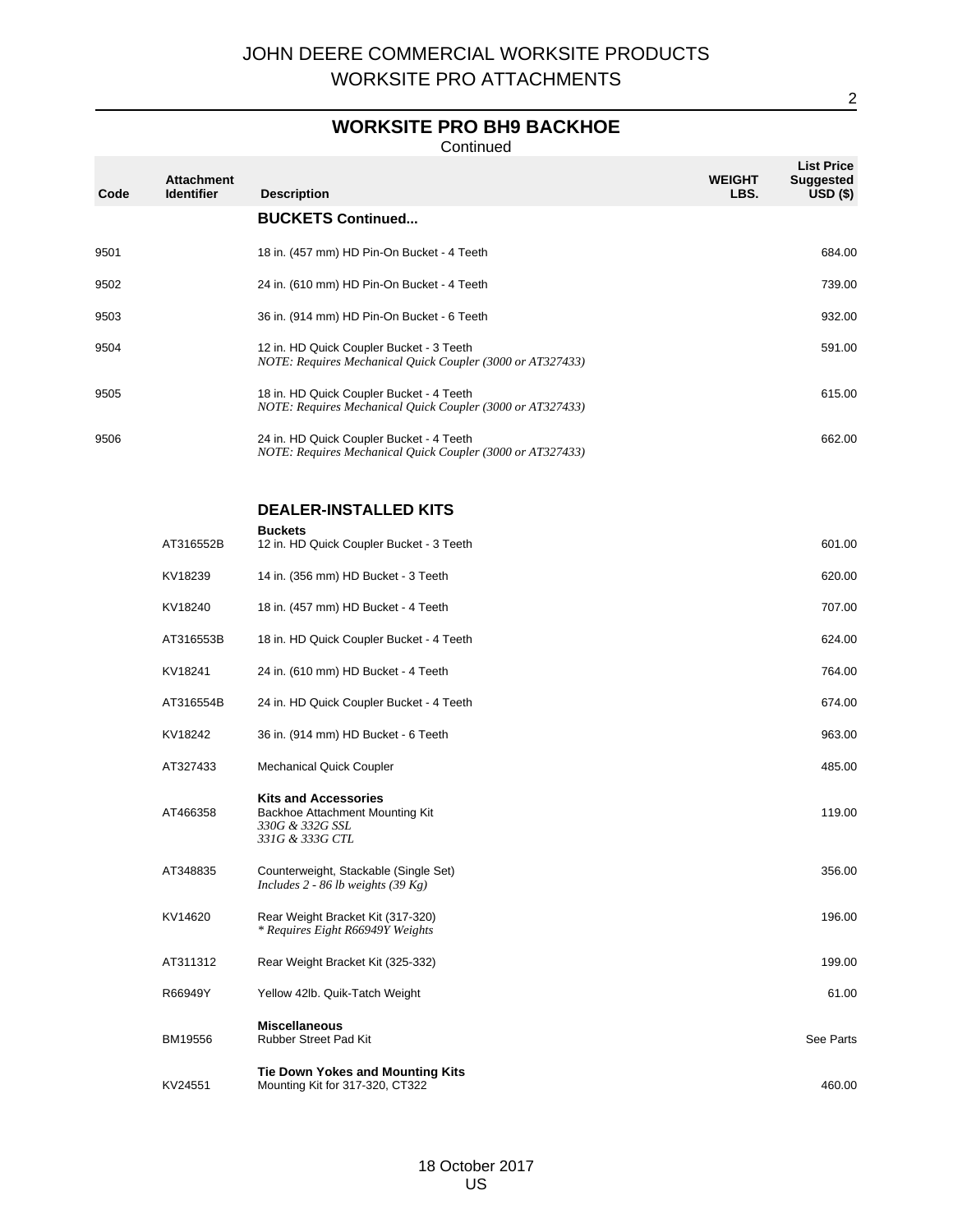## WORKSITE PRO BH9 BACKHOE

Continued

| Code | Attachment Identifier | Description | WEIGHT LBS. | List Price Suggested USD ($) |
|---|---|---|---|---|
| | | **BUCKETS Continued...** | | |
| 9501 | | 18 in. (457 mm) HD Pin-On Bucket - 4 Teeth | | 684.00 |
| 9502 | | 24 in. (610 mm) HD Pin-On Bucket - 4 Teeth | | 739.00 |
| 9503 | | 36 in. (914 mm) HD Pin-On Bucket - 6 Teeth | | 932.00 |
| 9504 | | 12 in. HD Quick Coupler Bucket - 3 Teeth *NOTE: Requires Mechanical Quick Coupler (3000 or AT327433)* | | 591.00 |
| 9505 | | 18 in. HD Quick Coupler Bucket - 4 Teeth *NOTE: Requires Mechanical Quick Coupler (3000 or AT327433)* | | 615.00 |
| 9506 | | 24 in. HD Quick Coupler Bucket - 4 Teeth *NOTE: Requires Mechanical Quick Coupler (3000 or AT327433)* | | 662.00 |
| | | **DEALER-INSTALLED KITS** | | |
| | | **Buckets** | | |
| | AT316552B | 12 in. HD Quick Coupler Bucket - 3 Teeth | | 601.00 |
| | KV18239 | 14 in. (356 mm) HD Bucket - 3 Teeth | | 620.00 |
| | KV18240 | 18 in. (457 mm) HD Bucket - 4 Teeth | | 707.00 |
| | AT316553B | 18 in. HD Quick Coupler Bucket - 4 Teeth | | 624.00 |
| | KV18241 | 24 in. (610 mm) HD Bucket - 4 Teeth | | 764.00 |
| | AT316554B | 24 in. HD Quick Coupler Bucket - 4 Teeth | | 674.00 |
| | KV18242 | 36 in. (914 mm) HD Bucket - 6 Teeth | | 963.00 |
| | AT327433 | Mechanical Quick Coupler | | 485.00 |
| | | **Kits and Accessories** | | |
| | AT466358 | Backhoe Attachment Mounting Kit *330G & 332G SSL* *331G & 333G CTL* | | 119.00 |
| | AT348835 | Counterweight, Stackable (Single Set) *Includes 2 - 86 lb weights (39 Kg)* | | 356.00 |
| | KV14620 | Rear Weight Bracket Kit (317-320) *\* Requires Eight R66949Y Weights* | | 196.00 |
| | AT311312 | Rear Weight Bracket Kit (325-332) | | 199.00 |
| | R66949Y | Yellow 42lb. Quik-Tatch Weight | | 61.00 |
| | | **Miscellaneous** | | |
| | BM19556 | Rubber Street Pad Kit | | See Parts |
| | | **Tie Down Yokes and Mounting Kits** | | |
| | KV24551 | Mounting Kit for 317-320, CT322 | | 460.00 |

18 October 2017
US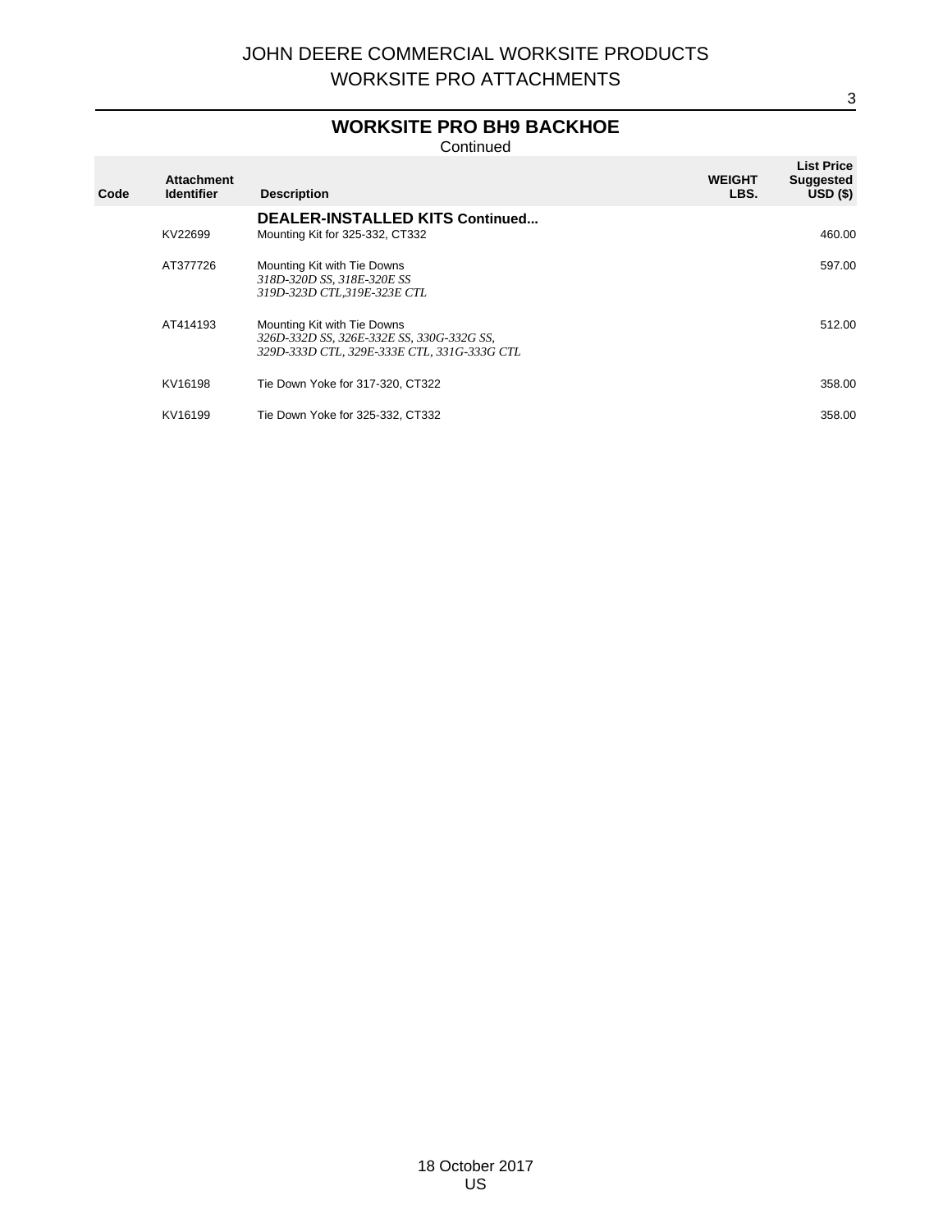# JOHN DEERE COMMERCIAL WORKSITE PRODUCTS
# WORKSITE PRO ATTACHMENTS

## WORKSITE PRO BH9 BACKHOE

Continued

| Code | Attachment Identifier | Description | WEIGHT LBS. | List Price Suggested USD ($) |
|---|---|---|---|---|
| | | **DEALER-INSTALLED KITS Continued...** | | |
| | KV22699 | Mounting Kit for 325-332, CT332 | | 460.00 |
| | AT377726 | Mounting Kit with Tie Downs<br>*318D-320D SS, 318E-320E SS*<br>*319D-323D CTL,319E-323E CTL* | | 597.00 |
| | AT414193 | Mounting Kit with Tie Downs<br>*326D-332D SS, 326E-332E SS, 330G-332G SS,*<br>*329D-333D CTL, 329E-333E CTL, 331G-333G CTL* | | 512.00 |
| | KV16198 | Tie Down Yoke for 317-320, CT322 | | 358.00 |
| | KV16199 | Tie Down Yoke for 325-332, CT332 | | 358.00 |

18 October 2017
US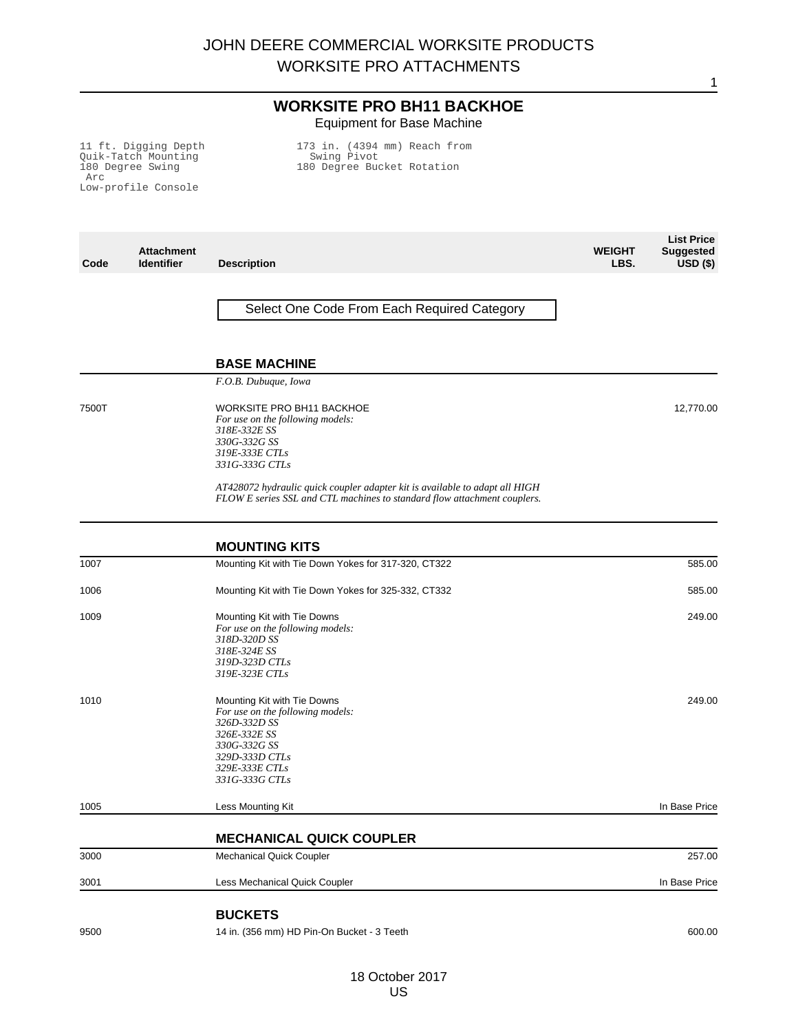# JOHN DEERE COMMERCIAL WORKSITE PRODUCTS
# WORKSITE PRO ATTACHMENTS

## WORKSITE PRO BH11 BACKHOE

Equipment for Base Machine

11 ft. Digging Depth
Quik-Tatch Mounting
180 Degree Swing Arc
Low-profile Console
173 in. (4394 mm) Reach from Swing Pivot
180 Degree Bucket Rotation

| Code | Attachment Identifier | Description | WEIGHT LBS. | List Price Suggested USD ($) |
|---|---|---|---|---|
| | | **Select One Code From Each Required Category** | | |
| | | **BASE MACHINE** | | |
| | | *F.O.B. Dubuque, Iowa* | | |
| 7500T | | WORKSITE PRO BH11 BACKHOE<br>*For use on the following models:*<br>*318E-332E SS*<br>*330G-332G SS*<br>*319E-333E CTLs*<br>*331G-333G CTLs*<br><br>*AT428072 hydraulic quick coupler adapter kit is available to adapt all HIGH FLOW E series SSL and CTL machines to standard flow attachment couplers.* | | 12,770.00 |
| | | **MOUNTING KITS** | | |
| 1007 | | Mounting Kit with Tie Down Yokes for 317-320, CT322 | | 585.00 |
| 1006 | | Mounting Kit with Tie Down Yokes for 325-332, CT332 | | 585.00 |
| 1009 | | Mounting Kit with Tie Downs<br>*For use on the following models:*<br>*318D-320D SS*<br>*318E-324E SS*<br>*319D-323D CTLs*<br>*319E-323E CTLs* | | 249.00 |
| 1010 | | Mounting Kit with Tie Downs<br>*For use on the following models:*<br>*326D-332D SS*<br>*326E-332E SS*<br>*330G-332G SS*<br>*329D-333D CTLs*<br>*329E-333E CTLs*<br>*331G-333G CTLs* | | 249.00 |
| 1005 | | Less Mounting Kit | | In Base Price |
| | | **MECHANICAL QUICK COUPLER** | | |
| 3000 | | Mechanical Quick Coupler | | 257.00 |
| 3001 | | Less Mechanical Quick Coupler | | In Base Price |
| | | **BUCKETS** | | |
| 9500 | | 14 in. (356 mm) HD Pin-On Bucket - 3 Teeth | | 600.00 |

18 October 2017
US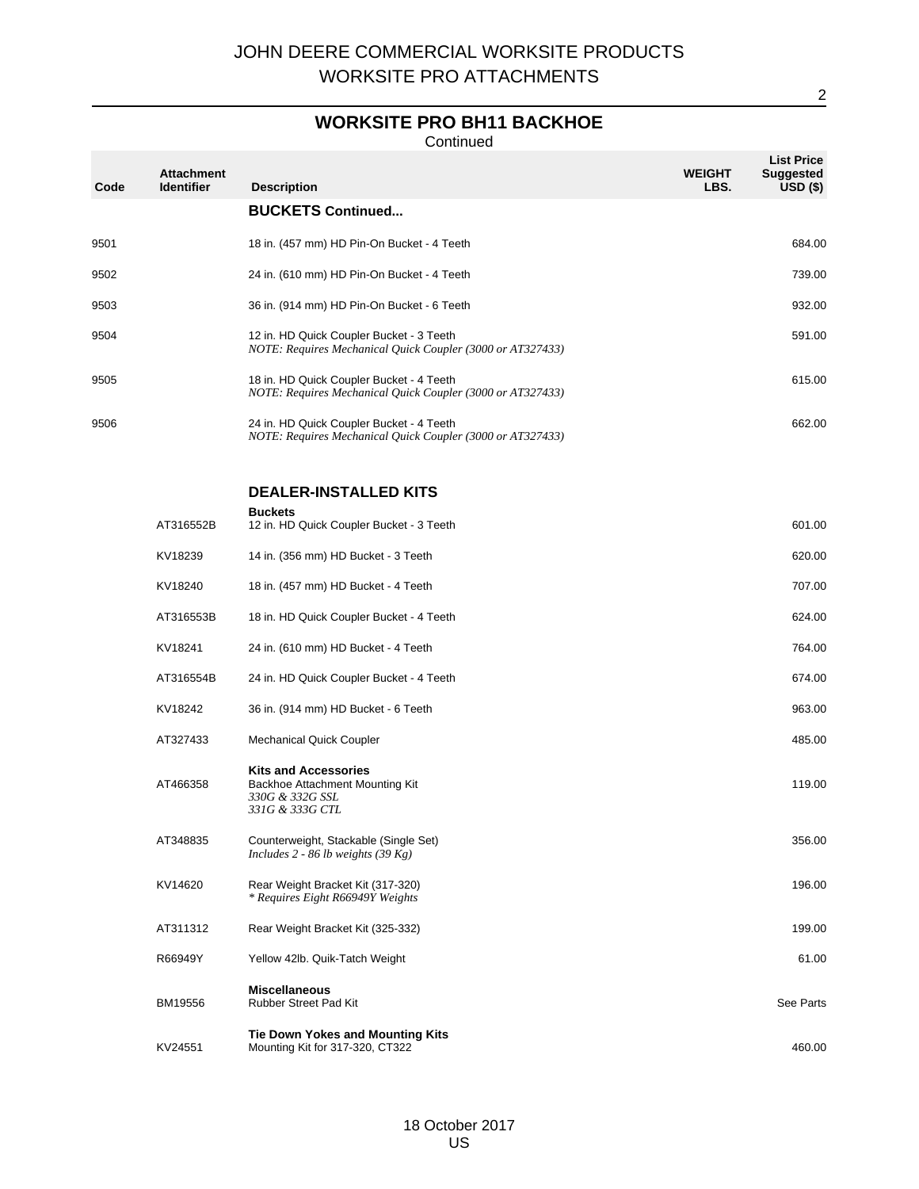JOHN DEERE COMMERCIAL WORKSITE PRODUCTS
WORKSITE PRO ATTACHMENTS

## WORKSITE PRO BH11 BACKHOE

Continued

| Code | Attachment Identifier | Description | WEIGHT LBS. | List Price Suggested USD ($) |
|---|---|---|---|---|
| | | **BUCKETS Continued...** | | |
| 9501 | | 18 in. (457 mm) HD Pin-On Bucket - 4 Teeth | | 684.00 |
| 9502 | | 24 in. (610 mm) HD Pin-On Bucket - 4 Teeth | | 739.00 |
| 9503 | | 36 in. (914 mm) HD Pin-On Bucket - 6 Teeth | | 932.00 |
| 9504 | | 12 in. HD Quick Coupler Bucket - 3 Teeth<br>*NOTE: Requires Mechanical Quick Coupler (3000 or AT327433)* | | 591.00 |
| 9505 | | 18 in. HD Quick Coupler Bucket - 4 Teeth<br>*NOTE: Requires Mechanical Quick Coupler (3000 or AT327433)* | | 615.00 |
| 9506 | | 24 in. HD Quick Coupler Bucket - 4 Teeth<br>*NOTE: Requires Mechanical Quick Coupler (3000 or AT327433)* | | 662.00 |
| | | **DEALER-INSTALLED KITS** | | |
| | | **Buckets** | | |
| | AT316552B | 12 in. HD Quick Coupler Bucket - 3 Teeth | | 601.00 |
| | KV18239 | 14 in. (356 mm) HD Bucket - 3 Teeth | | 620.00 |
| | KV18240 | 18 in. (457 mm) HD Bucket - 4 Teeth | | 707.00 |
| | AT316553B | 18 in. HD Quick Coupler Bucket - 4 Teeth | | 624.00 |
| | KV18241 | 24 in. (610 mm) HD Bucket - 4 Teeth | | 764.00 |
| | AT316554B | 24 in. HD Quick Coupler Bucket - 4 Teeth | | 674.00 |
| | KV18242 | 36 in. (914 mm) HD Bucket - 6 Teeth | | 963.00 |
| | AT327433 | Mechanical Quick Coupler | | 485.00 |
| | | **Kits and Accessories** | | |
| | AT466358 | Backhoe Attachment Mounting Kit<br>*330G & 332G SSL*<br>*331G & 333G CTL* | | 119.00 |
| | AT348835 | Counterweight, Stackable (Single Set)<br>*Includes 2 - 86 lb weights (39 Kg)* | | 356.00 |
| | KV14620 | Rear Weight Bracket Kit (317-320)<br>*\* Requires Eight R66949Y Weights* | | 196.00 |
| | AT311312 | Rear Weight Bracket Kit (325-332) | | 199.00 |
| | R66949Y | Yellow 42lb. Quik-Tatch Weight | | 61.00 |
| | | **Miscellaneous** | | |
| | BM19556 | Rubber Street Pad Kit | | See Parts |
| | | **Tie Down Yokes and Mounting Kits** | | |
| | KV24551 | Mounting Kit for 317-320, CT322 | | 460.00 |

18 October 2017
US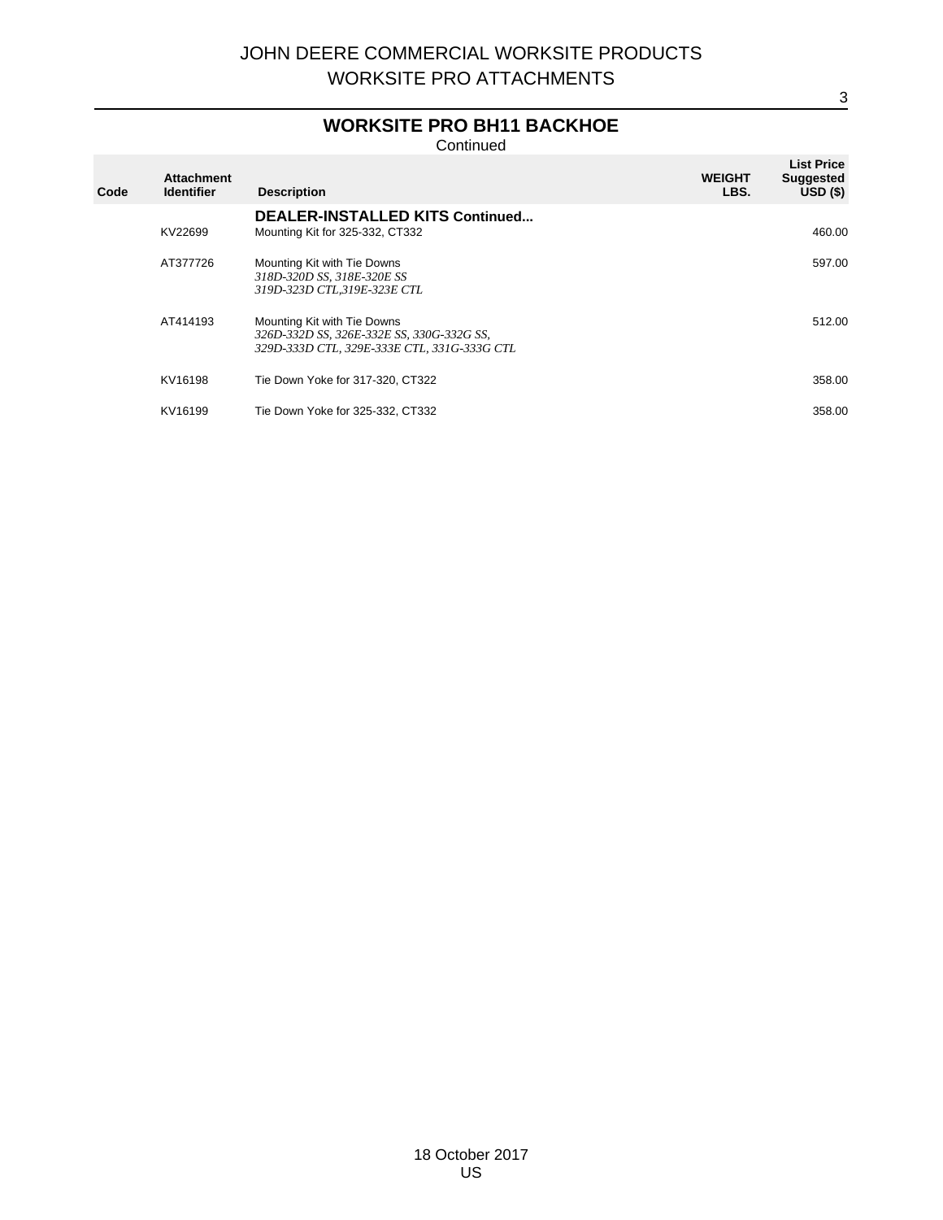# JOHN DEERE COMMERCIAL WORKSITE PRODUCTS
# WORKSITE PRO ATTACHMENTS

## WORKSITE PRO BH11 BACKHOE

Continued

| Code | Attachment Identifier | Description | WEIGHT LBS. | List Price Suggested USD ($) |
|---|---|---|---|---|
| | | **DEALER-INSTALLED KITS Continued...** | | |
| | KV22699 | Mounting Kit for 325-332, CT332 | | 460.00 |
| | AT377726 | Mounting Kit with Tie Downs<br>*318D-320D SS, 318E-320E SS*<br>*319D-323D CTL,319E-323E CTL* | | 597.00 |
| | AT414193 | Mounting Kit with Tie Downs<br>*326D-332D SS, 326E-332E SS, 330G-332G SS,*<br>*329D-333D CTL, 329E-333E CTL, 331G-333G CTL* | | 512.00 |
| | KV16198 | Tie Down Yoke for 317-320, CT322 | | 358.00 |
| | KV16199 | Tie Down Yoke for 325-332, CT332 | | 358.00 |

18 October 2017
US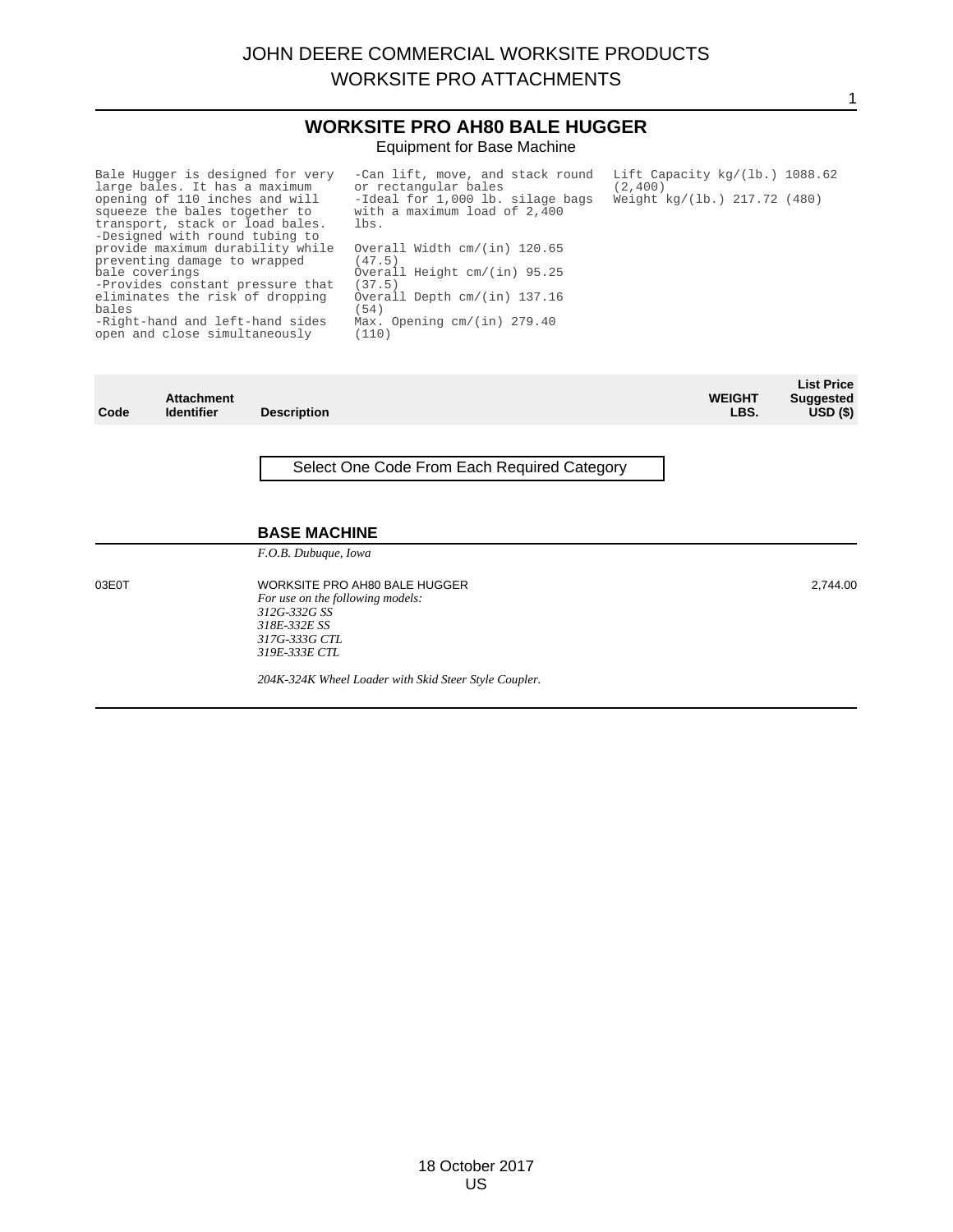# JOHN DEERE COMMERCIAL WORKSITE PRODUCTS
## WORKSITE PRO ATTACHMENTS

## WORKSITE PRO AH80 BALE HUGGER

Equipment for Base Machine

Bale Hugger is designed for very large bales. It has a maximum opening of 110 inches and will squeeze the bales together to transport, stack or load bales.
-Designed with round tubing to provide maximum durability while preventing damage to wrapped bale coverings
-Provides constant pressure that eliminates the risk of dropping bales
-Right-hand and left-hand sides open and close simultaneously

-Can lift, move, and stack round or rectangular bales
-Ideal for 1,000 lb. silage bags with a maximum load of 2,400 lbs.

Overall Width cm/(in) 120.65 (47.5)
Overall Height cm/(in) 95.25 (37.5)
Overall Depth cm/(in) 137.16 (54)
Max. Opening cm/(in) 279.40 (110)

Lift Capacity kg/(lb.) 1088.62 (2,400)
Weight kg/(lb.) 217.72 (480)

| Code | Attachment Identifier | Description | WEIGHT LBS. | List Price Suggested USD ($) |
|---|---|---|---|---|

Select One Code From Each Required Category

### BASE MACHINE

*F.O.B. Dubuque, Iowa*

| Code | Attachment Identifier | Description | WEIGHT LBS. | List Price Suggested USD ($) |
|---|---|---|---|---|
| 03E0T | | WORKSITE PRO AH80 BALE HUGGER<br>*For use on the following models:*<br>*312G-332G SS*<br>*318E-332E SS*<br>*317G-333G CTL*<br>*319E-333E CTL*<br><br>*204K-324K Wheel Loader with Skid Steer Style Coupler.* | | 2,744.00 |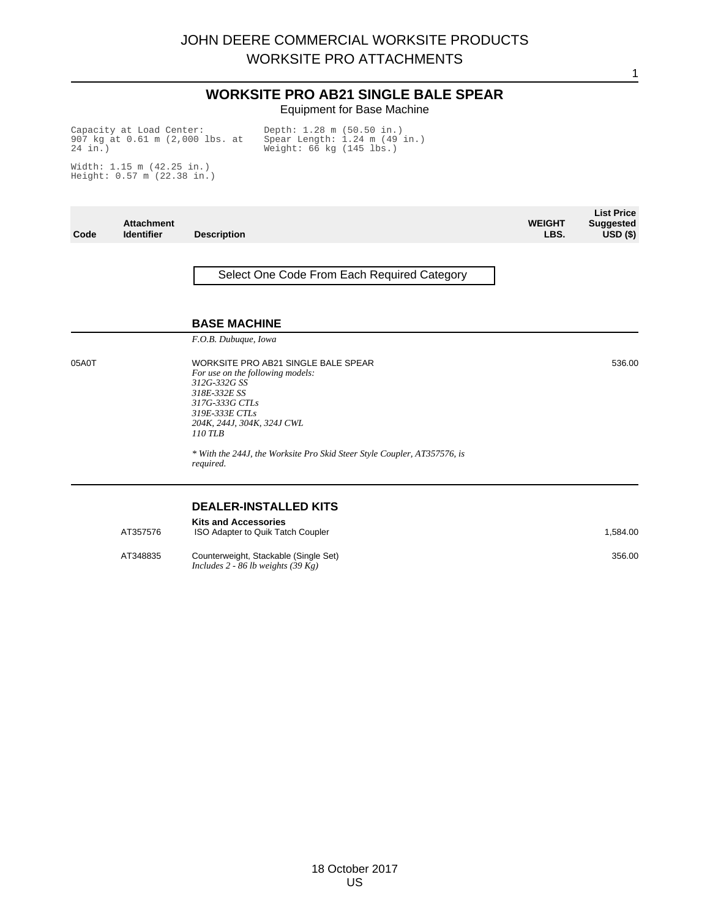# WORKSITE PRO AB21 SINGLE BALE SPEAR

Equipment for Base Machine

Capacity at Load Center: 907 kg at 0.61 m (2,000 lbs. at 24 in.)
Width: 1.15 m (42.25 in.)
Height: 0.57 m (22.38 in.)
Depth: 1.28 m (50.50 in.)
Spear Length: 1.24 m (49 in.)
Weight: 66 kg (145 lbs.)

| Code | Attachment Identifier | Description | WEIGHT LBS. | List Price Suggested USD ($) |
|---|---|---|---|---|
| | | Select One Code From Each Required Category | | |
| | | **BASE MACHINE** | | |
| | | *F.O.B. Dubuque, Iowa* | | |
| 05A0T | | WORKSITE PRO AB21 SINGLE BALE SPEAR<br>*For use on the following models:*<br>*312G-332G SS*<br>*318E-332E SS*<br>*317G-333G CTLs*<br>*319E-333E CTLs*<br>*204K, 244J, 304K, 324J CWL*<br>*110 TLB*<br><br>*\* With the 244J, the Worksite Pro Skid Steer Style Coupler, AT357576, is required.* | | 536.00 |
| | | **DEALER-INSTALLED KITS** | | |
| | | **Kits and Accessories** | | |
| | AT357576 | ISO Adapter to Quik Tatch Coupler | | 1,584.00 |
| | AT348835 | Counterweight, Stackable (Single Set)<br>*Includes 2 - 86 lb weights (39 Kg)* | | 356.00 |

18 October 2017
US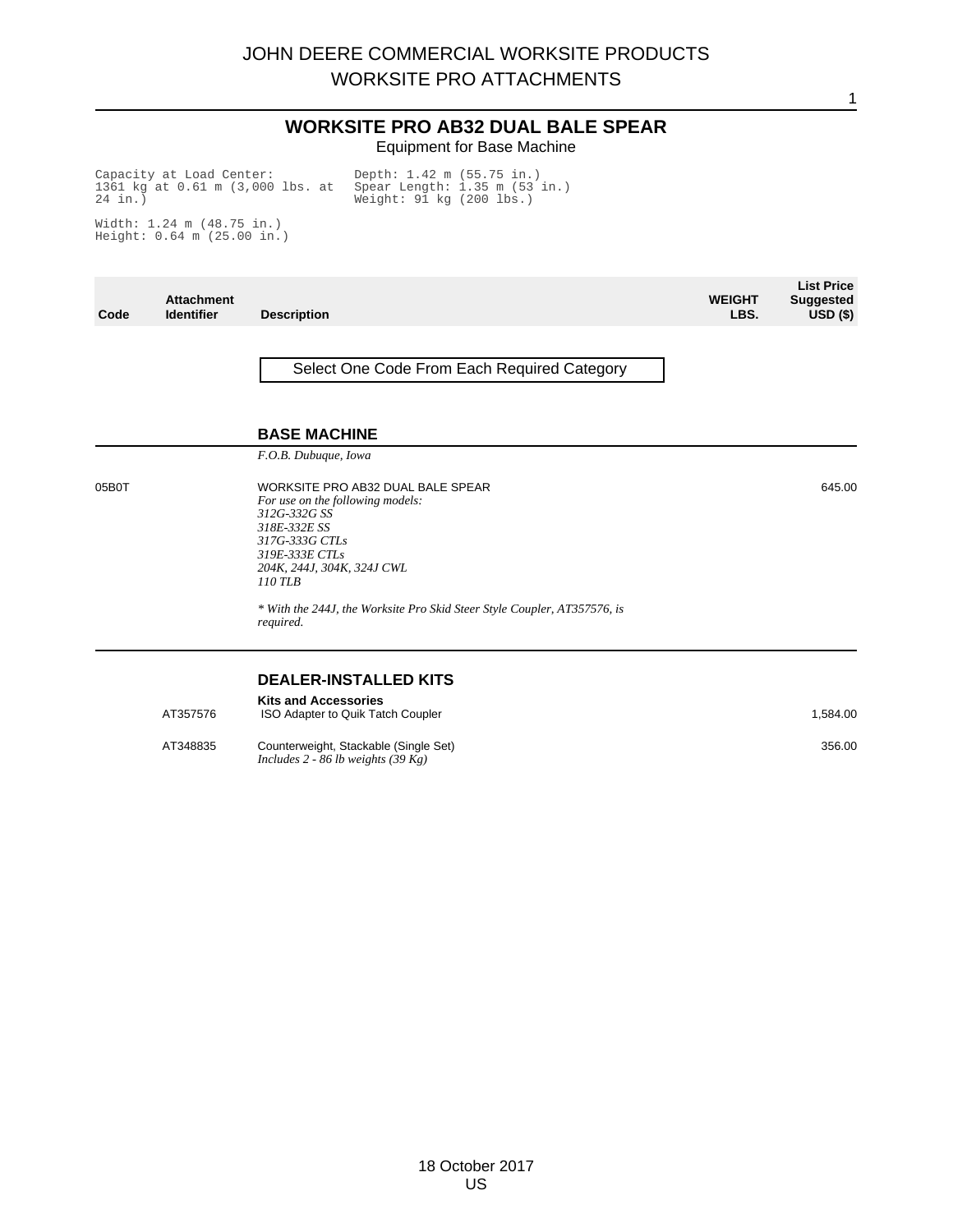# JOHN DEERE COMMERCIAL WORKSITE PRODUCTS
# WORKSITE PRO ATTACHMENTS

## WORKSITE PRO AB32 DUAL BALE SPEAR

Equipment for Base Machine

Capacity at Load Center: 1361 kg at 0.61 m (3,000 lbs. at 24 in.)
Width: 1.24 m (48.75 in.)
Height: 0.64 m (25.00 in.)
Depth: 1.42 m (55.75 in.)
Spear Length: 1.35 m (53 in.)
Weight: 91 kg (200 lbs.)

| Code | Attachment Identifier | Description | WEIGHT LBS. | List Price Suggested USD ($) |
|---|---|---|---|---|

Select One Code From Each Required Category

### BASE MACHINE

*F.O.B. Dubuque, Iowa*

| Code | Attachment Identifier | Description | WEIGHT LBS. | List Price Suggested USD ($) |
|---|---|---|---|---|
| 05B0T | | WORKSITE PRO AB32 DUAL BALE SPEAR<br>*For use on the following models:*<br>*312G-332G SS*<br>*318E-332E SS*<br>*317G-333G CTLs*<br>*319E-333E CTLs*<br>*204K, 244J, 304K, 324J CWL*<br>*110 TLB*<br><br>*\* With the 244J, the Worksite Pro Skid Steer Style Coupler, AT357576, is required.* | | 645.00 |

### DEALER-INSTALLED KITS

**Kits and Accessories**

| Code | Attachment Identifier | Description | WEIGHT LBS. | List Price Suggested USD ($) |
|---|---|---|---|---|
| | AT357576 | ISO Adapter to Quik Tatch Coupler | | 1,584.00 |
| | AT348835 | Counterweight, Stackable (Single Set)<br>*Includes 2 - 86 lb weights (39 Kg)* | | 356.00 |

18 October 2017
US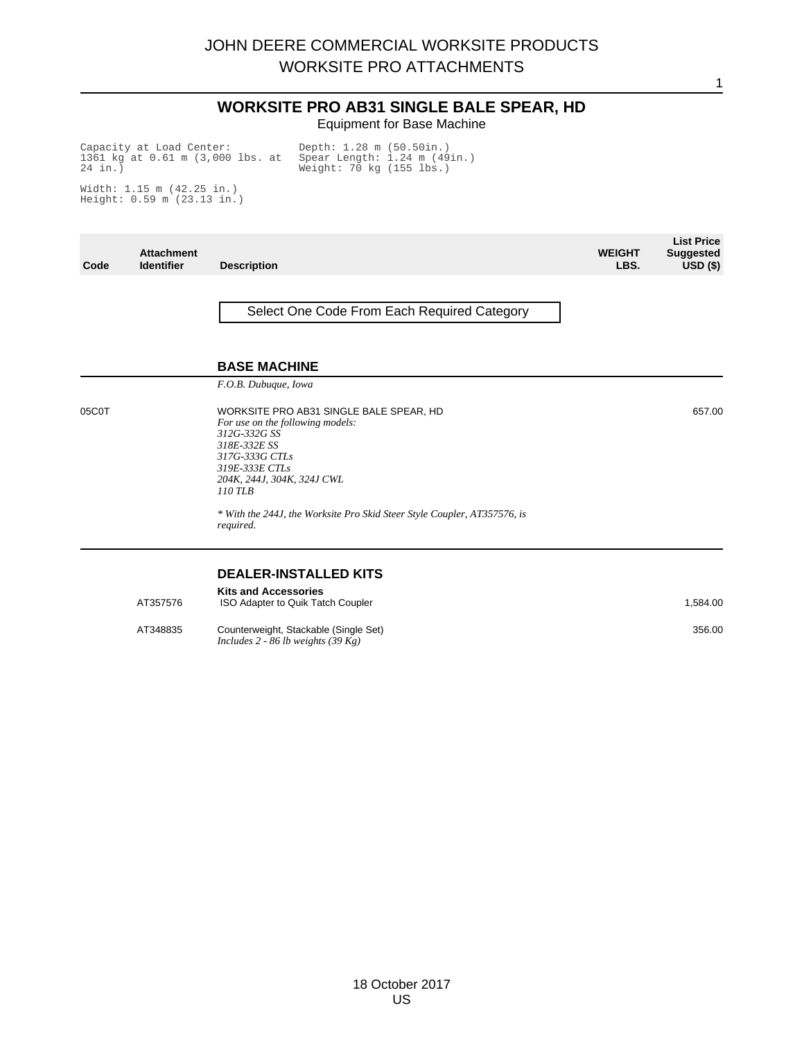## WORKSITE PRO AB31 SINGLE BALE SPEAR, HD

Equipment for Base Machine

```
Capacity at Load Center:          Depth: 1.28 m (50.50in.)
1361 kg at 0.61 m (3,000 lbs. at  Spear Length: 1.24 m (49in.)
24 in.)                           Weight: 70 kg (155 lbs.)

Width: 1.15 m (42.25 in.)
Height: 0.59 m (23.13 in.)
```

| Code | Attachment Identifier | Description | WEIGHT LBS. | List Price Suggested USD ($) |
|---|---|---|---|---|
| | | Select One Code From Each Required Category | | |
| | | **BASE MACHINE** | | |
| | | *F.O.B. Dubuque, Iowa* | | |
| 05C0T | | WORKSITE PRO AB31 SINGLE BALE SPEAR, HD<br>*For use on the following models:*<br>*312G-332G SS*<br>*318E-332E SS*<br>*317G-333G CTLs*<br>*319E-333E CTLs*<br>*204K, 244J, 304K, 324J CWL*<br>*110 TLB*<br><br>*\* With the 244J, the Worksite Pro Skid Steer Style Coupler, AT357576, is required.* | | 657.00 |
| | | **DEALER-INSTALLED KITS** | | |
| | | **Kits and Accessories** | | |
| | AT357576 | ISO Adapter to Quik Tatch Coupler | | 1,584.00 |
| | AT348835 | Counterweight, Stackable (Single Set)<br>*Includes 2 - 86 lb weights (39 Kg)* | | 356.00 |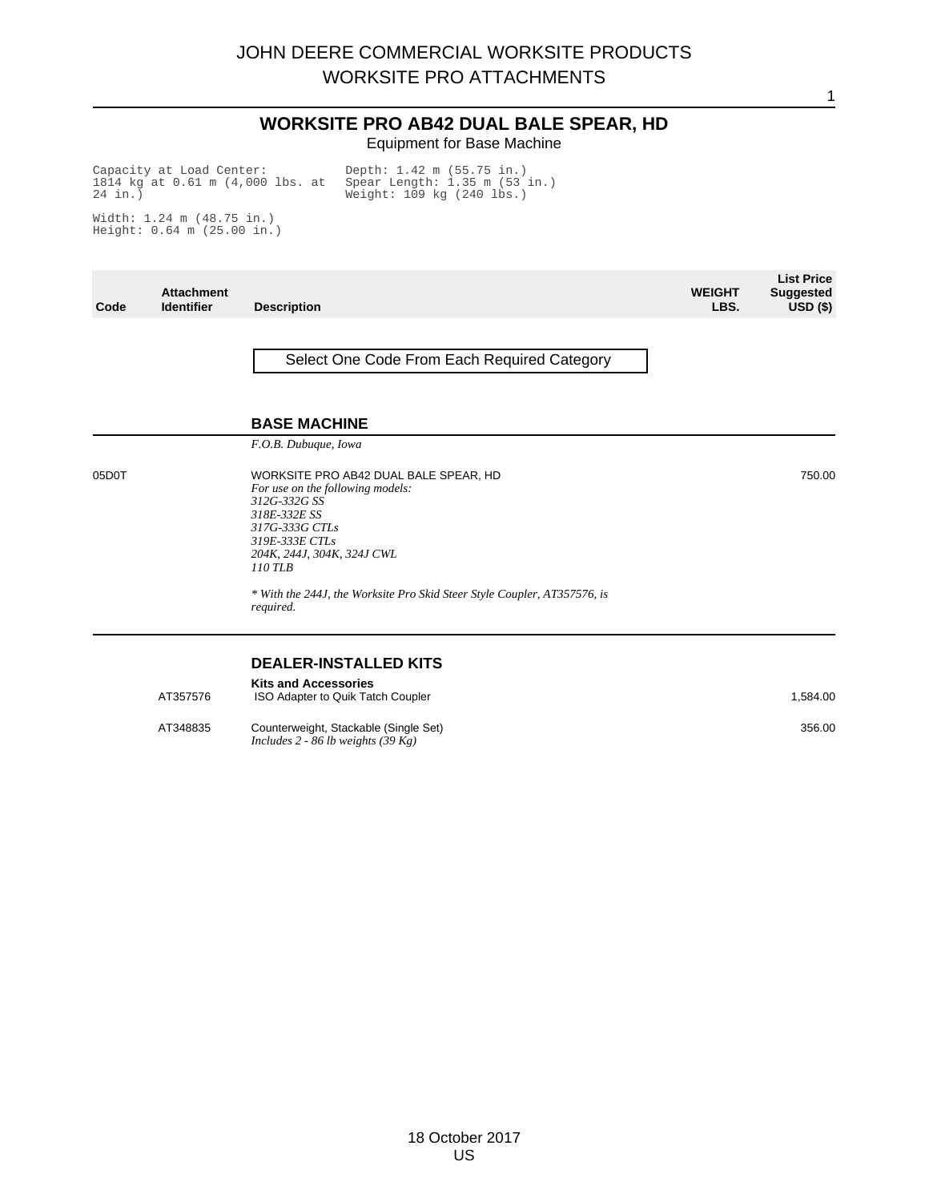# WORKSITE PRO AB42 DUAL BALE SPEAR, HD

Equipment for Base Machine

Capacity at Load Center: 1814 kg at 0.61 m (4,000 lbs. at 24 in.)
Width: 1.24 m (48.75 in.)
Height: 0.64 m (25.00 in.)
Depth: 1.42 m (55.75 in.)
Spear Length: 1.35 m (53 in.)
Weight: 109 kg (240 lbs.)

| Code | Attachment Identifier | Description | WEIGHT LBS. | List Price Suggested USD ($) |
|---|---|---|---|---|
| | | **Select One Code From Each Required Category** | | |
| | | **BASE MACHINE** | | |
| | | *F.O.B. Dubuque, Iowa* | | |
| 05D0T | | WORKSITE PRO AB42 DUAL BALE SPEAR, HD<br>*For use on the following models:*<br>*312G-332G SS*<br>*318E-332E SS*<br>*317G-333G CTLs*<br>*319E-333E CTLs*<br>*204K, 244J, 304K, 324J CWL*<br>*110 TLB*<br><br>*\* With the 244J, the Worksite Pro Skid Steer Style Coupler, AT357576, is required.* | | 750.00 |
| | | **DEALER-INSTALLED KITS** | | |
| | | **Kits and Accessories** | | |
| | AT357576 | ISO Adapter to Quik Tatch Coupler | | 1,584.00 |
| | AT348835 | Counterweight, Stackable (Single Set)<br>*Includes 2 - 86 lb weights (39 Kg)* | | 356.00 |

18 October 2017
US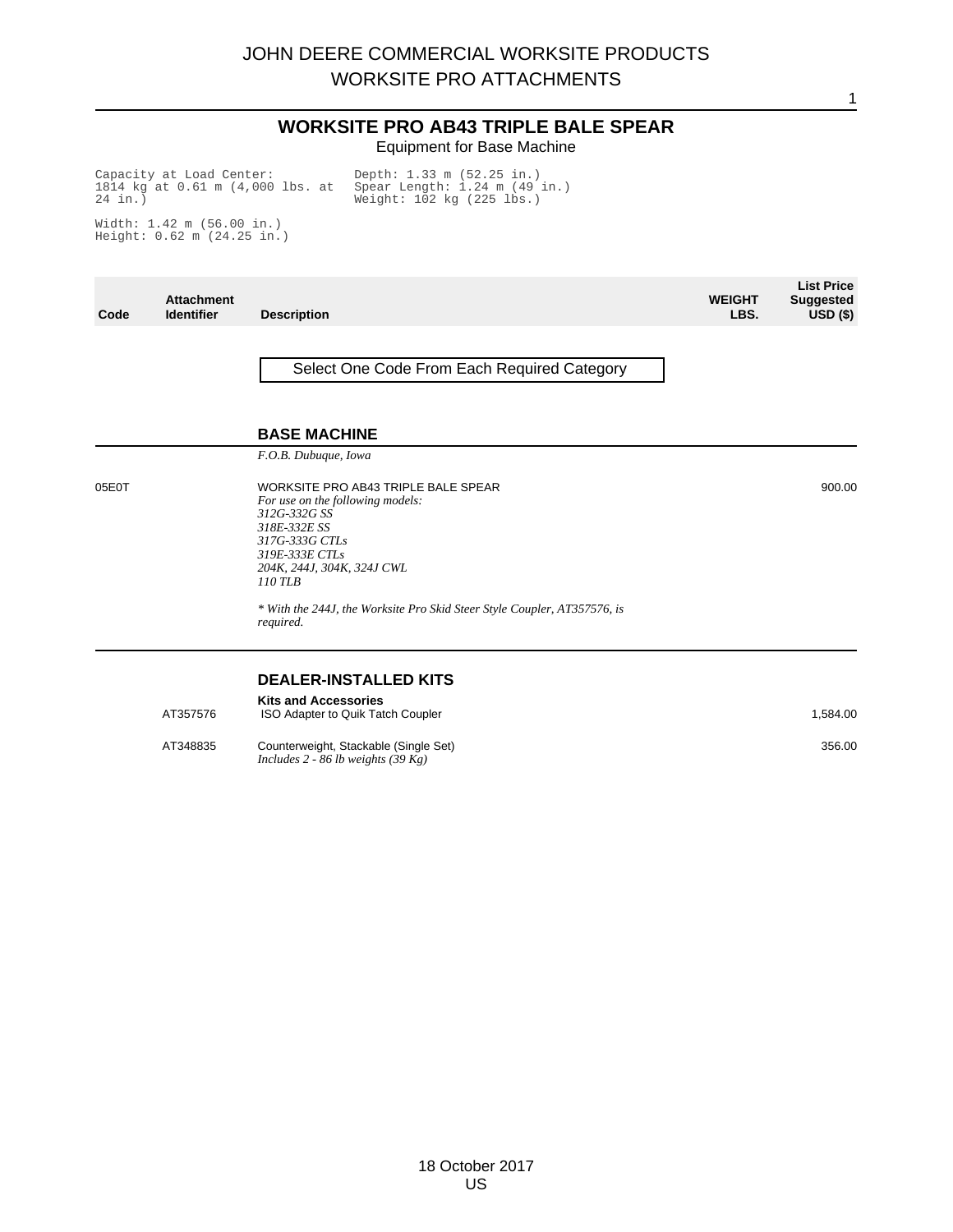# WORKSITE PRO AB43 TRIPLE BALE SPEAR

Equipment for Base Machine

Capacity at Load Center: 1814 kg at 0.61 m (4,000 lbs. at 24 in.)

Width: 1.42 m (56.00 in.)
Height: 0.62 m (24.25 in.)

Depth: 1.33 m (52.25 in.)
Spear Length: 1.24 m (49 in.)
Weight: 102 kg (225 lbs.)

| Code | Attachment Identifier | Description | WEIGHT LBS. | List Price Suggested USD ($) |
|---|---|---|---|---|
| | | **Select One Code From Each Required Category** | | |
| | | **BASE MACHINE** | | |
| | | *F.O.B. Dubuque, Iowa* | | |
| 05E0T | | WORKSITE PRO AB43 TRIPLE BALE SPEAR<br>*For use on the following models:*<br>*312G-332G SS*<br>*318E-332E SS*<br>*317G-333G CTLs*<br>*319E-333E CTLs*<br>*204K, 244J, 304K, 324J CWL*<br>*110 TLB*<br><br>*\* With the 244J, the Worksite Pro Skid Steer Style Coupler, AT357576, is required.* | | 900.00 |
| | | **DEALER-INSTALLED KITS** | | |
| | | **Kits and Accessories** | | |
| | AT357576 | ISO Adapter to Quik Tatch Coupler | | 1,584.00 |
| | AT348835 | Counterweight, Stackable (Single Set)<br>*Includes 2 - 86 lb weights (39 Kg)* | | 356.00 |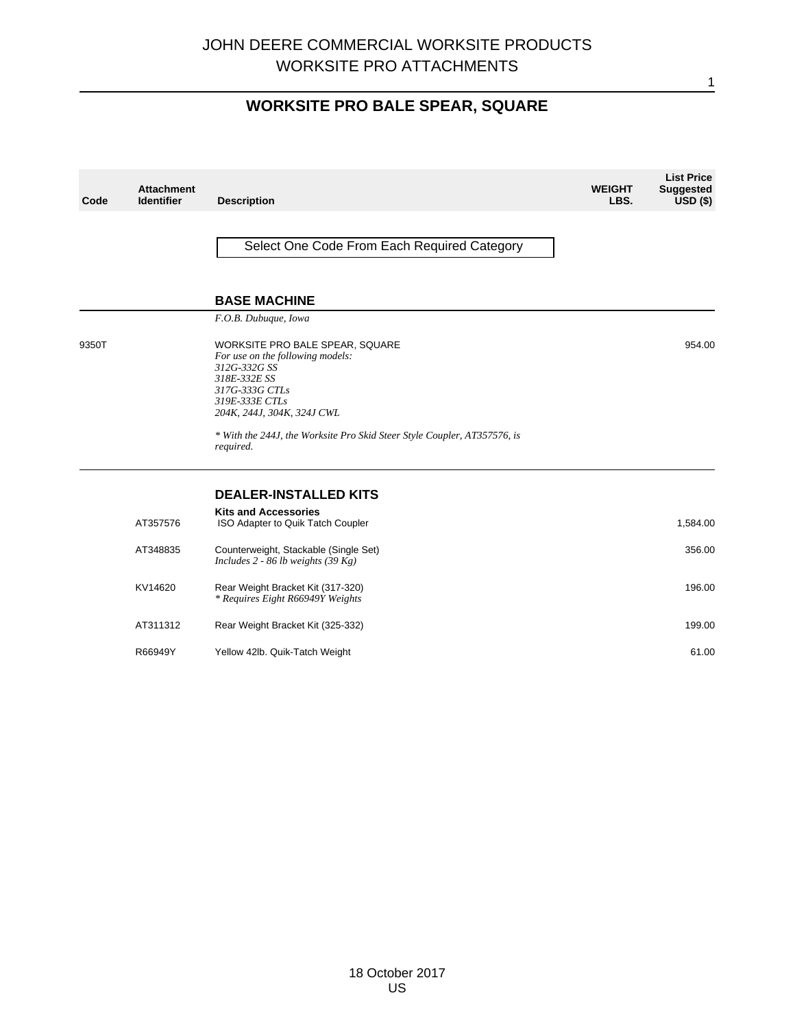# JOHN DEERE COMMERCIAL WORKSITE PRODUCTS
# WORKSITE PRO ATTACHMENTS

## WORKSITE PRO BALE SPEAR, SQUARE

| Code | Attachment Identifier | Description | WEIGHT LBS. | List Price Suggested USD ($) |
|---|---|---|---|---|

Select One Code From Each Required Category

### BASE MACHINE

*F.O.B. Dubuque, Iowa*

| Code | Attachment Identifier | Description | WEIGHT LBS. | List Price Suggested USD ($) |
|---|---|---|---|---|
| 9350T | | WORKSITE PRO BALE SPEAR, SQUARE<br>*For use on the following models:*<br>*312G-332G SS*<br>*318E-332E SS*<br>*317G-333G CTLs*<br>*319E-333E CTLs*<br>*204K, 244J, 304K, 324J CWL*<br><br>** With the 244J, the Worksite Pro Skid Steer Style Coupler, AT357576, is required.* | | 954.00 |

### DEALER-INSTALLED KITS

**Kits and Accessories**

| Code | Attachment Identifier | Description | WEIGHT LBS. | List Price Suggested USD ($) |
|---|---|---|---|---|
| | AT357576 | ISO Adapter to Quik Tatch Coupler | | 1,584.00 |
| | AT348835 | Counterweight, Stackable (Single Set)<br>*Includes 2 - 86 lb weights (39 Kg)* | | 356.00 |
| | KV14620 | Rear Weight Bracket Kit (317-320)<br>** Requires Eight R66949Y Weights* | | 196.00 |
| | AT311312 | Rear Weight Bracket Kit (325-332) | | 199.00 |
| | R66949Y | Yellow 42lb. Quik-Tatch Weight | | 61.00 |

18 October 2017
US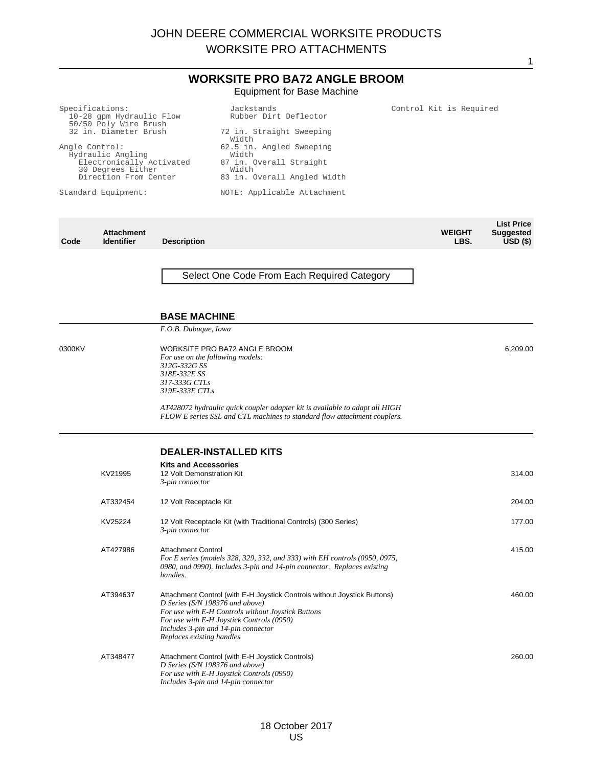# WORKSITE PRO BA72 ANGLE BROOM

Equipment for Base Machine

Specifications:
- 10-28 gpm Hydraulic Flow
- 50/50 Poly Wire Brush
- 32 in. Diameter Brush

Angle Control:
- Hydraulic Angling
  - Electronically Activated
  - 30 Degrees Either Direction From Center

Standard Equipment:
- Jackstands
- Rubber Dirt Deflector

72 in. Straight Sweeping Width
62.5 in. Angled Sweeping Width
87 in. Overall Straight Width
83 in. Overall Angled Width

NOTE: Applicable Attachment Control Kit is Required

| Code | Attachment Identifier | Description | WEIGHT LBS. | List Price Suggested USD ($) |
|---|---|---|---|---|

Select One Code From Each Required Category

## BASE MACHINE

*F.O.B. Dubuque, Iowa*

| Code | Attachment Identifier | Description | WEIGHT LBS. | List Price Suggested USD ($) |
|---|---|---|---|---|
| 0300KV | | WORKSITE PRO BA72 ANGLE BROOM<br>*For use on the following models:*<br>*312G-332G SS*<br>*318E-332E SS*<br>*317-333G CTLs*<br>*319E-333E CTLs*<br><br>*AT428072 hydraulic quick coupler adapter kit is available to adapt all HIGH FLOW E series SSL and CTL machines to standard flow attachment couplers.* | | 6,209.00 |

## DEALER-INSTALLED KITS

**Kits and Accessories**

| Code | Attachment Identifier | Description | WEIGHT LBS. | List Price Suggested USD ($) |
|---|---|---|---|---|
| | KV21995 | 12 Volt Demonstration Kit<br>*3-pin connector* | | 314.00 |
| | AT332454 | 12 Volt Receptacle Kit | | 204.00 |
| | KV25224 | 12 Volt Receptacle Kit (with Traditional Controls) (300 Series)<br>*3-pin connector* | | 177.00 |
| | AT427986 | Attachment Control<br>*For E series (models 328, 329, 332, and 333) with EH controls (0950, 0975, 0980, and 0990). Includes 3-pin and 14-pin connector. Replaces existing handles.* | | 415.00 |
| | AT394637 | Attachment Control (with E-H Joystick Controls without Joystick Buttons)<br>*D Series (S/N 198376 and above)*<br>*For use with E-H Controls without Joystick Buttons*<br>*For use with E-H Joystick Controls (0950)*<br>*Includes 3-pin and 14-pin connector*<br>*Replaces existing handles* | | 460.00 |
| | AT348477 | Attachment Control (with E-H Joystick Controls)<br>*D Series (S/N 198376 and above)*<br>*For use with E-H Joystick Controls (0950)*<br>*Includes 3-pin and 14-pin connector* | | 260.00 |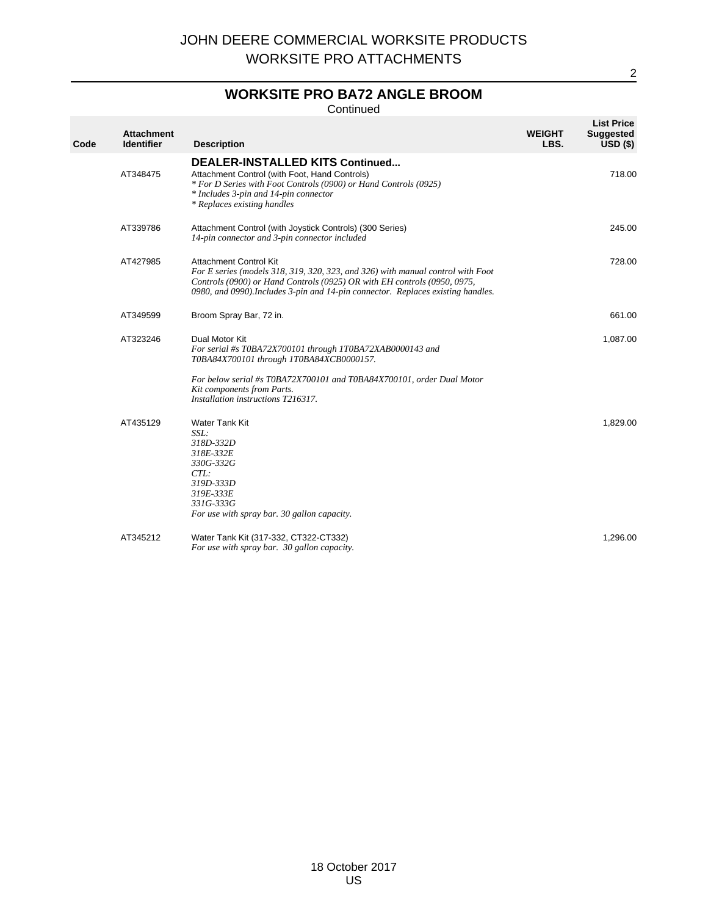## WORKSITE PRO BA72 ANGLE BROOM

Continued

| Code | Attachment Identifier | Description | WEIGHT LBS. | List Price Suggested USD ($) |
|---|---|---|---|---|
| | | **DEALER-INSTALLED KITS Continued...** | | |
| | AT348475 | Attachment Control (with Foot, Hand Controls)<br>*\* For D Series with Foot Controls (0900) or Hand Controls (0925)*<br>*\* Includes 3-pin and 14-pin connector*<br>*\* Replaces existing handles* | | 718.00 |
| | AT339786 | Attachment Control (with Joystick Controls) (300 Series)<br>*14-pin connector and 3-pin connector included* | | 245.00 |
| | AT427985 | Attachment Control Kit<br>*For E series (models 318, 319, 320, 323, and 326) with manual control with Foot Controls (0900) or Hand Controls (0925) OR with EH controls (0950, 0975, 0980, and 0990).Includes 3-pin and 14-pin connector. Replaces existing handles.* | | 728.00 |
| | AT349599 | Broom Spray Bar, 72 in. | | 661.00 |
| | AT323246 | Dual Motor Kit<br>*For serial #s T0BA72X700101 through 1T0BA72XAB0000143 and T0BA84X700101 through 1T0BA84XCB0000157.*<br><br>*For below serial #s T0BA72X700101 and T0BA84X700101, order Dual Motor Kit components from Parts.*<br>*Installation instructions T216317.* | | 1,087.00 |
| | AT435129 | Water Tank Kit<br>*SSL:*<br>*318D-332D*<br>*318E-332E*<br>*330G-332G*<br>*CTL:*<br>*319D-333D*<br>*319E-333E*<br>*331G-333G*<br>*For use with spray bar. 30 gallon capacity.* | | 1,829.00 |
| | AT345212 | Water Tank Kit (317-332, CT322-CT332)<br>*For use with spray bar. 30 gallon capacity.* | | 1,296.00 |

18 October 2017
US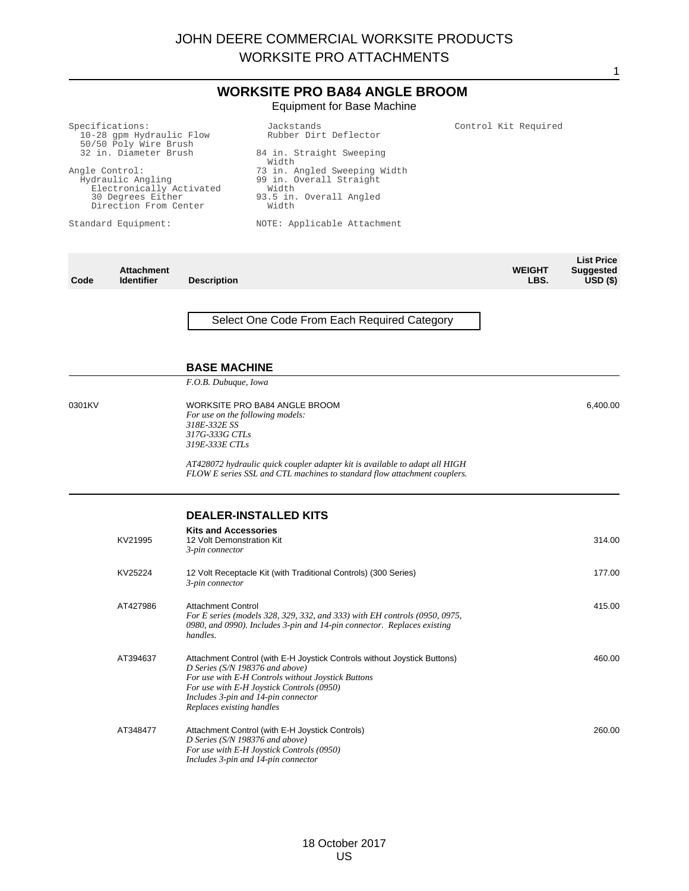## WORKSITE PRO BA84 ANGLE BROOM

Equipment for Base Machine

```
Specifications:
  10-28 gpm Hydraulic Flow
  50/50 Poly Wire Brush
  32 in. Diameter Brush

Angle Control:
  Hydraulic Angling
    Electronically Activated
    30 Degrees Either
    Direction From Center

Standard Equipment:
    Jackstands
    Rubber Dirt Deflector

  84 in. Straight Sweeping
    Width
  73 in. Angled Sweeping Width
  99 in. Overall Straight
    Width
  93.5 in. Overall Angled
    Width

  NOTE: Applicable Attachment
  Control Kit Required
```

| Code | Attachment Identifier | Description | WEIGHT LBS. | List Price Suggested USD ($) |
|---|---|---|---|---|

Select One Code From Each Required Category

### BASE MACHINE

*F.O.B. Dubuque, Iowa*

| Code | Attachment Identifier | Description | WEIGHT LBS. | List Price Suggested USD ($) |
|---|---|---|---|---|
| 0301KV | | WORKSITE PRO BA84 ANGLE BROOM<br>*For use on the following models:*<br>*318E-332E SS*<br>*317G-333G CTLs*<br>*319E-333E CTLs*<br><br>*AT428072 hydraulic quick coupler adapter kit is available to adapt all HIGH FLOW E series SSL and CTL machines to standard flow attachment couplers.* | | 6,400.00 |

### DEALER-INSTALLED KITS

**Kits and Accessories**

| Code | Attachment Identifier | Description | WEIGHT LBS. | List Price Suggested USD ($) |
|---|---|---|---|---|
| | KV21995 | 12 Volt Demonstration Kit<br>*3-pin connector* | | 314.00 |
| | KV25224 | 12 Volt Receptacle Kit (with Traditional Controls) (300 Series)<br>*3-pin connector* | | 177.00 |
| | AT427986 | Attachment Control<br>*For E series (models 328, 329, 332, and 333) with EH controls (0950, 0975, 0980, and 0990). Includes 3-pin and 14-pin connector. Replaces existing handles.* | | 415.00 |
| | AT394637 | Attachment Control (with E-H Joystick Controls without Joystick Buttons)<br>*D Series (S/N 198376 and above)*<br>*For use with E-H Controls without Joystick Buttons*<br>*For use with E-H Joystick Controls (0950)*<br>*Includes 3-pin and 14-pin connector*<br>*Replaces existing handles* | | 460.00 |
| | AT348477 | Attachment Control (with E-H Joystick Controls)<br>*D Series (S/N 198376 and above)*<br>*For use with E-H Joystick Controls (0950)*<br>*Includes 3-pin and 14-pin connector* | | 260.00 |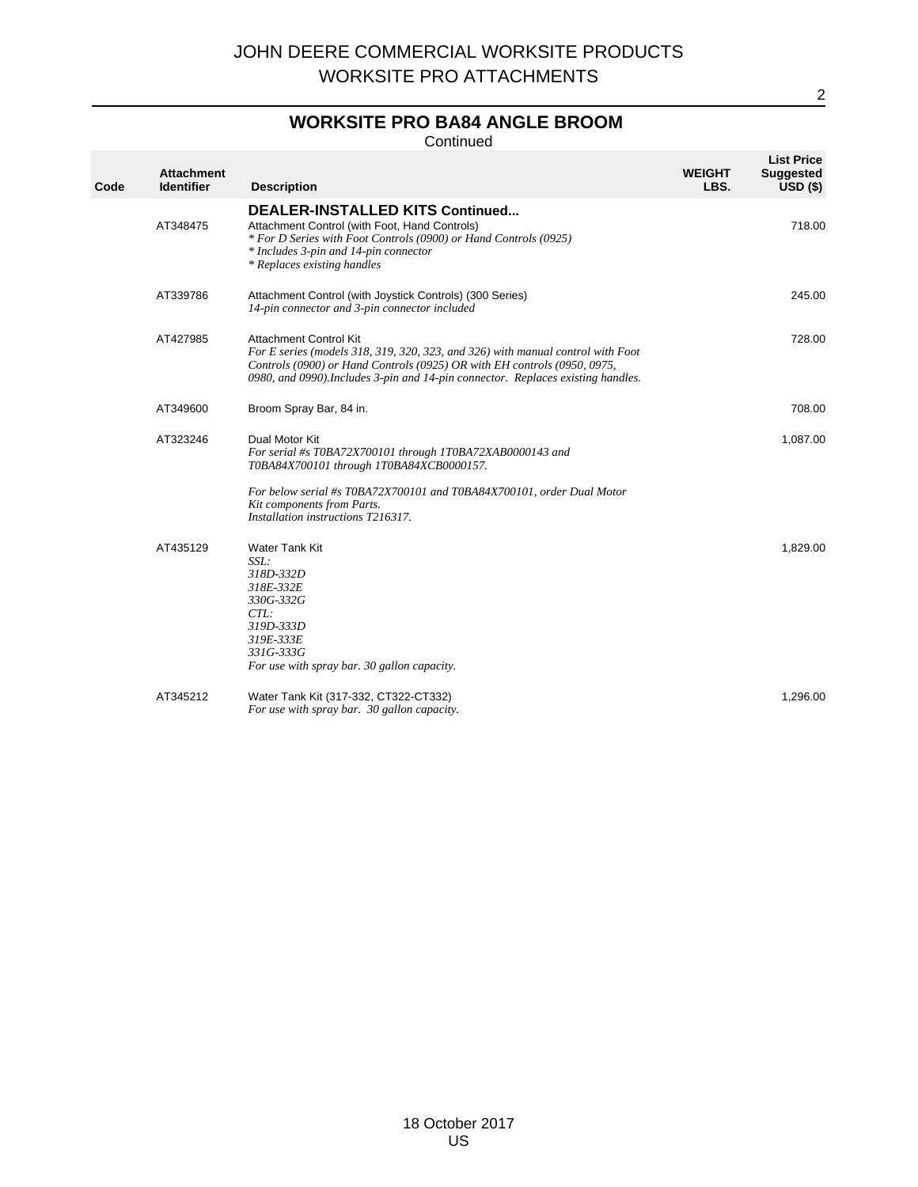# JOHN DEERE COMMERCIAL WORKSITE PRODUCTS
# WORKSITE PRO ATTACHMENTS

## WORKSITE PRO BA84 ANGLE BROOM

Continued

| Code | Attachment Identifier | Description | WEIGHT LBS. | List Price Suggested USD ($) |
|---|---|---|---|---|
| | | **DEALER-INSTALLED KITS Continued...** | | |
| | AT348475 | Attachment Control (with Foot, Hand Controls)<br>*\* For D Series with Foot Controls (0900) or Hand Controls (0925)*<br>*\* Includes 3-pin and 14-pin connector*<br>*\* Replaces existing handles* | | 718.00 |
| | AT339786 | Attachment Control (with Joystick Controls) (300 Series)<br>*14-pin connector and 3-pin connector included* | | 245.00 |
| | AT427985 | Attachment Control Kit<br>*For E series (models 318, 319, 320, 323, and 326) with manual control with Foot Controls (0900) or Hand Controls (0925) OR with EH controls (0950, 0975, 0980, and 0990).Includes 3-pin and 14-pin connector. Replaces existing handles.* | | 728.00 |
| | AT349600 | Broom Spray Bar, 84 in. | | 708.00 |
| | AT323246 | Dual Motor Kit<br>*For serial #s T0BA72X700101 through 1T0BA72XAB0000143 and T0BA84X700101 through 1T0BA84XCB0000157.*<br><br>*For below serial #s T0BA72X700101 and T0BA84X700101, order Dual Motor Kit components from Parts.*<br>*Installation instructions T216317.* | | 1,087.00 |
| | AT435129 | Water Tank Kit<br>*SSL:*<br>*318D-332D*<br>*318E-332E*<br>*330G-332G*<br>*CTL:*<br>*319D-333D*<br>*319E-333E*<br>*331G-333G*<br>*For use with spray bar. 30 gallon capacity.* | | 1,829.00 |
| | AT345212 | Water Tank Kit (317-332, CT322-CT332)<br>*For use with spray bar. 30 gallon capacity.* | | 1,296.00 |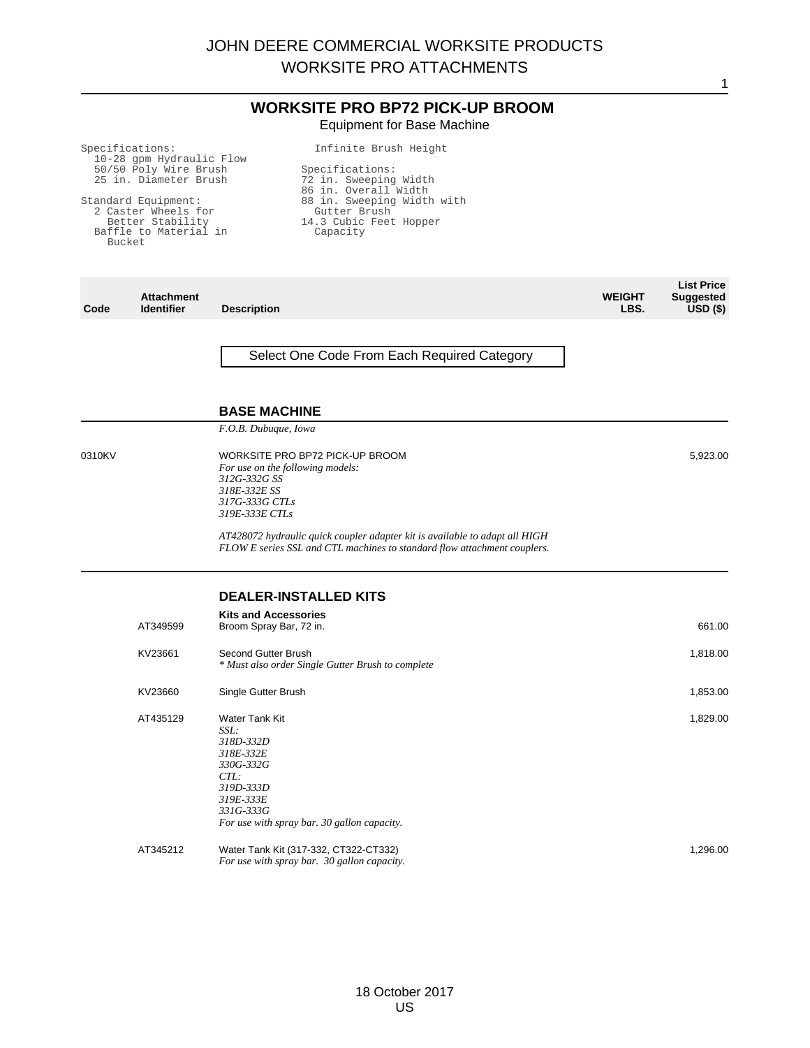# WORKSITE PRO BP72 PICK-UP BROOM

Equipment for Base Machine

```
Specifications:
  10-28 gpm Hydraulic Flow
  50/50 Poly Wire Brush
  25 in. Diameter Brush

Standard Equipment:
  2 Caster Wheels for
    Better Stability
  Baffle to Material in
    Bucket
    Infinite Brush Height

Specifications:
72 in. Sweeping Width
86 in. Overall Width
88 in. Sweeping Width with
  Gutter Brush
14.3 Cubic Feet Hopper
  Capacity
```

| Code | Attachment Identifier | Description | WEIGHT LBS. | List Price Suggested USD ($) |
|---|---|---|---|---|

Select One Code From Each Required Category

## BASE MACHINE

*F.O.B. Dubuque, Iowa*

| Code | Attachment Identifier | Description | WEIGHT LBS. | List Price Suggested USD ($) |
|---|---|---|---|---|
| 0310KV | | WORKSITE PRO BP72 PICK-UP BROOM<br>*For use on the following models:*<br>*312G-332G SS*<br>*318E-332E SS*<br>*317G-333G CTLs*<br>*319E-333E CTLs*<br><br>*AT428072 hydraulic quick coupler adapter kit is available to adapt all HIGH FLOW E series SSL and CTL machines to standard flow attachment couplers.* | | 5,923.00 |

## DEALER-INSTALLED KITS

**Kits and Accessories**

| Code | Attachment Identifier | Description | WEIGHT LBS. | List Price Suggested USD ($) |
|---|---|---|---|---|
| | AT349599 | Broom Spray Bar, 72 in. | | 661.00 |
| | KV23661 | Second Gutter Brush<br>*\* Must also order Single Gutter Brush to complete* | | 1,818.00 |
| | KV23660 | Single Gutter Brush | | 1,853.00 |
| | AT435129 | Water Tank Kit<br>*SSL:*<br>*318D-332D*<br>*318E-332E*<br>*330G-332G*<br>*CTL:*<br>*319D-333D*<br>*319E-333E*<br>*331G-333G*<br>*For use with spray bar. 30 gallon capacity.* | | 1,829.00 |
| | AT345212 | Water Tank Kit (317-332, CT322-CT332)<br>*For use with spray bar. 30 gallon capacity.* | | 1,296.00 |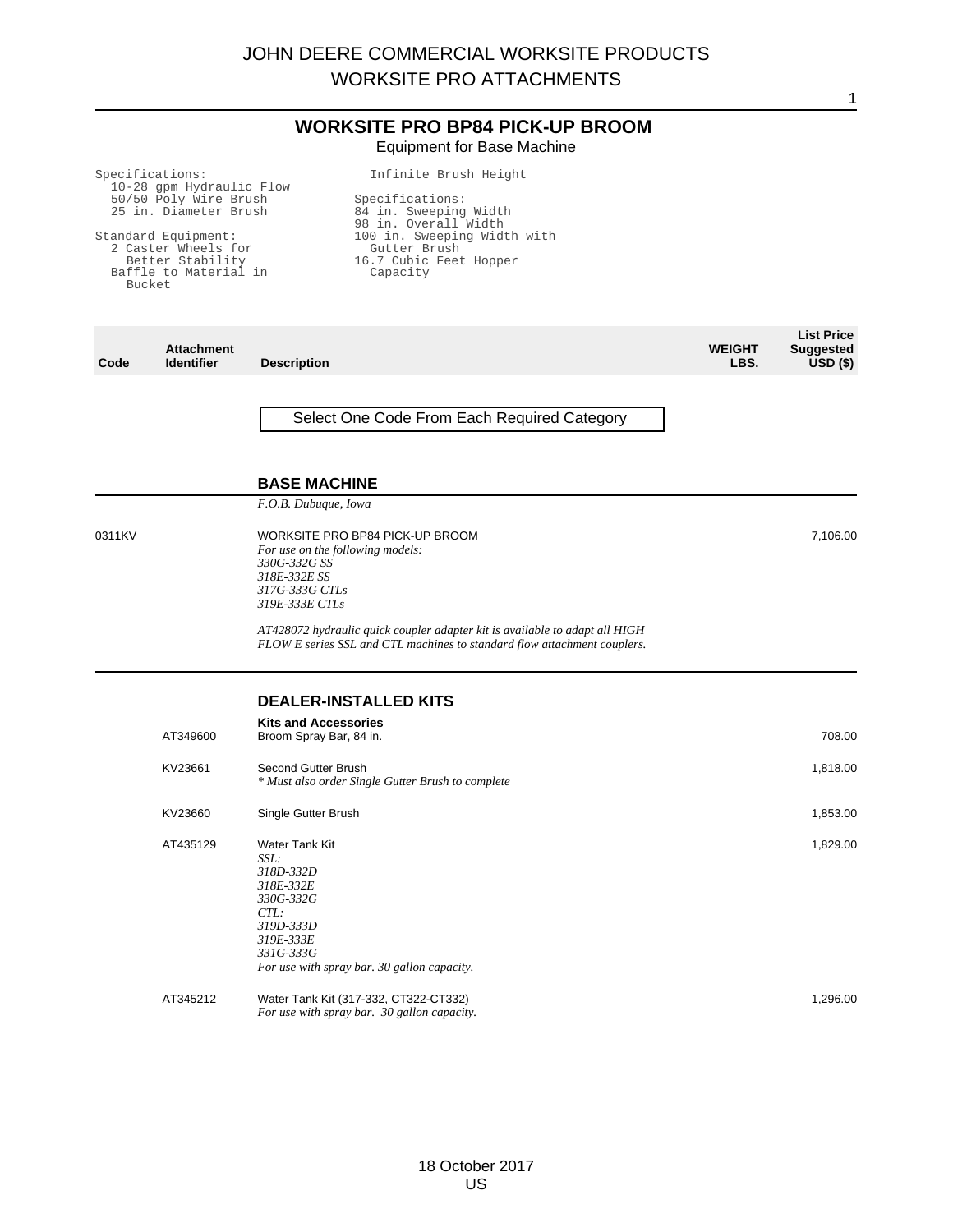# JOHN DEERE COMMERCIAL WORKSITE PRODUCTS
# WORKSITE PRO ATTACHMENTS

## WORKSITE PRO BP84 PICK-UP BROOM

Equipment for Base Machine

```
Specifications:
  10-28 gpm Hydraulic Flow
  50/50 Poly Wire Brush
  25 in. Diameter Brush

Standard Equipment:
  2 Caster Wheels for
    Better Stability
  Baffle to Material in
    Bucket

  Infinite Brush Height

Specifications:
84 in. Sweeping Width
98 in. Overall Width
100 in. Sweeping Width with
  Gutter Brush
16.7 Cubic Feet Hopper
  Capacity
```

| Code | Attachment Identifier | Description | WEIGHT LBS. | List Price Suggested USD ($) |
|---|---|---|---|---|

Select One Code From Each Required Category

### BASE MACHINE

*F.O.B. Dubuque, Iowa*

| Code | Attachment Identifier | Description | WEIGHT LBS. | List Price Suggested USD ($) |
|---|---|---|---|---|
| 0311KV | | WORKSITE PRO BP84 PICK-UP BROOM<br>*For use on the following models:*<br>*330G-332G SS*<br>*318E-332E SS*<br>*317G-333G CTLs*<br>*319E-333E CTLs*<br><br>*AT428072 hydraulic quick coupler adapter kit is available to adapt all HIGH FLOW E series SSL and CTL machines to standard flow attachment couplers.* | | 7,106.00 |

### DEALER-INSTALLED KITS

**Kits and Accessories**

| Code | Attachment Identifier | Description | WEIGHT LBS. | List Price Suggested USD ($) |
|---|---|---|---|---|
| | AT349600 | Broom Spray Bar, 84 in. | | 708.00 |
| | KV23661 | Second Gutter Brush<br>*\* Must also order Single Gutter Brush to complete* | | 1,818.00 |
| | KV23660 | Single Gutter Brush | | 1,853.00 |
| | AT435129 | Water Tank Kit<br>*SSL:*<br>*318D-332D*<br>*318E-332E*<br>*330G-332G*<br>*CTL:*<br>*319D-333D*<br>*319E-333E*<br>*331G-333G*<br>*For use with spray bar. 30 gallon capacity.* | | 1,829.00 |
| | AT345212 | Water Tank Kit (317-332, CT322-CT332)<br>*For use with spray bar. 30 gallon capacity.* | | 1,296.00 |

18 October 2017
US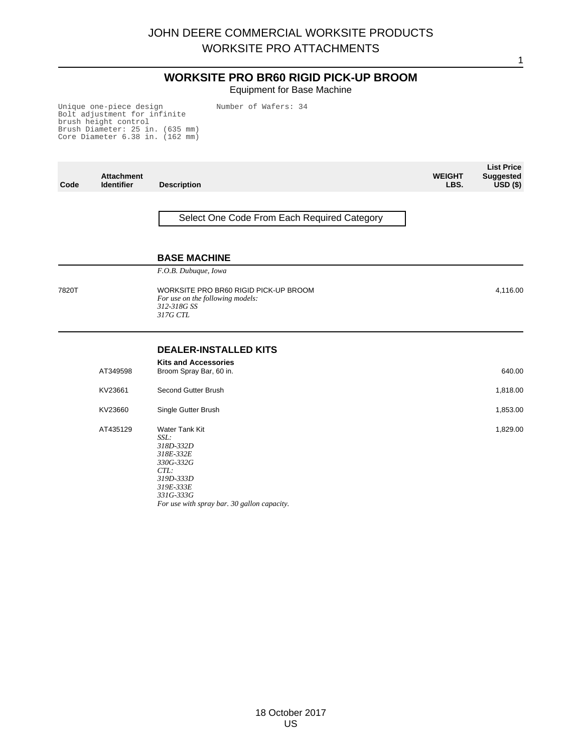# JOHN DEERE COMMERCIAL WORKSITE PRODUCTS
## WORKSITE PRO ATTACHMENTS

## WORKSITE PRO BR60 RIGID PICK-UP BROOM

Equipment for Base Machine

```
Unique one-piece design
Bolt adjustment for infinite
brush height control
Brush Diameter: 25 in. (635 mm)
Core Diameter 6.38 in. (162 mm)
Number of Wafers: 34
```

| Code | Attachment Identifier | Description | WEIGHT LBS. | List Price Suggested USD ($) |
|---|---|---|---|---|
| | | Select One Code From Each Required Category | | |
| | | **BASE MACHINE** | | |
| | | *F.O.B. Dubuque, Iowa* | | |
| 7820T | | WORKSITE PRO BR60 RIGID PICK-UP BROOM<br>*For use on the following models:*<br>*312-318G SS*<br>*317G CTL* | | 4,116.00 |
| | | **DEALER-INSTALLED KITS** | | |
| | | **Kits and Accessories** | | |
| | AT349598 | Broom Spray Bar, 60 in. | | 640.00 |
| | KV23661 | Second Gutter Brush | | 1,818.00 |
| | KV23660 | Single Gutter Brush | | 1,853.00 |
| | AT435129 | Water Tank Kit<br>*SSL:*<br>*318D-332D*<br>*318E-332E*<br>*330G-332G*<br>*CTL:*<br>*319D-333D*<br>*319E-333E*<br>*331G-333G*<br>*For use with spray bar. 30 gallon capacity.* | | 1,829.00 |

18 October 2017
US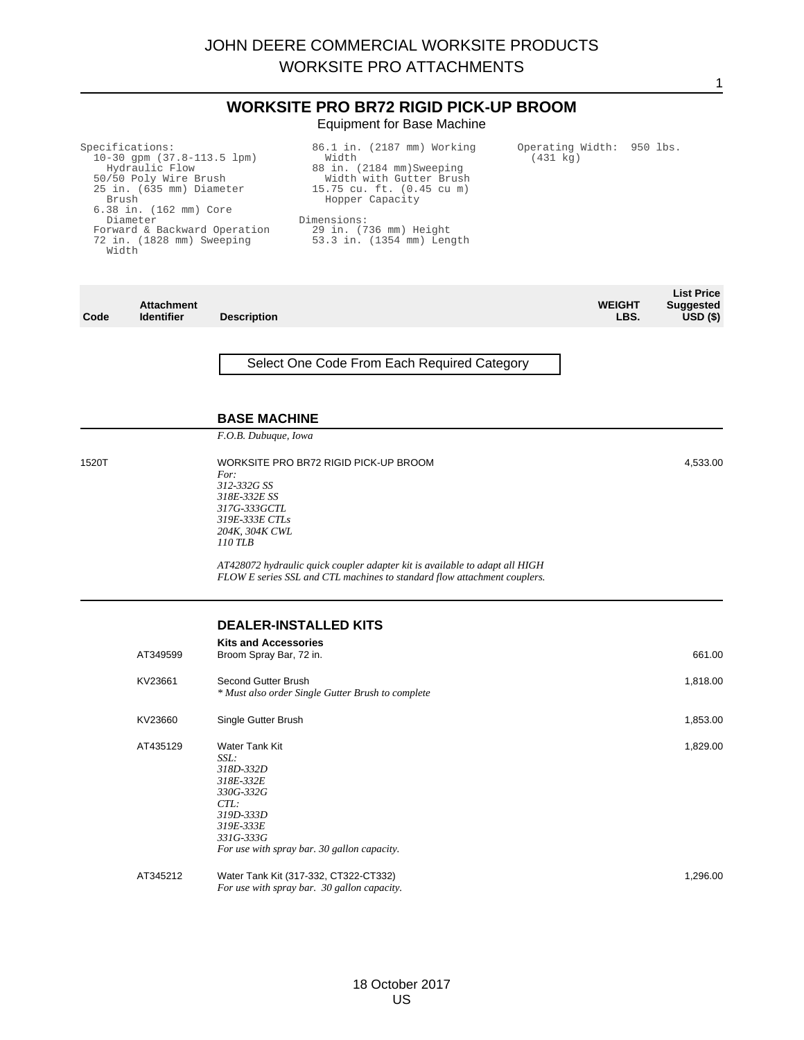## WORKSITE PRO BR72 RIGID PICK-UP BROOM

Equipment for Base Machine

Specifications:
- 10-30 gpm (37.8-113.5 lpm) Hydraulic Flow
- 50/50 Poly Wire Brush
- 25 in. (635 mm) Diameter Brush
- 6.38 in. (162 mm) Core Diameter
- Forward & Backward Operation
- 72 in. (1828 mm) Sweeping Width
- 86.1 in. (2187 mm) Working Width
- 88 in. (2184 mm)Sweeping Width with Gutter Brush
- 15.75 cu. ft. (0.45 cu m) Hopper Capacity

Dimensions:
- 29 in. (736 mm) Height
- 53.3 in. (1354 mm) Length

Operating Width: 950 lbs. (431 kg)

| Code | Attachment Identifier | Description | WEIGHT LBS. | List Price Suggested USD ($) |
|---|---|---|---|---|

Select One Code From Each Required Category

### BASE MACHINE

*F.O.B. Dubuque, Iowa*

| Code | Attachment Identifier | Description | WEIGHT LBS. | List Price Suggested USD ($) |
|---|---|---|---|---|
| 1520T | | WORKSITE PRO BR72 RIGID PICK-UP BROOM<br>*For:*<br>*312-332G SS*<br>*318E-332E SS*<br>*317G-333GCTL*<br>*319E-333E CTLs*<br>*204K, 304K CWL*<br>*110 TLB*<br><br>*AT428072 hydraulic quick coupler adapter kit is available to adapt all HIGH FLOW E series SSL and CTL machines to standard flow attachment couplers.* | | 4,533.00 |

### DEALER-INSTALLED KITS

**Kits and Accessories**

| Code | Attachment Identifier | Description | WEIGHT LBS. | List Price Suggested USD ($) |
|---|---|---|---|---|
| | AT349599 | Broom Spray Bar, 72 in. | | 661.00 |
| | KV23661 | Second Gutter Brush<br>*\* Must also order Single Gutter Brush to complete* | | 1,818.00 |
| | KV23660 | Single Gutter Brush | | 1,853.00 |
| | AT435129 | Water Tank Kit<br>*SSL:*<br>*318D-332D*<br>*318E-332E*<br>*330G-332G*<br>*CTL:*<br>*319D-333D*<br>*319E-333E*<br>*331G-333G*<br>*For use with spray bar. 30 gallon capacity.* | | 1,829.00 |
| | AT345212 | Water Tank Kit (317-332, CT322-CT332)<br>*For use with spray bar. 30 gallon capacity.* | | 1,296.00 |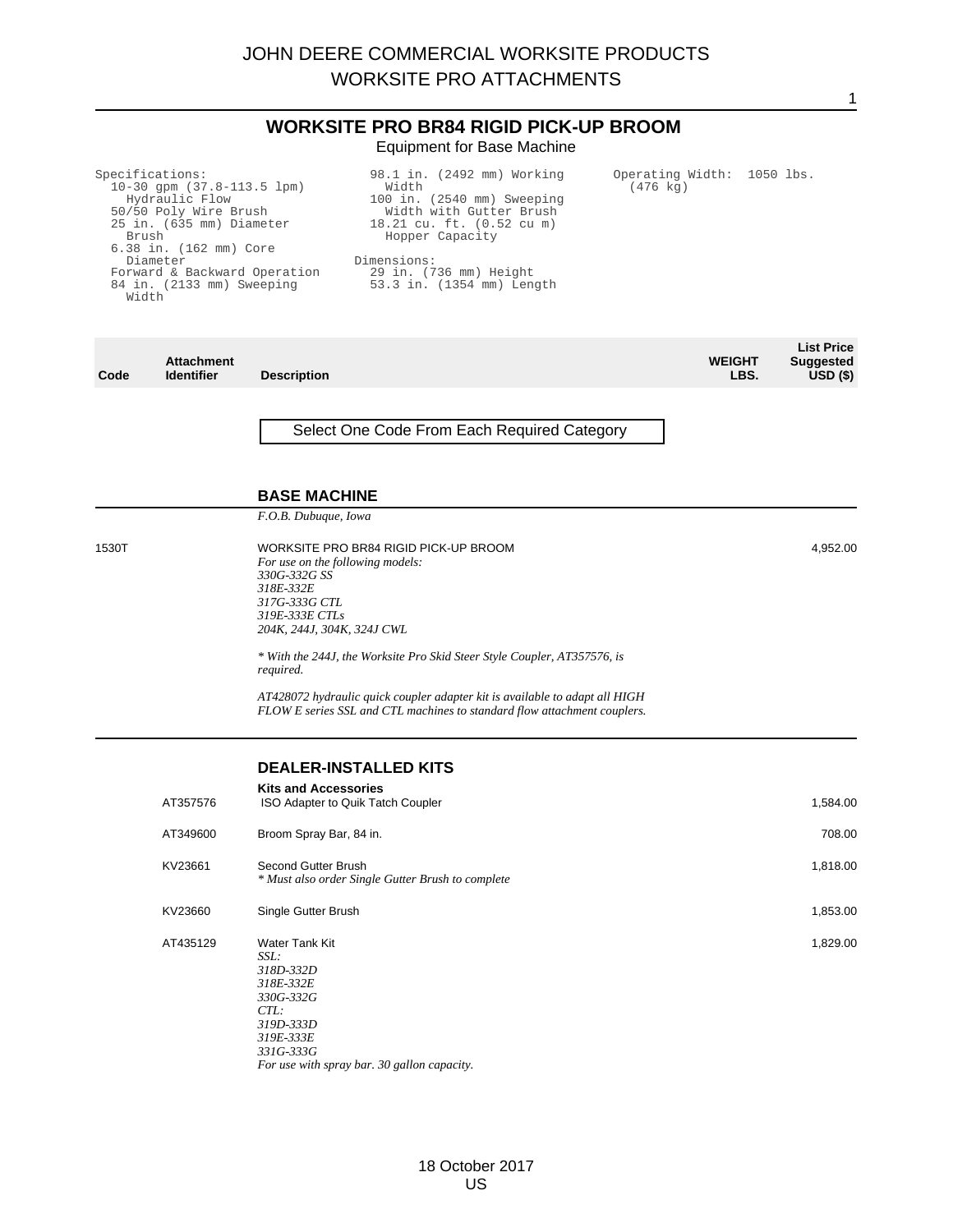# JOHN DEERE COMMERCIAL WORKSITE PRODUCTS
# WORKSITE PRO ATTACHMENTS

## WORKSITE PRO BR84 RIGID PICK-UP BROOM

Equipment for Base Machine

Specifications:
- 10-30 gpm (37.8-113.5 lpm) Hydraulic Flow
- 50/50 Poly Wire Brush
- 25 in. (635 mm) Diameter Brush
- 6.38 in. (162 mm) Core Diameter
- Forward & Backward Operation
- 84 in. (2133 mm) Sweeping Width
- 98.1 in. (2492 mm) Working Width
- 100 in. (2540 mm) Sweeping Width with Gutter Brush
- 18.21 cu. ft. (0.52 cu m) Hopper Capacity

Dimensions:
- 29 in. (736 mm) Height
- 53.3 in. (1354 mm) Length

Operating Width: 1050 lbs. (476 kg)

| Code | Attachment Identifier | Description | WEIGHT LBS. | List Price Suggested USD ($) |
|---|---|---|---|---|

Select One Code From Each Required Category

### BASE MACHINE

*F.O.B. Dubuque, Iowa*

| Code | Attachment Identifier | Description | WEIGHT LBS. | List Price Suggested USD ($) |
|---|---|---|---|---|
| 1530T | | WORKSITE PRO BR84 RIGID PICK-UP BROOM<br>*For use on the following models:*<br>*330G-332G SS*<br>*318E-332E*<br>*317G-333G CTL*<br>*319E-333E CTLs*<br>*204K, 244J, 304K, 324J CWL*<br><br>*\* With the 244J, the Worksite Pro Skid Steer Style Coupler, AT357576, is required.*<br><br>*AT428072 hydraulic quick coupler adapter kit is available to adapt all HIGH FLOW E series SSL and CTL machines to standard flow attachment couplers.* | | 4,952.00 |

### DEALER-INSTALLED KITS

**Kits and Accessories**

| Code | Attachment Identifier | Description | WEIGHT LBS. | List Price Suggested USD ($) |
|---|---|---|---|---|
| | AT357576 | ISO Adapter to Quik Tatch Coupler | | 1,584.00 |
| | AT349600 | Broom Spray Bar, 84 in. | | 708.00 |
| | KV23661 | Second Gutter Brush<br>*\* Must also order Single Gutter Brush to complete* | | 1,818.00 |
| | KV23660 | Single Gutter Brush | | 1,853.00 |
| | AT435129 | Water Tank Kit<br>*SSL:*<br>*318D-332D*<br>*318E-332E*<br>*330G-332G*<br>*CTL:*<br>*319D-333D*<br>*319E-333E*<br>*331G-333G*<br>*For use with spray bar. 30 gallon capacity.* | | 1,829.00 |

18 October 2017
US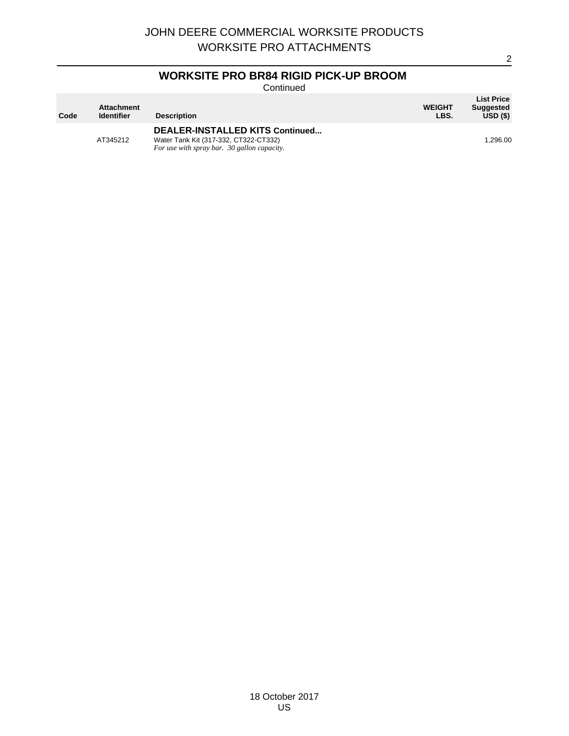## WORKSITE PRO BR84 RIGID PICK-UP BROOM

Continued

| Code | Attachment Identifier | Description | WEIGHT LBS. | List Price Suggested USD ($) |
|---|---|---|---|---|
| | | **DEALER-INSTALLED KITS Continued...** | | |
| | AT345212 | Water Tank Kit (317-332, CT322-CT332)<br>*For use with spray bar. 30 gallon capacity.* | | 1,296.00 |

18 October 2017
US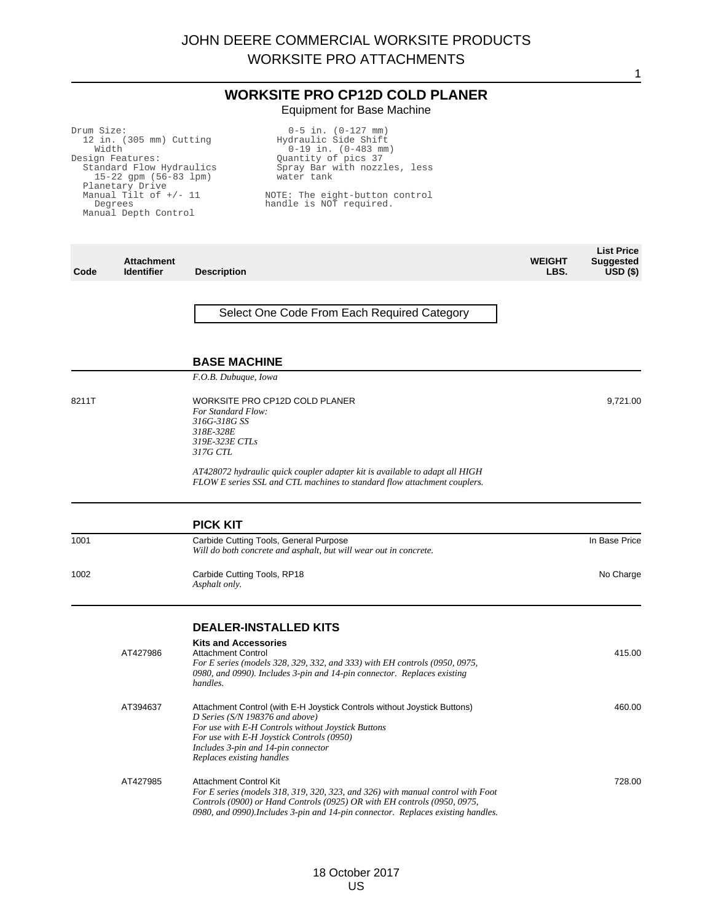# WORKSITE PRO CP12D COLD PLANER

Equipment for Base Machine

```
Drum Size:
  12 in. (305 mm) Cutting
    Width
Design Features:
  Standard Flow Hydraulics
    15-22 gpm (56-83 lpm)
  Planetary Drive
  Manual Tilt of +/- 11
    Degrees
  Manual Depth Control
    0-5 in. (0-127 mm)
  Hydraulic Side Shift
    0-19 in. (0-483 mm)
  Quantity of pics 37
  Spray Bar with nozzles, less
  water tank

NOTE: The eight-button control
handle is NOT required.
```

| Code | Attachment Identifier | Description | WEIGHT LBS. | List Price Suggested USD ($) |
|---|---|---|---|---|

**Select One Code From Each Required Category**

## BASE MACHINE

*F.O.B. Dubuque, Iowa*

| Code | Attachment Identifier | Description | WEIGHT LBS. | List Price Suggested USD ($) |
|---|---|---|---|---|
| 8211T | | WORKSITE PRO CP12D COLD PLANER<br>*For Standard Flow:*<br>*316G-318G SS*<br>*318E-328E*<br>*319E-323E CTLs*<br>*317G CTL*<br><br>*AT428072 hydraulic quick coupler adapter kit is available to adapt all HIGH FLOW E series SSL and CTL machines to standard flow attachment couplers.* | | 9,721.00 |

## PICK KIT

| Code | Attachment Identifier | Description | WEIGHT LBS. | List Price Suggested USD ($) |
|---|---|---|---|---|
| 1001 | | Carbide Cutting Tools, General Purpose<br>*Will do both concrete and asphalt, but will wear out in concrete.* | | In Base Price |
| 1002 | | Carbide Cutting Tools, RP18<br>*Asphalt only.* | | No Charge |

## DEALER-INSTALLED KITS

### Kits and Accessories

| Code | Attachment Identifier | Description | WEIGHT LBS. | List Price Suggested USD ($) |
|---|---|---|---|---|
| | AT427986 | Attachment Control<br>*For E series (models 328, 329, 332, and 333) with EH controls (0950, 0975, 0980, and 0990). Includes 3-pin and 14-pin connector. Replaces existing handles.* | | 415.00 |
| | AT394637 | Attachment Control (with E-H Joystick Controls without Joystick Buttons)<br>*D Series (S/N 198376 and above)*<br>*For use with E-H Controls without Joystick Buttons*<br>*For use with E-H Joystick Controls (0950)*<br>*Includes 3-pin and 14-pin connector*<br>*Replaces existing handles* | | 460.00 |
| | AT427985 | Attachment Control Kit<br>*For E series (models 318, 319, 320, 323, and 326) with manual control with Foot Controls (0900) or Hand Controls (0925) OR with EH controls (0950, 0975, 0980, and 0990).Includes 3-pin and 14-pin connector. Replaces existing handles.* | | 728.00 |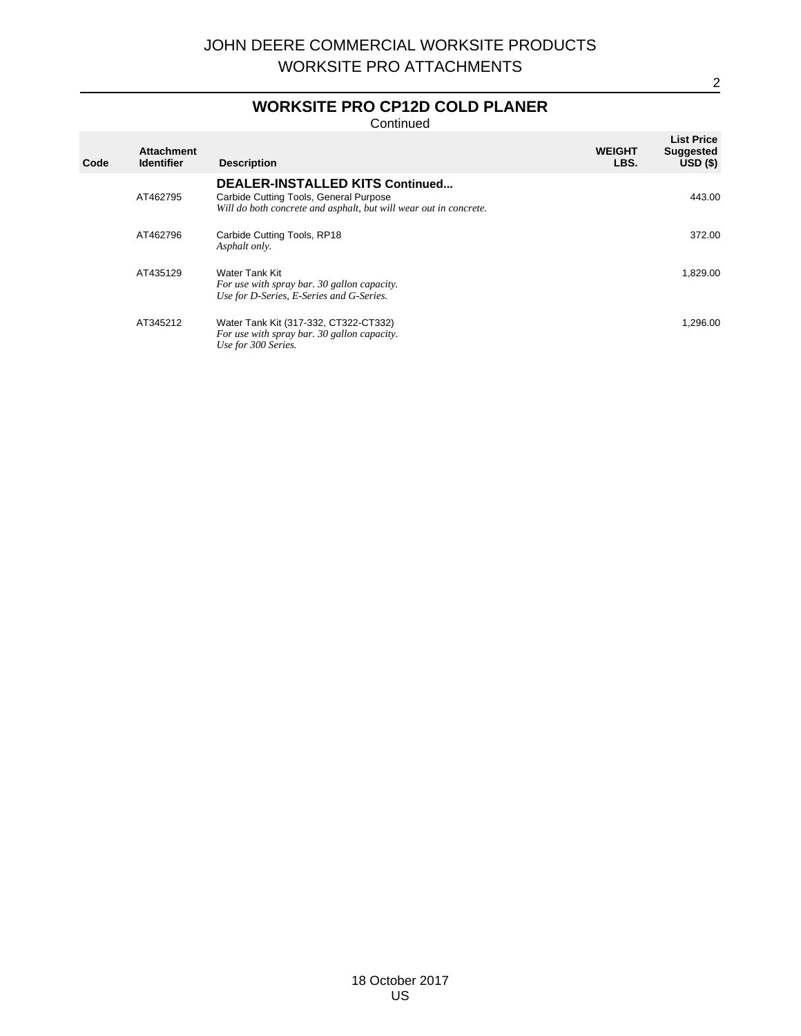## WORKSITE PRO CP12D COLD PLANER

Continued

| Code | Attachment Identifier | Description | WEIGHT LBS. | List Price Suggested USD ($) |
|---|---|---|---|---|
| | | **DEALER-INSTALLED KITS Continued...** | | |
| | AT462795 | Carbide Cutting Tools, General Purpose<br>*Will do both concrete and asphalt, but will wear out in concrete.* | | 443.00 |
| | AT462796 | Carbide Cutting Tools, RP18<br>*Asphalt only.* | | 372.00 |
| | AT435129 | Water Tank Kit<br>*For use with spray bar. 30 gallon capacity.*<br>*Use for D-Series, E-Series and G-Series.* | | 1,829.00 |
| | AT345212 | Water Tank Kit (317-332, CT322-CT332)<br>*For use with spray bar. 30 gallon capacity.*<br>*Use for 300 Series.* | | 1,296.00 |

18 October 2017
US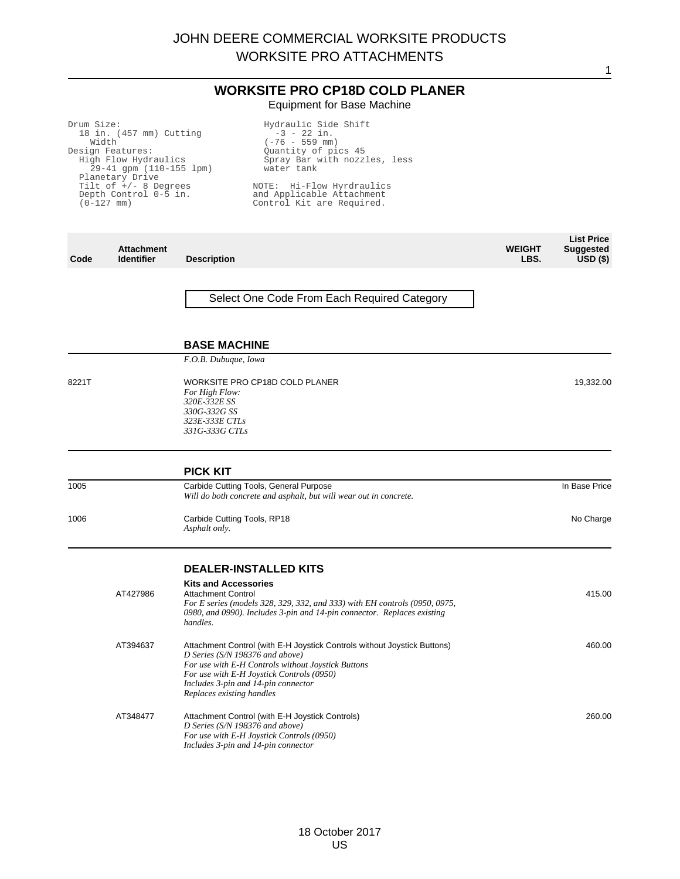# WORKSITE PRO CP18D COLD PLANER

Equipment for Base Machine

```
Drum Size:
  18 in. (457 mm) Cutting
    Width
Design Features:
  High Flow Hydraulics
    29-41 gpm (110-155 lpm)
  Planetary Drive
  Tilt of +/- 8 Degrees
  Depth Control 0-5 in.
  (0-127 mm)
  Hydraulic Side Shift
    -3 - 22 in.
  (-76 - 559 mm)
  Quantity of pics 45
  Spray Bar with nozzles, less
  water tank

NOTE:  Hi-Flow Hyrdraulics
and Applicable Attachment
Control Kit are Required.
```

| Code | Attachment Identifier | Description | WEIGHT LBS. | List Price Suggested USD ($) |
|---|---|---|---|---|

Select One Code From Each Required Category

## BASE MACHINE

*F.O.B. Dubuque, Iowa*

| Code | Attachment Identifier | Description | WEIGHT LBS. | List Price Suggested USD ($) |
|---|---|---|---|---|
| 8221T | | WORKSITE PRO CP18D COLD PLANER<br>*For High Flow:*<br>*320E-332E SS*<br>*330G-332G SS*<br>*323E-333E CTLs*<br>*331G-333G CTLs* | | 19,332.00 |

## PICK KIT

| Code | Attachment Identifier | Description | WEIGHT LBS. | List Price Suggested USD ($) |
|---|---|---|---|---|
| 1005 | | Carbide Cutting Tools, General Purpose<br>*Will do both concrete and asphalt, but will wear out in concrete.* | | In Base Price |
| 1006 | | Carbide Cutting Tools, RP18<br>*Asphalt only.* | | No Charge |

## DEALER-INSTALLED KITS

**Kits and Accessories**

| Code | Attachment Identifier | Description | WEIGHT LBS. | List Price Suggested USD ($) |
|---|---|---|---|---|
| | AT427986 | Attachment Control<br>*For E series (models 328, 329, 332, and 333) with EH controls (0950, 0975, 0980, and 0990). Includes 3-pin and 14-pin connector. Replaces existing handles.* | | 415.00 |
| | AT394637 | Attachment Control (with E-H Joystick Controls without Joystick Buttons)<br>*D Series (S/N 198376 and above)*<br>*For use with E-H Controls without Joystick Buttons*<br>*For use with E-H Joystick Controls (0950)*<br>*Includes 3-pin and 14-pin connector*<br>*Replaces existing handles* | | 460.00 |
| | AT348477 | Attachment Control (with E-H Joystick Controls)<br>*D Series (S/N 198376 and above)*<br>*For use with E-H Joystick Controls (0950)*<br>*Includes 3-pin and 14-pin connector* | | 260.00 |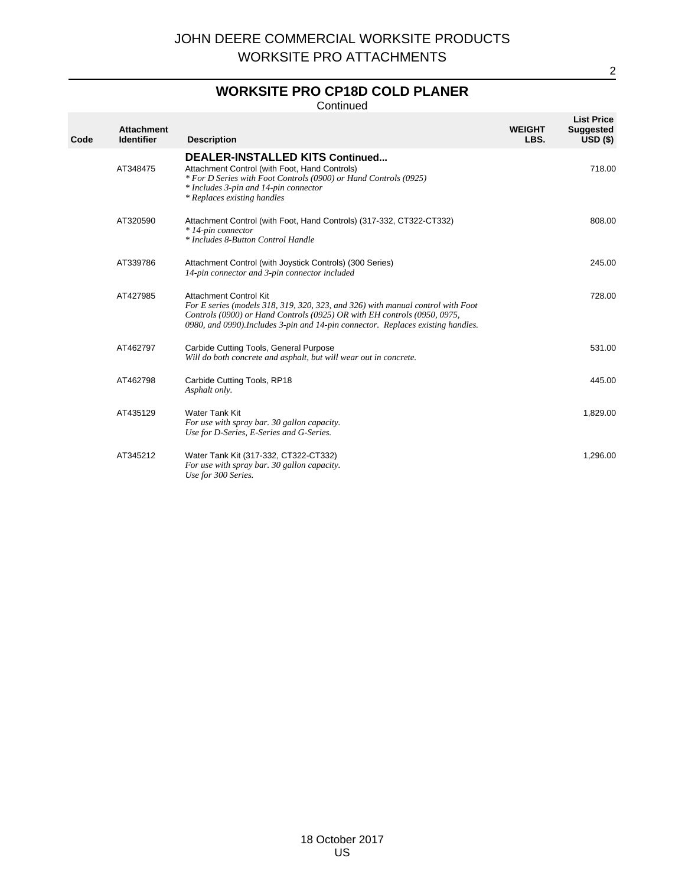# WORKSITE PRO CP18D COLD PLANER

Continued

| Code | Attachment Identifier | Description | WEIGHT LBS. | List Price Suggested USD ($) |
|---|---|---|---|---|
| | | **DEALER-INSTALLED KITS Continued...** | | |
| | AT348475 | Attachment Control (with Foot, Hand Controls)<br>*\* For D Series with Foot Controls (0900) or Hand Controls (0925)*<br>*\* Includes 3-pin and 14-pin connector*<br>*\* Replaces existing handles* | | 718.00 |
| | AT320590 | Attachment Control (with Foot, Hand Controls) (317-332, CT322-CT332)<br>*\* 14-pin connector*<br>*\* Includes 8-Button Control Handle* | | 808.00 |
| | AT339786 | Attachment Control (with Joystick Controls) (300 Series)<br>*14-pin connector and 3-pin connector included* | | 245.00 |
| | AT427985 | Attachment Control Kit<br>*For E series (models 318, 319, 320, 323, and 326) with manual control with Foot Controls (0900) or Hand Controls (0925) OR with EH controls (0950, 0975, 0980, and 0990).Includes 3-pin and 14-pin connector. Replaces existing handles.* | | 728.00 |
| | AT462797 | Carbide Cutting Tools, General Purpose<br>*Will do both concrete and asphalt, but will wear out in concrete.* | | 531.00 |
| | AT462798 | Carbide Cutting Tools, RP18<br>*Asphalt only.* | | 445.00 |
| | AT435129 | Water Tank Kit<br>*For use with spray bar. 30 gallon capacity.*<br>*Use for D-Series, E-Series and G-Series.* | | 1,829.00 |
| | AT345212 | Water Tank Kit (317-332, CT322-CT332)<br>*For use with spray bar. 30 gallon capacity.*<br>*Use for 300 Series.* | | 1,296.00 |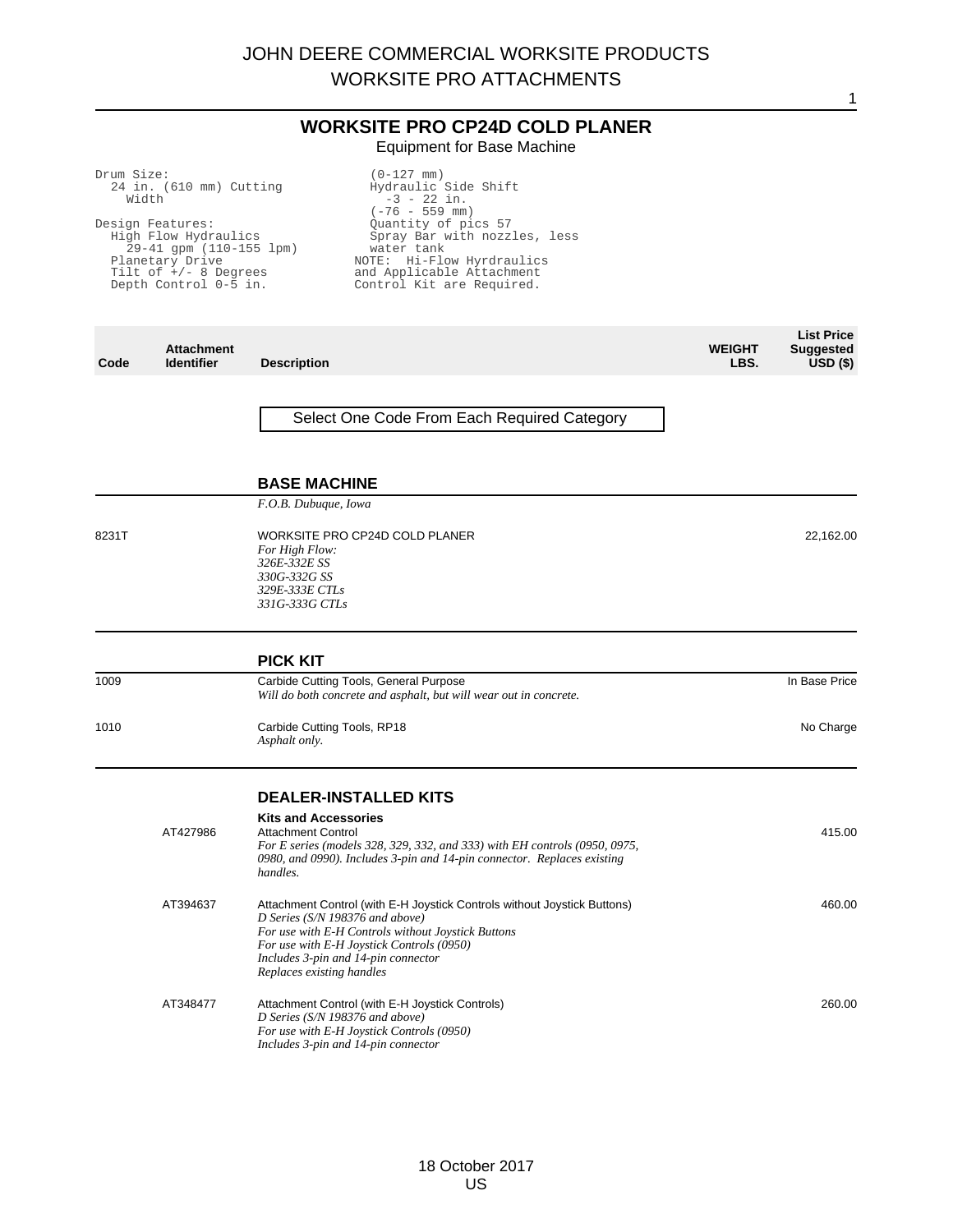## WORKSITE PRO CP24D COLD PLANER

Equipment for Base Machine

```
Drum Size:
  24 in. (610 mm) Cutting
    Width

Design Features:
  High Flow Hydraulics
    29-41 gpm (110-155 lpm)
  Planetary Drive
  Tilt of +/- 8 Degrees
  Depth Control 0-5 in.
    (0-127 mm)
  Hydraulic Side Shift
    -3 - 22 in.
    (-76 - 559 mm)
  Quantity of pics 57
  Spray Bar with nozzles, less
  water tank
NOTE:  Hi-Flow Hyrdraulics
and Applicable Attachment
Control Kit are Required.
```

| Code | Attachment Identifier | Description | WEIGHT LBS. | List Price Suggested USD ($) |
|---|---|---|---|---|

Select One Code From Each Required Category

### BASE MACHINE

*F.O.B. Dubuque, Iowa*

| Code | Attachment Identifier | Description | WEIGHT LBS. | List Price Suggested USD ($) |
|---|---|---|---|---|
| 8231T | | WORKSITE PRO CP24D COLD PLANER<br>*For High Flow:*<br>*326E-332E SS*<br>*330G-332G SS*<br>*329E-333E CTLs*<br>*331G-333G CTLs* | | 22,162.00 |

### PICK KIT

| Code | Attachment Identifier | Description | WEIGHT LBS. | List Price Suggested USD ($) |
|---|---|---|---|---|
| 1009 | | Carbide Cutting Tools, General Purpose<br>*Will do both concrete and asphalt, but will wear out in concrete.* | | In Base Price |
| 1010 | | Carbide Cutting Tools, RP18<br>*Asphalt only.* | | No Charge |

### DEALER-INSTALLED KITS

**Kits and Accessories**

| Code | Attachment Identifier | Description | WEIGHT LBS. | List Price Suggested USD ($) |
|---|---|---|---|---|
| | AT427986 | Attachment Control<br>*For E series (models 328, 329, 332, and 333) with EH controls (0950, 0975, 0980, and 0990). Includes 3-pin and 14-pin connector. Replaces existing handles.* | | 415.00 |
| | AT394637 | Attachment Control (with E-H Joystick Controls without Joystick Buttons)<br>*D Series (S/N 198376 and above)*<br>*For use with E-H Controls without Joystick Buttons*<br>*For use with E-H Joystick Controls (0950)*<br>*Includes 3-pin and 14-pin connector*<br>*Replaces existing handles* | | 460.00 |
| | AT348477 | Attachment Control (with E-H Joystick Controls)<br>*D Series (S/N 198376 and above)*<br>*For use with E-H Joystick Controls (0950)*<br>*Includes 3-pin and 14-pin connector* | | 260.00 |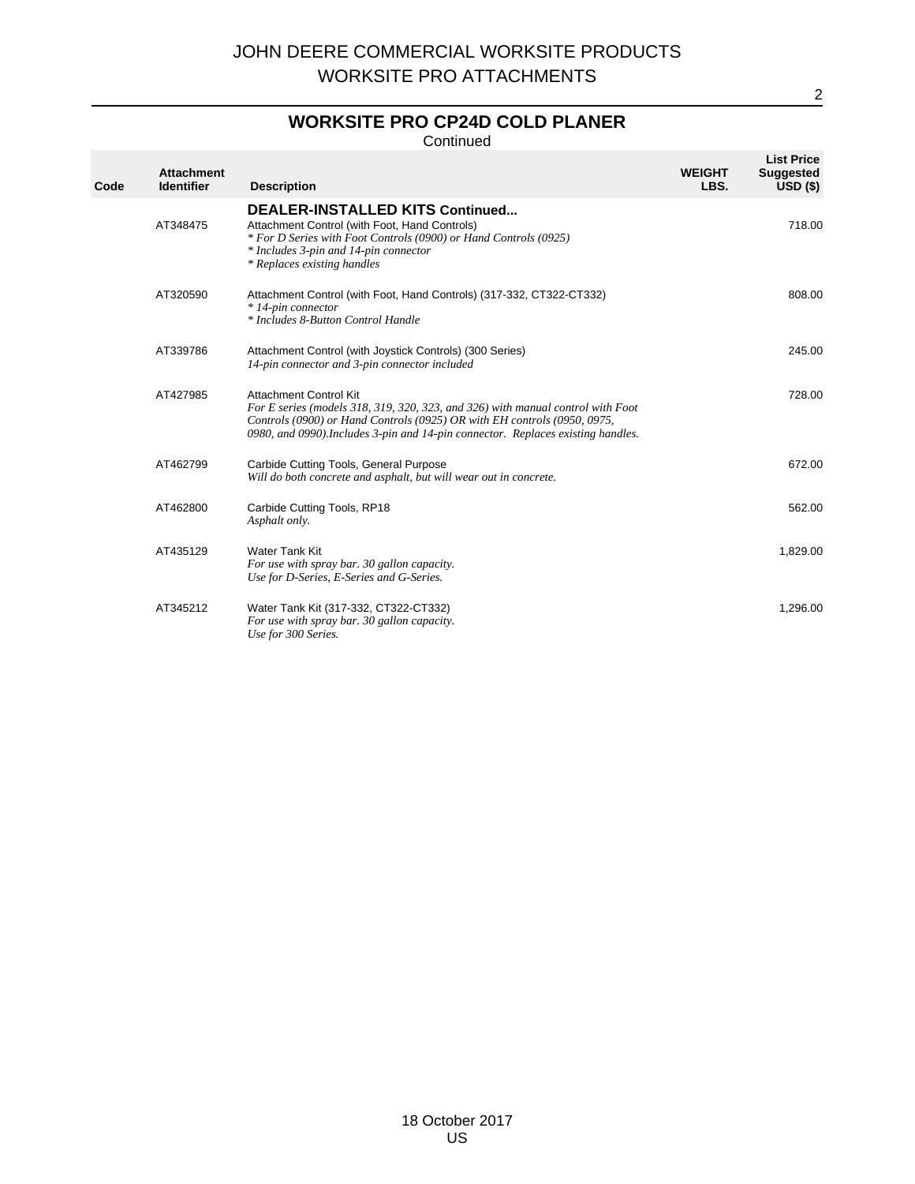## WORKSITE PRO CP24D COLD PLANER

Continued

| Code | Attachment Identifier | Description | WEIGHT LBS. | List Price Suggested USD ($) |
|---|---|---|---|---|
| | | **DEALER-INSTALLED KITS Continued...** | | |
| | AT348475 | Attachment Control (with Foot, Hand Controls)<br>*\* For D Series with Foot Controls (0900) or Hand Controls (0925)*<br>*\* Includes 3-pin and 14-pin connector*<br>*\* Replaces existing handles* | | 718.00 |
| | AT320590 | Attachment Control (with Foot, Hand Controls) (317-332, CT322-CT332)<br>*\* 14-pin connector*<br>*\* Includes 8-Button Control Handle* | | 808.00 |
| | AT339786 | Attachment Control (with Joystick Controls) (300 Series)<br>*14-pin connector and 3-pin connector included* | | 245.00 |
| | AT427985 | Attachment Control Kit<br>*For E series (models 318, 319, 320, 323, and 326) with manual control with Foot Controls (0900) or Hand Controls (0925) OR with EH controls (0950, 0975, 0980, and 0990).Includes 3-pin and 14-pin connector. Replaces existing handles.* | | 728.00 |
| | AT462799 | Carbide Cutting Tools, General Purpose<br>*Will do both concrete and asphalt, but will wear out in concrete.* | | 672.00 |
| | AT462800 | Carbide Cutting Tools, RP18<br>*Asphalt only.* | | 562.00 |
| | AT435129 | Water Tank Kit<br>*For use with spray bar. 30 gallon capacity.*<br>*Use for D-Series, E-Series and G-Series.* | | 1,829.00 |
| | AT345212 | Water Tank Kit (317-332, CT322-CT332)<br>*For use with spray bar. 30 gallon capacity.*<br>*Use for 300 Series.* | | 1,296.00 |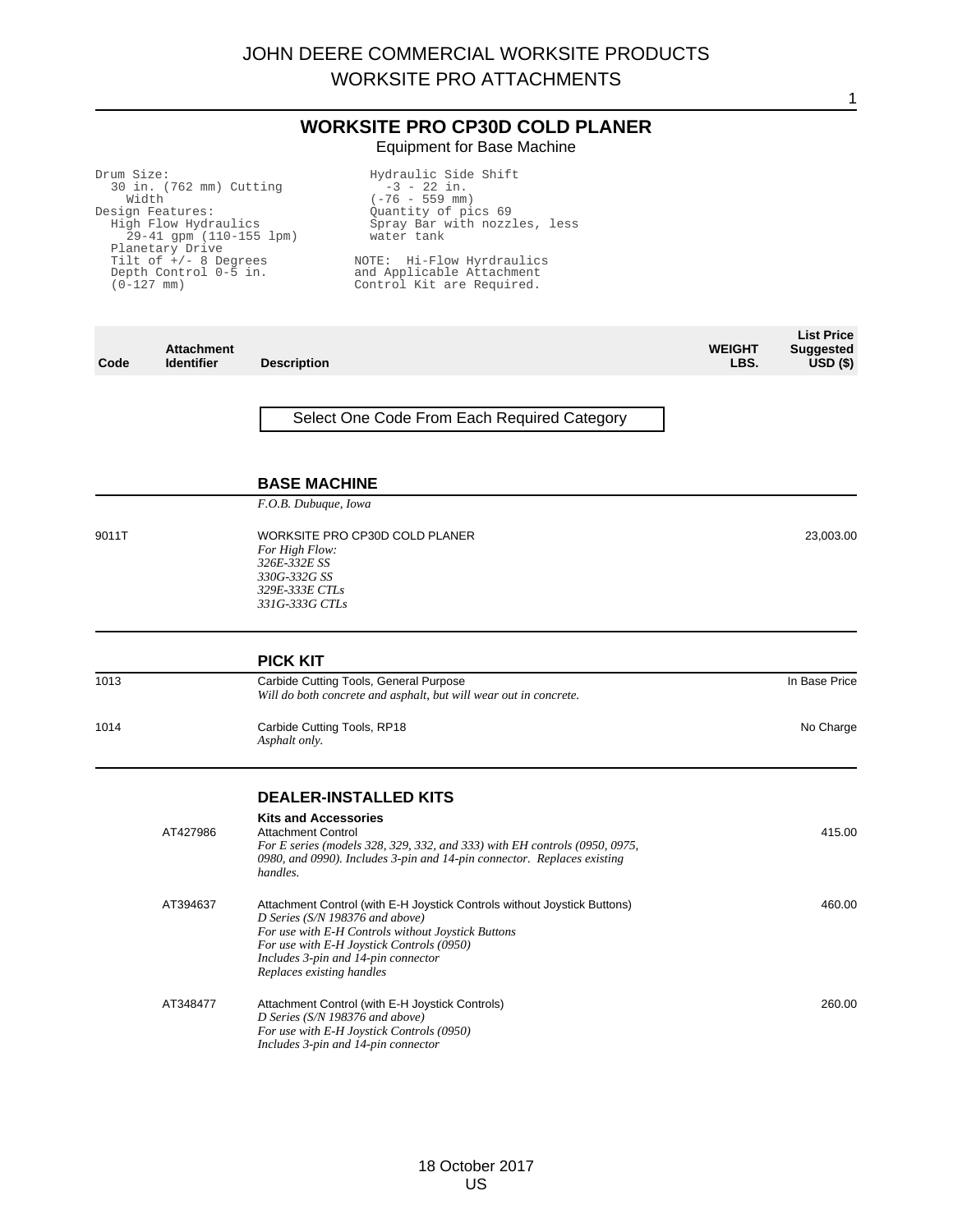## WORKSITE PRO CP30D COLD PLANER

Equipment for Base Machine

```
Drum Size:
  30 in. (762 mm) Cutting
    Width
Design Features:
  High Flow Hydraulics
    29-41 gpm (110-155 lpm)
  Planetary Drive
  Tilt of +/- 8 Degrees
  Depth Control 0-5 in.
  (0-127 mm)
```

```
  Hydraulic Side Shift
    -3 - 22 in.
  (-76 - 559 mm)
  Quantity of pics 69
  Spray Bar with nozzles, less
  water tank

NOTE:  Hi-Flow Hyrdraulics
and Applicable Attachment
Control Kit are Required.
```

| Code | Attachment Identifier | Description | WEIGHT LBS. | List Price Suggested USD ($) |
|---|---|---|---|---|
| | | Select One Code From Each Required Category | | |
| | | **BASE MACHINE** | | |
| | | *F.O.B. Dubuque, Iowa* | | |
| 9011T | | WORKSITE PRO CP30D COLD PLANER<br>*For High Flow:*<br>*326E-332E SS*<br>*330G-332G SS*<br>*329E-333E CTLs*<br>*331G-333G CTLs* | | 23,003.00 |
| | | **PICK KIT** | | |
| 1013 | | Carbide Cutting Tools, General Purpose<br>*Will do both concrete and asphalt, but will wear out in concrete.* | | In Base Price |
| 1014 | | Carbide Cutting Tools, RP18<br>*Asphalt only.* | | No Charge |
| | | **DEALER-INSTALLED KITS** | | |
| | | **Kits and Accessories** | | |
| | AT427986 | Attachment Control<br>*For E series (models 328, 329, 332, and 333) with EH controls (0950, 0975, 0980, and 0990). Includes 3-pin and 14-pin connector. Replaces existing handles.* | | 415.00 |
| | AT394637 | Attachment Control (with E-H Joystick Controls without Joystick Buttons)<br>*D Series (S/N 198376 and above)*<br>*For use with E-H Controls without Joystick Buttons*<br>*For use with E-H Joystick Controls (0950)*<br>*Includes 3-pin and 14-pin connector*<br>*Replaces existing handles* | | 460.00 |
| | AT348477 | Attachment Control (with E-H Joystick Controls)<br>*D Series (S/N 198376 and above)*<br>*For use with E-H Joystick Controls (0950)*<br>*Includes 3-pin and 14-pin connector* | | 260.00 |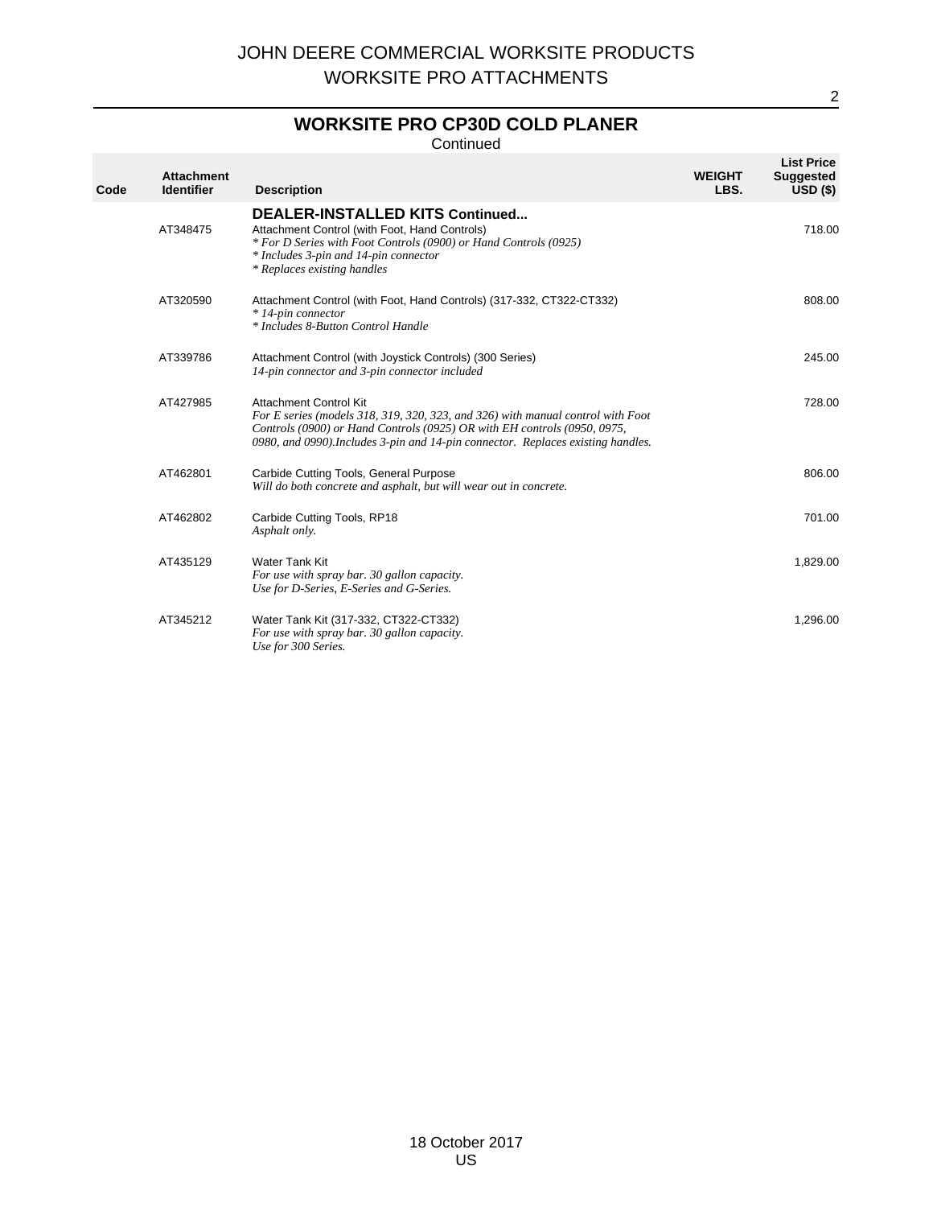# JOHN DEERE COMMERCIAL WORKSITE PRODUCTS
# WORKSITE PRO ATTACHMENTS

## WORKSITE PRO CP30D COLD PLANER

Continued

| Code | Attachment Identifier | Description | WEIGHT LBS. | List Price Suggested USD ($) |
|---|---|---|---|---|
| | | **DEALER-INSTALLED KITS Continued...** | | |
| | AT348475 | Attachment Control (with Foot, Hand Controls)<br>*\* For D Series with Foot Controls (0900) or Hand Controls (0925)*<br>*\* Includes 3-pin and 14-pin connector*<br>*\* Replaces existing handles* | | 718.00 |
| | AT320590 | Attachment Control (with Foot, Hand Controls) (317-332, CT322-CT332)<br>*\* 14-pin connector*<br>*\* Includes 8-Button Control Handle* | | 808.00 |
| | AT339786 | Attachment Control (with Joystick Controls) (300 Series)<br>*14-pin connector and 3-pin connector included* | | 245.00 |
| | AT427985 | Attachment Control Kit<br>*For E series (models 318, 319, 320, 323, and 326) with manual control with Foot Controls (0900) or Hand Controls (0925) OR with EH controls (0950, 0975, 0980, and 0990).Includes 3-pin and 14-pin connector. Replaces existing handles.* | | 728.00 |
| | AT462801 | Carbide Cutting Tools, General Purpose<br>*Will do both concrete and asphalt, but will wear out in concrete.* | | 806.00 |
| | AT462802 | Carbide Cutting Tools, RP18<br>*Asphalt only.* | | 701.00 |
| | AT435129 | Water Tank Kit<br>*For use with spray bar. 30 gallon capacity.*<br>*Use for D-Series, E-Series and G-Series.* | | 1,829.00 |
| | AT345212 | Water Tank Kit (317-332, CT322-CT332)<br>*For use with spray bar. 30 gallon capacity.*<br>*Use for 300 Series.* | | 1,296.00 |

18 October 2017
US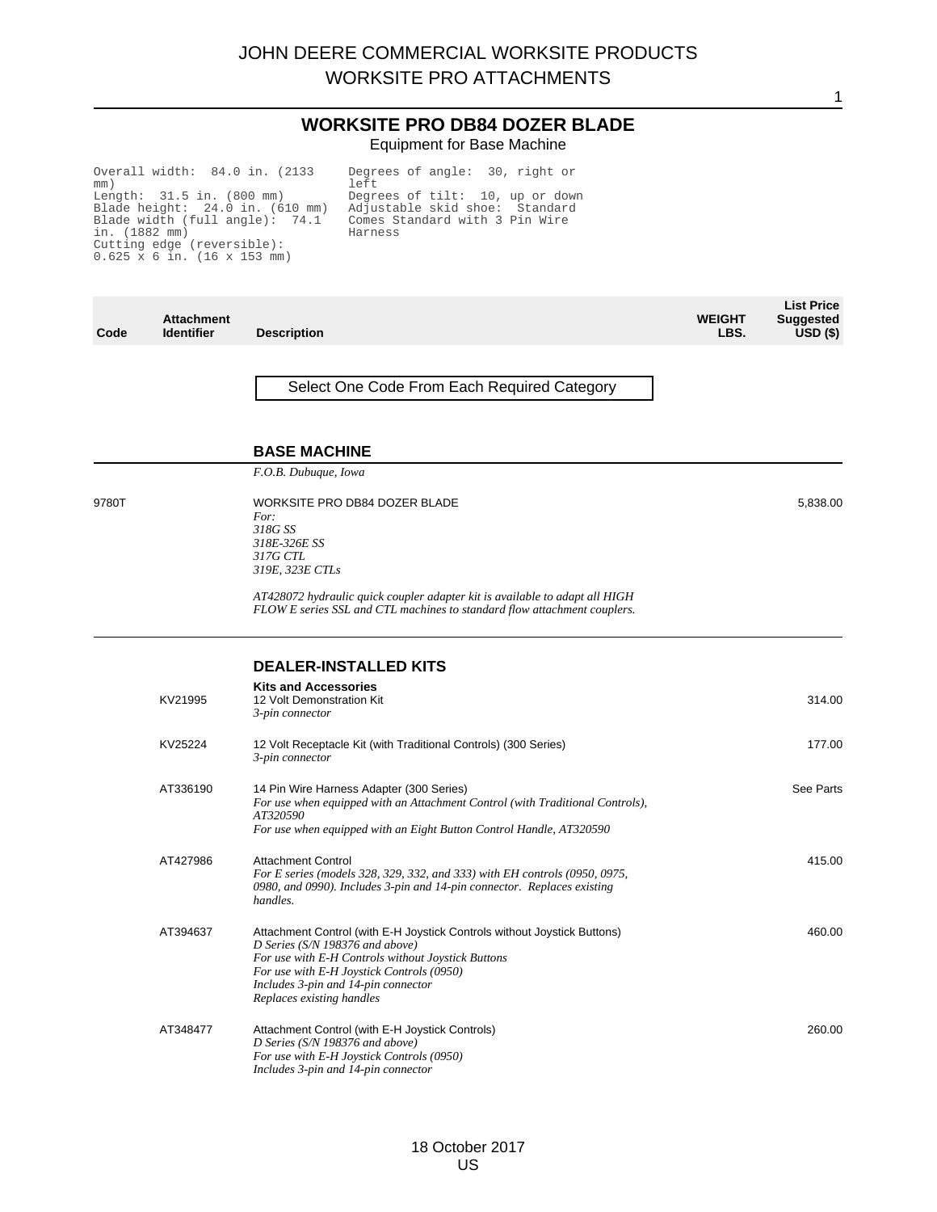# JOHN DEERE COMMERCIAL WORKSITE PRODUCTS
## WORKSITE PRO ATTACHMENTS

## WORKSITE PRO DB84 DOZER BLADE
Equipment for Base Machine

```
Overall width:  84.0 in. (2133 mm)
Length:  31.5 in. (800 mm)
Blade height:  24.0 in. (610 mm)
Blade width (full angle):  74.1 in. (1882 mm)
Cutting edge (reversible): 0.625 x 6 in. (16 x 153 mm)
Degrees of angle:  30, right or left
Degrees of tilt:  10, up or down
Adjustable skid shoe:  Standard
Comes Standard with 3 Pin Wire Harness
```

| Code | Attachment Identifier | Description | WEIGHT LBS. | List Price Suggested USD ($) |
|---|---|---|---|---|
| | | Select One Code From Each Required Category | | |
| | | **BASE MACHINE** | | |
| | | *F.O.B. Dubuque, Iowa* | | |
| 9780T | | WORKSITE PRO DB84 DOZER BLADE<br>*For:*<br>*318G SS*<br>*318E-326E SS*<br>*317G CTL*<br>*319E, 323E CTLs*<br><br>*AT428072 hydraulic quick coupler adapter kit is available to adapt all HIGH FLOW E series SSL and CTL machines to standard flow attachment couplers.* | | 5,838.00 |
| | | **DEALER-INSTALLED KITS** | | |
| | | **Kits and Accessories** | | |
| | KV21995 | 12 Volt Demonstration Kit<br>*3-pin connector* | | 314.00 |
| | KV25224 | 12 Volt Receptacle Kit (with Traditional Controls) (300 Series)<br>*3-pin connector* | | 177.00 |
| | AT336190 | 14 Pin Wire Harness Adapter (300 Series)<br>*For use when equipped with an Attachment Control (with Traditional Controls), AT320590*<br>*For use when equipped with an Eight Button Control Handle, AT320590* | | See Parts |
| | AT427986 | Attachment Control<br>*For E series (models 328, 329, 332, and 333) with EH controls (0950, 0975, 0980, and 0990). Includes 3-pin and 14-pin connector. Replaces existing handles.* | | 415.00 |
| | AT394637 | Attachment Control (with E-H Joystick Controls without Joystick Buttons)<br>*D Series (S/N 198376 and above)*<br>*For use with E-H Controls without Joystick Buttons*<br>*For use with E-H Joystick Controls (0950)*<br>*Includes 3-pin and 14-pin connector*<br>*Replaces existing handles* | | 460.00 |
| | AT348477 | Attachment Control (with E-H Joystick Controls)<br>*D Series (S/N 198376 and above)*<br>*For use with E-H Joystick Controls (0950)*<br>*Includes 3-pin and 14-pin connector* | | 260.00 |

18 October 2017
US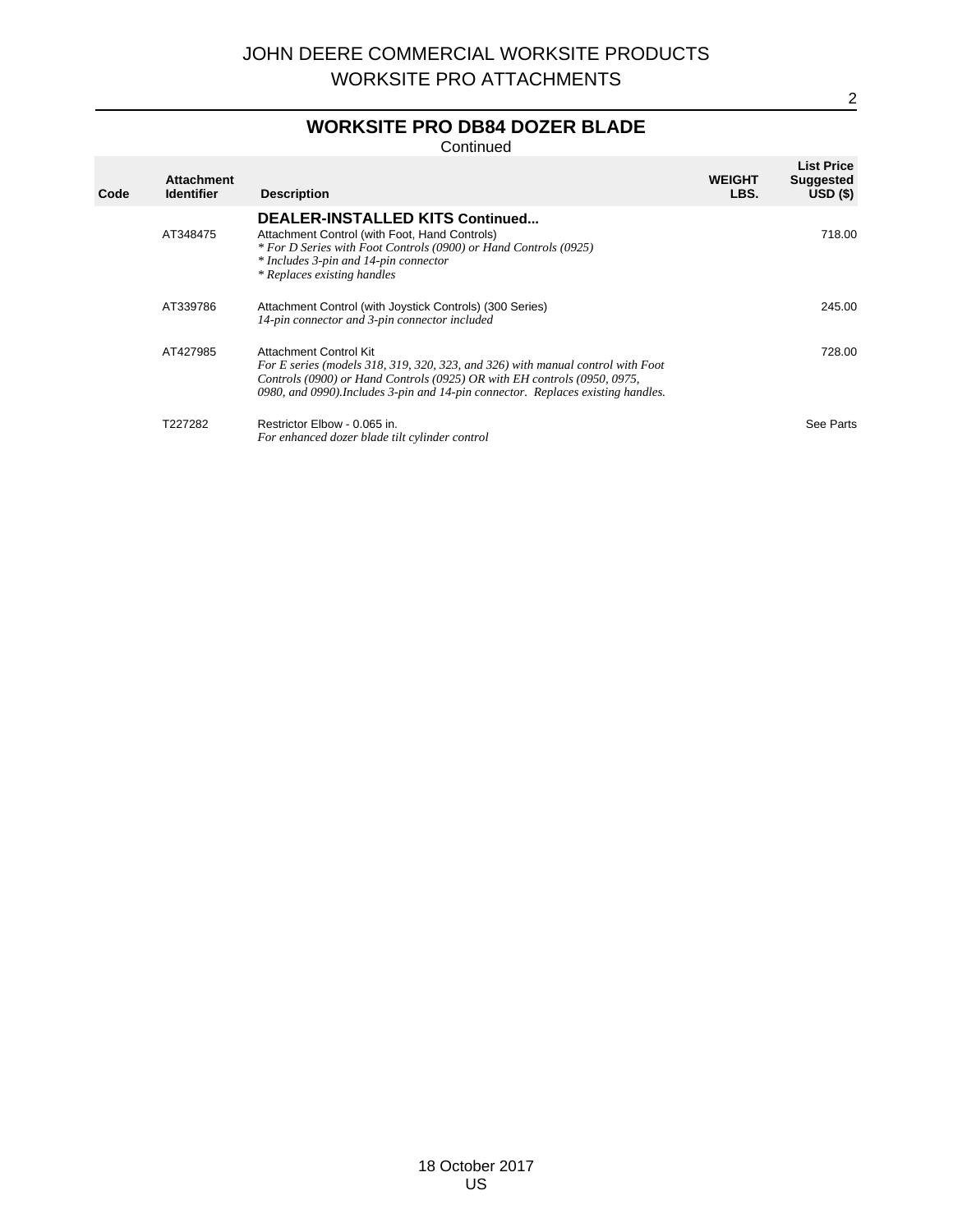## WORKSITE PRO DB84 DOZER BLADE

Continued

| Code | Attachment Identifier | Description | WEIGHT LBS. | List Price Suggested USD ($) |
|---|---|---|---|---|
| | | **DEALER-INSTALLED KITS Continued...** | | |
| | AT348475 | Attachment Control (with Foot, Hand Controls)<br>*\* For D Series with Foot Controls (0900) or Hand Controls (0925)*<br>*\* Includes 3-pin and 14-pin connector*<br>*\* Replaces existing handles* | | 718.00 |
| | AT339786 | Attachment Control (with Joystick Controls) (300 Series)<br>*14-pin connector and 3-pin connector included* | | 245.00 |
| | AT427985 | Attachment Control Kit<br>*For E series (models 318, 319, 320, 323, and 326) with manual control with Foot Controls (0900) or Hand Controls (0925) OR with EH controls (0950, 0975, 0980, and 0990).Includes 3-pin and 14-pin connector. Replaces existing handles.* | | 728.00 |
| | T227282 | Restrictor Elbow - 0.065 in.<br>*For enhanced dozer blade tilt cylinder control* | | See Parts |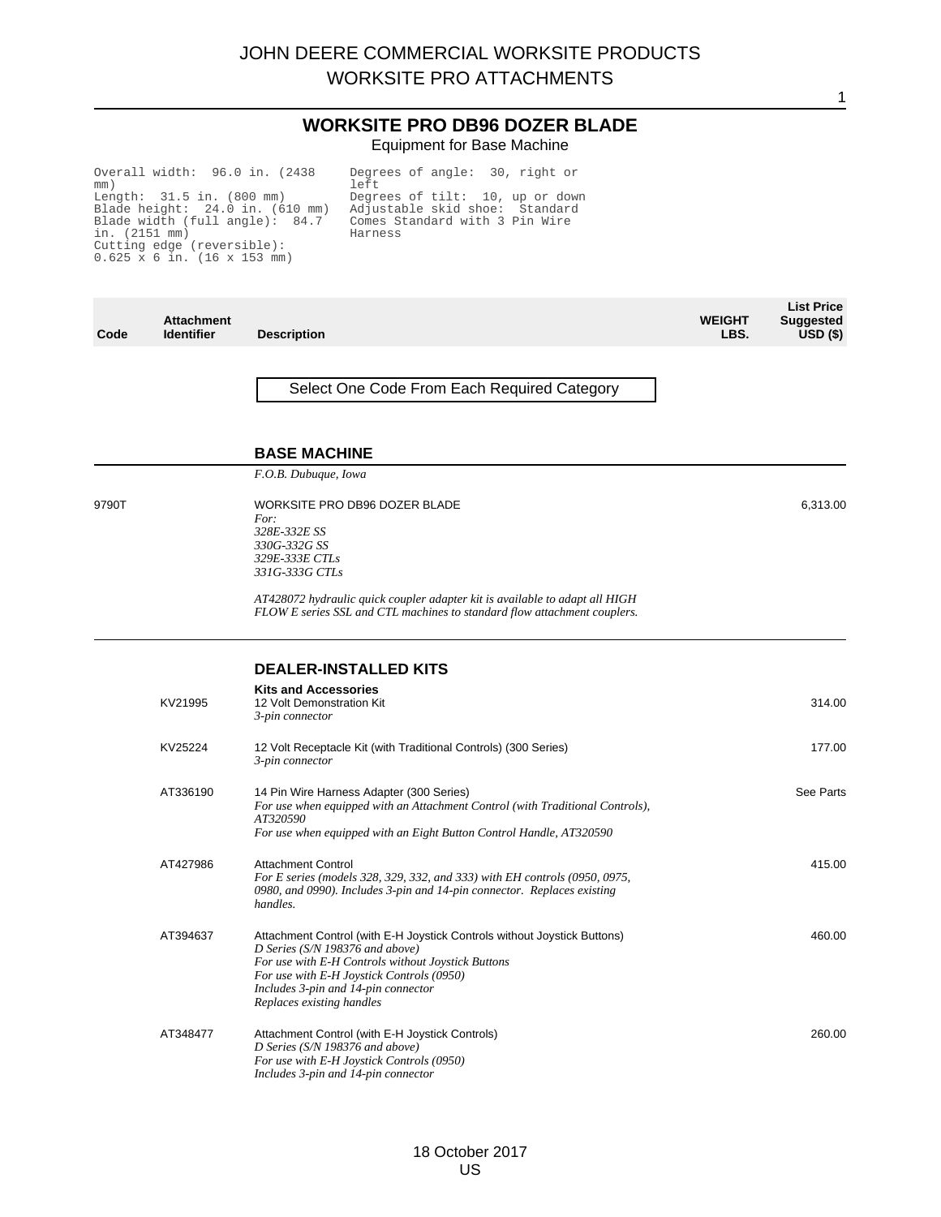# JOHN DEERE COMMERCIAL WORKSITE PRODUCTS
# WORKSITE PRO ATTACHMENTS

## WORKSITE PRO DB96 DOZER BLADE

Equipment for Base Machine

```
Overall width:  96.0 in. (2438 mm)
Length:  31.5 in. (800 mm)
Blade height:  24.0 in. (610 mm)
Blade width (full angle):  84.7 in. (2151 mm)
Cutting edge (reversible):  0.625 x 6 in. (16 x 153 mm)
Degrees of angle:  30, right or left
Degrees of tilt:  10, up or down
Adjustable skid shoe:  Standard
Comes Standard with 3 Pin Wire Harness
```

| Code | Attachment Identifier | Description | WEIGHT LBS. | List Price Suggested USD ($) |
|---|---|---|---|---|
| | | **Select One Code From Each Required Category** | | |
| | | **BASE MACHINE** | | |
| | | *F.O.B. Dubuque, Iowa* | | |
| 9790T | | WORKSITE PRO DB96 DOZER BLADE<br>*For:*<br>*328E-332E SS*<br>*330G-332G SS*<br>*329E-333E CTLs*<br>*331G-333G CTLs*<br><br>*AT428072 hydraulic quick coupler adapter kit is available to adapt all HIGH FLOW E series SSL and CTL machines to standard flow attachment couplers.* | | 6,313.00 |
| | | **DEALER-INSTALLED KITS** | | |
| | | **Kits and Accessories** | | |
| | KV21995 | 12 Volt Demonstration Kit<br>*3-pin connector* | | 314.00 |
| | KV25224 | 12 Volt Receptacle Kit (with Traditional Controls) (300 Series)<br>*3-pin connector* | | 177.00 |
| | AT336190 | 14 Pin Wire Harness Adapter (300 Series)<br>*For use when equipped with an Attachment Control (with Traditional Controls), AT320590*<br>*For use when equipped with an Eight Button Control Handle, AT320590* | | See Parts |
| | AT427986 | Attachment Control<br>*For E series (models 328, 329, 332, and 333) with EH controls (0950, 0975, 0980, and 0990). Includes 3-pin and 14-pin connector. Replaces existing handles.* | | 415.00 |
| | AT394637 | Attachment Control (with E-H Joystick Controls without Joystick Buttons)<br>*D Series (S/N 198376 and above)*<br>*For use with E-H Controls without Joystick Buttons*<br>*For use with E-H Joystick Controls (0950)*<br>*Includes 3-pin and 14-pin connector*<br>*Replaces existing handles* | | 460.00 |
| | AT348477 | Attachment Control (with E-H Joystick Controls)<br>*D Series (S/N 198376 and above)*<br>*For use with E-H Joystick Controls (0950)*<br>*Includes 3-pin and 14-pin connector* | | 260.00 |

18 October 2017
US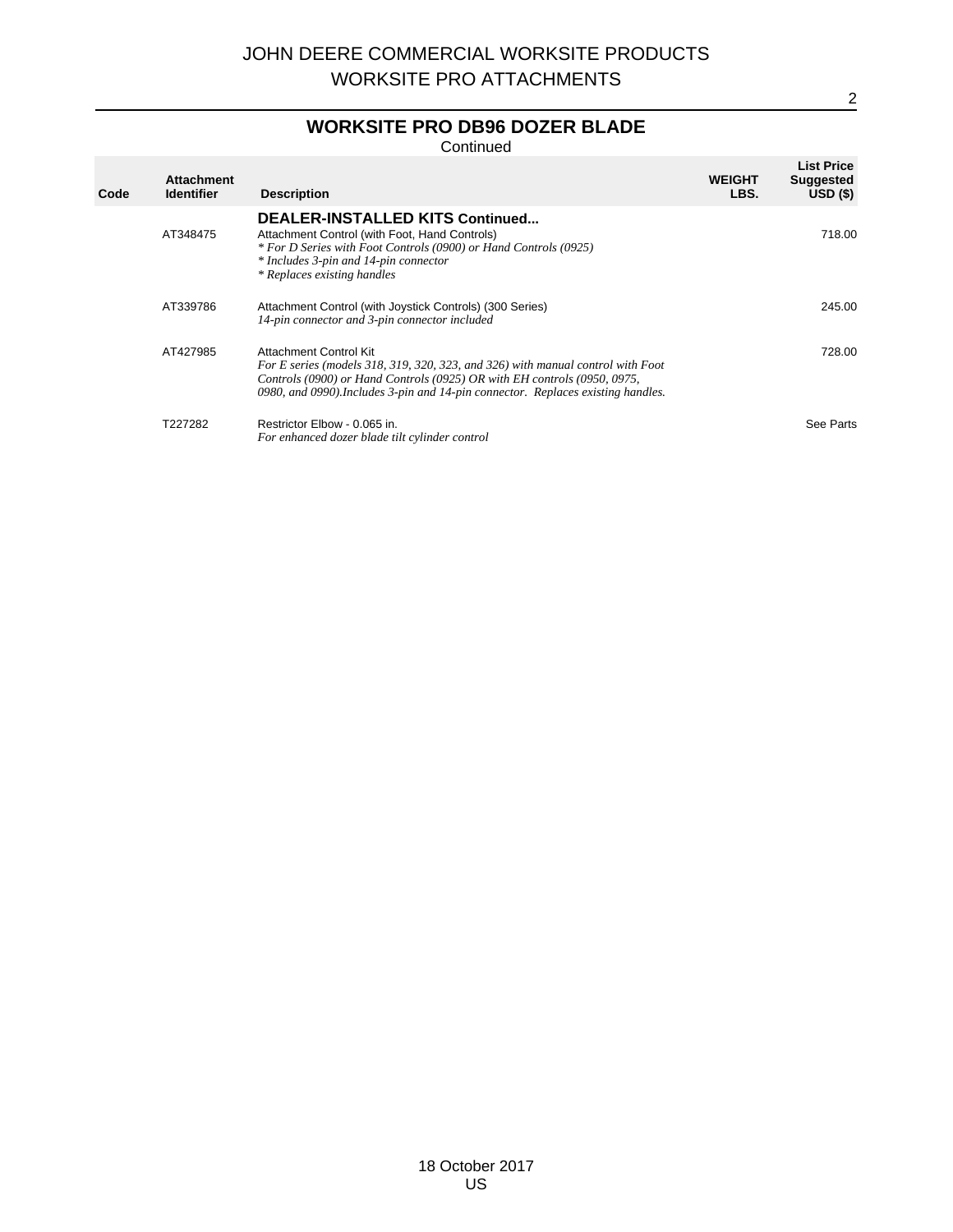## WORKSITE PRO DB96 DOZER BLADE

Continued

| Code | Attachment Identifier | Description | WEIGHT LBS. | List Price Suggested USD ($) |
|---|---|---|---|---|
| | | **DEALER-INSTALLED KITS Continued...** | | |
| | AT348475 | Attachment Control (with Foot, Hand Controls)<br>*\* For D Series with Foot Controls (0900) or Hand Controls (0925)*<br>*\* Includes 3-pin and 14-pin connector*<br>*\* Replaces existing handles* | | 718.00 |
| | AT339786 | Attachment Control (with Joystick Controls) (300 Series)<br>*14-pin connector and 3-pin connector included* | | 245.00 |
| | AT427985 | Attachment Control Kit<br>*For E series (models 318, 319, 320, 323, and 326) with manual control with Foot Controls (0900) or Hand Controls (0925) OR with EH controls (0950, 0975, 0980, and 0990).Includes 3-pin and 14-pin connector. Replaces existing handles.* | | 728.00 |
| | T227282 | Restrictor Elbow - 0.065 in.<br>*For enhanced dozer blade tilt cylinder control* | | See Parts |

18 October 2017
US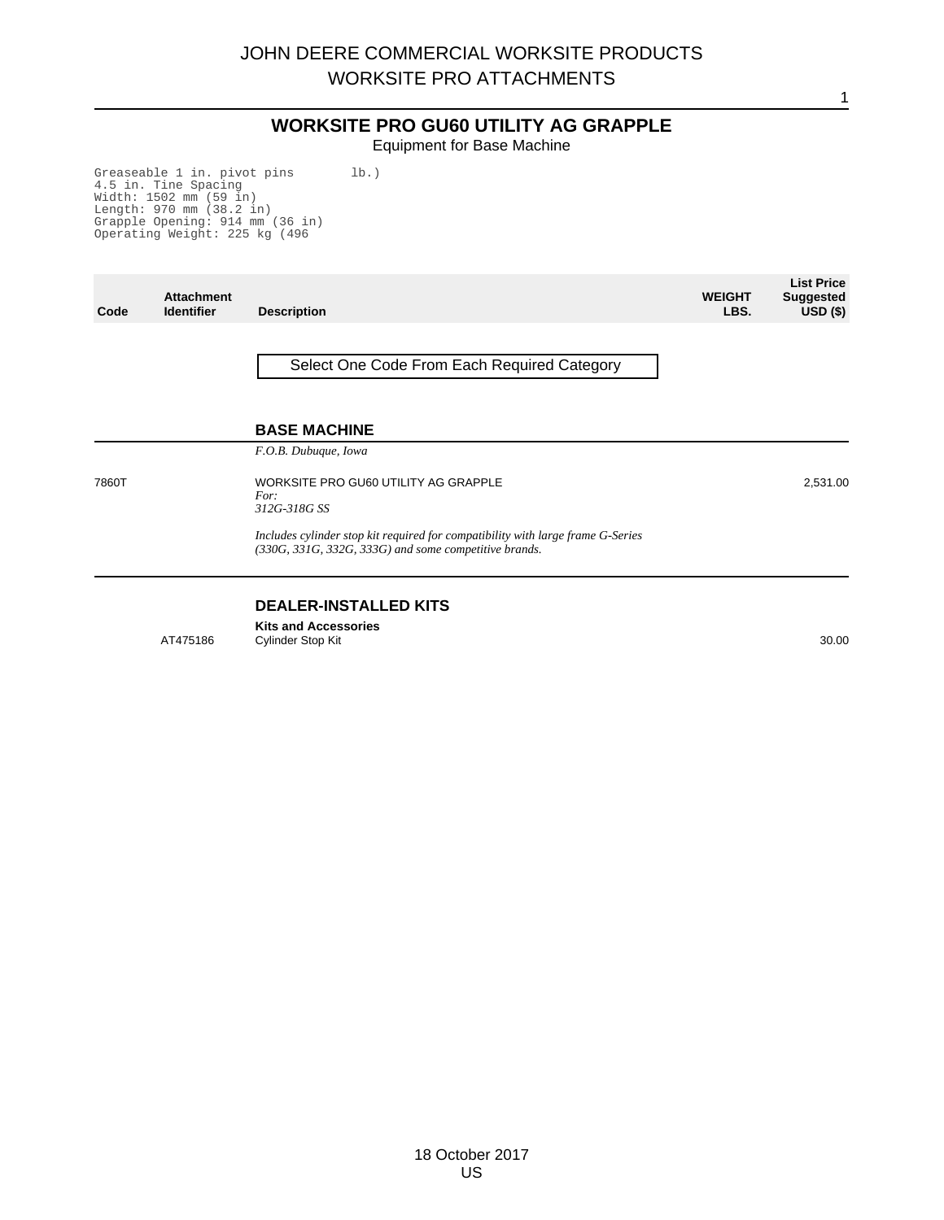# WORKSITE PRO GU60 UTILITY AG GRAPPLE

Equipment for Base Machine

```
Greaseable 1 in. pivot pins
4.5 in. Tine Spacing
Width: 1502 mm (59 in)
Length: 970 mm (38.2 in)
Grapple Opening: 914 mm (36 in)
Operating Weight: 225 kg (496 lb.)
```

| Code | Attachment Identifier | Description | WEIGHT LBS. | List Price Suggested USD ($) |
|---|---|---|---|---|

**Select One Code From Each Required Category**

## BASE MACHINE

*F.O.B. Dubuque, Iowa*

| Code | Attachment Identifier | Description | WEIGHT LBS. | List Price Suggested USD ($) |
|---|---|---|---|---|
| 7860T | | WORKSITE PRO GU60 UTILITY AG GRAPPLE<br>*For:*<br>*312G-318G SS*<br><br>*Includes cylinder stop kit required for compatibility with large frame G-Series (330G, 331G, 332G, 333G) and some competitive brands.* | | 2,531.00 |

## DEALER-INSTALLED KITS

**Kits and Accessories**

| Code | Attachment Identifier | Description | WEIGHT LBS. | List Price Suggested USD ($) |
|---|---|---|---|---|
| | AT475186 | Cylinder Stop Kit | | 30.00 |

18 October 2017
US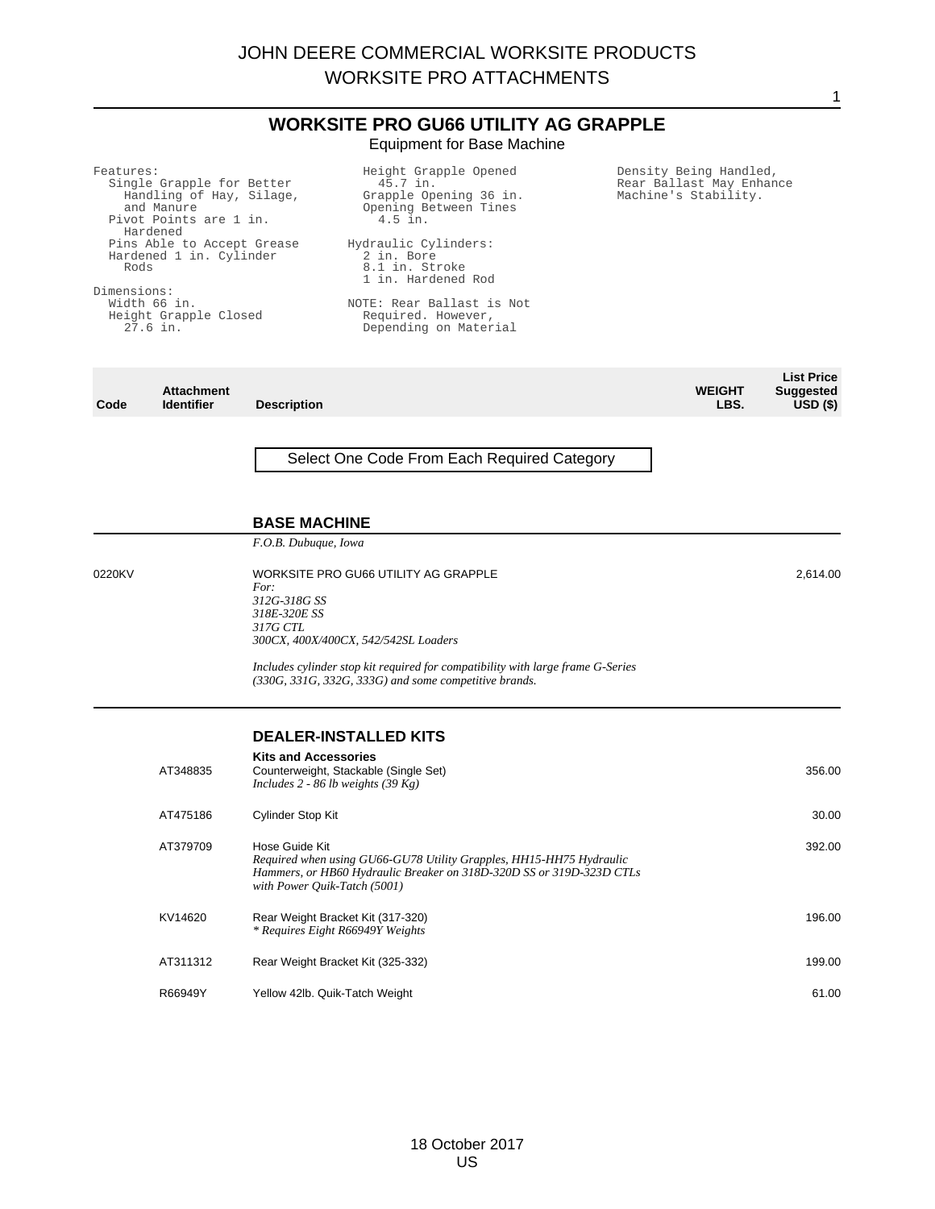# JOHN DEERE COMMERCIAL WORKSITE PRODUCTS
# WORKSITE PRO ATTACHMENTS

## WORKSITE PRO GU66 UTILITY AG GRAPPLE

Equipment for Base Machine

Features:
- Single Grapple for Better Handling of Hay, Silage, and Manure
- Pivot Points are 1 in. Hardened
- Pins Able to Accept Grease
- Hardened 1 in. Cylinder Rods

Dimensions:
- Width 66 in.
- Height Grapple Closed 27.6 in.
- Height Grapple Opened 45.7 in.
- Grapple Opening 36 in.
- Opening Between Tines 4.5 in.

Hydraulic Cylinders:
- 2 in. Bore
- 8.1 in. Stroke
- 1 in. Hardened Rod

NOTE: Rear Ballast is Not Required. However, Depending on Material Density Being Handled, Rear Ballast May Enhance Machine's Stability.

| Code | Attachment Identifier | Description | WEIGHT LBS. | List Price Suggested USD ($) |
|---|---|---|---|---|
| | | Select One Code From Each Required Category | | |
| | | **BASE MACHINE** | | |
| | | *F.O.B. Dubuque, Iowa* | | |
| 0220KV | | WORKSITE PRO GU66 UTILITY AG GRAPPLE<br>*For:*<br>*312G-318G SS*<br>*318E-320E SS*<br>*317G CTL*<br>*300CX, 400X/400CX, 542/542SL Loaders*<br><br>*Includes cylinder stop kit required for compatibility with large frame G-Series (330G, 331G, 332G, 333G) and some competitive brands.* | | 2,614.00 |
| | | **DEALER-INSTALLED KITS** | | |
| | | **Kits and Accessories** | | |
| | AT348835 | Counterweight, Stackable (Single Set)<br>*Includes 2 - 86 lb weights (39 Kg)* | | 356.00 |
| | AT475186 | Cylinder Stop Kit | | 30.00 |
| | AT379709 | Hose Guide Kit<br>*Required when using GU66-GU78 Utility Grapples, HH15-HH75 Hydraulic Hammers, or HB60 Hydraulic Breaker on 318D-320D SS or 319D-323D CTLs with Power Quik-Tatch (5001)* | | 392.00 |
| | KV14620 | Rear Weight Bracket Kit (317-320)<br>*\* Requires Eight R66949Y Weights* | | 196.00 |
| | AT311312 | Rear Weight Bracket Kit (325-332) | | 199.00 |
| | R66949Y | Yellow 42lb. Quik-Tatch Weight | | 61.00 |

18 October 2017
US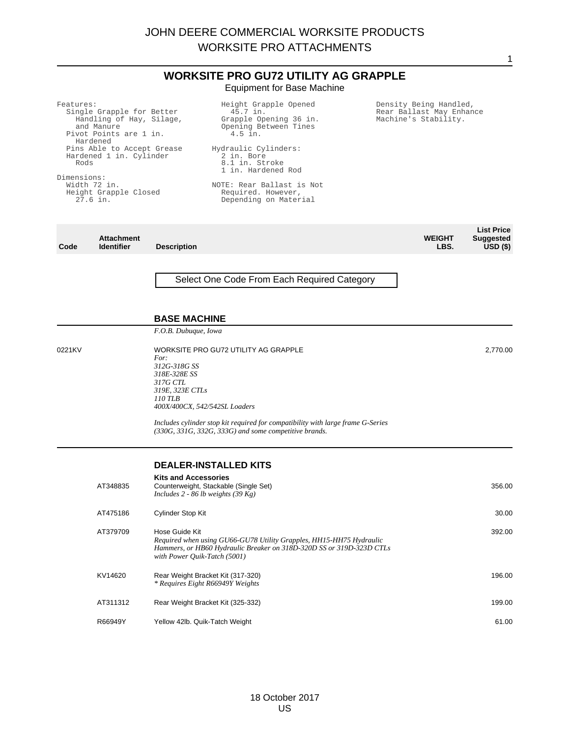# WORKSITE PRO GU72 UTILITY AG GRAPPLE

Equipment for Base Machine

Features:
- Single Grapple for Better Handling of Hay, Silage, and Manure
- Pivot Points are 1 in. Hardened
- Pins Able to Accept Grease
- Hardened 1 in. Cylinder Rods

Dimensions:
- Width 72 in.
- Height Grapple Closed 27.6 in.
- Height Grapple Opened 45.7 in.
- Grapple Opening 36 in.
- Opening Between Tines 4.5 in.

Hydraulic Cylinders:
- 2 in. Bore
- 8.1 in. Stroke
- 1 in. Hardened Rod

NOTE: Rear Ballast is Not Required. However, Depending on Material Density Being Handled, Rear Ballast May Enhance Machine's Stability.

| Code | Attachment Identifier | Description | WEIGHT LBS. | List Price Suggested USD ($) |
|---|---|---|---|---|
| | | Select One Code From Each Required Category | | |
| | | **BASE MACHINE** | | |
| | | *F.O.B. Dubuque, Iowa* | | |
| 0221KV | | WORKSITE PRO GU72 UTILITY AG GRAPPLE<br>*For:*<br>*312G-318G SS*<br>*318E-328E SS*<br>*317G CTL*<br>*319E, 323E CTLs*<br>*110 TLB*<br>*400X/400CX, 542/542SL Loaders*<br><br>*Includes cylinder stop kit required for compatibility with large frame G-Series (330G, 331G, 332G, 333G) and some competitive brands.* | | 2,770.00 |
| | | **DEALER-INSTALLED KITS** | | |
| | | **Kits and Accessories** | | |
| | AT348835 | Counterweight, Stackable (Single Set)<br>*Includes 2 - 86 lb weights (39 Kg)* | | 356.00 |
| | AT475186 | Cylinder Stop Kit | | 30.00 |
| | AT379709 | Hose Guide Kit<br>*Required when using GU66-GU78 Utility Grapples, HH15-HH75 Hydraulic Hammers, or HB60 Hydraulic Breaker on 318D-320D SS or 319D-323D CTLs with Power Quik-Tatch (5001)* | | 392.00 |
| | KV14620 | Rear Weight Bracket Kit (317-320)<br>*\* Requires Eight R66949Y Weights* | | 196.00 |
| | AT311312 | Rear Weight Bracket Kit (325-332) | | 199.00 |
| | R66949Y | Yellow 42lb. Quik-Tatch Weight | | 61.00 |

18 October 2017
US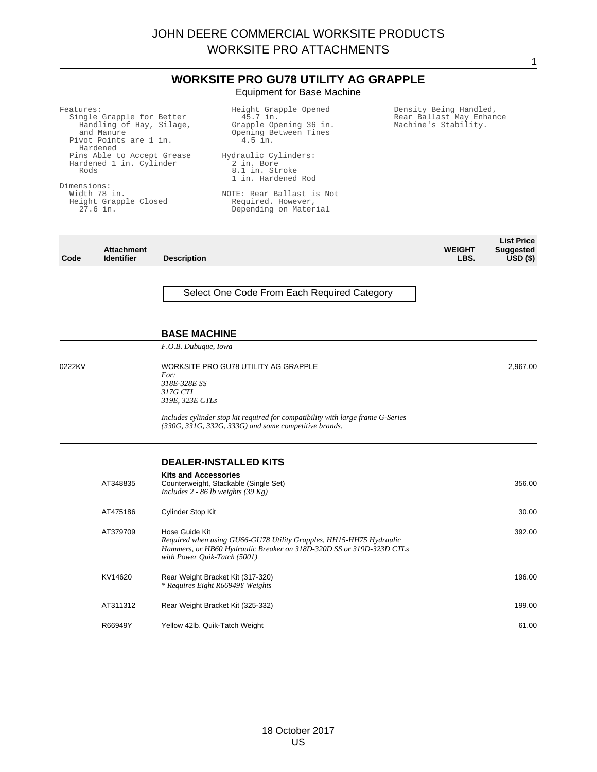# WORKSITE PRO GU78 UTILITY AG GRAPPLE

Equipment for Base Machine

Features:
- Single Grapple for Better Handling of Hay, Silage, and Manure
- Pivot Points are 1 in. Hardened
- Pins Able to Accept Grease
- Hardened 1 in. Cylinder Rods

Dimensions:
- Width 78 in.
- Height Grapple Closed 27.6 in.
- Height Grapple Opened 45.7 in.
- Grapple Opening 36 in.
- Opening Between Tines 4.5 in.

Hydraulic Cylinders:
- 2 in. Bore
- 8.1 in. Stroke
- 1 in. Hardened Rod

NOTE: Rear Ballast is Not Required. However, Depending on Material Density Being Handled, Rear Ballast May Enhance Machine's Stability.

| Code | Attachment Identifier | Description | WEIGHT LBS. | List Price Suggested USD ($) |
|---|---|---|---|---|
| | | Select One Code From Each Required Category | | |
| | | **BASE MACHINE** | | |
| | | *F.O.B. Dubuque, Iowa* | | |
| 0222KV | | WORKSITE PRO GU78 UTILITY AG GRAPPLE<br>*For:*<br>*318E-328E SS*<br>*317G CTL*<br>*319E, 323E CTLs*<br><br>*Includes cylinder stop kit required for compatibility with large frame G-Series (330G, 331G, 332G, 333G) and some competitive brands.* | | 2,967.00 |
| | | **DEALER-INSTALLED KITS** | | |
| | | **Kits and Accessories** | | |
| | AT348835 | Counterweight, Stackable (Single Set)<br>*Includes 2 - 86 lb weights (39 Kg)* | | 356.00 |
| | AT475186 | Cylinder Stop Kit | | 30.00 |
| | AT379709 | Hose Guide Kit<br>*Required when using GU66-GU78 Utility Grapples, HH15-HH75 Hydraulic Hammers, or HB60 Hydraulic Breaker on 318D-320D SS or 319D-323D CTLs with Power Quik-Tatch (5001)* | | 392.00 |
| | KV14620 | Rear Weight Bracket Kit (317-320)<br>*\* Requires Eight R66949Y Weights* | | 196.00 |
| | AT311312 | Rear Weight Bracket Kit (325-332) | | 199.00 |
| | R66949Y | Yellow 42lb. Quik-Tatch Weight | | 61.00 |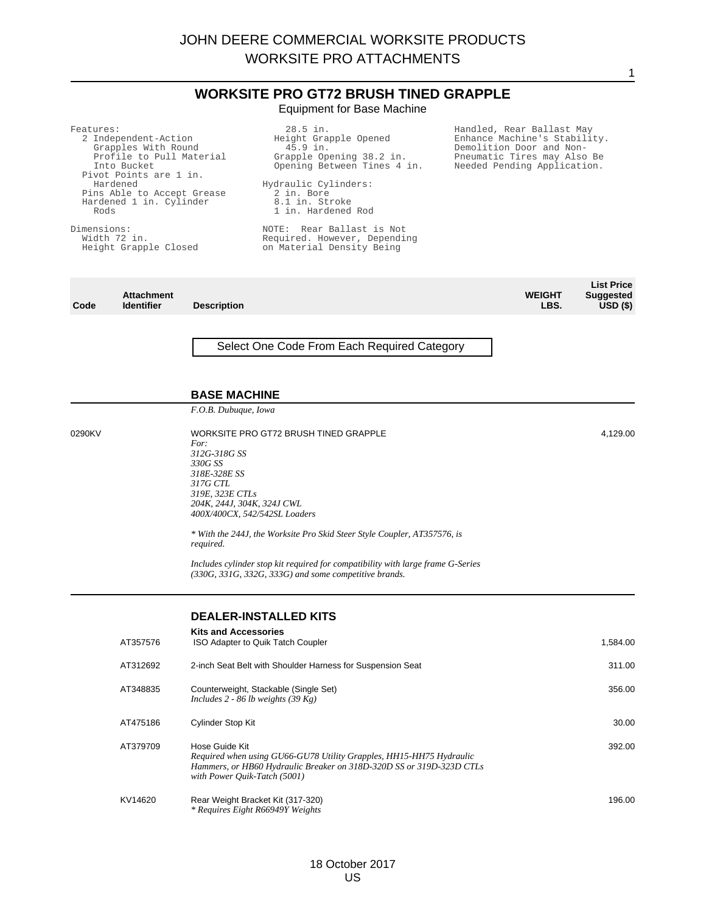# WORKSITE PRO GT72 BRUSH TINED GRAPPLE

Equipment for Base Machine

```
Features:
  2 Independent-Action
    Grapples With Round
    Profile to Pull Material
    Into Bucket
  Pivot Points are 1 in.
    Hardened
  Pins Able to Accept Grease
  Hardened 1 in. Cylinder
    Rods

Dimensions:
  Width 72 in.
  Height Grapple Closed
    28.5 in.
  Height Grapple Opened
    45.9 in.
  Grapple Opening 38.2 in.
  Opening Between Tines 4 in.

Hydraulic Cylinders:
  2 in. Bore
  8.1 in. Stroke
  1 in. Hardened Rod

NOTE: Rear Ballast is Not
Required. However, Depending
on Material Density Being
Handled, Rear Ballast May
Enhance Machine's Stability.
Demolition Door and Non-
Pneumatic Tires may Also Be
Needed Pending Application.
```

| Code | Attachment Identifier | Description | WEIGHT LBS. | List Price Suggested USD ($) |
|---|---|---|---|---|

Select One Code From Each Required Category

## BASE MACHINE

*F.O.B. Dubuque, Iowa*

| Code | Attachment Identifier | Description | WEIGHT LBS. | List Price Suggested USD ($) |
|---|---|---|---|---|
| 0290KV | | WORKSITE PRO GT72 BRUSH TINED GRAPPLE<br>*For:*<br>*312G-318G SS*<br>*330G SS*<br>*318E-328E SS*<br>*317G CTL*<br>*319E, 323E CTLs*<br>*204K, 244J, 304K, 324J CWL*<br>*400X/400CX, 542/542SL Loaders*<br><br>** With the 244J, the Worksite Pro Skid Steer Style Coupler, AT357576, is required.*<br><br>*Includes cylinder stop kit required for compatibility with large frame G-Series (330G, 331G, 332G, 333G) and some competitive brands.* | | 4,129.00 |

## DEALER-INSTALLED KITS

**Kits and Accessories**

| Code | Attachment Identifier | Description | WEIGHT LBS. | List Price Suggested USD ($) |
|---|---|---|---|---|
| | AT357576 | ISO Adapter to Quik Tatch Coupler | | 1,584.00 |
| | AT312692 | 2-inch Seat Belt with Shoulder Harness for Suspension Seat | | 311.00 |
| | AT348835 | Counterweight, Stackable (Single Set)<br>*Includes 2 - 86 lb weights (39 Kg)* | | 356.00 |
| | AT475186 | Cylinder Stop Kit | | 30.00 |
| | AT379709 | Hose Guide Kit<br>*Required when using GU66-GU78 Utility Grapples, HH15-HH75 Hydraulic Hammers, or HB60 Hydraulic Breaker on 318D-320D SS or 319D-323D CTLs with Power Quik-Tatch (5001)* | | 392.00 |
| | KV14620 | Rear Weight Bracket Kit (317-320)<br>** Requires Eight R66949Y Weights* | | 196.00 |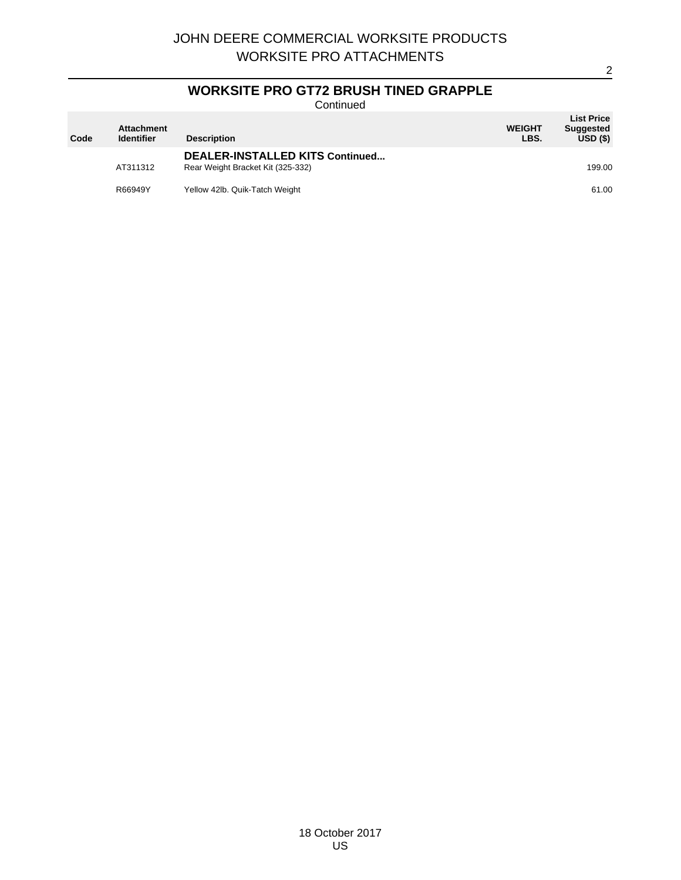## WORKSITE PRO GT72 BRUSH TINED GRAPPLE

Continued

| Code | Attachment Identifier | Description | WEIGHT LBS. | List Price Suggested USD ($) |
|---|---|---|---|---|
| | | **DEALER-INSTALLED KITS Continued...** | | |
| | AT311312 | Rear Weight Bracket Kit (325-332) | | 199.00 |
| | R66949Y | Yellow 42lb. Quik-Tatch Weight | | 61.00 |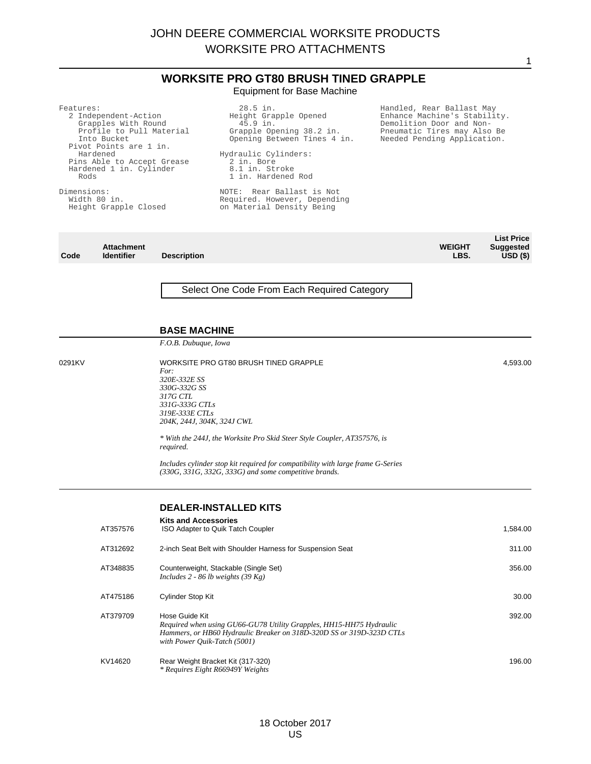## WORKSITE PRO GT80 BRUSH TINED GRAPPLE

Equipment for Base Machine

Features:
- 2 Independent-Action Grapples With Round Profile to Pull Material Into Bucket
- Pivot Points are 1 in. Hardened
- Pins Able to Accept Grease
- Hardened 1 in. Cylinder Rods

Dimensions:
- Width 80 in.
- Height Grapple Closed 28.5 in.
- Height Grapple Opened 45.9 in.
- Grapple Opening 38.2 in.
- Opening Between Tines 4 in.

Hydraulic Cylinders:
- 2 in. Bore
- 8.1 in. Stroke
- 1 in. Hardened Rod

NOTE: Rear Ballast is Not Required. However, Depending on Material Density Being Handled, Rear Ballast May Enhance Machine's Stability. Demolition Door and Non-Pneumatic Tires may Also Be Needed Pending Application.

| Code | Attachment Identifier | Description | WEIGHT LBS. | List Price Suggested USD ($) |
|---|---|---|---|---|

Select One Code From Each Required Category

### BASE MACHINE

*F.O.B. Dubuque, Iowa*

| Code | Attachment Identifier | Description | WEIGHT LBS. | List Price Suggested USD ($) |
|---|---|---|---|---|
| 0291KV | | WORKSITE PRO GT80 BRUSH TINED GRAPPLE<br>*For:*<br>*320E-332E SS*<br>*330G-332G SS*<br>*317G CTL*<br>*331G-333G CTLs*<br>*319E-333E CTLs*<br>*204K, 244J, 304K, 324J CWL*<br><br>*\* With the 244J, the Worksite Pro Skid Steer Style Coupler, AT357576, is required.*<br><br>*Includes cylinder stop kit required for compatibility with large frame G-Series (330G, 331G, 332G, 333G) and some competitive brands.* | | 4,593.00 |

### DEALER-INSTALLED KITS

**Kits and Accessories**

| Code | Attachment Identifier | Description | WEIGHT LBS. | List Price Suggested USD ($) |
|---|---|---|---|---|
| | AT357576 | ISO Adapter to Quik Tatch Coupler | | 1,584.00 |
| | AT312692 | 2-inch Seat Belt with Shoulder Harness for Suspension Seat | | 311.00 |
| | AT348835 | Counterweight, Stackable (Single Set)<br>*Includes 2 - 86 lb weights (39 Kg)* | | 356.00 |
| | AT475186 | Cylinder Stop Kit | | 30.00 |
| | AT379709 | Hose Guide Kit<br>*Required when using GU66-GU78 Utility Grapples, HH15-HH75 Hydraulic Hammers, or HB60 Hydraulic Breaker on 318D-320D SS or 319D-323D CTLs with Power Quik-Tatch (5001)* | | 392.00 |
| | KV14620 | Rear Weight Bracket Kit (317-320)<br>*\* Requires Eight R66949Y Weights* | | 196.00 |

18 October 2017
US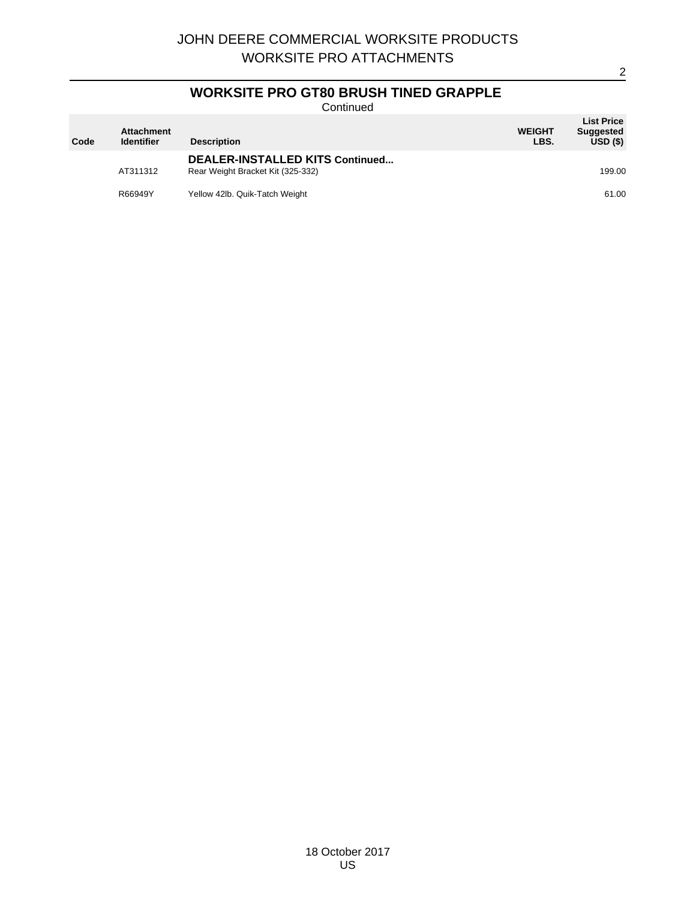## WORKSITE PRO GT80 BRUSH TINED GRAPPLE

Continued

| Code | Attachment Identifier | Description | WEIGHT LBS. | List Price Suggested USD ($) |
|---|---|---|---|---|
| | | **DEALER-INSTALLED KITS Continued...** | | |
| | AT311312 | Rear Weight Bracket Kit (325-332) | | 199.00 |
| | R66949Y | Yellow 42lb. Quik-Tatch Weight | | 61.00 |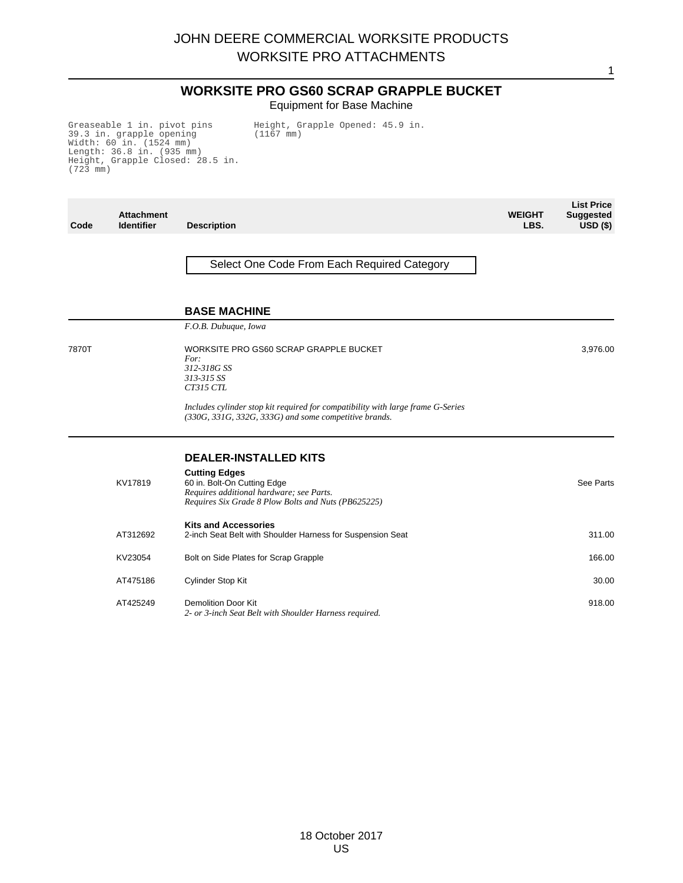# JOHN DEERE COMMERCIAL WORKSITE PRODUCTS
# WORKSITE PRO ATTACHMENTS

## WORKSITE PRO GS60 SCRAP GRAPPLE BUCKET

Equipment for Base Machine

```
Greaseable 1 in. pivot pins
39.3 in. grapple opening
Width: 60 in. (1524 mm)
Length: 36.8 in. (935 mm)
Height, Grapple Closed: 28.5 in.
(723 mm)
Height, Grapple Opened: 45.9 in.
(1167 mm)
```

| Code | Attachment Identifier | Description | WEIGHT LBS. | List Price Suggested USD ($) |
|---|---|---|---|---|
| | | Select One Code From Each Required Category | | |
| | | **BASE MACHINE** | | |
| | | *F.O.B. Dubuque, Iowa* | | |
| 7870T | | WORKSITE PRO GS60 SCRAP GRAPPLE BUCKET<br>*For:*<br>*312-318G SS*<br>*313-315 SS*<br>*CT315 CTL*<br><br>*Includes cylinder stop kit required for compatibility with large frame G-Series (330G, 331G, 332G, 333G) and some competitive brands.* | | 3,976.00 |
| | | **DEALER-INSTALLED KITS** | | |
| | | **Cutting Edges** | | |
| | KV17819 | 60 in. Bolt-On Cutting Edge<br>*Requires additional hardware; see Parts.*<br>*Requires Six Grade 8 Plow Bolts and Nuts (PB625225)* | | See Parts |
| | | **Kits and Accessories** | | |
| | AT312692 | 2-inch Seat Belt with Shoulder Harness for Suspension Seat | | 311.00 |
| | KV23054 | Bolt on Side Plates for Scrap Grapple | | 166.00 |
| | AT475186 | Cylinder Stop Kit | | 30.00 |
| | AT425249 | Demolition Door Kit<br>*2- or 3-inch Seat Belt with Shoulder Harness required.* | | 918.00 |

18 October 2017
US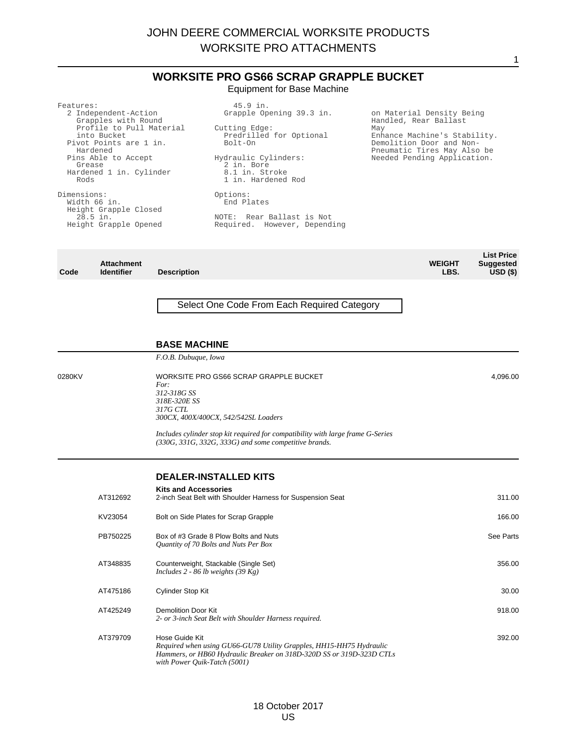# WORKSITE PRO GS66 SCRAP GRAPPLE BUCKET

Equipment for Base Machine

Features:
- 2 Independent-Action Grapples with Round Profile to Pull Material into Bucket
- Pivot Points are 1 in. Hardened
- Pins Able to Accept Grease
- Hardened 1 in. Cylinder Rods

Dimensions:
- Width 66 in.
- Height Grapple Closed 28.5 in.
- Height Grapple Opened 45.9 in.
- Grapple Opening 39.3 in.

Cutting Edge:
- Predrilled for Optional Bolt-On

Hydraulic Cylinders:
- 2 in. Bore
- 8.1 in. Stroke
- 1 in. Hardened Rod

Options:
- End Plates

NOTE: Rear Ballast is Not Required. However, Depending on Material Density Being Handled, Rear Ballast May Enhance Machine's Stability. Demolition Door and Non-Pneumatic Tires May Also be Needed Pending Application.

| Code | Attachment Identifier | Description | WEIGHT LBS. | List Price Suggested USD ($) |
|---|---|---|---|---|

Select One Code From Each Required Category

## BASE MACHINE

*F.O.B. Dubuque, Iowa*

| Code | Attachment Identifier | Description | WEIGHT LBS. | List Price Suggested USD ($) |
|---|---|---|---|---|
| 0280KV | | WORKSITE PRO GS66 SCRAP GRAPPLE BUCKET<br>*For:*<br>*312-318G SS*<br>*318E-320E SS*<br>*317G CTL*<br>*300CX, 400X/400CX, 542/542SL Loaders*<br>*Includes cylinder stop kit required for compatibility with large frame G-Series (330G, 331G, 332G, 333G) and some competitive brands.* | | 4,096.00 |

## DEALER-INSTALLED KITS

**Kits and Accessories**

| Code | Attachment Identifier | Description | WEIGHT LBS. | List Price Suggested USD ($) |
|---|---|---|---|---|
| | AT312692 | 2-inch Seat Belt with Shoulder Harness for Suspension Seat | | 311.00 |
| | KV23054 | Bolt on Side Plates for Scrap Grapple | | 166.00 |
| | PB750225 | Box of #3 Grade 8 Plow Bolts and Nuts<br>*Quantity of 70 Bolts and Nuts Per Box* | | See Parts |
| | AT348835 | Counterweight, Stackable (Single Set)<br>*Includes 2 - 86 lb weights (39 Kg)* | | 356.00 |
| | AT475186 | Cylinder Stop Kit | | 30.00 |
| | AT425249 | Demolition Door Kit<br>*2- or 3-inch Seat Belt with Shoulder Harness required.* | | 918.00 |
| | AT379709 | Hose Guide Kit<br>*Required when using GU66-GU78 Utility Grapples, HH15-HH75 Hydraulic Hammers, or HB60 Hydraulic Breaker on 318D-320D SS or 319D-323D CTLs with Power Quik-Tatch (5001)* | | 392.00 |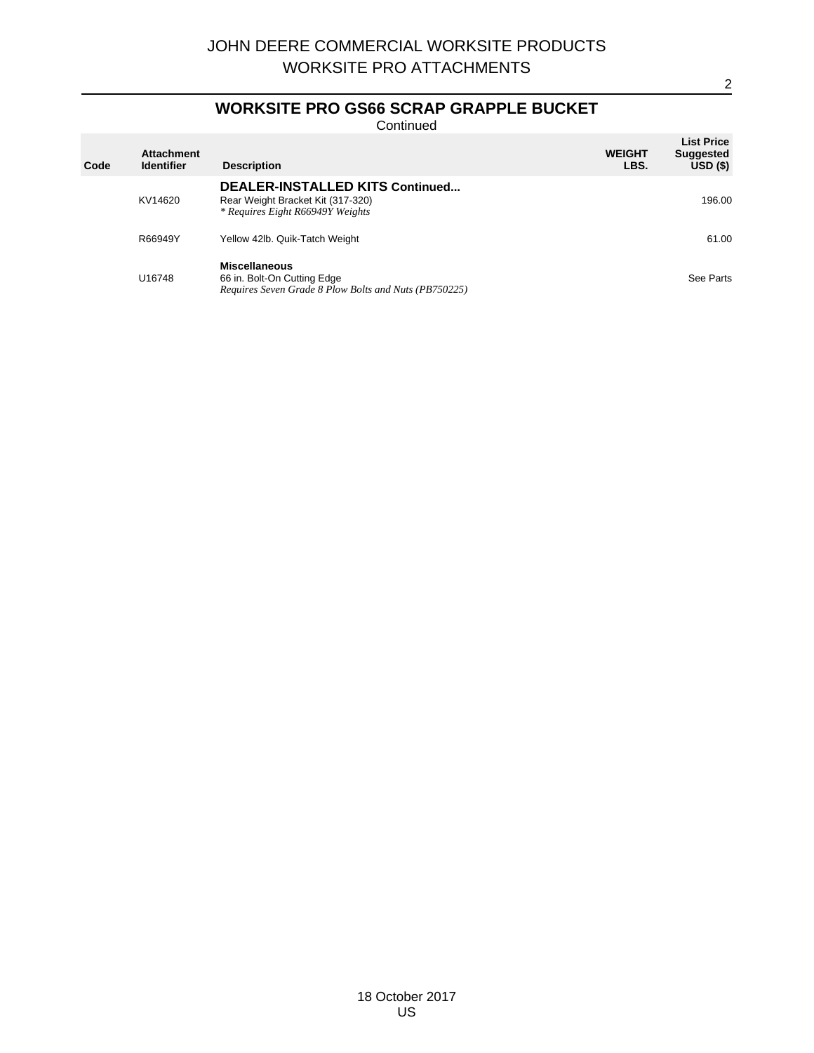## WORKSITE PRO GS66 SCRAP GRAPPLE BUCKET

Continued

| Code | Attachment Identifier | Description | WEIGHT LBS. | List Price Suggested USD ($) |
|---|---|---|---|---|
| | | **DEALER-INSTALLED KITS Continued...** | | |
| | KV14620 | Rear Weight Bracket Kit (317-320)<br>*\* Requires Eight R66949Y Weights* | | 196.00 |
| | R66949Y | Yellow 42lb. Quik-Tatch Weight | | 61.00 |
| | | **Miscellaneous** | | |
| | U16748 | 66 in. Bolt-On Cutting Edge<br>*Requires Seven Grade 8 Plow Bolts and Nuts (PB750225)* | | See Parts |

18 October 2017
US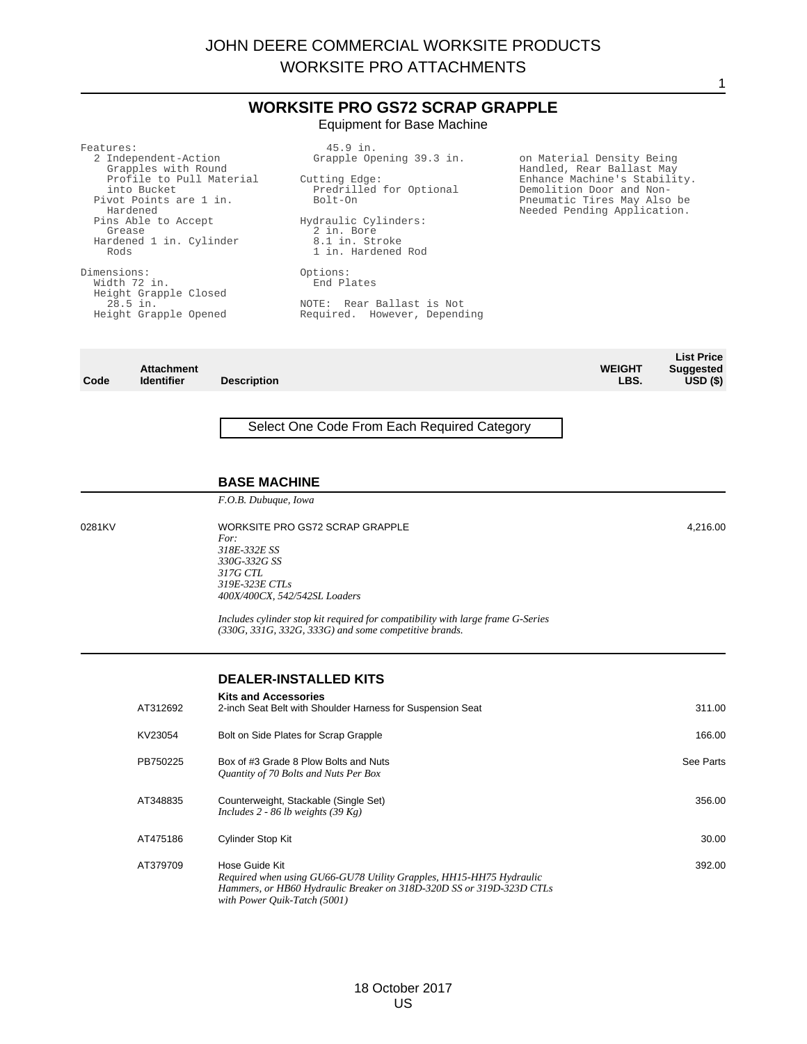# WORKSITE PRO GS72 SCRAP GRAPPLE

Equipment for Base Machine

Features:
- 2 Independent-Action Grapples with Round Profile to Pull Material into Bucket
- Pivot Points are 1 in. Hardened
- Pins Able to Accept Grease
- Hardened 1 in. Cylinder Rods

Dimensions:
- Width 72 in.
- Height Grapple Closed 28.5 in.
- Height Grapple Opened 45.9 in.
- Grapple Opening 39.3 in.

Cutting Edge:
- Predrilled for Optional Bolt-On

Hydraulic Cylinders:
- 2 in. Bore
- 8.1 in. Stroke
- 1 in. Hardened Rod

Options:
- End Plates

NOTE: Rear Ballast is Not Required. However, Depending on Material Density Being Handled, Rear Ballast May Enhance Machine's Stability. Demolition Door and Non-Pneumatic Tires May Also be Needed Pending Application.

| Code | Attachment Identifier | Description | WEIGHT LBS. | List Price Suggested USD ($) |
|---|---|---|---|---|
| | | **Select One Code From Each Required Category** | | |
| | | **BASE MACHINE** | | |
| | | *F.O.B. Dubuque, Iowa* | | |
| 0281KV | | WORKSITE PRO GS72 SCRAP GRAPPLE<br>*For:*<br>*318E-332E SS*<br>*330G-332G SS*<br>*317G CTL*<br>*319E-323E CTLs*<br>*400X/400CX, 542/542SL Loaders*<br><br>*Includes cylinder stop kit required for compatibility with large frame G-Series (330G, 331G, 332G, 333G) and some competitive brands.* | | 4,216.00 |
| | | **DEALER-INSTALLED KITS** | | |
| | | **Kits and Accessories** | | |
| | AT312692 | 2-inch Seat Belt with Shoulder Harness for Suspension Seat | | 311.00 |
| | KV23054 | Bolt on Side Plates for Scrap Grapple | | 166.00 |
| | PB750225 | Box of #3 Grade 8 Plow Bolts and Nuts<br>*Quantity of 70 Bolts and Nuts Per Box* | | See Parts |
| | AT348835 | Counterweight, Stackable (Single Set)<br>*Includes 2 - 86 lb weights (39 Kg)* | | 356.00 |
| | AT475186 | Cylinder Stop Kit | | 30.00 |
| | AT379709 | Hose Guide Kit<br>*Required when using GU66-GU78 Utility Grapples, HH15-HH75 Hydraulic Hammers, or HB60 Hydraulic Breaker on 318D-320D SS or 319D-323D CTLs with Power Quik-Tatch (5001)* | | 392.00 |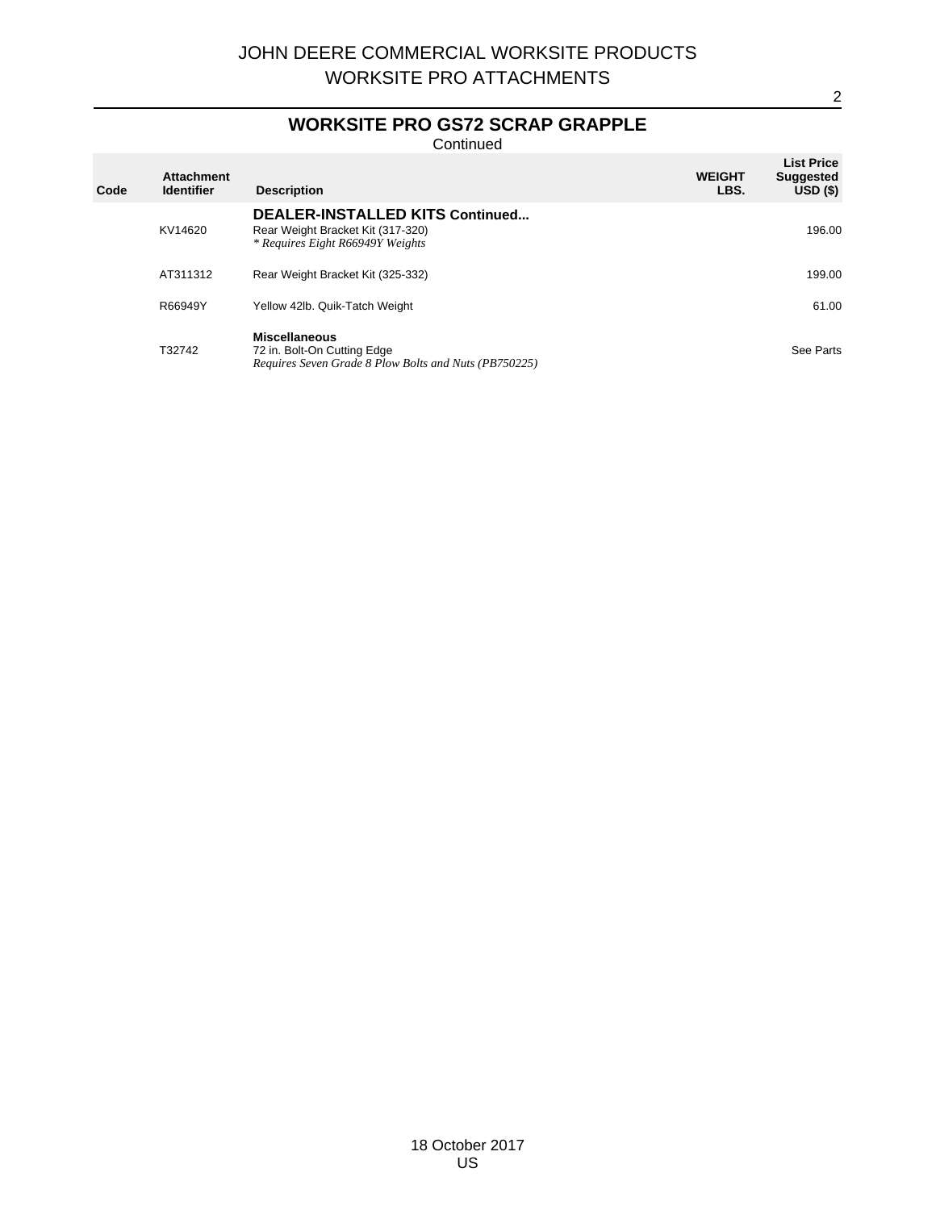# JOHN DEERE COMMERCIAL WORKSITE PRODUCTS
# WORKSITE PRO ATTACHMENTS

## WORKSITE PRO GS72 SCRAP GRAPPLE

Continued

| Code | Attachment Identifier | Description | WEIGHT LBS. | List Price Suggested USD ($) |
|---|---|---|---|---|
| | | **DEALER-INSTALLED KITS Continued...** | | |
| | KV14620 | Rear Weight Bracket Kit (317-320)<br>*\* Requires Eight R66949Y Weights* | | 196.00 |
| | AT311312 | Rear Weight Bracket Kit (325-332) | | 199.00 |
| | R66949Y | Yellow 42lb. Quik-Tatch Weight | | 61.00 |
| | | **Miscellaneous** | | |
| | T32742 | 72 in. Bolt-On Cutting Edge<br>*Requires Seven Grade 8 Plow Bolts and Nuts (PB750225)* | | See Parts |

18 October 2017
US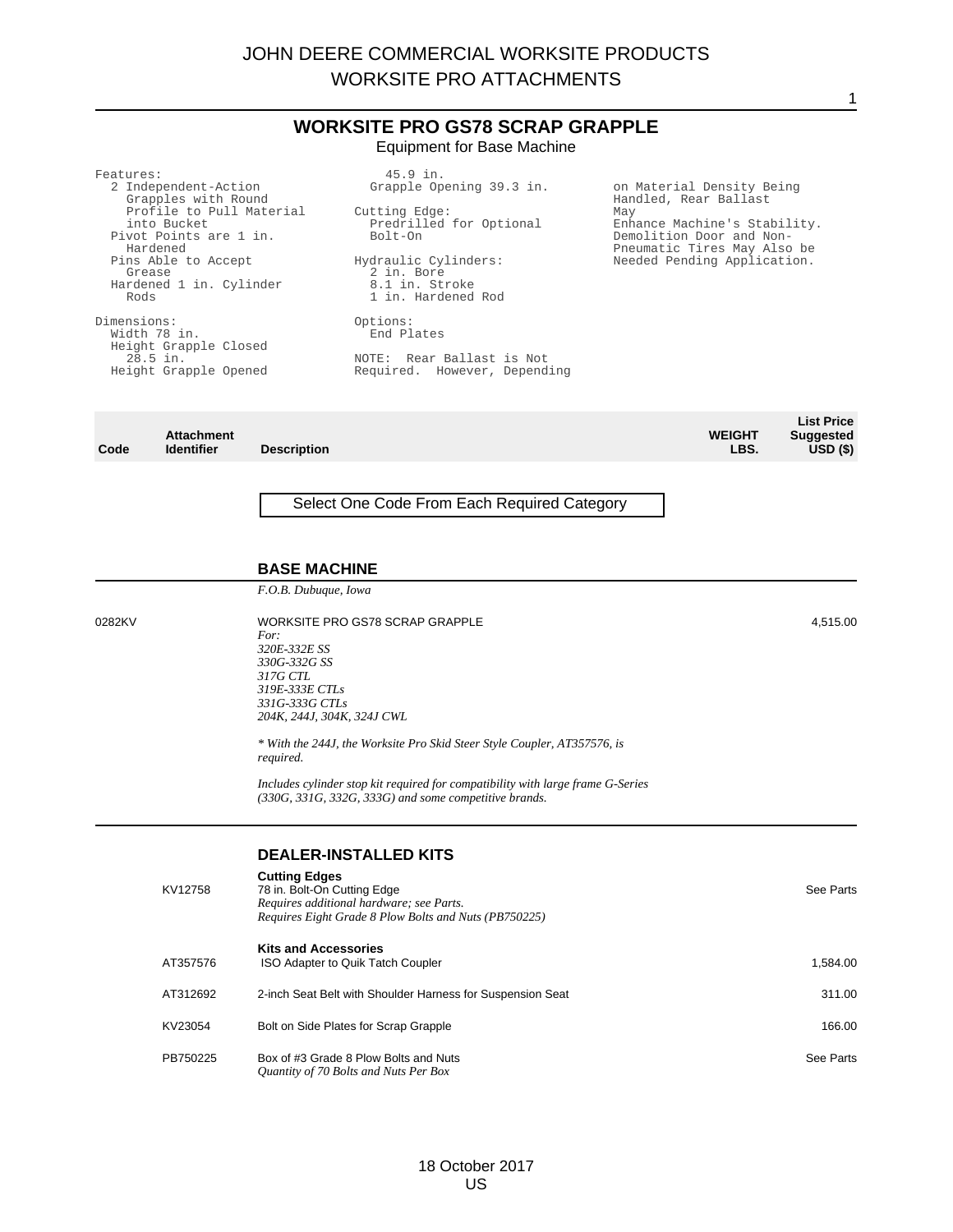# WORKSITE PRO GS78 SCRAP GRAPPLE

Equipment for Base Machine

Features:
- 2 Independent-Action Grapples with Round Profile to Pull Material into Bucket
- Pivot Points are 1 in. Hardened
- Pins Able to Accept Grease
- Hardened 1 in. Cylinder Rods

Dimensions:
- Width 78 in.
- Height Grapple Closed 28.5 in.
- Height Grapple Opened 45.9 in.
- Grapple Opening 39.3 in.

Cutting Edge:
- Predrilled for Optional Bolt-On

Hydraulic Cylinders:
- 2 in. Bore
- 8.1 in. Stroke
- 1 in. Hardened Rod

Options:
- End Plates

NOTE: Rear Ballast is Not Required. However, Depending on Material Density Being Handled, Rear Ballast May Enhance Machine's Stability. Demolition Door and Non-Pneumatic Tires May Also be Needed Pending Application.

| Code | Attachment Identifier | Description | WEIGHT LBS. | List Price Suggested USD ($) |
|---|---|---|---|---|

Select One Code From Each Required Category

## BASE MACHINE

*F.O.B. Dubuque, Iowa*

| Code | Attachment Identifier | Description | WEIGHT LBS. | List Price Suggested USD ($) |
|---|---|---|---|---|
| 0282KV | | WORKSITE PRO GS78 SCRAP GRAPPLE<br>*For:*<br>*320E-332E SS*<br>*330G-332G SS*<br>*317G CTL*<br>*319E-333E CTLs*<br>*331G-333G CTLs*<br>*204K, 244J, 304K, 324J CWL*<br>*\* With the 244J, the Worksite Pro Skid Steer Style Coupler, AT357576, is required.*<br>*Includes cylinder stop kit required for compatibility with large frame G-Series (330G, 331G, 332G, 333G) and some competitive brands.* | | 4,515.00 |

## DEALER-INSTALLED KITS

| Code | Attachment Identifier | Description | WEIGHT LBS. | List Price Suggested USD ($) |
|---|---|---|---|---|
| | | **Cutting Edges** | | |
| | KV12758 | 78 in. Bolt-On Cutting Edge<br>*Requires additional hardware; see Parts.*<br>*Requires Eight Grade 8 Plow Bolts and Nuts (PB750225)* | | See Parts |
| | | **Kits and Accessories** | | |
| | AT357576 | ISO Adapter to Quik Tatch Coupler | | 1,584.00 |
| | AT312692 | 2-inch Seat Belt with Shoulder Harness for Suspension Seat | | 311.00 |
| | KV23054 | Bolt on Side Plates for Scrap Grapple | | 166.00 |
| | PB750225 | Box of #3 Grade 8 Plow Bolts and Nuts<br>*Quantity of 70 Bolts and Nuts Per Box* | | See Parts |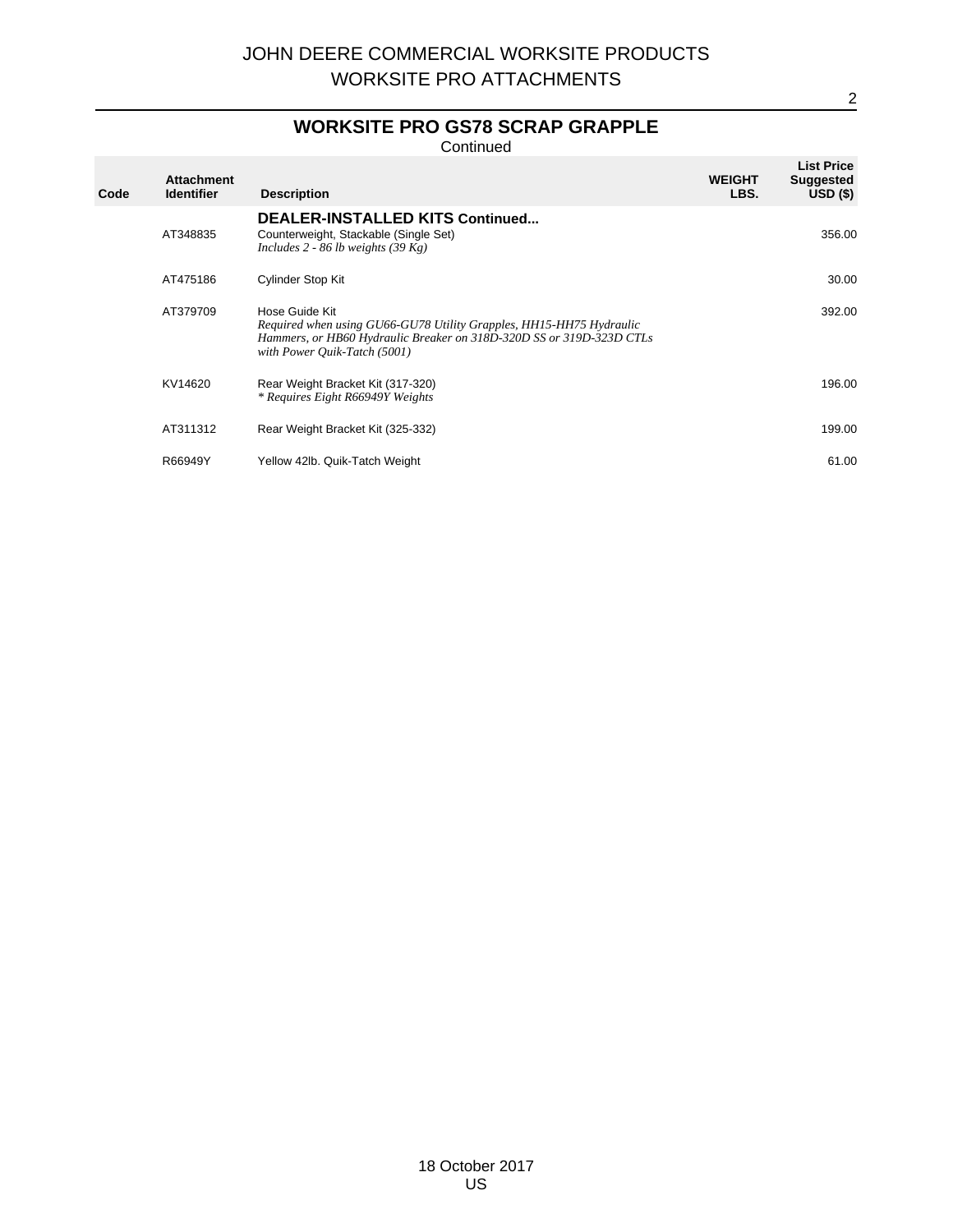## WORKSITE PRO GS78 SCRAP GRAPPLE

Continued

| Code | Attachment Identifier | Description | WEIGHT LBS. | List Price Suggested USD ($) |
|---|---|---|---|---|
| | | **DEALER-INSTALLED KITS Continued...** | | |
| | AT348835 | Counterweight, Stackable (Single Set)<br>*Includes 2 - 86 lb weights (39 Kg)* | | 356.00 |
| | AT475186 | Cylinder Stop Kit | | 30.00 |
| | AT379709 | Hose Guide Kit<br>*Required when using GU66-GU78 Utility Grapples, HH15-HH75 Hydraulic Hammers, or HB60 Hydraulic Breaker on 318D-320D SS or 319D-323D CTLs with Power Quik-Tatch (5001)* | | 392.00 |
| | KV14620 | Rear Weight Bracket Kit (317-320)<br>*\* Requires Eight R66949Y Weights* | | 196.00 |
| | AT311312 | Rear Weight Bracket Kit (325-332) | | 199.00 |
| | R66949Y | Yellow 42lb. Quik-Tatch Weight | | 61.00 |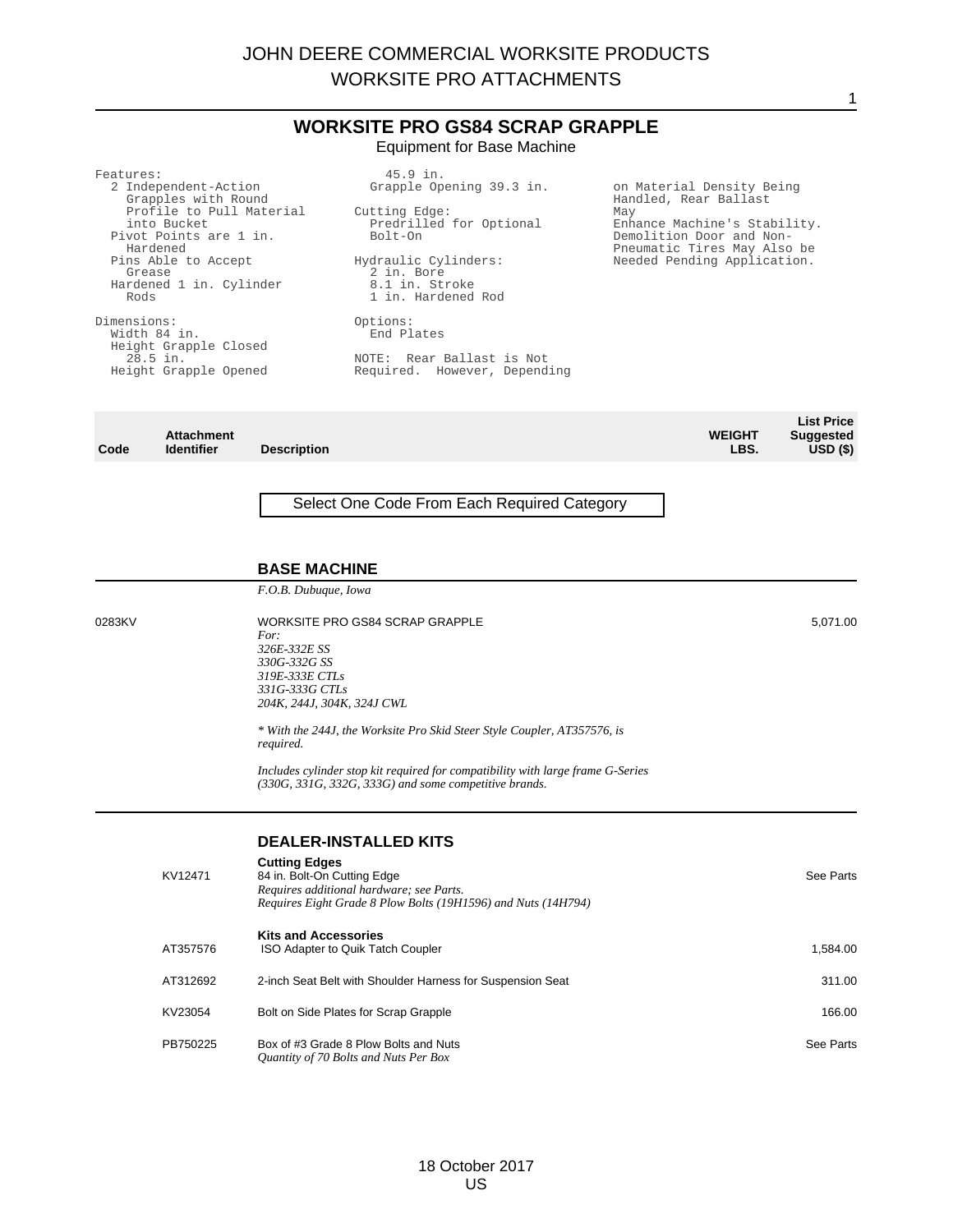# JOHN DEERE COMMERCIAL WORKSITE PRODUCTS
# WORKSITE PRO ATTACHMENTS

## WORKSITE PRO GS84 SCRAP GRAPPLE

Equipment for Base Machine

Features:
- 2 Independent-Action Grapples with Round Profile to Pull Material into Bucket
- Pivot Points are 1 in. Hardened
- Pins Able to Accept Grease
- Hardened 1 in. Cylinder Rods

Dimensions:
- Width 84 in.
- Height Grapple Closed 28.5 in.
- Height Grapple Opened 45.9 in.
- Grapple Opening 39.3 in.

Cutting Edge:
- Predrilled for Optional Bolt-On

Hydraulic Cylinders:
- 2 in. Bore
- 8.1 in. Stroke
- 1 in. Hardened Rod

Options:
- End Plates

NOTE: Rear Ballast is Not Required. However, Depending on Material Density Being Handled, Rear Ballast May Enhance Machine's Stability. Demolition Door and Non-Pneumatic Tires May Also be Needed Pending Application.

| Code | Attachment Identifier | Description | WEIGHT LBS. | List Price Suggested USD ($) |
|---|---|---|---|---|

Select One Code From Each Required Category

### BASE MACHINE

*F.O.B. Dubuque, Iowa*

| Code | Attachment Identifier | Description | WEIGHT LBS. | List Price Suggested USD ($) |
|---|---|---|---|---|
| 0283KV | | WORKSITE PRO GS84 SCRAP GRAPPLE<br>*For:*<br>*326E-332E SS*<br>*330G-332G SS*<br>*319E-333E CTLs*<br>*331G-333G CTLs*<br>*204K, 244J, 304K, 324J CWL*<br><br>*\* With the 244J, the Worksite Pro Skid Steer Style Coupler, AT357576, is required.*<br><br>*Includes cylinder stop kit required for compatibility with large frame G-Series (330G, 331G, 332G, 333G) and some competitive brands.* | | 5,071.00 |

### DEALER-INSTALLED KITS

| Code | Attachment Identifier | Description | WEIGHT LBS. | List Price Suggested USD ($) |
|---|---|---|---|---|
| | | **Cutting Edges** | | |
| | KV12471 | 84 in. Bolt-On Cutting Edge<br>*Requires additional hardware; see Parts.*<br>*Requires Eight Grade 8 Plow Bolts (19H1596) and Nuts (14H794)* | | See Parts |
| | | **Kits and Accessories** | | |
| | AT357576 | ISO Adapter to Quik Tatch Coupler | | 1,584.00 |
| | AT312692 | 2-inch Seat Belt with Shoulder Harness for Suspension Seat | | 311.00 |
| | KV23054 | Bolt on Side Plates for Scrap Grapple | | 166.00 |
| | PB750225 | Box of #3 Grade 8 Plow Bolts and Nuts<br>*Quantity of 70 Bolts and Nuts Per Box* | | See Parts |

18 October 2017
US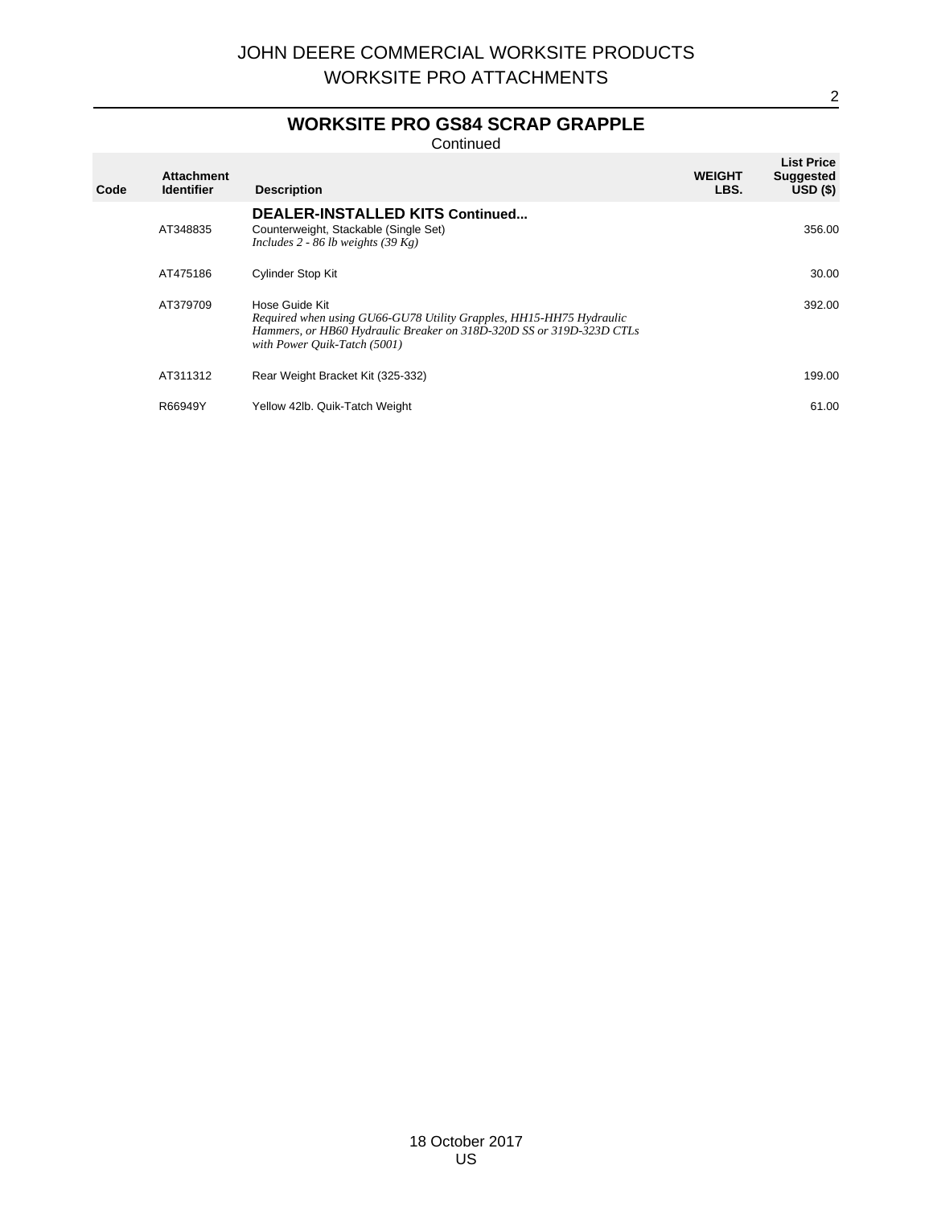## WORKSITE PRO GS84 SCRAP GRAPPLE

Continued

| Code | Attachment Identifier | Description | WEIGHT LBS. | List Price Suggested USD ($) |
|---|---|---|---|---|
| | | **DEALER-INSTALLED KITS Continued...** | | |
| | AT348835 | Counterweight, Stackable (Single Set)<br>*Includes 2 - 86 lb weights (39 Kg)* | | 356.00 |
| | AT475186 | Cylinder Stop Kit | | 30.00 |
| | AT379709 | Hose Guide Kit<br>*Required when using GU66-GU78 Utility Grapples, HH15-HH75 Hydraulic Hammers, or HB60 Hydraulic Breaker on 318D-320D SS or 319D-323D CTLs with Power Quik-Tatch (5001)* | | 392.00 |
| | AT311312 | Rear Weight Bracket Kit (325-332) | | 199.00 |
| | R66949Y | Yellow 42lb. Quik-Tatch Weight | | 61.00 |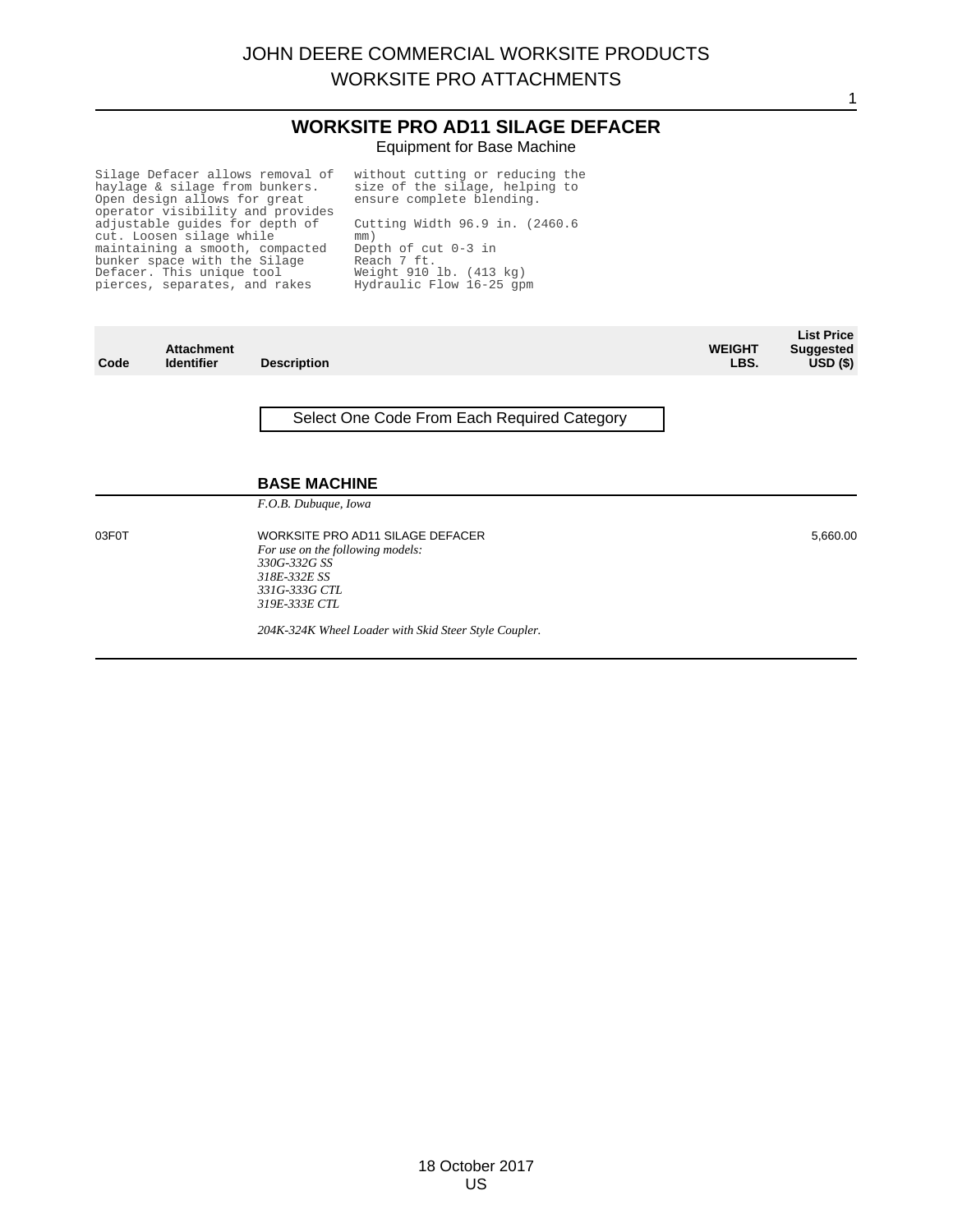# JOHN DEERE COMMERCIAL WORKSITE PRODUCTS
## WORKSITE PRO ATTACHMENTS

## WORKSITE PRO AD11 SILAGE DEFACER

Equipment for Base Machine

Silage Defacer allows removal of haylage & silage from bunkers. Open design allows for great operator visibility and provides adjustable guides for depth of cut. Loosen silage while maintaining a smooth, compacted bunker space with the Silage Defacer. This unique tool pierces, separates, and rakes without cutting or reducing the size of the silage, helping to ensure complete blending.

Cutting Width 96.9 in. (2460.6 mm)
Depth of cut 0-3 in
Reach 7 ft.
Weight 910 lb. (413 kg)
Hydraulic Flow 16-25 gpm

| Code | Attachment Identifier | Description | WEIGHT LBS. | List Price Suggested USD ($) |
|---|---|---|---|---|
| | | Select One Code From Each Required Category | | |
| | | **BASE MACHINE** | | |
| | | *F.O.B. Dubuque, Iowa* | | |
| 03F0T | | WORKSITE PRO AD11 SILAGE DEFACER<br>*For use on the following models:*<br>*330G-332G SS*<br>*318E-332E SS*<br>*331G-333G CTL*<br>*319E-333E CTL*<br><br>*204K-324K Wheel Loader with Skid Steer Style Coupler.* | | 5,660.00 |

18 October 2017
US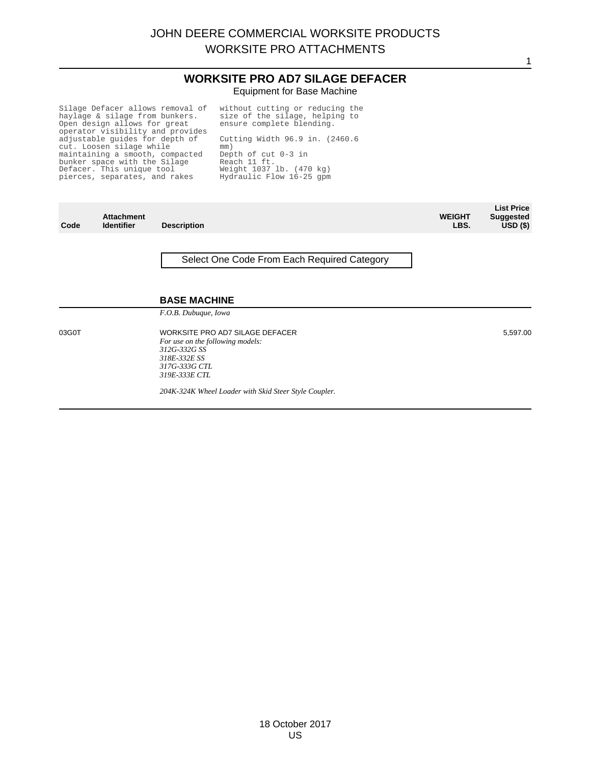# WORKSITE PRO AD7 SILAGE DEFACER

Equipment for Base Machine

Silage Defacer allows removal of haylage & silage from bunkers. Open design allows for great operator visibility and provides adjustable guides for depth of cut. Loosen silage while maintaining a smooth, compacted bunker space with the Silage Defacer. This unique tool pierces, separates, and rakes without cutting or reducing the size of the silage, helping to ensure complete blending.

Cutting Width 96.9 in. (2460.6 mm)
Depth of cut 0-3 in
Reach 11 ft.
Weight 1037 lb. (470 kg)
Hydraulic Flow 16-25 gpm

| Code | Attachment Identifier | Description | WEIGHT LBS. | List Price Suggested USD ($) |
|---|---|---|---|---|
| | | Select One Code From Each Required Category | | |
| | | **BASE MACHINE** | | |
| | | *F.O.B. Dubuque, Iowa* | | |
| 03G0T | | WORKSITE PRO AD7 SILAGE DEFACER<br>*For use on the following models:*<br>*312G-332G SS*<br>*318E-332E SS*<br>*317G-333G CTL*<br>*319E-333E CTL*<br><br>*204K-324K Wheel Loader with Skid Steer Style Coupler.* | | 5,597.00 |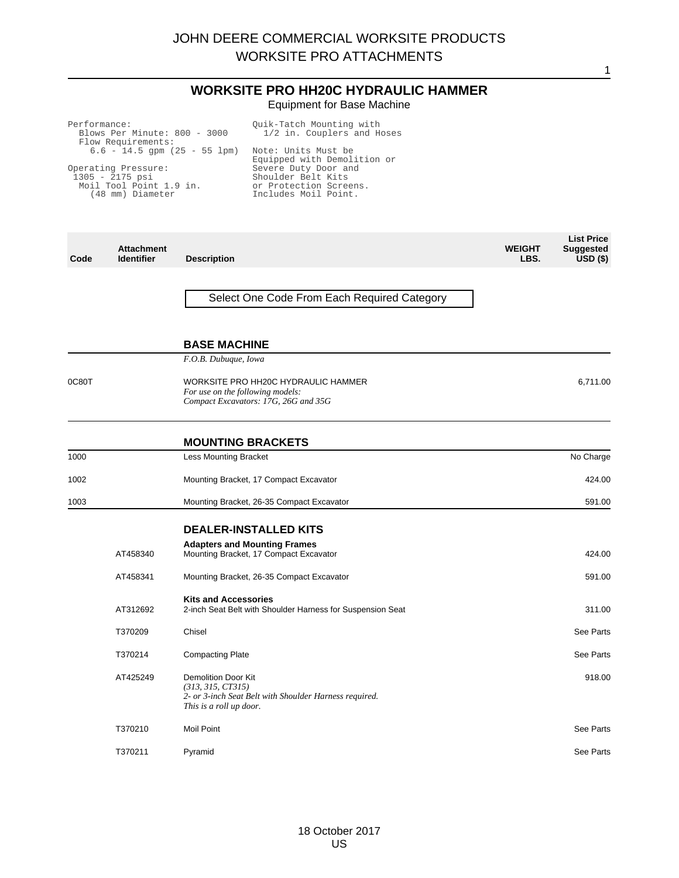# WORKSITE PRO HH20C HYDRAULIC HAMMER

Equipment for Base Machine

```
Performance:
  Blows Per Minute: 800 - 3000
  Flow Requirements:
    6.6 - 14.5 gpm (25 - 55 lpm)

Operating Pressure:
 1305 - 2175 psi
  Moil Tool Point 1.9 in.
    (48 mm) Diameter
```

```
Quik-Tatch Mounting with
  1/2 in. Couplers and Hoses

Note: Units Must be
Equipped with Demolition or
Severe Duty Door and
Shoulder Belt Kits
or Protection Screens.
Includes Moil Point.
```

| Code | Attachment Identifier | Description | WEIGHT LBS. | List Price Suggested USD ($) |
|---|---|---|---|---|
| | | Select One Code From Each Required Category | | |
| | | **BASE MACHINE** | | |
| | | *F.O.B. Dubuque, Iowa* | | |
| 0C80T | | WORKSITE PRO HH20C HYDRAULIC HAMMER<br>*For use on the following models:*<br>*Compact Excavators: 17G, 26G and 35G* | | 6,711.00 |
| | | **MOUNTING BRACKETS** | | |
| 1000 | | Less Mounting Bracket | | No Charge |
| 1002 | | Mounting Bracket, 17 Compact Excavator | | 424.00 |
| 1003 | | Mounting Bracket, 26-35 Compact Excavator | | 591.00 |
| | | **DEALER-INSTALLED KITS** | | |
| | | **Adapters and Mounting Frames** | | |
| | AT458340 | Mounting Bracket, 17 Compact Excavator | | 424.00 |
| | AT458341 | Mounting Bracket, 26-35 Compact Excavator | | 591.00 |
| | | **Kits and Accessories** | | |
| | AT312692 | 2-inch Seat Belt with Shoulder Harness for Suspension Seat | | 311.00 |
| | T370209 | Chisel | | See Parts |
| | T370214 | Compacting Plate | | See Parts |
| | AT425249 | Demolition Door Kit<br>*(313, 315, CT315)*<br>*2- or 3-inch Seat Belt with Shoulder Harness required.*<br>*This is a roll up door.* | | 918.00 |
| | T370210 | Moil Point | | See Parts |
| | T370211 | Pyramid | | See Parts |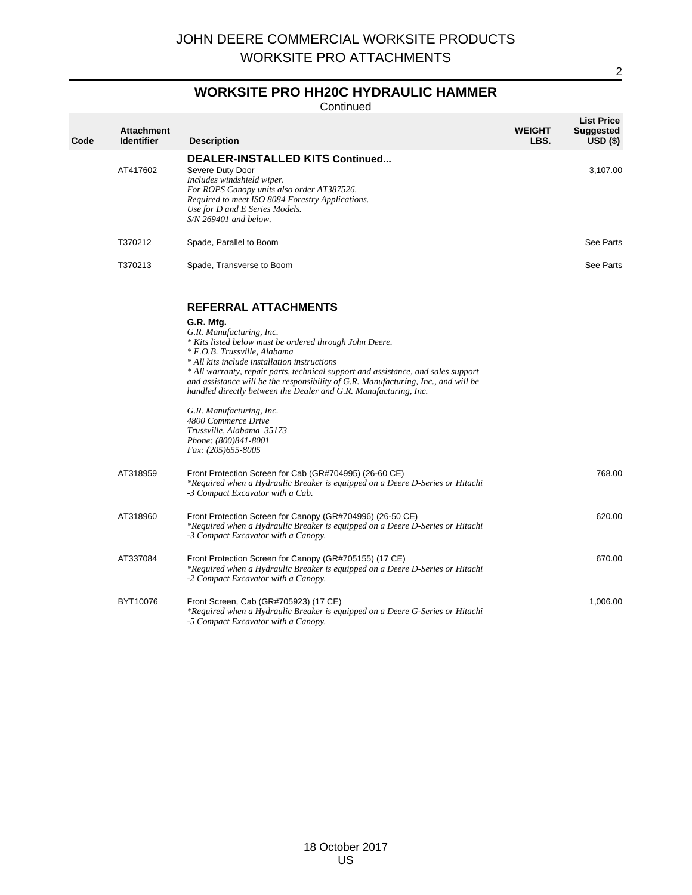JOHN DEERE COMMERCIAL WORKSITE PRODUCTS
WORKSITE PRO ATTACHMENTS

## WORKSITE PRO HH20C HYDRAULIC HAMMER

Continued

| Code | Attachment Identifier | Description | WEIGHT LBS. | List Price Suggested USD ($) |
|---|---|---|---|---|
| | | **DEALER-INSTALLED KITS Continued...** | | |
| | AT417602 | Severe Duty Door<br>*Includes windshield wiper.*<br>*For ROPS Canopy units also order AT387526.*<br>*Required to meet ISO 8084 Forestry Applications.*<br>*Use for D and E Series Models.*<br>*S/N 269401 and below.* | | 3,107.00 |
| | T370212 | Spade, Parallel to Boom | | See Parts |
| | T370213 | Spade, Transverse to Boom | | See Parts |
| | | **REFERRAL ATTACHMENTS** | | |
| | | **G.R. Mfg.**<br>*G.R. Manufacturing, Inc.*<br>*\* Kits listed below must be ordered through John Deere.*<br>*\* F.O.B. Trussville, Alabama*<br>*\* All kits include installation instructions*<br>*\* All warranty, repair parts, technical support and assistance, and sales support and assistance will be the responsibility of G.R. Manufacturing, Inc., and will be handled directly between the Dealer and G.R. Manufacturing, Inc.*<br><br>*G.R. Manufacturing, Inc.*<br>*4800 Commerce Drive*<br>*Trussville, Alabama 35173*<br>*Phone: (800)841-8001*<br>*Fax: (205)655-8005* | | |
| | AT318959 | Front Protection Screen for Cab (GR#704995) (26-60 CE)<br>*\*Required when a Hydraulic Breaker is equipped on a Deere D-Series or Hitachi -3 Compact Excavator with a Cab.* | | 768.00 |
| | AT318960 | Front Protection Screen for Canopy (GR#704996) (26-50 CE)<br>*\*Required when a Hydraulic Breaker is equipped on a Deere D-Series or Hitachi -3 Compact Excavator with a Canopy.* | | 620.00 |
| | AT337084 | Front Protection Screen for Canopy (GR#705155) (17 CE)<br>*\*Required when a Hydraulic Breaker is equipped on a Deere D-Series or Hitachi -2 Compact Excavator with a Canopy.* | | 670.00 |
| | BYT10076 | Front Screen, Cab (GR#705923) (17 CE)<br>*\*Required when a Hydraulic Breaker is equipped on a Deere G-Series or Hitachi -5 Compact Excavator with a Canopy.* | | 1,006.00 |

18 October 2017
US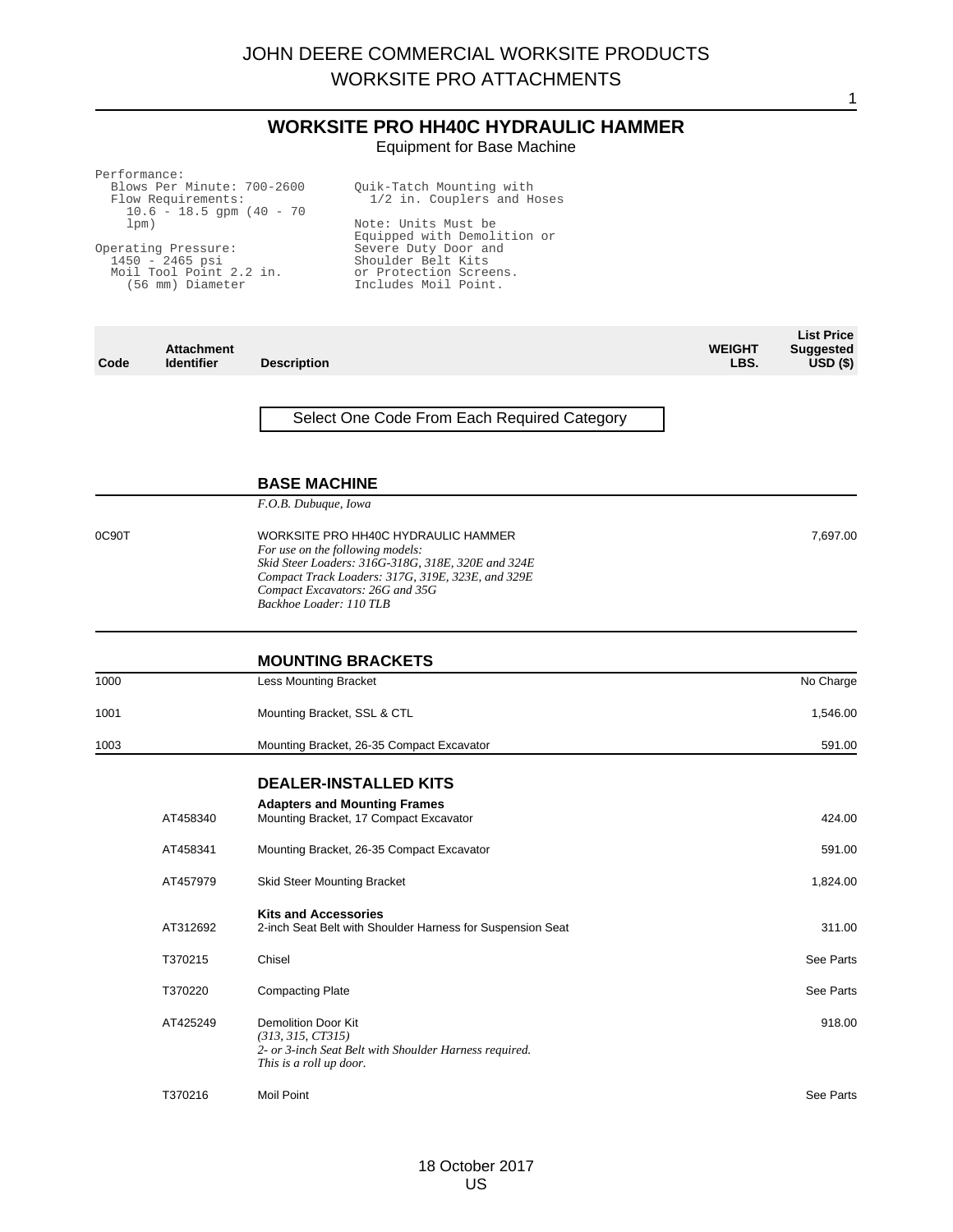# JOHN DEERE COMMERCIAL WORKSITE PRODUCTS
## WORKSITE PRO ATTACHMENTS

### WORKSITE PRO HH40C HYDRAULIC HAMMER

Equipment for Base Machine

```
Performance:
  Blows Per Minute: 700-2600
  Flow Requirements:
    10.6 - 18.5 gpm (40 - 70
    lpm)

Operating Pressure:
  1450 - 2465 psi
  Moil Tool Point 2.2 in.
    (56 mm) Diameter
```

```
Quik-Tatch Mounting with
  1/2 in. Couplers and Hoses

Note: Units Must be
Equipped with Demolition or
Severe Duty Door and
Shoulder Belt Kits
or Protection Screens.
Includes Moil Point.
```

| Code | Attachment Identifier | Description | WEIGHT LBS. | List Price Suggested USD ($) |
|---|---|---|---|---|
| | | Select One Code From Each Required Category | | |
| | | **BASE MACHINE** | | |
| | | *F.O.B. Dubuque, Iowa* | | |
| 0C90T | | WORKSITE PRO HH40C HYDRAULIC HAMMER<br>*For use on the following models:*<br>*Skid Steer Loaders: 316G-318G, 318E, 320E and 324E*<br>*Compact Track Loaders: 317G, 319E, 323E, and 329E*<br>*Compact Excavators: 26G and 35G*<br>*Backhoe Loader: 110 TLB* | | 7,697.00 |
| | | **MOUNTING BRACKETS** | | |
| 1000 | | Less Mounting Bracket | | No Charge |
| 1001 | | Mounting Bracket, SSL & CTL | | 1,546.00 |
| 1003 | | Mounting Bracket, 26-35 Compact Excavator | | 591.00 |
| | | **DEALER-INSTALLED KITS** | | |
| | | **Adapters and Mounting Frames** | | |
| | AT458340 | Mounting Bracket, 17 Compact Excavator | | 424.00 |
| | AT458341 | Mounting Bracket, 26-35 Compact Excavator | | 591.00 |
| | AT457979 | Skid Steer Mounting Bracket | | 1,824.00 |
| | | **Kits and Accessories** | | |
| | AT312692 | 2-inch Seat Belt with Shoulder Harness for Suspension Seat | | 311.00 |
| | T370215 | Chisel | | See Parts |
| | T370220 | Compacting Plate | | See Parts |
| | AT425249 | Demolition Door Kit<br>*(313, 315, CT315)*<br>*2- or 3-inch Seat Belt with Shoulder Harness required.*<br>*This is a roll up door.* | | 918.00 |
| | T370216 | Moil Point | | See Parts |

18 October 2017
US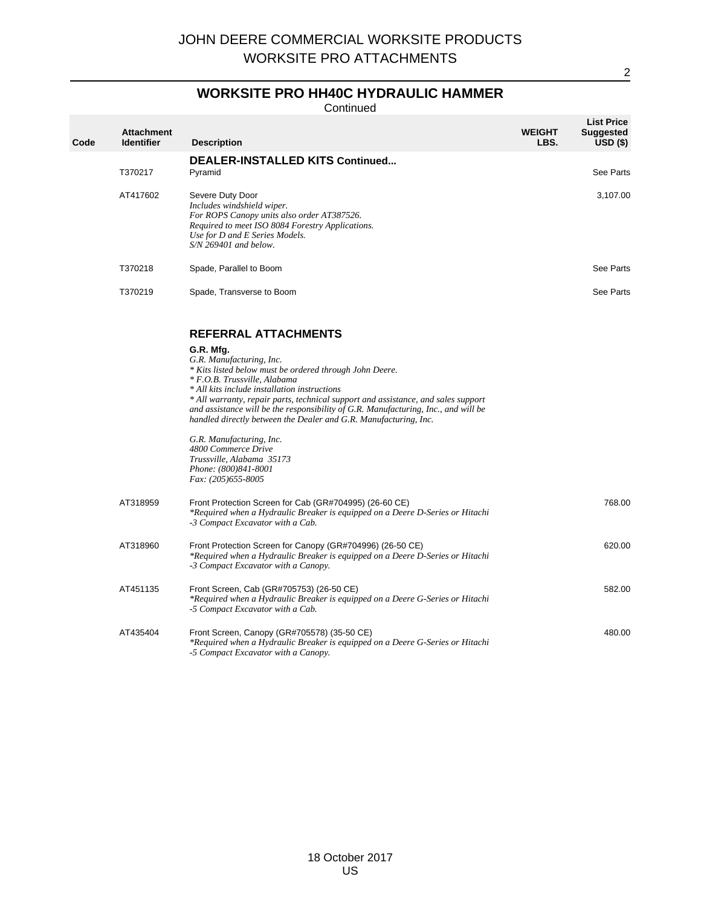## WORKSITE PRO HH40C HYDRAULIC HAMMER

Continued

| Code | Attachment Identifier | Description | WEIGHT LBS. | List Price Suggested USD ($) |
|---|---|---|---|---|
| | | **DEALER-INSTALLED KITS Continued...** | | |
| | T370217 | Pyramid | | See Parts |
| | AT417602 | Severe Duty Door<br>*Includes windshield wiper.*<br>*For ROPS Canopy units also order AT387526.*<br>*Required to meet ISO 8084 Forestry Applications.*<br>*Use for D and E Series Models.*<br>*S/N 269401 and below.* | | 3,107.00 |
| | T370218 | Spade, Parallel to Boom | | See Parts |
| | T370219 | Spade, Transverse to Boom | | See Parts |
| | | **REFERRAL ATTACHMENTS** | | |
| | | **G.R. Mfg.**<br>*G.R. Manufacturing, Inc.*<br>*\* Kits listed below must be ordered through John Deere.*<br>*\* F.O.B. Trussville, Alabama*<br>*\* All kits include installation instructions*<br>*\* All warranty, repair parts, technical support and assistance, and sales support and assistance will be the responsibility of G.R. Manufacturing, Inc., and will be handled directly between the Dealer and G.R. Manufacturing, Inc.*<br><br>*G.R. Manufacturing, Inc.*<br>*4800 Commerce Drive*<br>*Trussville, Alabama 35173*<br>*Phone: (800)841-8001*<br>*Fax: (205)655-8005* | | |
| | AT318959 | Front Protection Screen for Cab (GR#704995) (26-60 CE)<br>*\*Required when a Hydraulic Breaker is equipped on a Deere D-Series or Hitachi -3 Compact Excavator with a Cab.* | | 768.00 |
| | AT318960 | Front Protection Screen for Canopy (GR#704996) (26-50 CE)<br>*\*Required when a Hydraulic Breaker is equipped on a Deere D-Series or Hitachi -3 Compact Excavator with a Canopy.* | | 620.00 |
| | AT451135 | Front Screen, Cab (GR#705753) (26-50 CE)<br>*\*Required when a Hydraulic Breaker is equipped on a Deere G-Series or Hitachi -5 Compact Excavator with a Cab.* | | 582.00 |
| | AT435404 | Front Screen, Canopy (GR#705578) (35-50 CE)<br>*\*Required when a Hydraulic Breaker is equipped on a Deere G-Series or Hitachi -5 Compact Excavator with a Canopy.* | | 480.00 |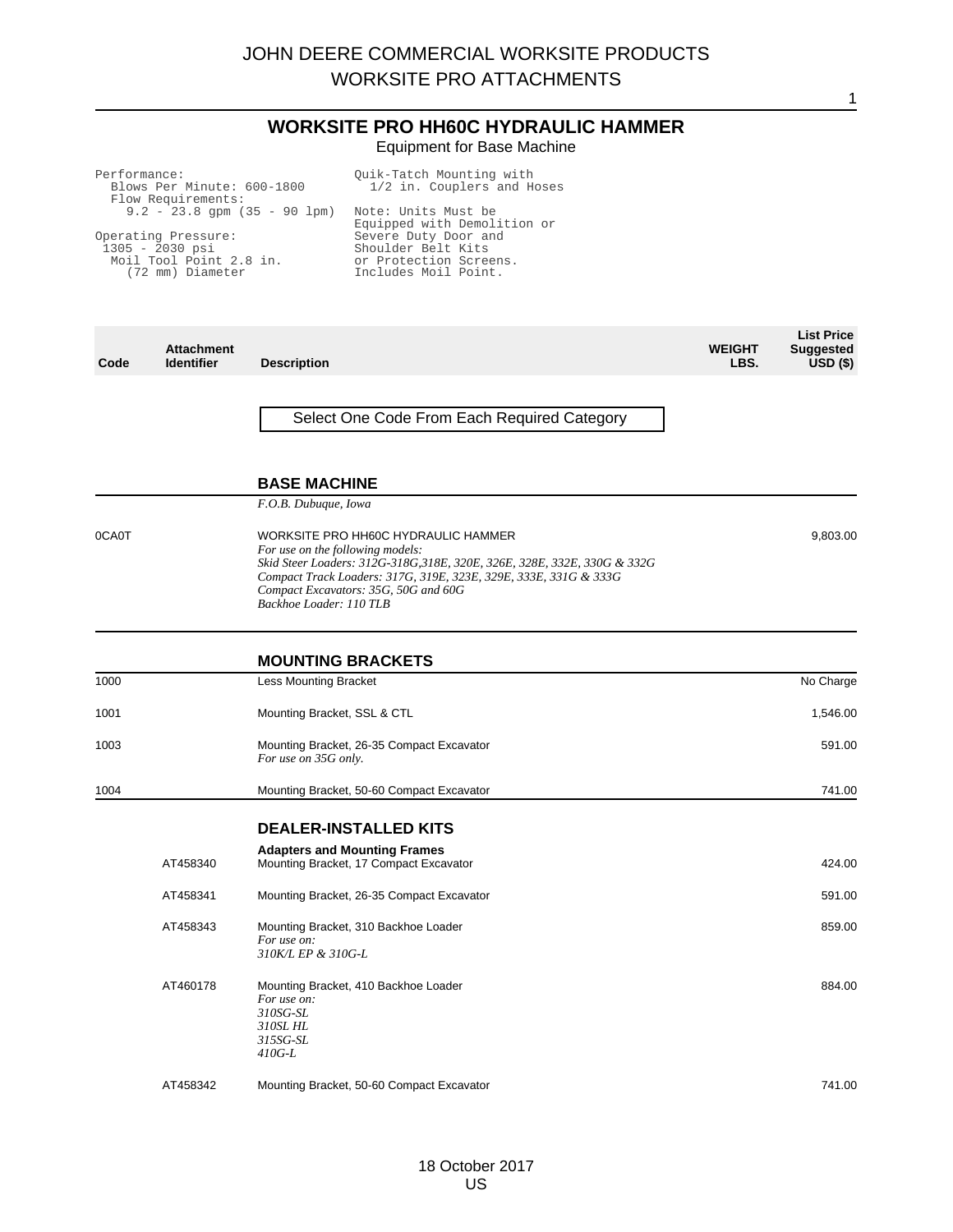# JOHN DEERE COMMERCIAL WORKSITE PRODUCTS
# WORKSITE PRO ATTACHMENTS

## WORKSITE PRO HH60C HYDRAULIC HAMMER

Equipment for Base Machine

```
Performance:
  Blows Per Minute: 600-1800
  Flow Requirements:
    9.2 - 23.8 gpm (35 - 90 lpm)

Operating Pressure:
 1305 - 2030 psi
  Moil Tool Point 2.8 in.
    (72 mm) Diameter

Quik-Tatch Mounting with
  1/2 in. Couplers and Hoses

Note: Units Must be
Equipped with Demolition or
Severe Duty Door and
Shoulder Belt Kits
or Protection Screens.
Includes Moil Point.
```

| Code | Attachment Identifier | Description | WEIGHT LBS. | List Price Suggested USD ($) |
|---|---|---|---|---|
| | | Select One Code From Each Required Category | | |
| | | **BASE MACHINE** | | |
| | | *F.O.B. Dubuque, Iowa* | | |
| 0CA0T | | WORKSITE PRO HH60C HYDRAULIC HAMMER<br>*For use on the following models:*<br>*Skid Steer Loaders: 312G-318G,318E, 320E, 326E, 328E, 332E, 330G & 332G*<br>*Compact Track Loaders: 317G, 319E, 323E, 329E, 333E, 331G & 333G*<br>*Compact Excavators: 35G, 50G and 60G*<br>*Backhoe Loader: 110 TLB* | | 9,803.00 |
| | | **MOUNTING BRACKETS** | | |
| 1000 | | Less Mounting Bracket | | No Charge |
| 1001 | | Mounting Bracket, SSL & CTL | | 1,546.00 |
| 1003 | | Mounting Bracket, 26-35 Compact Excavator<br>*For use on 35G only.* | | 591.00 |
| 1004 | | Mounting Bracket, 50-60 Compact Excavator | | 741.00 |
| | | **DEALER-INSTALLED KITS** | | |
| | | **Adapters and Mounting Frames** | | |
| | AT458340 | Mounting Bracket, 17 Compact Excavator | | 424.00 |
| | AT458341 | Mounting Bracket, 26-35 Compact Excavator | | 591.00 |
| | AT458343 | Mounting Bracket, 310 Backhoe Loader<br>*For use on:*<br>*310K/L EP & 310G-L* | | 859.00 |
| | AT460178 | Mounting Bracket, 410 Backhoe Loader<br>*For use on:*<br>*310SG-SL*<br>*310SL HL*<br>*315SG-SL*<br>*410G-L* | | 884.00 |
| | AT458342 | Mounting Bracket, 50-60 Compact Excavator | | 741.00 |

18 October 2017
US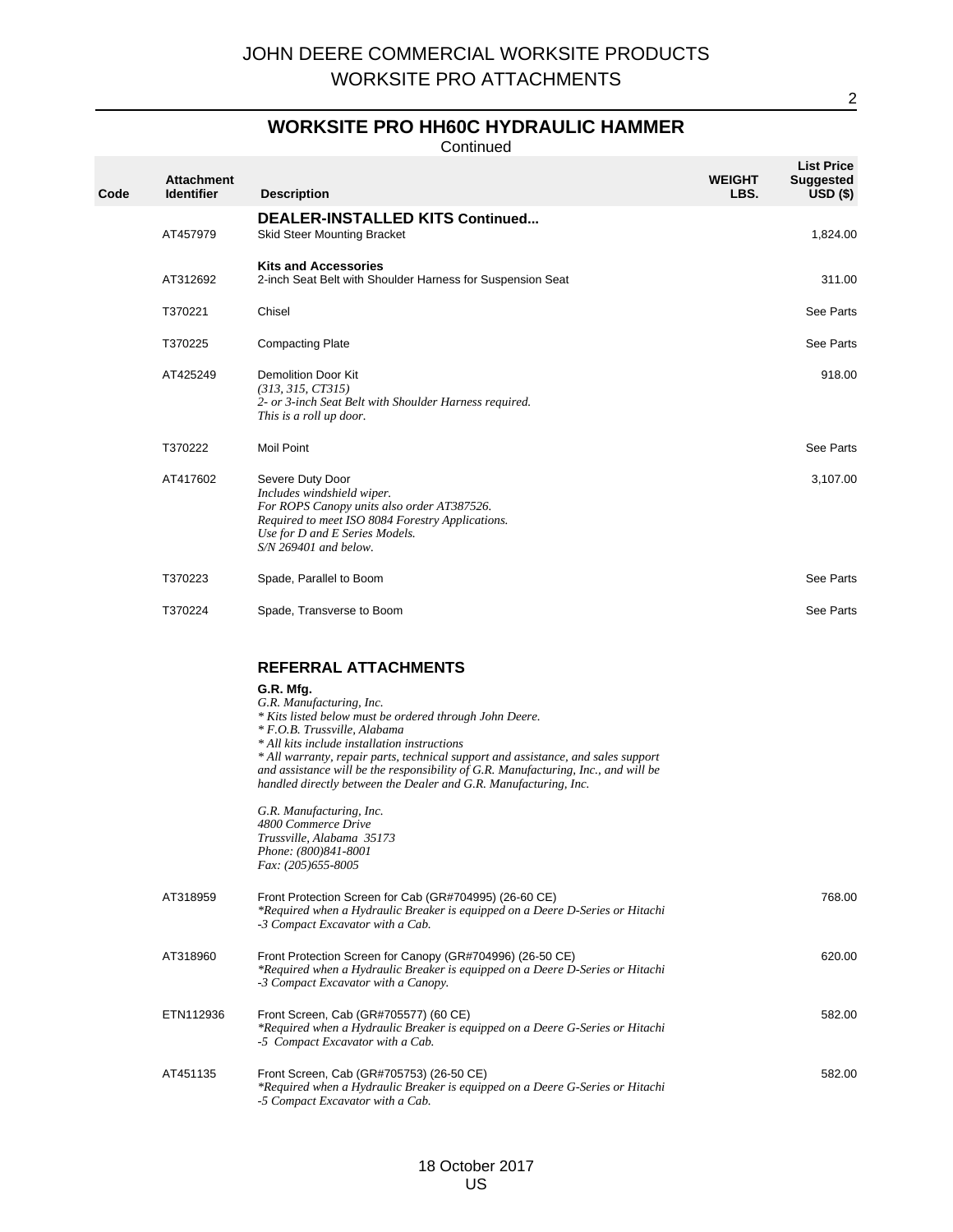## WORKSITE PRO HH60C HYDRAULIC HAMMER

Continued

| Code | Attachment Identifier | Description | WEIGHT LBS. | List Price Suggested USD ($) |
|---|---|---|---|---|
| | | **DEALER-INSTALLED KITS Continued...** | | |
| | AT457979 | Skid Steer Mounting Bracket | | 1,824.00 |
| | | **Kits and Accessories** | | |
| | AT312692 | 2-inch Seat Belt with Shoulder Harness for Suspension Seat | | 311.00 |
| | T370221 | Chisel | | See Parts |
| | T370225 | Compacting Plate | | See Parts |
| | AT425249 | Demolition Door Kit<br>*(313, 315, CT315)*<br>*2- or 3-inch Seat Belt with Shoulder Harness required.*<br>*This is a roll up door.* | | 918.00 |
| | T370222 | Moil Point | | See Parts |
| | AT417602 | Severe Duty Door<br>*Includes windshield wiper.*<br>*For ROPS Canopy units also order AT387526.*<br>*Required to meet ISO 8084 Forestry Applications.*<br>*Use for D and E Series Models.*<br>*S/N 269401 and below.* | | 3,107.00 |
| | T370223 | Spade, Parallel to Boom | | See Parts |
| | T370224 | Spade, Transverse to Boom | | See Parts |
| | | **REFERRAL ATTACHMENTS** | | |
| | | **G.R. Mfg.**<br>*G.R. Manufacturing, Inc.*<br>*\* Kits listed below must be ordered through John Deere.*<br>*\* F.O.B. Trussville, Alabama*<br>*\* All kits include installation instructions*<br>*\* All warranty, repair parts, technical support and assistance, and sales support and assistance will be the responsibility of G.R. Manufacturing, Inc., and will be handled directly between the Dealer and G.R. Manufacturing, Inc.*<br><br>*G.R. Manufacturing, Inc.*<br>*4800 Commerce Drive*<br>*Trussville, Alabama 35173*<br>*Phone: (800)841-8001*<br>*Fax: (205)655-8005* | | |
| | AT318959 | Front Protection Screen for Cab (GR#704995) (26-60 CE)<br>*\*Required when a Hydraulic Breaker is equipped on a Deere D-Series or Hitachi -3 Compact Excavator with a Cab.* | | 768.00 |
| | AT318960 | Front Protection Screen for Canopy (GR#704996) (26-50 CE)<br>*\*Required when a Hydraulic Breaker is equipped on a Deere D-Series or Hitachi -3 Compact Excavator with a Canopy.* | | 620.00 |
| | ETN112936 | Front Screen, Cab (GR#705577) (60 CE)<br>*\*Required when a Hydraulic Breaker is equipped on a Deere G-Series or Hitachi -5 Compact Excavator with a Cab.* | | 582.00 |
| | AT451135 | Front Screen, Cab (GR#705753) (26-50 CE)<br>*\*Required when a Hydraulic Breaker is equipped on a Deere G-Series or Hitachi -5 Compact Excavator with a Cab.* | | 582.00 |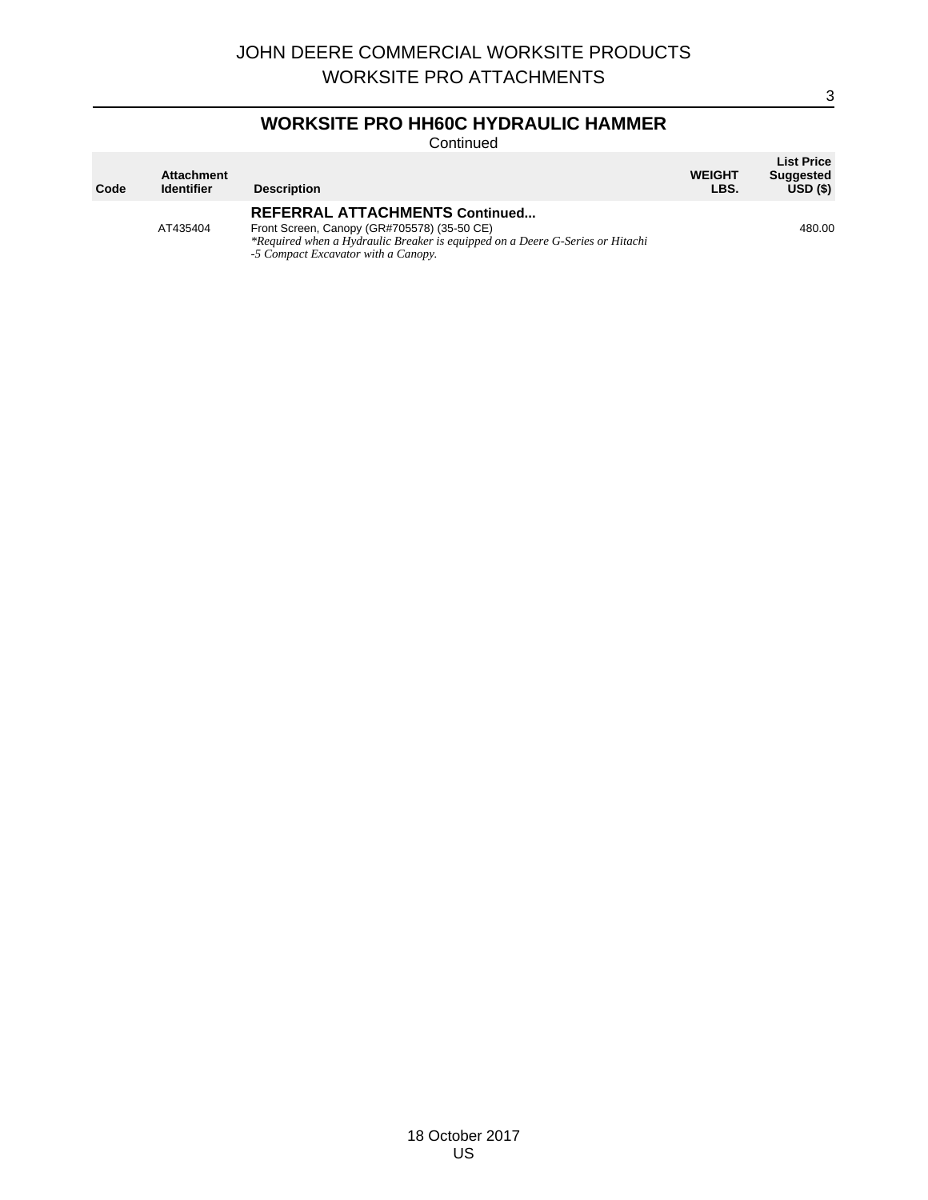## WORKSITE PRO HH60C HYDRAULIC HAMMER

Continued

| Code | Attachment Identifier | Description | WEIGHT LBS. | List Price Suggested USD ($) |
|---|---|---|---|---|
| | | **REFERRAL ATTACHMENTS Continued...** | | |
| | AT435404 | Front Screen, Canopy (GR#705578) (35-50 CE)<br>*\*Required when a Hydraulic Breaker is equipped on a Deere G-Series or Hitachi -5 Compact Excavator with a Canopy.* | | 480.00 |

18 October 2017
US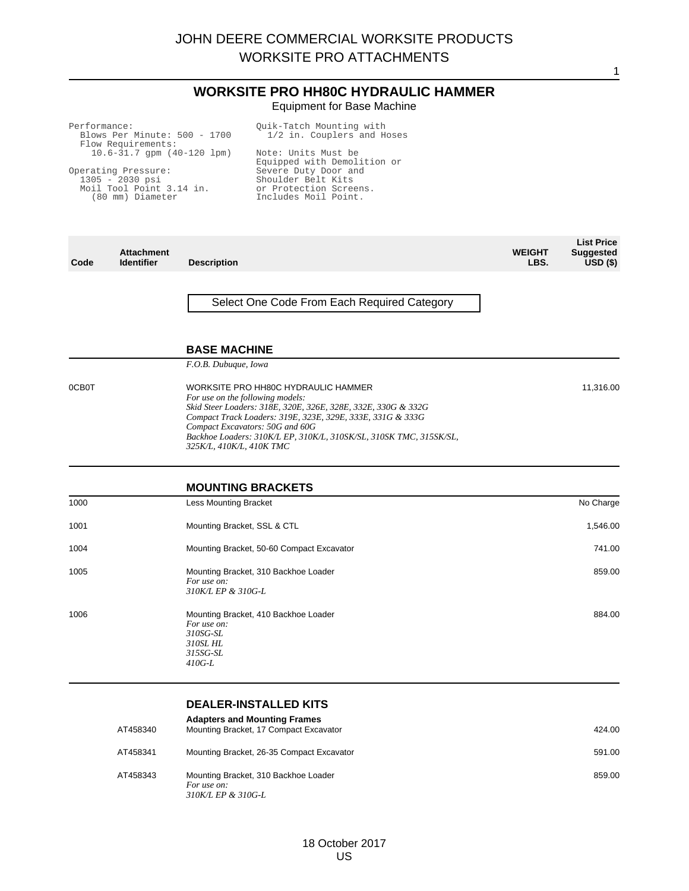# WORKSITE PRO HH80C HYDRAULIC HAMMER

Equipment for Base Machine

Performance:
Blows Per Minute: 500 - 1700
Flow Requirements:
10.6-31.7 gpm (40-120 lpm)

Operating Pressure:
1305 - 2030 psi
Moil Tool Point 3.14 in. (80 mm) Diameter

Quik-Tatch Mounting with 1/2 in. Couplers and Hoses

Note: Units Must be Equipped with Demolition or Severe Duty Door and Shoulder Belt Kits or Protection Screens. Includes Moil Point.

| Code | Attachment Identifier | Description | WEIGHT LBS. | List Price Suggested USD ($) |
|---|---|---|---|---|
| | | Select One Code From Each Required Category | | |
| | | **BASE MACHINE** | | |
| | | *F.O.B. Dubuque, Iowa* | | |
| 0CB0T | | WORKSITE PRO HH80C HYDRAULIC HAMMER *For use on the following models: Skid Steer Loaders: 318E, 320E, 326E, 328E, 332E, 330G & 332G Compact Track Loaders: 319E, 323E, 329E, 333E, 331G & 333G Compact Excavators: 50G and 60G Backhoe Loaders: 310K/L EP, 310K/L, 310SK/SL, 310SK TMC, 315SK/SL, 325K/L, 410K/L, 410K TMC* | | 11,316.00 |
| | | **MOUNTING BRACKETS** | | |
| 1000 | | Less Mounting Bracket | | No Charge |
| 1001 | | Mounting Bracket, SSL & CTL | | 1,546.00 |
| 1004 | | Mounting Bracket, 50-60 Compact Excavator | | 741.00 |
| 1005 | | Mounting Bracket, 310 Backhoe Loader *For use on: 310K/L EP & 310G-L* | | 859.00 |
| 1006 | | Mounting Bracket, 410 Backhoe Loader *For use on: 310SG-SL 310SL HL 315SG-SL 410G-L* | | 884.00 |
| | | **DEALER-INSTALLED KITS** | | |
| | | **Adapters and Mounting Frames** | | |
| | AT458340 | Mounting Bracket, 17 Compact Excavator | | 424.00 |
| | AT458341 | Mounting Bracket, 26-35 Compact Excavator | | 591.00 |
| | AT458343 | Mounting Bracket, 310 Backhoe Loader *For use on: 310K/L EP & 310G-L* | | 859.00 |

18 October 2017
US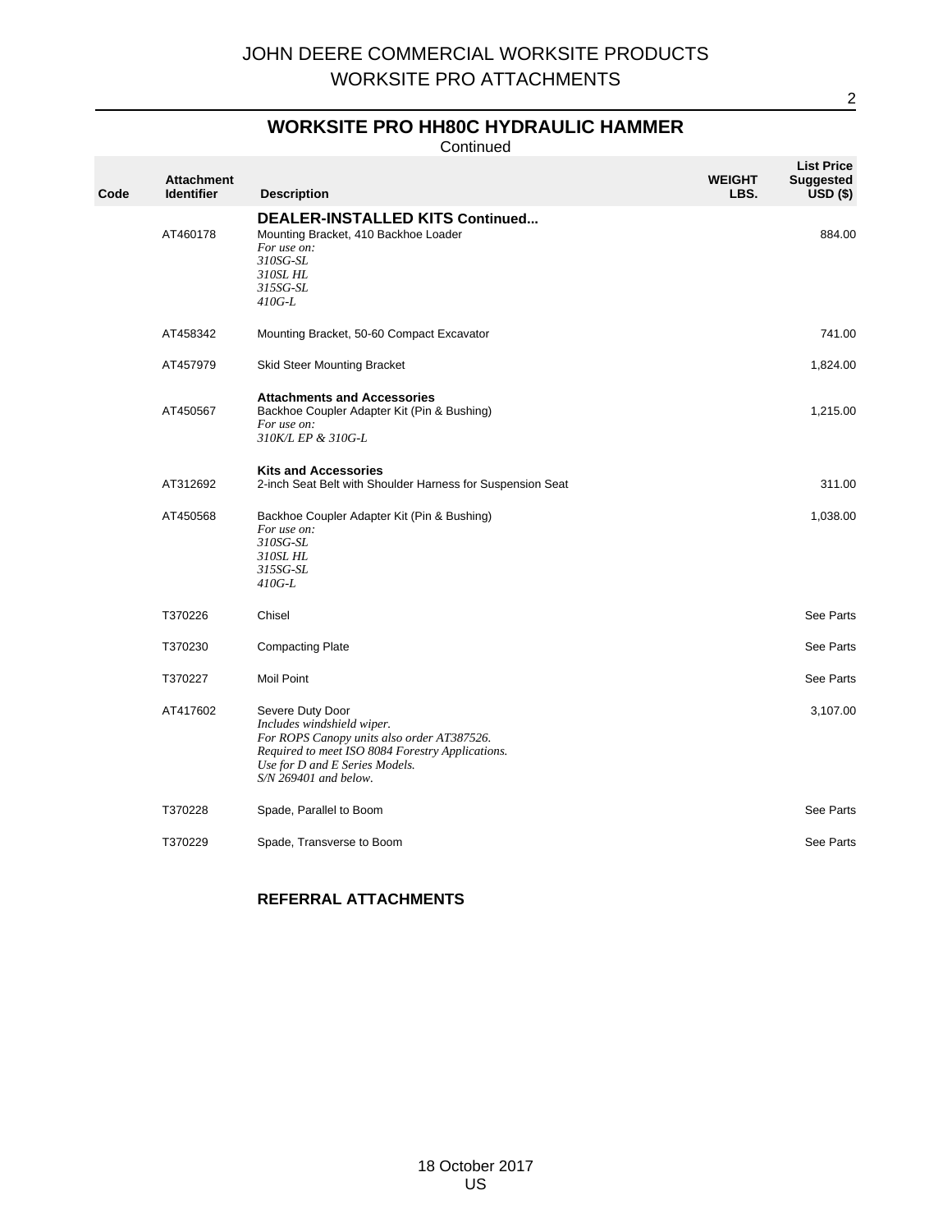## WORKSITE PRO HH80C HYDRAULIC HAMMER

Continued

| Code | Attachment Identifier | Description | WEIGHT LBS. | List Price Suggested USD ($) |
|---|---|---|---|---|
| | | **DEALER-INSTALLED KITS Continued...** | | |
| | AT460178 | Mounting Bracket, 410 Backhoe Loader<br>*For use on:*<br>*310SG-SL*<br>*310SL HL*<br>*315SG-SL*<br>*410G-L* | | 884.00 |
| | AT458342 | Mounting Bracket, 50-60 Compact Excavator | | 741.00 |
| | AT457979 | Skid Steer Mounting Bracket | | 1,824.00 |
| | | **Attachments and Accessories** | | |
| | AT450567 | Backhoe Coupler Adapter Kit (Pin & Bushing)<br>*For use on:*<br>*310K/L EP & 310G-L* | | 1,215.00 |
| | | **Kits and Accessories** | | |
| | AT312692 | 2-inch Seat Belt with Shoulder Harness for Suspension Seat | | 311.00 |
| | AT450568 | Backhoe Coupler Adapter Kit (Pin & Bushing)<br>*For use on:*<br>*310SG-SL*<br>*310SL HL*<br>*315SG-SL*<br>*410G-L* | | 1,038.00 |
| | T370226 | Chisel | | See Parts |
| | T370230 | Compacting Plate | | See Parts |
| | T370227 | Moil Point | | See Parts |
| | AT417602 | Severe Duty Door<br>*Includes windshield wiper.*<br>*For ROPS Canopy units also order AT387526.*<br>*Required to meet ISO 8084 Forestry Applications.*<br>*Use for D and E Series Models.*<br>*S/N 269401 and below.* | | 3,107.00 |
| | T370228 | Spade, Parallel to Boom | | See Parts |
| | T370229 | Spade, Transverse to Boom | | See Parts |

**REFERRAL ATTACHMENTS**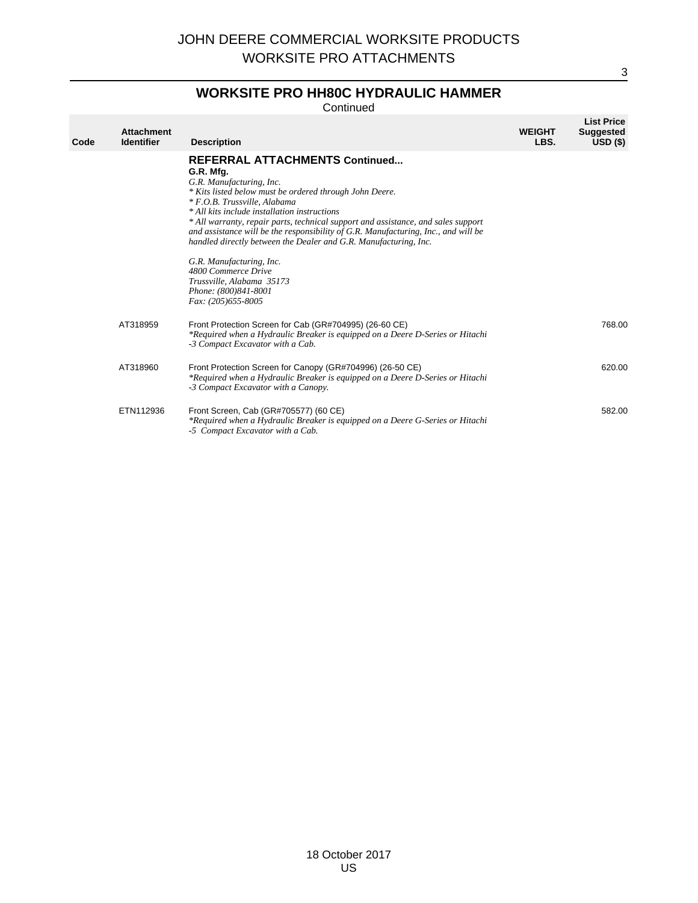## WORKSITE PRO HH80C HYDRAULIC HAMMER

Continued

| Code | Attachment Identifier | Description | WEIGHT LBS. | List Price Suggested USD ($) |
|---|---|---|---|---|
| | | **REFERRAL ATTACHMENTS Continued...**<br>**G.R. Mfg.**<br>*G.R. Manufacturing, Inc.*<br>*\* Kits listed below must be ordered through John Deere.*<br>*\* F.O.B. Trussville, Alabama*<br>*\* All kits include installation instructions*<br>*\* All warranty, repair parts, technical support and assistance, and sales support and assistance will be the responsibility of G.R. Manufacturing, Inc., and will be handled directly between the Dealer and G.R. Manufacturing, Inc.*<br><br>*G.R. Manufacturing, Inc.*<br>*4800 Commerce Drive*<br>*Trussville, Alabama 35173*<br>*Phone: (800)841-8001*<br>*Fax: (205)655-8005* | | |
| | AT318959 | Front Protection Screen for Cab (GR#704995) (26-60 CE)<br>*\*Required when a Hydraulic Breaker is equipped on a Deere D-Series or Hitachi -3 Compact Excavator with a Cab.* | | 768.00 |
| | AT318960 | Front Protection Screen for Canopy (GR#704996) (26-50 CE)<br>*\*Required when a Hydraulic Breaker is equipped on a Deere D-Series or Hitachi -3 Compact Excavator with a Canopy.* | | 620.00 |
| | ETN112936 | Front Screen, Cab (GR#705577) (60 CE)<br>*\*Required when a Hydraulic Breaker is equipped on a Deere G-Series or Hitachi -5 Compact Excavator with a Cab.* | | 582.00 |

18 October 2017
US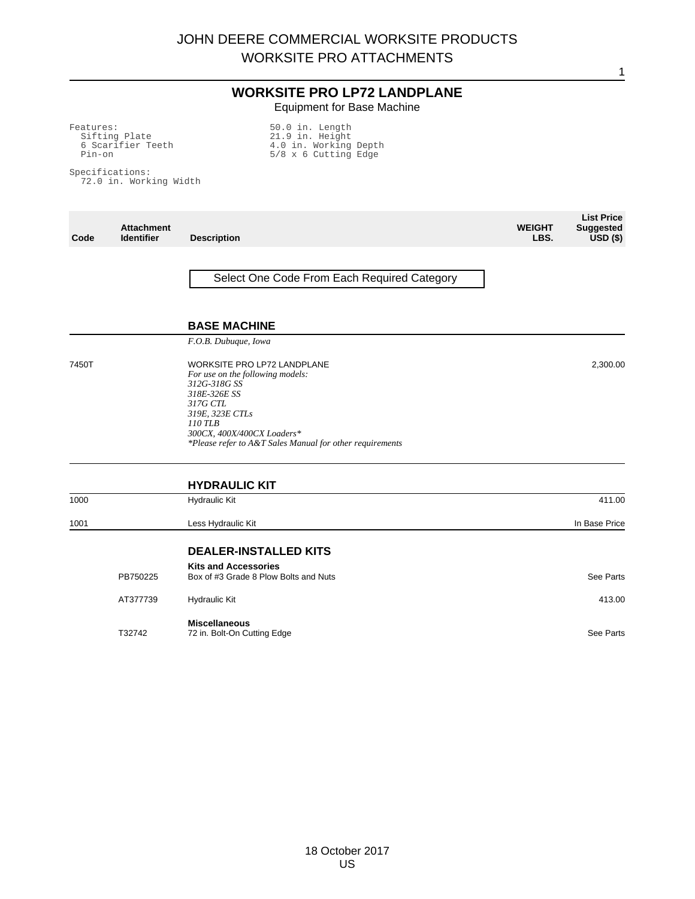# JOHN DEERE COMMERCIAL WORKSITE PRODUCTS
# WORKSITE PRO ATTACHMENTS

## WORKSITE PRO LP72 LANDPLANE

Equipment for Base Machine

```
Features:                          50.0 in. Length
  Sifting Plate                    21.9 in. Height
  6 Scarifier Teeth                4.0 in. Working Depth
  Pin-on                           5/8 x 6 Cutting Edge

Specifications:
  72.0 in. Working Width
```

| Code | Attachment Identifier | Description | WEIGHT LBS. | List Price Suggested USD ($) |
|---|---|---|---|---|
| | | Select One Code From Each Required Category | | |
| | | **BASE MACHINE** | | |
| | | *F.O.B. Dubuque, Iowa* | | |
| 7450T | | WORKSITE PRO LP72 LANDPLANE<br>*For use on the following models:*<br>*312G-318G SS*<br>*318E-326E SS*<br>*317G CTL*<br>*319E, 323E CTLs*<br>*110 TLB*<br>*300CX, 400X/400CX Loaders**<br>**Please refer to A&T Sales Manual for other requirements* | | 2,300.00 |
| | | **HYDRAULIC KIT** | | |
| 1000 | | Hydraulic Kit | | 411.00 |
| 1001 | | Less Hydraulic Kit | | In Base Price |
| | | **DEALER-INSTALLED KITS** | | |
| | | **Kits and Accessories** | | |
| | PB750225 | Box of #3 Grade 8 Plow Bolts and Nuts | | See Parts |
| | AT377739 | Hydraulic Kit | | 413.00 |
| | | **Miscellaneous** | | |
| | T32742 | 72 in. Bolt-On Cutting Edge | | See Parts |

18 October 2017
US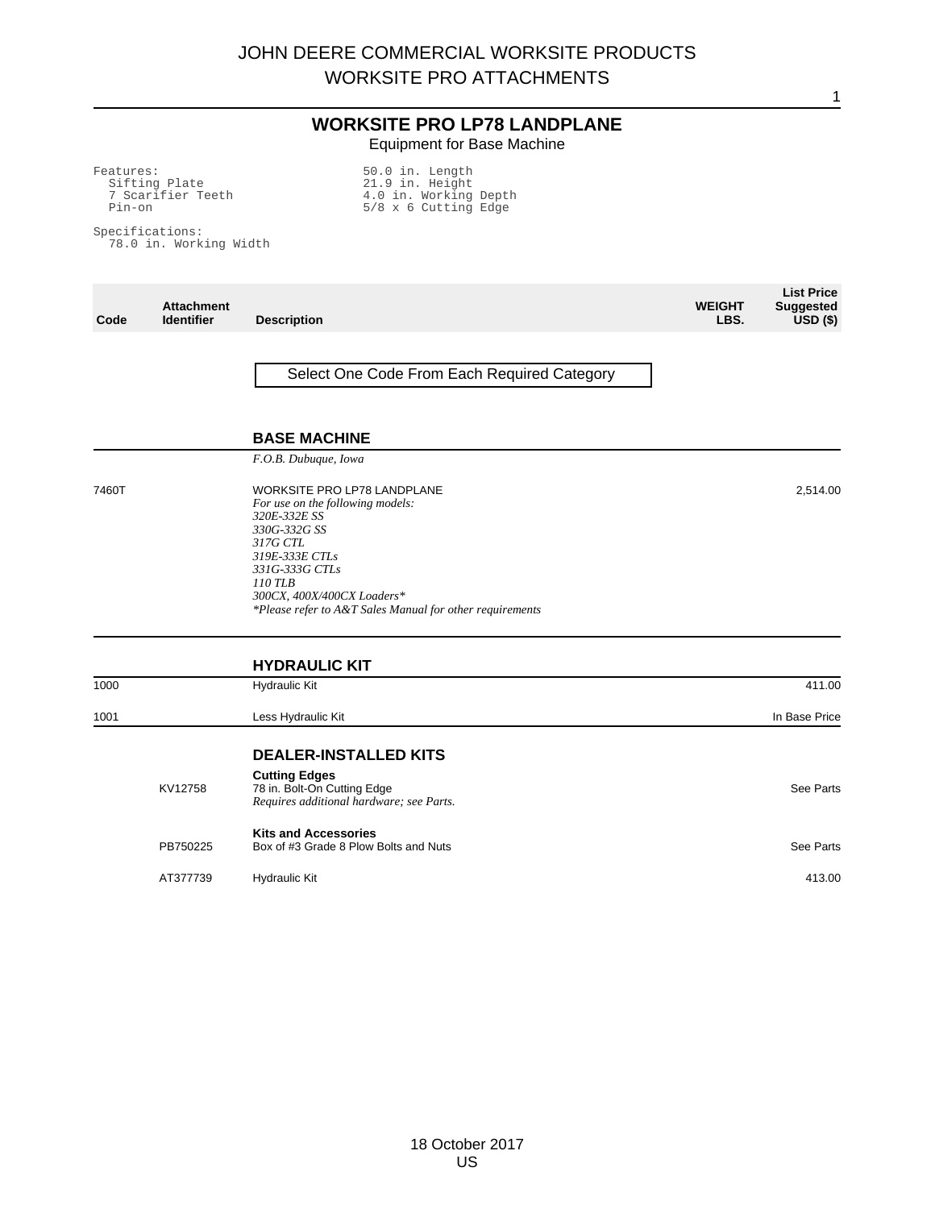## WORKSITE PRO LP78 LANDPLANE

Equipment for Base Machine

Features:
- Sifting Plate
- 7 Scarifier Teeth
- Pin-on
- 50.0 in. Length
- 21.9 in. Height
- 4.0 in. Working Depth
- 5/8 x 6 Cutting Edge

Specifications:
- 78.0 in. Working Width

| Code | Attachment Identifier | Description | WEIGHT LBS. | List Price Suggested USD ($) |
|---|---|---|---|---|
| | | Select One Code From Each Required Category | | |
| | | **BASE MACHINE** | | |
| | | *F.O.B. Dubuque, Iowa* | | |
| 7460T | | WORKSITE PRO LP78 LANDPLANE<br>*For use on the following models:*<br>*320E-332E SS*<br>*330G-332G SS*<br>*317G CTL*<br>*319E-333E CTLs*<br>*331G-333G CTLs*<br>*110 TLB*<br>*300CX, 400X/400CX Loaders**<br>**Please refer to A&T Sales Manual for other requirements* | | 2,514.00 |
| | | **HYDRAULIC KIT** | | |
| 1000 | | Hydraulic Kit | | 411.00 |
| 1001 | | Less Hydraulic Kit | | In Base Price |
| | | **DEALER-INSTALLED KITS** | | |
| | | **Cutting Edges** | | |
| | KV12758 | 78 in. Bolt-On Cutting Edge<br>*Requires additional hardware; see Parts.* | | See Parts |
| | | **Kits and Accessories** | | |
| | PB750225 | Box of #3 Grade 8 Plow Bolts and Nuts | | See Parts |
| | AT377739 | Hydraulic Kit | | 413.00 |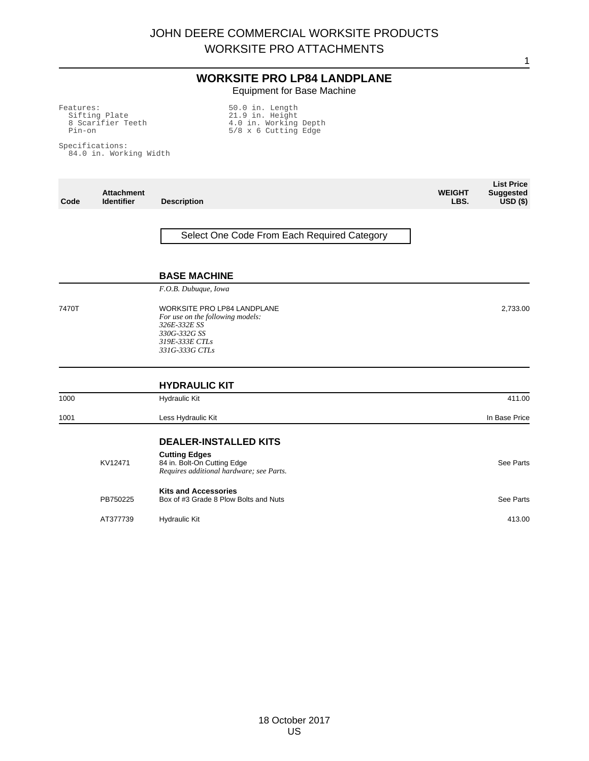# WORKSITE PRO LP84 LANDPLANE

Equipment for Base Machine

```
Features:
  Sifting Plate
  8 Scarifier Teeth
  Pin-on

Specifications:
  84.0 in. Working Width
```

```
50.0 in. Length
21.9 in. Height
4.0 in. Working Depth
5/8 x 6 Cutting Edge
```

| Code | Attachment Identifier | Description | WEIGHT LBS. | List Price Suggested USD ($) |
|---|---|---|---|---|
| | | Select One Code From Each Required Category | | |
| | | **BASE MACHINE** | | |
| | | *F.O.B. Dubuque, Iowa* | | |
| 7470T | | WORKSITE PRO LP84 LANDPLANE<br>*For use on the following models:*<br>*326E-332E SS*<br>*330G-332G SS*<br>*319E-333E CTLs*<br>*331G-333G CTLs* | | 2,733.00 |
| | | **HYDRAULIC KIT** | | |
| 1000 | | Hydraulic Kit | | 411.00 |
| 1001 | | Less Hydraulic Kit | | In Base Price |
| | | **DEALER-INSTALLED KITS** | | |
| | | **Cutting Edges** | | |
| | KV12471 | 84 in. Bolt-On Cutting Edge<br>*Requires additional hardware; see Parts.* | | See Parts |
| | | **Kits and Accessories** | | |
| | PB750225 | Box of #3 Grade 8 Plow Bolts and Nuts | | See Parts |
| | AT377739 | Hydraulic Kit | | 413.00 |

18 October 2017
US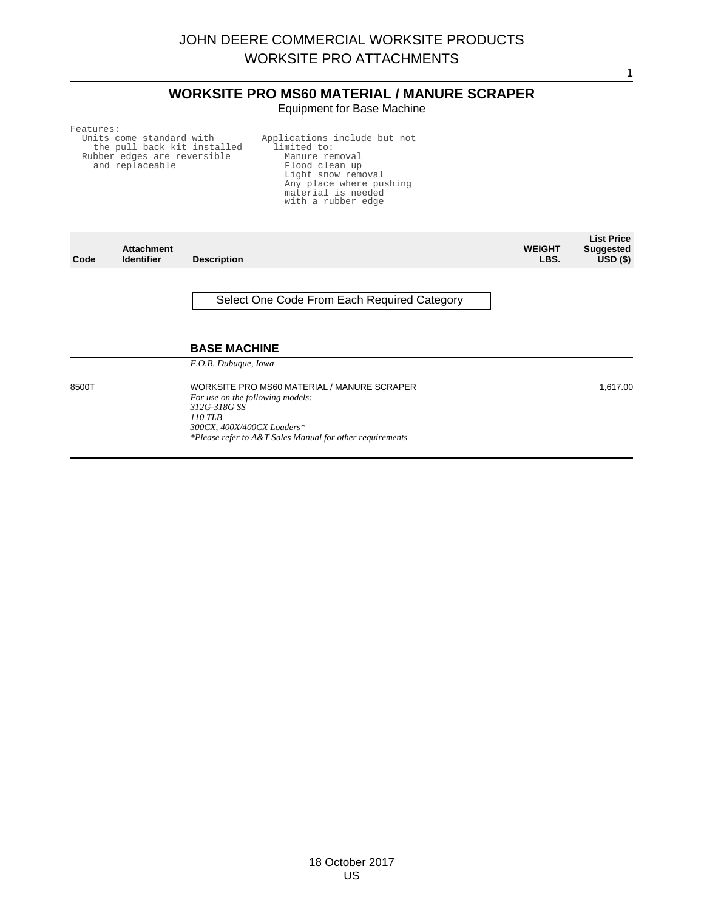# WORKSITE PRO MS60 MATERIAL / MANURE SCRAPER

Equipment for Base Machine

```
Features:
  Units come standard with          Applications include but not
    the pull back kit installed       limited to:
  Rubber edges are reversible           Manure removal
    and replaceable                     Flood clean up
                                        Light snow removal
                                        Any place where pushing
                                        material is needed
                                        with a rubber edge
```

| Code | Attachment Identifier | Description | WEIGHT LBS. | List Price Suggested USD ($) |
|---|---|---|---|---|
| | | Select One Code From Each Required Category | | |
| | | **BASE MACHINE** | | |
| | | *F.O.B. Dubuque, Iowa* | | |
| 8500T | | WORKSITE PRO MS60 MATERIAL / MANURE SCRAPER<br>*For use on the following models:*<br>*312G-318G SS*<br>*110 TLB*<br>*300CX, 400X/400CX Loaders**<br>**Please refer to A&T Sales Manual for other requirements* | | 1,617.00 |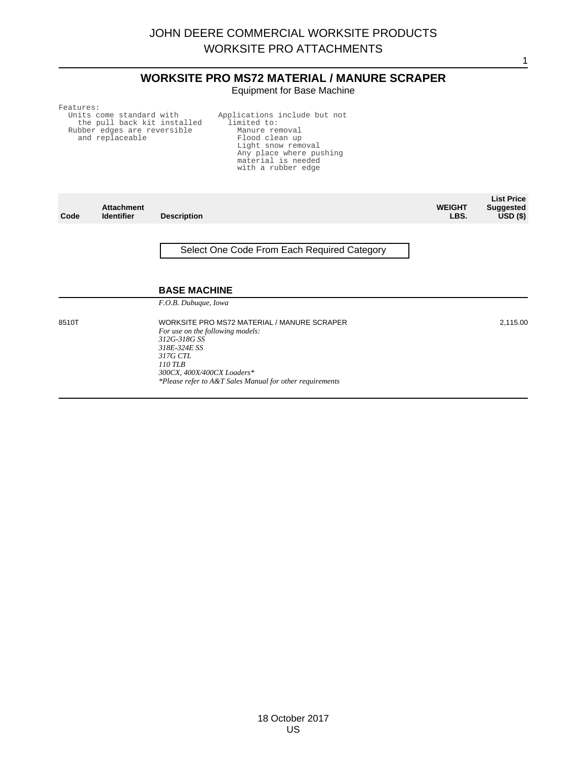# WORKSITE PRO MS72 MATERIAL / MANURE SCRAPER

Equipment for Base Machine

Features:
- Units come standard with the pull back kit installed
- Rubber edges are reversible and replaceable

Applications include but not limited to:
- Manure removal
- Flood clean up
- Light snow removal
- Any place where pushing material is needed with a rubber edge

| Code | Attachment Identifier | Description | WEIGHT LBS. | List Price Suggested USD ($) |
|---|---|---|---|---|
| | | Select One Code From Each Required Category | | |
| | | **BASE MACHINE** | | |
| | | *F.O.B. Dubuque, Iowa* | | |
| 8510T | | WORKSITE PRO MS72 MATERIAL / MANURE SCRAPER<br>*For use on the following models:*<br>*312G-318G SS*<br>*318E-324E SS*<br>*317G CTL*<br>*110 TLB*<br>*300CX, 400X/400CX Loaders**<br>**Please refer to A&T Sales Manual for other requirements* | | 2,115.00 |

18 October 2017

US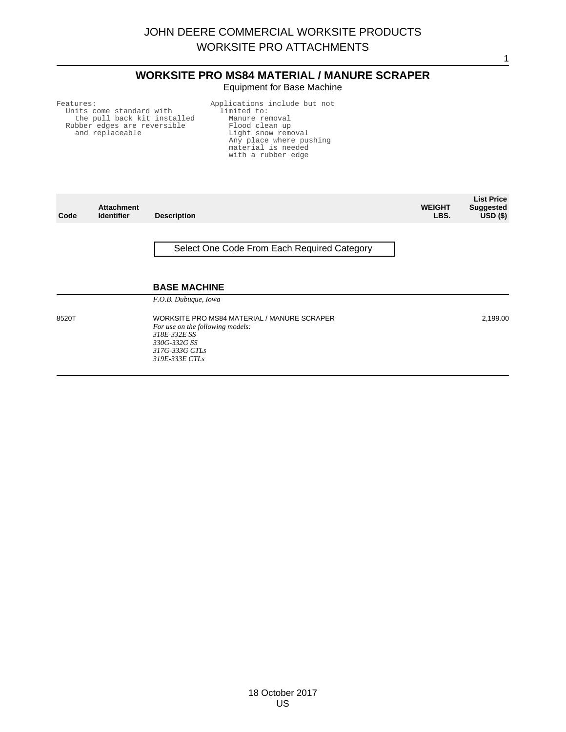# JOHN DEERE COMMERCIAL WORKSITE PRODUCTS
# WORKSITE PRO ATTACHMENTS

## WORKSITE PRO MS84 MATERIAL / MANURE SCRAPER

Equipment for Base Machine

```
Features:
  Units come standard with
    the pull back kit installed
  Rubber edges are reversible
    and replaceable
```

```
Applications include but not
  limited to:
    Manure removal
    Flood clean up
    Light snow removal
    Any place where pushing
    material is needed
    with a rubber edge
```

| Code | Attachment Identifier | Description | WEIGHT LBS. | List Price Suggested USD ($) |
|---|---|---|---|---|
| | | Select One Code From Each Required Category | | |
| | | **BASE MACHINE** | | |
| | | *F.O.B. Dubuque, Iowa* | | |
| 8520T | | WORKSITE PRO MS84 MATERIAL / MANURE SCRAPER<br>*For use on the following models:*<br>*318E-332E SS*<br>*330G-332G SS*<br>*317G-333G CTLs*<br>*319E-333E CTLs* | | 2,199.00 |

18 October 2017
US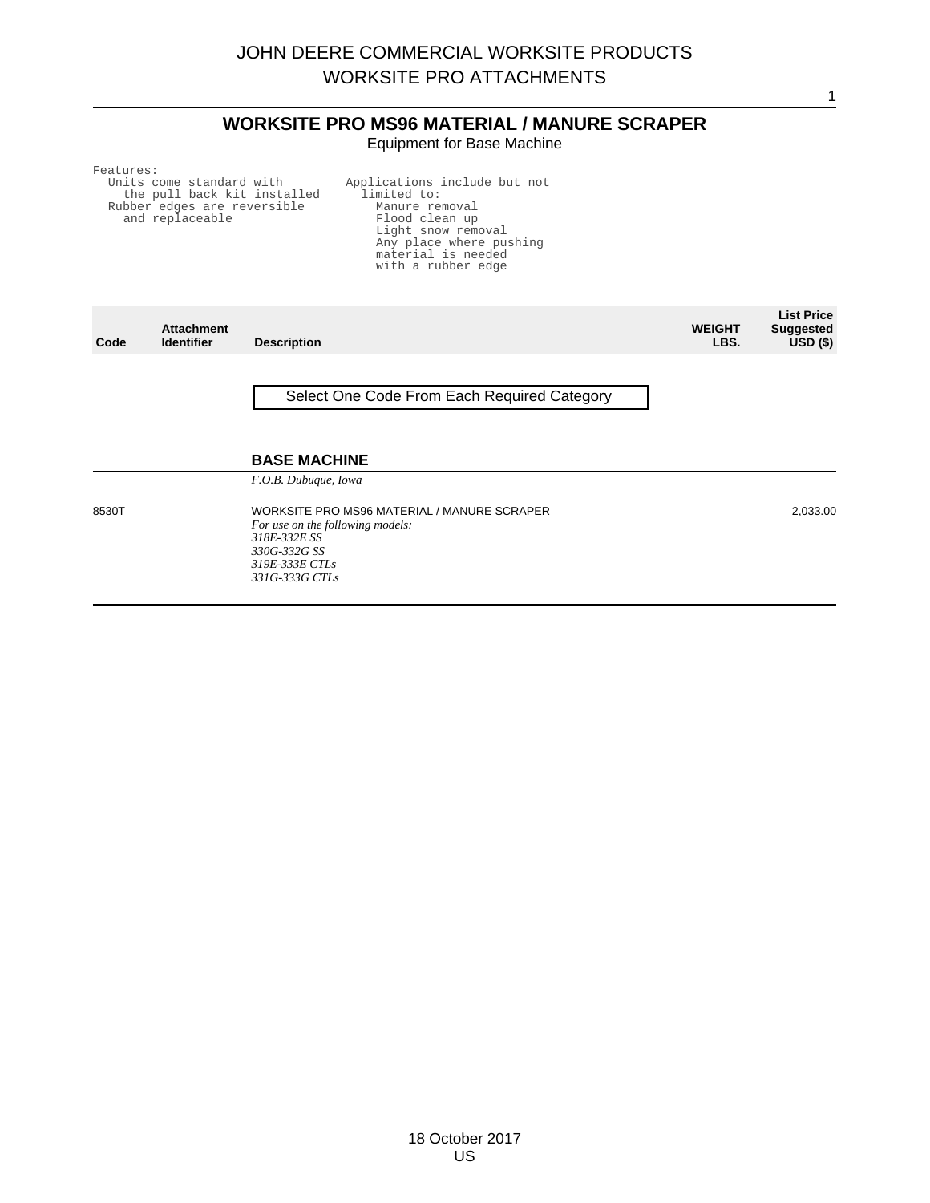# WORKSITE PRO MS96 MATERIAL / MANURE SCRAPER

Equipment for Base Machine

Features:
- Units come standard with the pull back kit installed
- Rubber edges are reversible and replaceable

Applications include but not limited to:
- Manure removal
- Flood clean up
- Light snow removal
- Any place where pushing material is needed with a rubber edge

| Code | Attachment Identifier | Description | WEIGHT LBS. | List Price Suggested USD ($) |
|---|---|---|---|---|
| | | Select One Code From Each Required Category | | |
| | | **BASE MACHINE** | | |
| | | *F.O.B. Dubuque, Iowa* | | |
| 8530T | | WORKSITE PRO MS96 MATERIAL / MANURE SCRAPER<br>*For use on the following models:*<br>*318E-332E SS*<br>*330G-332G SS*<br>*319E-333E CTLs*<br>*331G-333G CTLs* | | 2,033.00 |

18 October 2017
US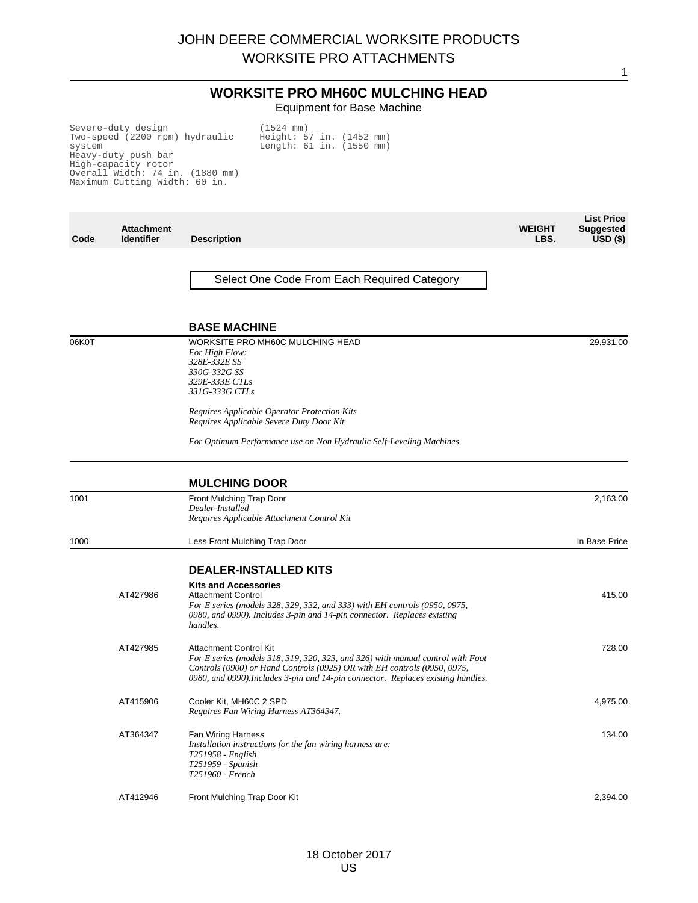# WORKSITE PRO MH60C MULCHING HEAD

Equipment for Base Machine

```
Severe-duty design
Two-speed (2200 rpm) hydraulic system
Heavy-duty push bar
High-capacity rotor
Overall Width: 74 in. (1880 mm)
Maximum Cutting Width: 60 in. (1524 mm)
Height: 57 in. (1452 mm)
Length: 61 in. (1550 mm)
```

| Code | Attachment Identifier | Description | WEIGHT LBS. | List Price Suggested USD ($) |
|---|---|---|---|---|

Select One Code From Each Required Category

## BASE MACHINE

| Code | Attachment Identifier | Description | WEIGHT LBS. | List Price Suggested USD ($) |
|---|---|---|---|---|
| 06K0T | | WORKSITE PRO MH60C MULCHING HEAD<br>*For High Flow:*<br>*328E-332E SS*<br>*330G-332G SS*<br>*329E-333E CTLs*<br>*331G-333G CTLs*<br><br>*Requires Applicable Operator Protection Kits*<br>*Requires Applicable Severe Duty Door Kit*<br><br>*For Optimum Performance use on Non Hydraulic Self-Leveling Machines* | | 29,931.00 |

## MULCHING DOOR

| Code | Attachment Identifier | Description | WEIGHT LBS. | List Price Suggested USD ($) |
|---|---|---|---|---|
| 1001 | | Front Mulching Trap Door<br>*Dealer-Installed*<br>*Requires Applicable Attachment Control Kit* | | 2,163.00 |
| 1000 | | Less Front Mulching Trap Door | | In Base Price |

## DEALER-INSTALLED KITS

**Kits and Accessories**

| Code | Attachment Identifier | Description | WEIGHT LBS. | List Price Suggested USD ($) |
|---|---|---|---|---|
| | AT427986 | Attachment Control<br>*For E series (models 328, 329, 332, and 333) with EH controls (0950, 0975, 0980, and 0990). Includes 3-pin and 14-pin connector. Replaces existing handles.* | | 415.00 |
| | AT427985 | Attachment Control Kit<br>*For E series (models 318, 319, 320, 323, and 326) with manual control with Foot Controls (0900) or Hand Controls (0925) OR with EH controls (0950, 0975, 0980, and 0990).Includes 3-pin and 14-pin connector. Replaces existing handles.* | | 728.00 |
| | AT415906 | Cooler Kit, MH60C 2 SPD<br>*Requires Fan Wiring Harness AT364347.* | | 4,975.00 |
| | AT364347 | Fan Wiring Harness<br>*Installation instructions for the fan wiring harness are:*<br>*T251958 - English*<br>*T251959 - Spanish*<br>*T251960 - French* | | 134.00 |
| | AT412946 | Front Mulching Trap Door Kit | | 2,394.00 |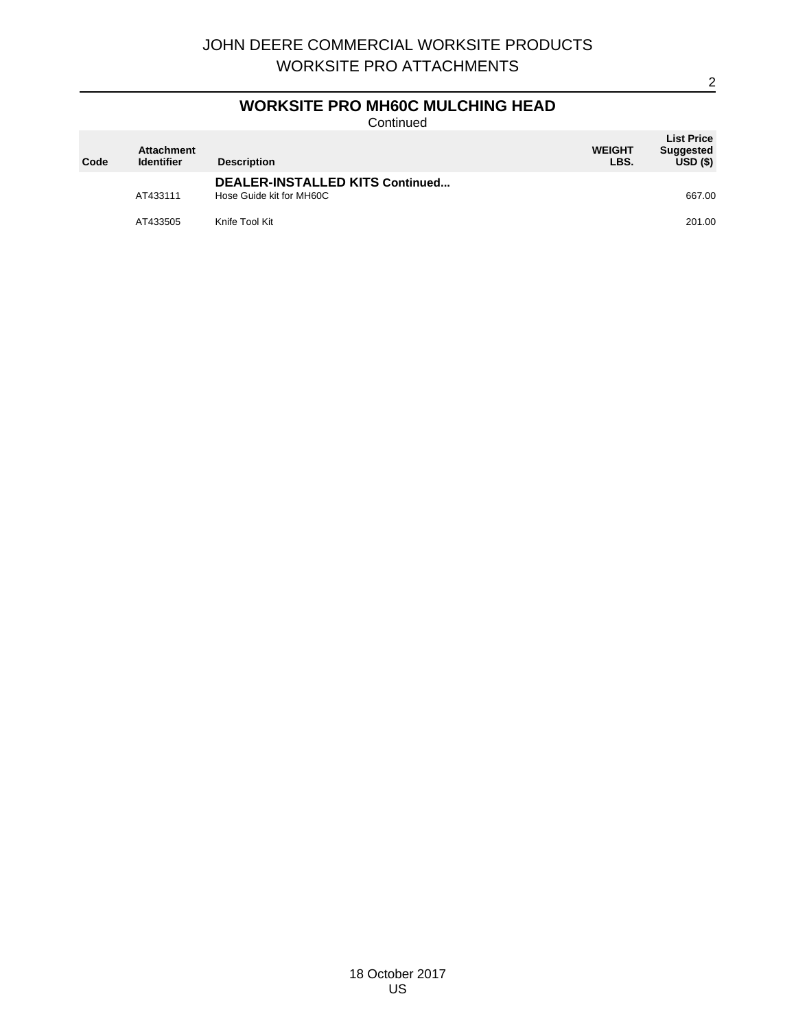## WORKSITE PRO MH60C MULCHING HEAD

Continued

| Code | Attachment Identifier | Description | WEIGHT LBS. | List Price Suggested USD ($) |
|---|---|---|---|---|
| | | **DEALER-INSTALLED KITS Continued...** | | |
| | AT433111 | Hose Guide kit for MH60C | | 667.00 |
| | AT433505 | Knife Tool Kit | | 201.00 |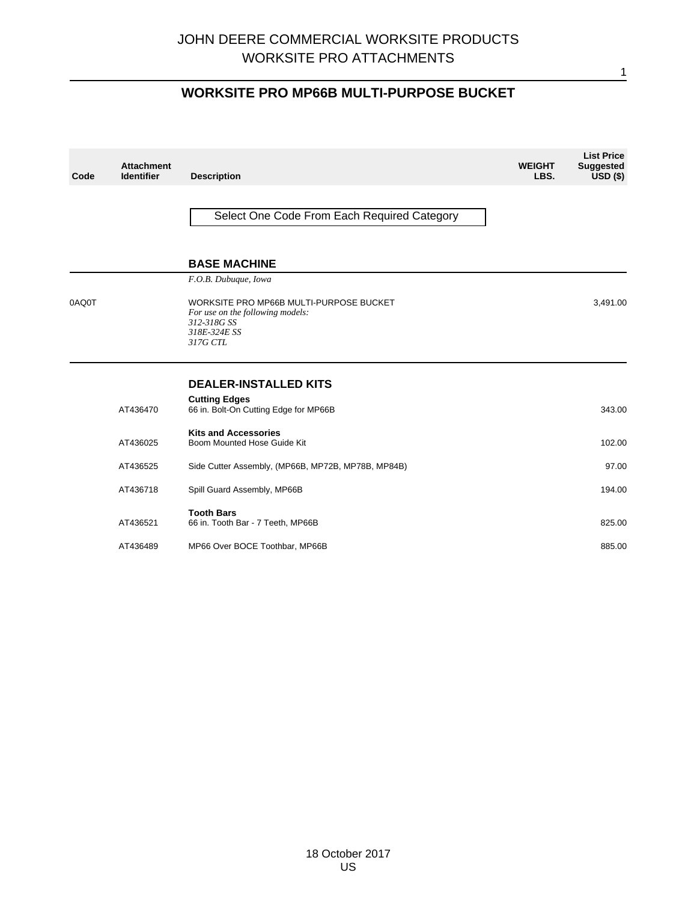# WORKSITE PRO MP66B MULTI-PURPOSE BUCKET

| Code | Attachment Identifier | Description | WEIGHT LBS. | List Price Suggested USD ($) |
|---|---|---|---|---|

Select One Code From Each Required Category

## BASE MACHINE

*F.O.B. Dubuque, Iowa*

| Code | Attachment Identifier | Description | WEIGHT LBS. | List Price Suggested USD ($) |
|---|---|---|---|---|
| 0AQ0T | | WORKSITE PRO MP66B MULTI-PURPOSE BUCKET<br>*For use on the following models:*<br>*312-318G SS*<br>*318E-324E SS*<br>*317G CTL* | | 3,491.00 |

## DEALER-INSTALLED KITS

| Code | Attachment Identifier | Description | WEIGHT LBS. | List Price Suggested USD ($) |
|---|---|---|---|---|
| | | **Cutting Edges** | | |
| | AT436470 | 66 in. Bolt-On Cutting Edge for MP66B | | 343.00 |
| | | **Kits and Accessories** | | |
| | AT436025 | Boom Mounted Hose Guide Kit | | 102.00 |
| | AT436525 | Side Cutter Assembly, (MP66B, MP72B, MP78B, MP84B) | | 97.00 |
| | AT436718 | Spill Guard Assembly, MP66B | | 194.00 |
| | | **Tooth Bars** | | |
| | AT436521 | 66 in. Tooth Bar - 7 Teeth, MP66B | | 825.00 |
| | AT436489 | MP66 Over BOCE Toothbar, MP66B | | 885.00 |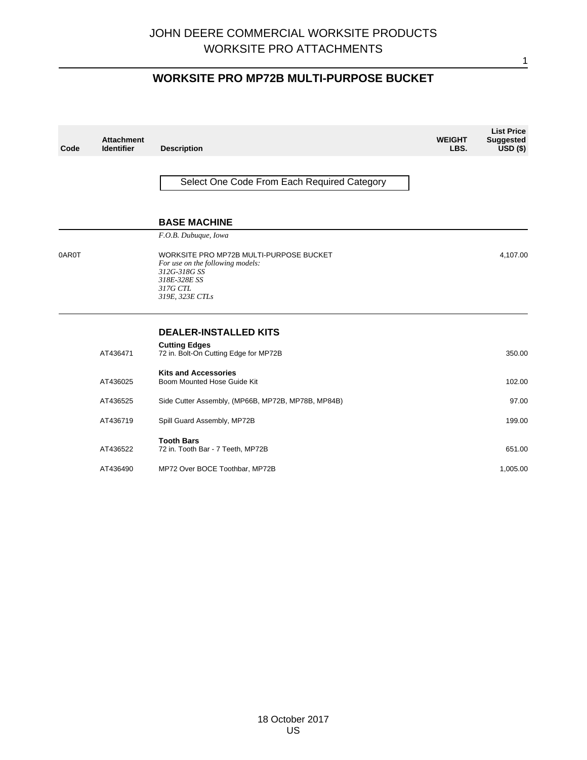JOHN DEERE COMMERCIAL WORKSITE PRODUCTS
WORKSITE PRO ATTACHMENTS

## WORKSITE PRO MP72B MULTI-PURPOSE BUCKET

| Code | Attachment Identifier | Description | WEIGHT LBS. | List Price Suggested USD ($) |
|---|---|---|---|---|
| | | Select One Code From Each Required Category | | |
| | | **BASE MACHINE** | | |
| | | *F.O.B. Dubuque, Iowa* | | |
| 0AR0T | | WORKSITE PRO MP72B MULTI-PURPOSE BUCKET<br>*For use on the following models:*<br>*312G-318G SS*<br>*318E-328E SS*<br>*317G CTL*<br>*319E, 323E CTLs* | | 4,107.00 |
| | | **DEALER-INSTALLED KITS** | | |
| | | **Cutting Edges** | | |
| | AT436471 | 72 in. Bolt-On Cutting Edge for MP72B | | 350.00 |
| | | **Kits and Accessories** | | |
| | AT436025 | Boom Mounted Hose Guide Kit | | 102.00 |
| | AT436525 | Side Cutter Assembly, (MP66B, MP72B, MP78B, MP84B) | | 97.00 |
| | AT436719 | Spill Guard Assembly, MP72B | | 199.00 |
| | | **Tooth Bars** | | |
| | AT436522 | 72 in. Tooth Bar - 7 Teeth, MP72B | | 651.00 |
| | AT436490 | MP72 Over BOCE Toothbar, MP72B | | 1,005.00 |

18 October 2017
US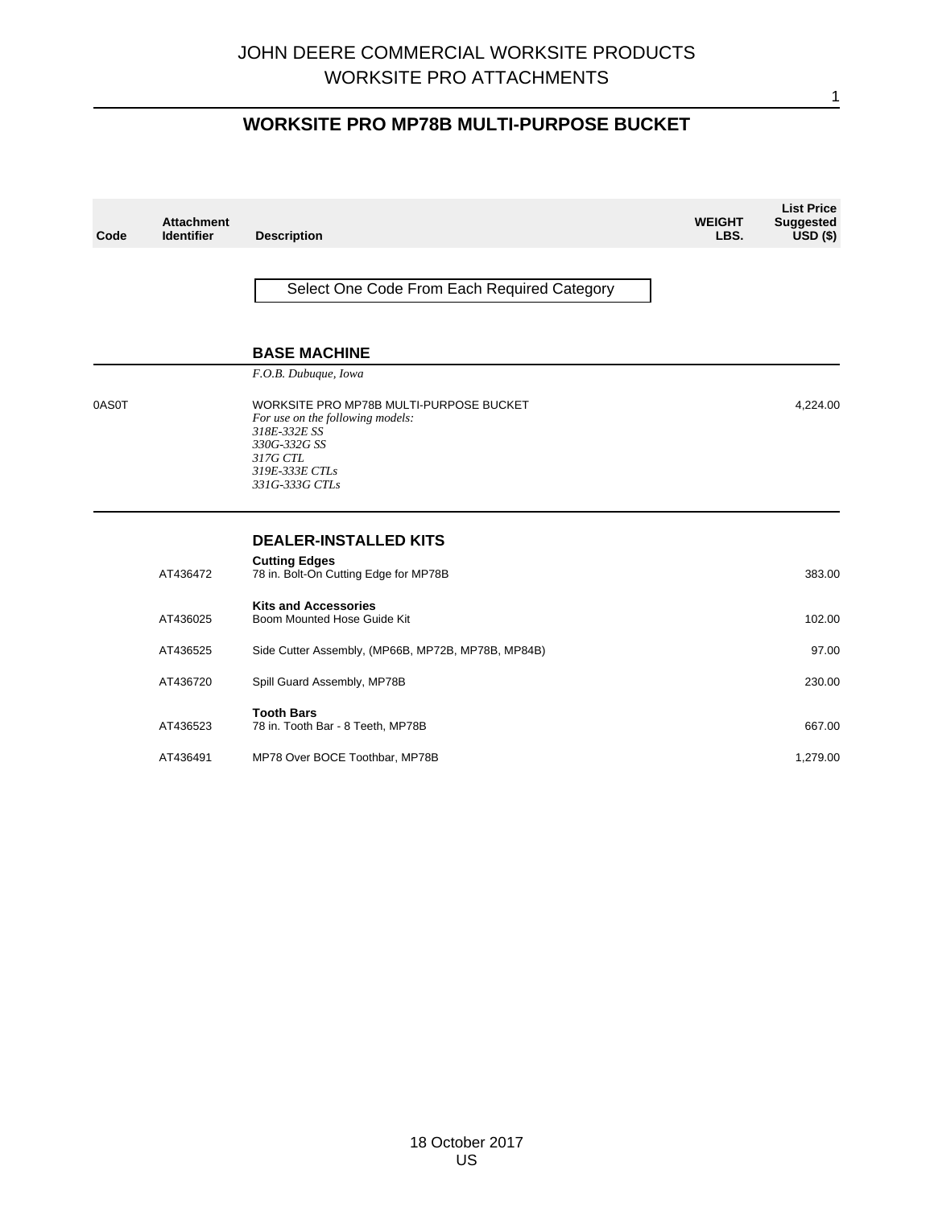# WORKSITE PRO MP78B MULTI-PURPOSE BUCKET

| Code | Attachment Identifier | Description | WEIGHT LBS. | List Price Suggested USD ($) |
|---|---|---|---|---|
| | | Select One Code From Each Required Category | | |
| | | **BASE MACHINE** | | |
| | | *F.O.B. Dubuque, Iowa* | | |
| 0AS0T | | WORKSITE PRO MP78B MULTI-PURPOSE BUCKET<br>*For use on the following models:*<br>*318E-332E SS*<br>*330G-332G SS*<br>*317G CTL*<br>*319E-333E CTLs*<br>*331G-333G CTLs* | | 4,224.00 |
| | | **DEALER-INSTALLED KITS** | | |
| | | **Cutting Edges** | | |
| | AT436472 | 78 in. Bolt-On Cutting Edge for MP78B | | 383.00 |
| | | **Kits and Accessories** | | |
| | AT436025 | Boom Mounted Hose Guide Kit | | 102.00 |
| | AT436525 | Side Cutter Assembly, (MP66B, MP72B, MP78B, MP84B) | | 97.00 |
| | AT436720 | Spill Guard Assembly, MP78B | | 230.00 |
| | | **Tooth Bars** | | |
| | AT436523 | 78 in. Tooth Bar - 8 Teeth, MP78B | | 667.00 |
| | AT436491 | MP78 Over BOCE Toothbar, MP78B | | 1,279.00 |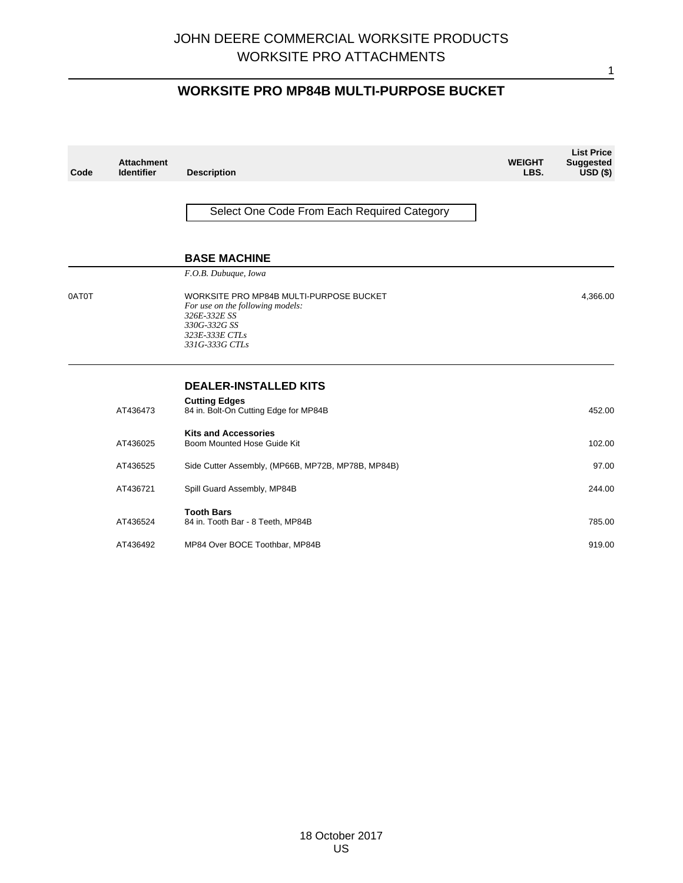# JOHN DEERE COMMERCIAL WORKSITE PRODUCTS
# WORKSITE PRO ATTACHMENTS

## WORKSITE PRO MP84B MULTI-PURPOSE BUCKET

| Code | Attachment Identifier | Description | WEIGHT LBS. | List Price Suggested USD ($) |
|---|---|---|---|---|
| | | Select One Code From Each Required Category | | |
| | | **BASE MACHINE** | | |
| | | *F.O.B. Dubuque, Iowa* | | |
| 0AT0T | | WORKSITE PRO MP84B MULTI-PURPOSE BUCKET<br>*For use on the following models:*<br>*326E-332E SS*<br>*330G-332G SS*<br>*323E-333E CTLs*<br>*331G-333G CTLs* | | 4,366.00 |
| | | **DEALER-INSTALLED KITS** | | |
| | | **Cutting Edges** | | |
| | AT436473 | 84 in. Bolt-On Cutting Edge for MP84B | | 452.00 |
| | | **Kits and Accessories** | | |
| | AT436025 | Boom Mounted Hose Guide Kit | | 102.00 |
| | AT436525 | Side Cutter Assembly, (MP66B, MP72B, MP78B, MP84B) | | 97.00 |
| | AT436721 | Spill Guard Assembly, MP84B | | 244.00 |
| | | **Tooth Bars** | | |
| | AT436524 | 84 in. Tooth Bar - 8 Teeth, MP84B | | 785.00 |
| | AT436492 | MP84 Over BOCE Toothbar, MP84B | | 919.00 |

18 October 2017
US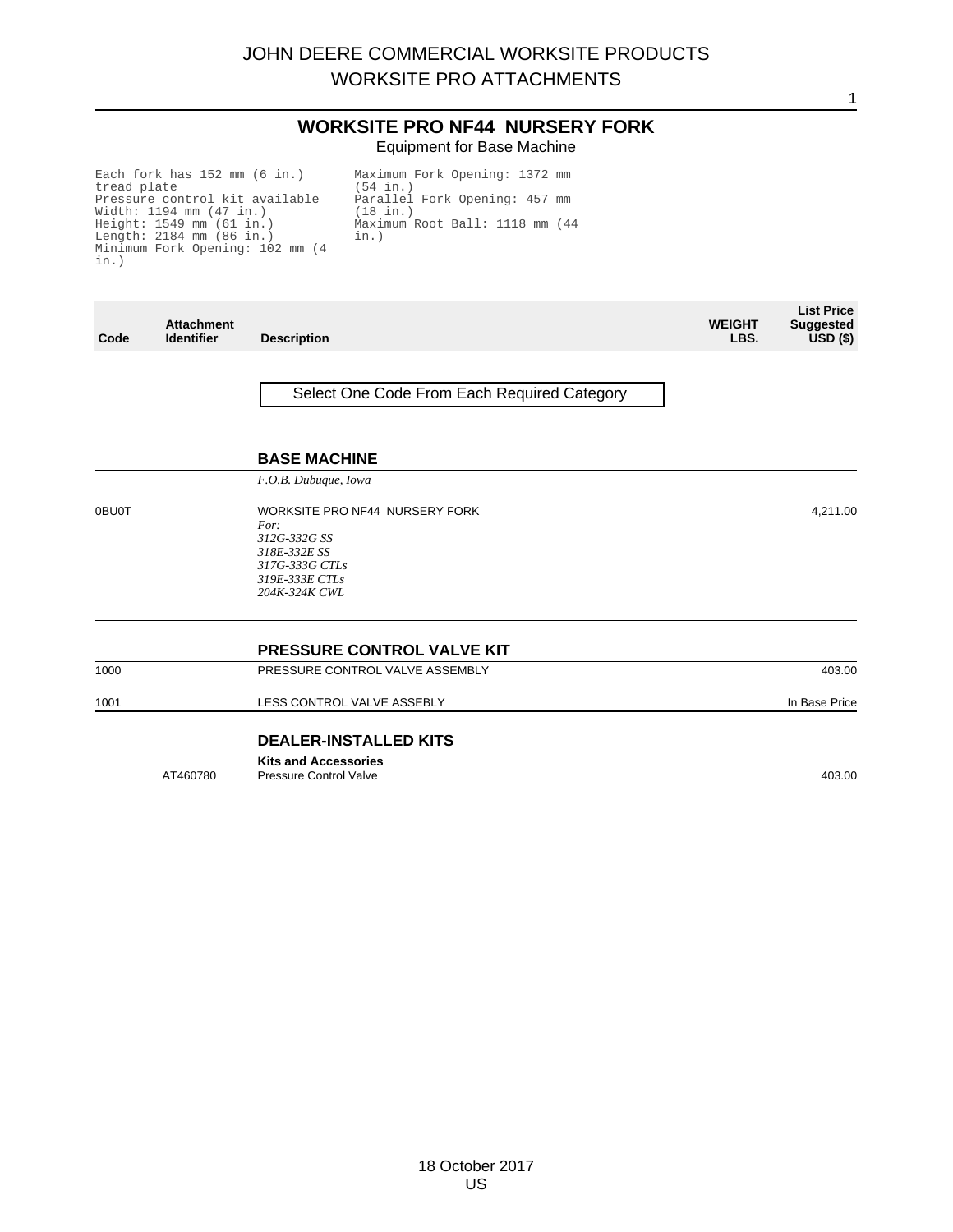# WORKSITE PRO NF44 NURSERY FORK

Equipment for Base Machine

Each fork has 152 mm (6 in.) tread plate
Pressure control kit available
Width: 1194 mm (47 in.)
Height: 1549 mm (61 in.)
Length: 2184 mm (86 in.)
Minimum Fork Opening: 102 mm (4 in.)
Maximum Fork Opening: 1372 mm (54 in.)
Parallel Fork Opening: 457 mm (18 in.)
Maximum Root Ball: 1118 mm (44 in.)

| Code | Attachment Identifier | Description | WEIGHT LBS. | List Price Suggested USD ($) |
|---|---|---|---|---|
| | | Select One Code From Each Required Category | | |
| | | **BASE MACHINE** | | |
| | | *F.O.B. Dubuque, Iowa* | | |
| 0BU0T | | WORKSITE PRO NF44 NURSERY FORK<br>*For:*<br>*312G-332G SS*<br>*318E-332E SS*<br>*317G-333G CTLs*<br>*319E-333E CTLs*<br>*204K-324K CWL* | | 4,211.00 |
| | | **PRESSURE CONTROL VALVE KIT** | | |
| 1000 | | PRESSURE CONTROL VALVE ASSEMBLY | | 403.00 |
| 1001 | | LESS CONTROL VALVE ASSEBLY | | In Base Price |
| | | **DEALER-INSTALLED KITS** | | |
| | | **Kits and Accessories** | | |
| | AT460780 | Pressure Control Valve | | 403.00 |

18 October 2017
US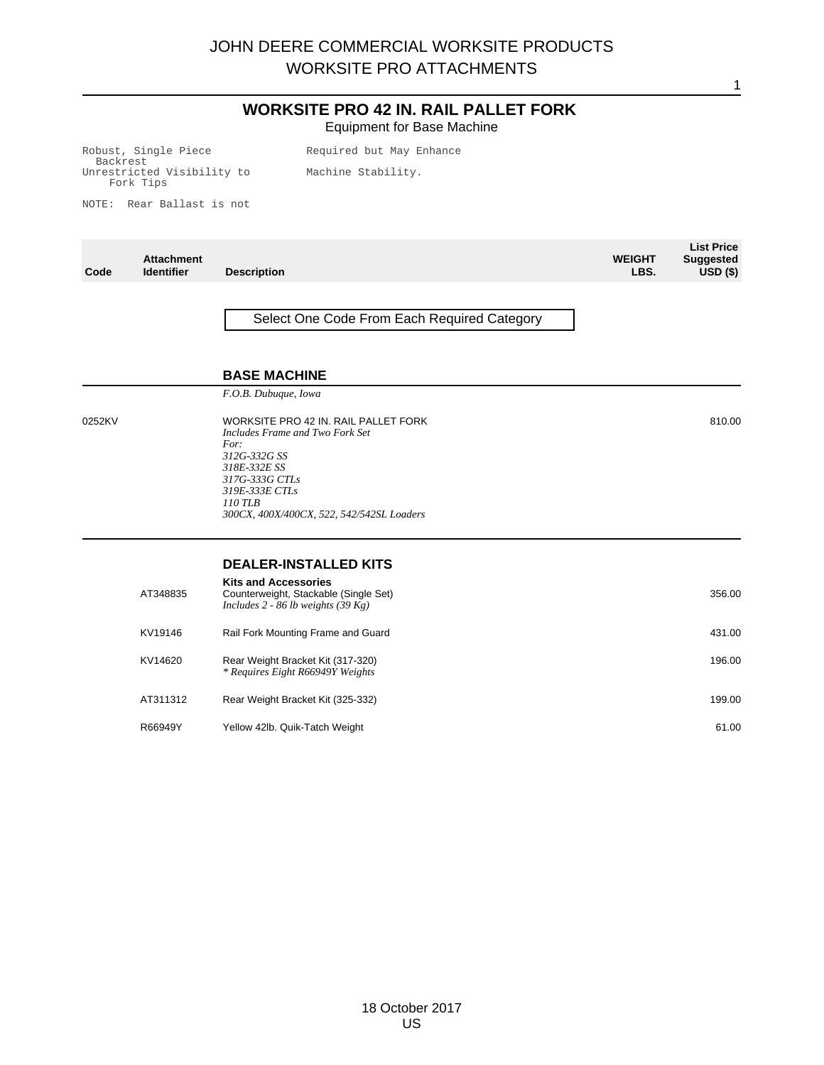# WORKSITE PRO 42 IN. RAIL PALLET FORK

Equipment for Base Machine

Robust, Single Piece Backrest
Unrestricted Visibility to Fork Tips

NOTE: Rear Ballast is not Required but May Enhance Machine Stability.

| Code | Attachment Identifier | Description | WEIGHT LBS. | List Price Suggested USD ($) |
|---|---|---|---|---|
| | | Select One Code From Each Required Category | | |
| | | **BASE MACHINE** | | |
| | | *F.O.B. Dubuque, Iowa* | | |
| 0252KV | | WORKSITE PRO 42 IN. RAIL PALLET FORK<br>*Includes Frame and Two Fork Set*<br>*For:*<br>*312G-332G SS*<br>*318E-332E SS*<br>*317G-333G CTLs*<br>*319E-333E CTLs*<br>*110 TLB*<br>*300CX, 400X/400CX, 522, 542/542SL Loaders* | | 810.00 |
| | | **DEALER-INSTALLED KITS** | | |
| | | **Kits and Accessories** | | |
| | AT348835 | Counterweight, Stackable (Single Set)<br>*Includes 2 - 86 lb weights (39 Kg)* | | 356.00 |
| | KV19146 | Rail Fork Mounting Frame and Guard | | 431.00 |
| | KV14620 | Rear Weight Bracket Kit (317-320)<br>*\* Requires Eight R66949Y Weights* | | 196.00 |
| | AT311312 | Rear Weight Bracket Kit (325-332) | | 199.00 |
| | R66949Y | Yellow 42lb. Quik-Tatch Weight | | 61.00 |

18 October 2017
US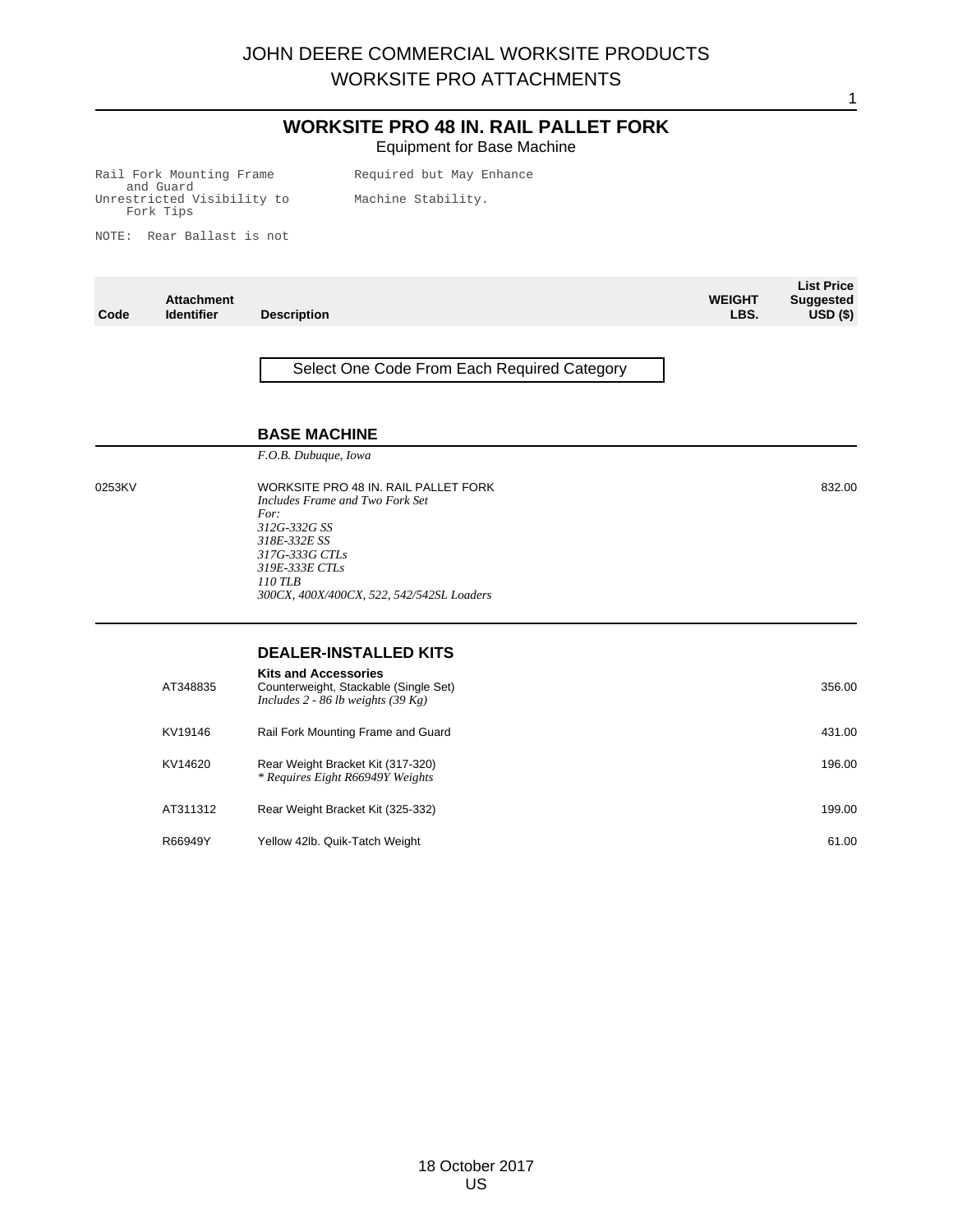# WORKSITE PRO 48 IN. RAIL PALLET FORK

Equipment for Base Machine

Rail Fork Mounting Frame and Guard
Unrestricted Visibility to Fork Tips

NOTE: Rear Ballast is not Required but May Enhance Machine Stability.

| Code | Attachment Identifier | Description | WEIGHT LBS. | List Price Suggested USD ($) |
|---|---|---|---|---|
| | | **Select One Code From Each Required Category** | | |
| | | **BASE MACHINE** | | |
| | | *F.O.B. Dubuque, Iowa* | | |
| 0253KV | | WORKSITE PRO 48 IN. RAIL PALLET FORK<br>*Includes Frame and Two Fork Set*<br>*For:*<br>*312G-332G SS*<br>*318E-332E SS*<br>*317G-333G CTLs*<br>*319E-333E CTLs*<br>*110 TLB*<br>*300CX, 400X/400CX, 522, 542/542SL Loaders* | | 832.00 |
| | | **DEALER-INSTALLED KITS** | | |
| | | **Kits and Accessories** | | |
| | AT348835 | Counterweight, Stackable (Single Set)<br>*Includes 2 - 86 lb weights (39 Kg)* | | 356.00 |
| | KV19146 | Rail Fork Mounting Frame and Guard | | 431.00 |
| | KV14620 | Rear Weight Bracket Kit (317-320)<br>*\* Requires Eight R66949Y Weights* | | 196.00 |
| | AT311312 | Rear Weight Bracket Kit (325-332) | | 199.00 |
| | R66949Y | Yellow 42lb. Quik-Tatch Weight | | 61.00 |

18 October 2017
US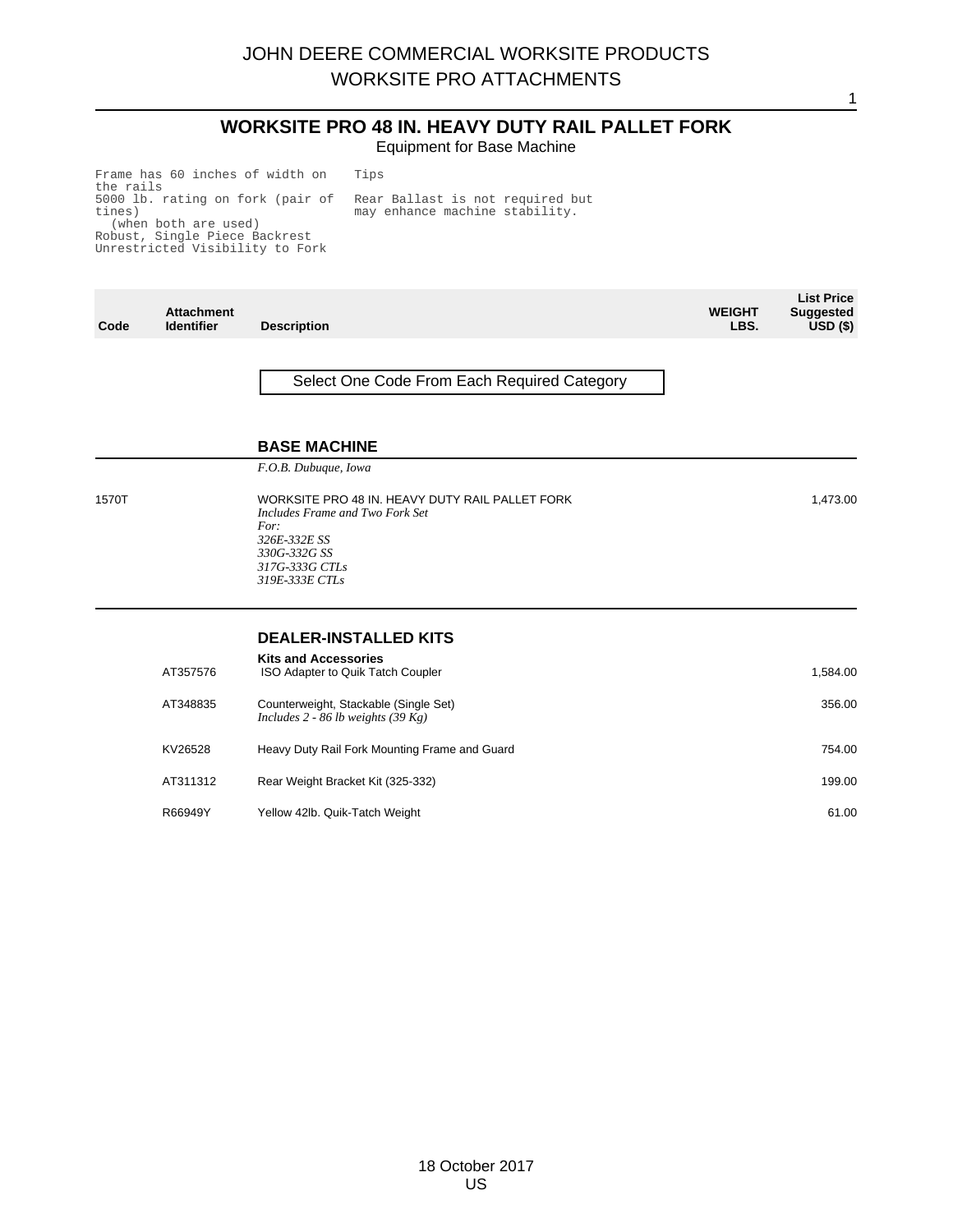# WORKSITE PRO 48 IN. HEAVY DUTY RAIL PALLET FORK

Equipment for Base Machine

```
Frame has 60 inches of width on the rails
5000 lb. rating on fork (pair of tines)
  (when both are used)
Robust, Single Piece Backrest
Unrestricted Visibility to Fork
```

```
Tips

Rear Ballast is not required but
may enhance machine stability.
```

| Code | Attachment Identifier | Description | WEIGHT LBS. | List Price Suggested USD ($) |
|---|---|---|---|---|
| | | Select One Code From Each Required Category | | |
| | | **BASE MACHINE** | | |
| | | *F.O.B. Dubuque, Iowa* | | |
| 1570T | | WORKSITE PRO 48 IN. HEAVY DUTY RAIL PALLET FORK<br>*Includes Frame and Two Fork Set*<br>*For:*<br>*326E-332E SS*<br>*330G-332G SS*<br>*317G-333G CTLs*<br>*319E-333E CTLs* | | 1,473.00 |
| | | **DEALER-INSTALLED KITS** | | |
| | | **Kits and Accessories** | | |
| | AT357576 | ISO Adapter to Quik Tatch Coupler | | 1,584.00 |
| | AT348835 | Counterweight, Stackable (Single Set)<br>*Includes 2 - 86 lb weights (39 Kg)* | | 356.00 |
| | KV26528 | Heavy Duty Rail Fork Mounting Frame and Guard | | 754.00 |
| | AT311312 | Rear Weight Bracket Kit (325-332) | | 199.00 |
| | R66949Y | Yellow 42lb. Quik-Tatch Weight | | 61.00 |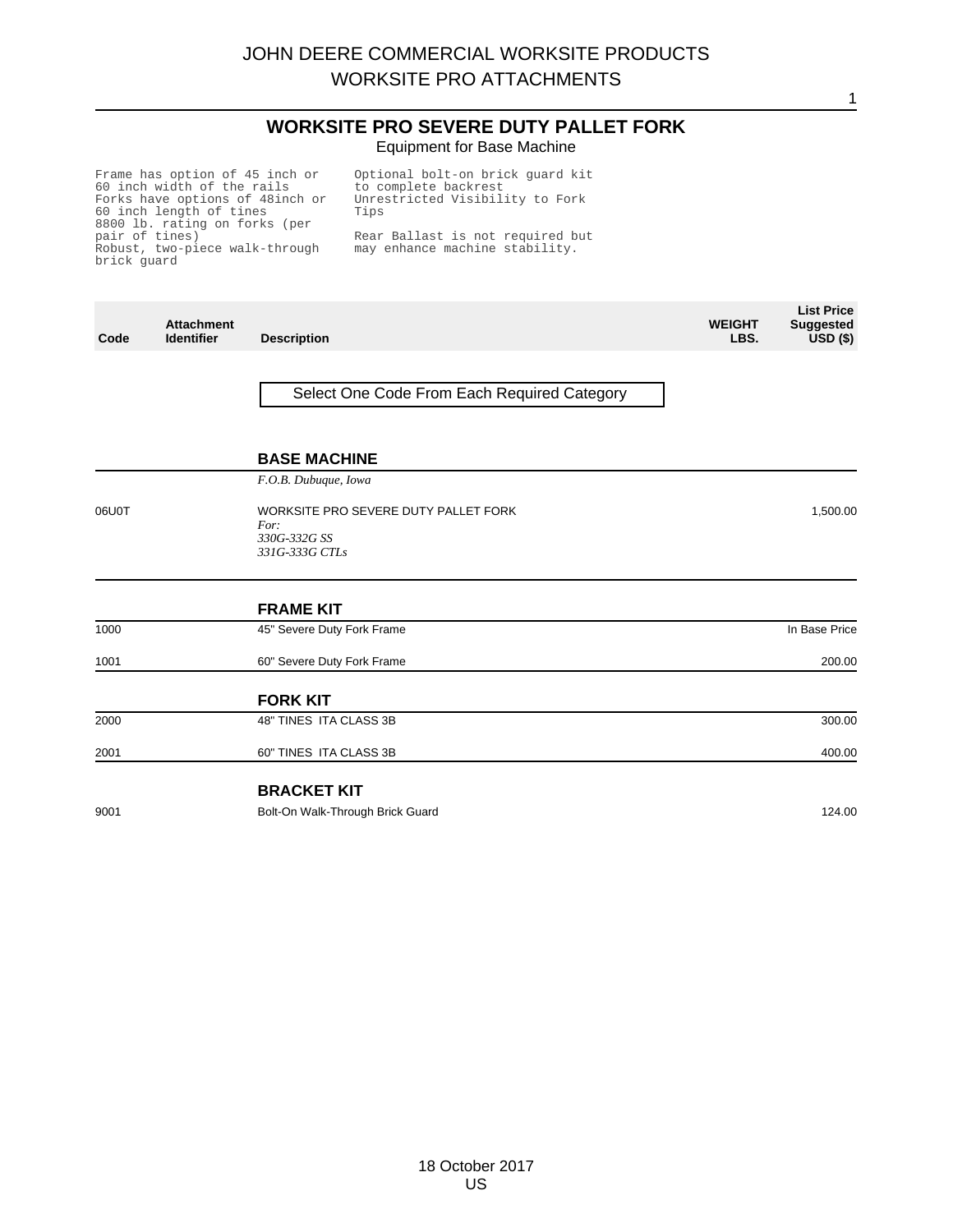# JOHN DEERE COMMERCIAL WORKSITE PRODUCTS
# WORKSITE PRO ATTACHMENTS

## WORKSITE PRO SEVERE DUTY PALLET FORK

Equipment for Base Machine

Frame has option of 45 inch or 60 inch width of the rails
Forks have options of 48inch or 60 inch length of tines
8800 lb. rating on forks (per pair of tines)
Robust, two-piece walk-through brick guard

Optional bolt-on brick guard kit to complete backrest
Unrestricted Visibility to Fork Tips

Rear Ballast is not required but may enhance machine stability.

| Code | Attachment Identifier | Description | WEIGHT LBS. | List Price Suggested USD ($) |
|---|---|---|---|---|
| | | Select One Code From Each Required Category | | |
| | | **BASE MACHINE** | | |
| | | *F.O.B. Dubuque, Iowa* | | |
| 06U0T | | WORKSITE PRO SEVERE DUTY PALLET FORK<br>*For:*<br>*330G-332G SS*<br>*331G-333G CTLs* | | 1,500.00 |
| | | **FRAME KIT** | | |
| 1000 | | 45" Severe Duty Fork Frame | | In Base Price |
| 1001 | | 60" Severe Duty Fork Frame | | 200.00 |
| | | **FORK KIT** | | |
| 2000 | | 48" TINES ITA CLASS 3B | | 300.00 |
| 2001 | | 60" TINES ITA CLASS 3B | | 400.00 |
| | | **BRACKET KIT** | | |
| 9001 | | Bolt-On Walk-Through Brick Guard | | 124.00 |

18 October 2017
US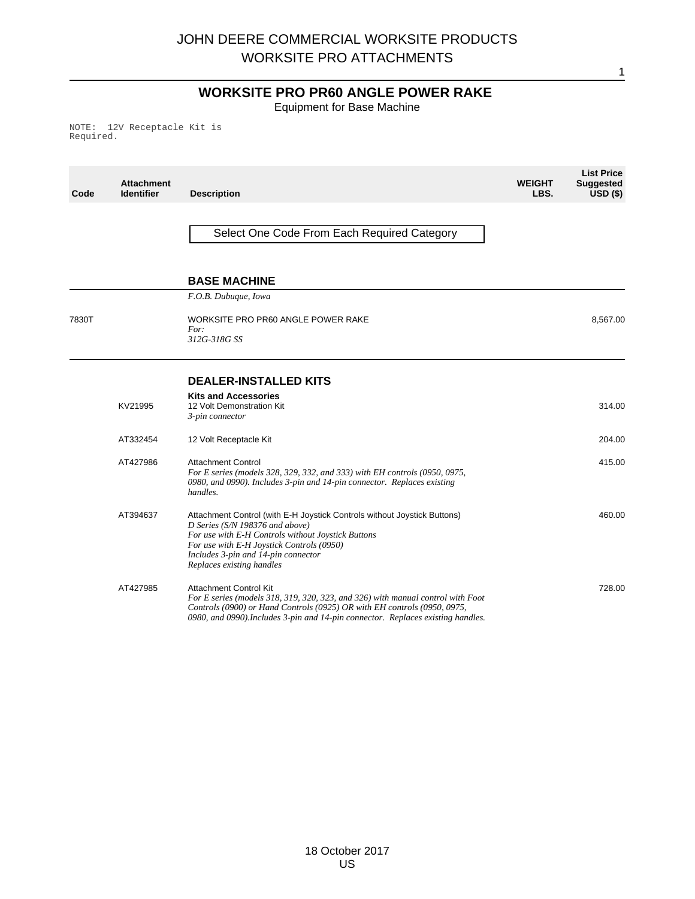# WORKSITE PRO PR60 ANGLE POWER RAKE

Equipment for Base Machine

NOTE: 12V Receptacle Kit is Required.

| Code | Attachment Identifier | Description | WEIGHT LBS. | List Price Suggested USD ($) |
|---|---|---|---|---|
| | | Select One Code From Each Required Category | | |
| | | **BASE MACHINE** | | |
| | | *F.O.B. Dubuque, Iowa* | | |
| 7830T | | WORKSITE PRO PR60 ANGLE POWER RAKE<br>*For:*<br>*312G-318G SS* | | 8,567.00 |
| | | **DEALER-INSTALLED KITS** | | |
| | | **Kits and Accessories** | | |
| | KV21995 | 12 Volt Demonstration Kit<br>*3-pin connector* | | 314.00 |
| | AT332454 | 12 Volt Receptacle Kit | | 204.00 |
| | AT427986 | Attachment Control<br>*For E series (models 328, 329, 332, and 333) with EH controls (0950, 0975, 0980, and 0990). Includes 3-pin and 14-pin connector. Replaces existing handles.* | | 415.00 |
| | AT394637 | Attachment Control (with E-H Joystick Controls without Joystick Buttons)<br>*D Series (S/N 198376 and above)*<br>*For use with E-H Controls without Joystick Buttons*<br>*For use with E-H Joystick Controls (0950)*<br>*Includes 3-pin and 14-pin connector*<br>*Replaces existing handles* | | 460.00 |
| | AT427985 | Attachment Control Kit<br>*For E series (models 318, 319, 320, 323, and 326) with manual control with Foot Controls (0900) or Hand Controls (0925) OR with EH controls (0950, 0975, 0980, and 0990).Includes 3-pin and 14-pin connector. Replaces existing handles.* | | 728.00 |

18 October 2017
US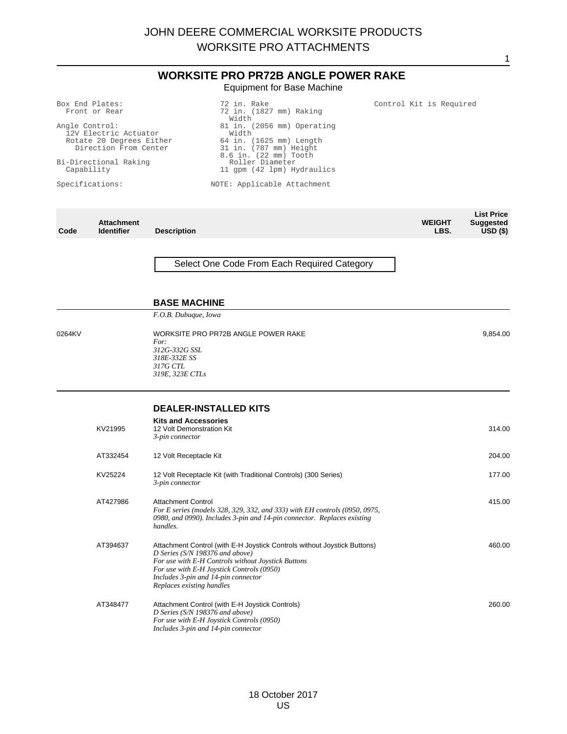# JOHN DEERE COMMERCIAL WORKSITE PRODUCTS
# WORKSITE PRO ATTACHMENTS

## WORKSITE PRO PR72B ANGLE POWER RAKE

Equipment for Base Machine

Box End Plates:
Front or Rear

Angle Control:
12V Electric Actuator
Rotate 20 Degrees Either Direction From Center

Bi-Directional Raking Capability

Specifications:

72 in. Rake
72 in. (1827 mm) Raking Width
81 in. (2056 mm) Operating Width
64 in. (1625 mm) Length
31 in. (787 mm) Height
8.6 in. (22 mm) Tooth Roller Diameter
11 gpm (42 lpm) Hydraulics

NOTE: Applicable Attachment

Control Kit is Required

| Code | Attachment Identifier | Description | WEIGHT LBS. | List Price Suggested USD ($) |
|---|---|---|---|---|

Select One Code From Each Required Category

### BASE MACHINE

*F.O.B. Dubuque, Iowa*

| Code | Attachment Identifier | Description | WEIGHT LBS. | List Price Suggested USD ($) |
|---|---|---|---|---|
| 0264KV | | WORKSITE PRO PR72B ANGLE POWER RAKE<br>*For:*<br>*312G-332G SSL*<br>*318E-332E SS*<br>*317G CTL*<br>*319E, 323E CTLs* | | 9,854.00 |

### DEALER-INSTALLED KITS

**Kits and Accessories**

| Code | Attachment Identifier | Description | WEIGHT LBS. | List Price Suggested USD ($) |
|---|---|---|---|---|
| | KV21995 | 12 Volt Demonstration Kit<br>*3-pin connector* | | 314.00 |
| | AT332454 | 12 Volt Receptacle Kit | | 204.00 |
| | KV25224 | 12 Volt Receptacle Kit (with Traditional Controls) (300 Series)<br>*3-pin connector* | | 177.00 |
| | AT427986 | Attachment Control<br>*For E series (models 328, 329, 332, and 333) with EH controls (0950, 0975, 0980, and 0990). Includes 3-pin and 14-pin connector. Replaces existing handles.* | | 415.00 |
| | AT394637 | Attachment Control (with E-H Joystick Controls without Joystick Buttons)<br>*D Series (S/N 198376 and above)*<br>*For use with E-H Controls without Joystick Buttons*<br>*For use with E-H Joystick Controls (0950)*<br>*Includes 3-pin and 14-pin connector*<br>*Replaces existing handles* | | 460.00 |
| | AT348477 | Attachment Control (with E-H Joystick Controls)<br>*D Series (S/N 198376 and above)*<br>*For use with E-H Joystick Controls (0950)*<br>*Includes 3-pin and 14-pin connector* | | 260.00 |

18 October 2017
US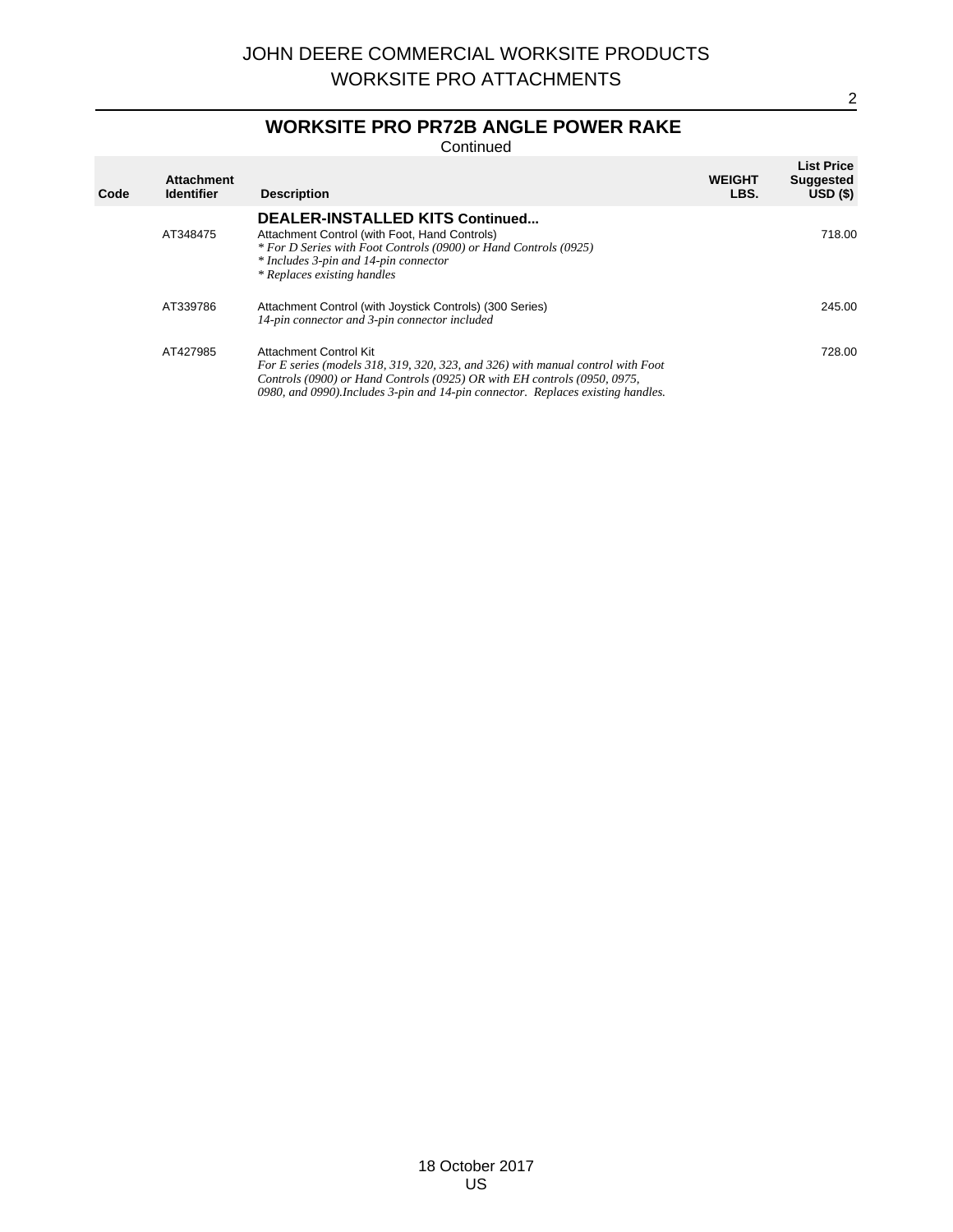## WORKSITE PRO PR72B ANGLE POWER RAKE

Continued

| Code | Attachment Identifier | Description | WEIGHT LBS. | List Price Suggested USD ($) |
|---|---|---|---|---|
| | | **DEALER-INSTALLED KITS Continued...** | | |
| | AT348475 | Attachment Control (with Foot, Hand Controls)<br>*\* For D Series with Foot Controls (0900) or Hand Controls (0925)*<br>*\* Includes 3-pin and 14-pin connector*<br>*\* Replaces existing handles* | | 718.00 |
| | AT339786 | Attachment Control (with Joystick Controls) (300 Series)<br>*14-pin connector and 3-pin connector included* | | 245.00 |
| | AT427985 | Attachment Control Kit<br>*For E series (models 318, 319, 320, 323, and 326) with manual control with Foot Controls (0900) or Hand Controls (0925) OR with EH controls (0950, 0975, 0980, and 0990).Includes 3-pin and 14-pin connector. Replaces existing handles.* | | 728.00 |

18 October 2017
US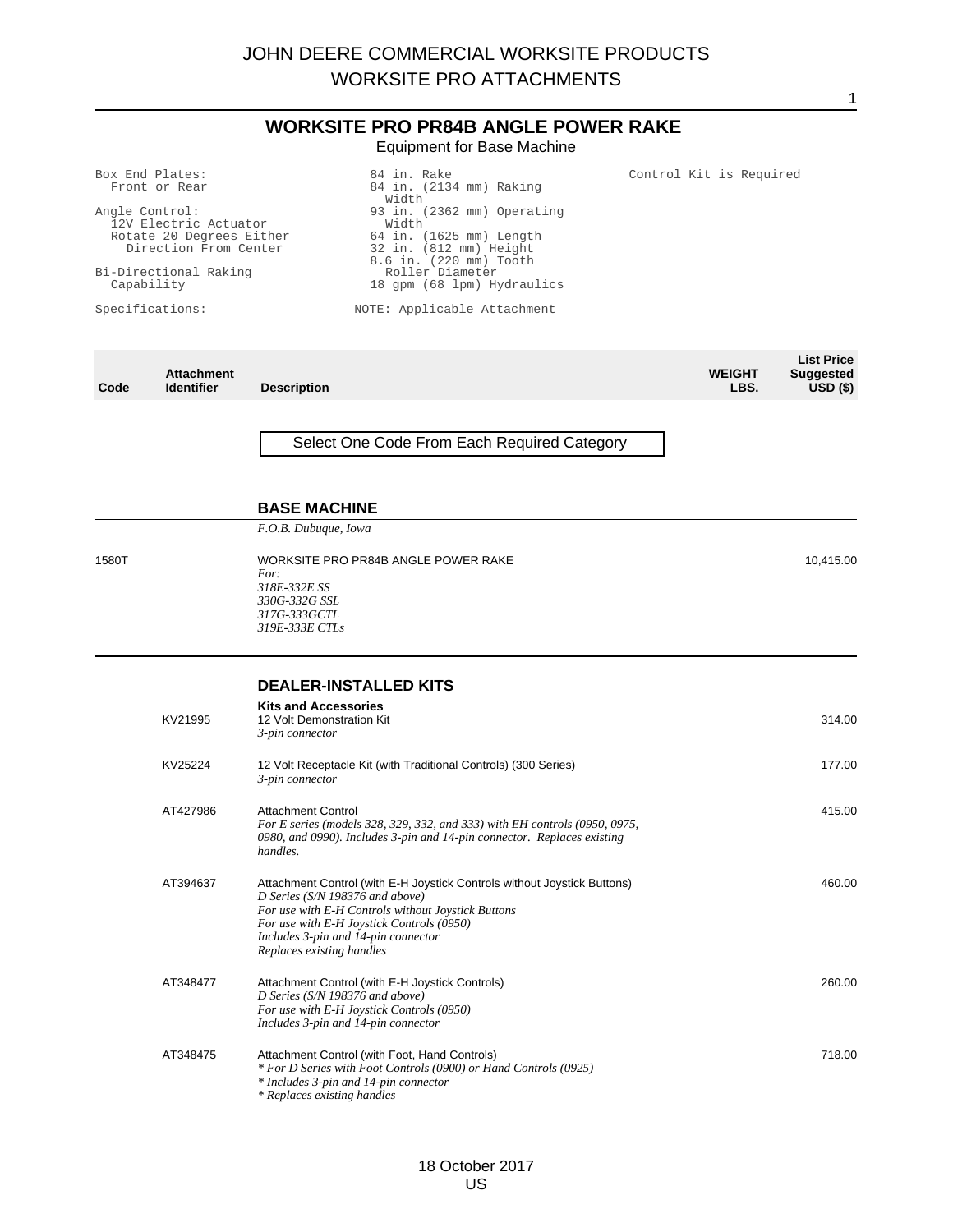## WORKSITE PRO PR84B ANGLE POWER RAKE

Equipment for Base Machine

Box End Plates:
Front or Rear

Angle Control:
12V Electric Actuator
Rotate 20 Degrees Either Direction From Center

Bi-Directional Raking Capability

Specifications:

84 in. Rake
84 in. (2134 mm) Raking Width
93 in. (2362 mm) Operating Width
64 in. (1625 mm) Length
32 in. (812 mm) Height
8.6 in. (220 mm) Tooth Roller Diameter
18 gpm (68 lpm) Hydraulics

NOTE: Applicable Attachment

Control Kit is Required

| Code | Attachment Identifier | Description | WEIGHT LBS. | List Price Suggested USD ($) |
|---|---|---|---|---|

Select One Code From Each Required Category

### BASE MACHINE

*F.O.B. Dubuque, Iowa*

| Code | Attachment Identifier | Description | WEIGHT LBS. | List Price Suggested USD ($) |
|---|---|---|---|---|
| 1580T | | WORKSITE PRO PR84B ANGLE POWER RAKE<br>*For:*<br>*318E-332E SS*<br>*330G-332G SSL*<br>*317G-333GCTL*<br>*319E-333E CTLs* | | 10,415.00 |

### DEALER-INSTALLED KITS

**Kits and Accessories**

| Code | Attachment Identifier | Description | WEIGHT LBS. | List Price Suggested USD ($) |
|---|---|---|---|---|
| | KV21995 | 12 Volt Demonstration Kit<br>*3-pin connector* | | 314.00 |
| | KV25224 | 12 Volt Receptacle Kit (with Traditional Controls) (300 Series)<br>*3-pin connector* | | 177.00 |
| | AT427986 | Attachment Control<br>*For E series (models 328, 329, 332, and 333) with EH controls (0950, 0975, 0980, and 0990). Includes 3-pin and 14-pin connector. Replaces existing handles.* | | 415.00 |
| | AT394637 | Attachment Control (with E-H Joystick Controls without Joystick Buttons)<br>*D Series (S/N 198376 and above)*<br>*For use with E-H Controls without Joystick Buttons*<br>*For use with E-H Joystick Controls (0950)*<br>*Includes 3-pin and 14-pin connector*<br>*Replaces existing handles* | | 460.00 |
| | AT348477 | Attachment Control (with E-H Joystick Controls)<br>*D Series (S/N 198376 and above)*<br>*For use with E-H Joystick Controls (0950)*<br>*Includes 3-pin and 14-pin connector* | | 260.00 |
| | AT348475 | Attachment Control (with Foot, Hand Controls)<br>*\* For D Series with Foot Controls (0900) or Hand Controls (0925)*<br>*\* Includes 3-pin and 14-pin connector*<br>*\* Replaces existing handles* | | 718.00 |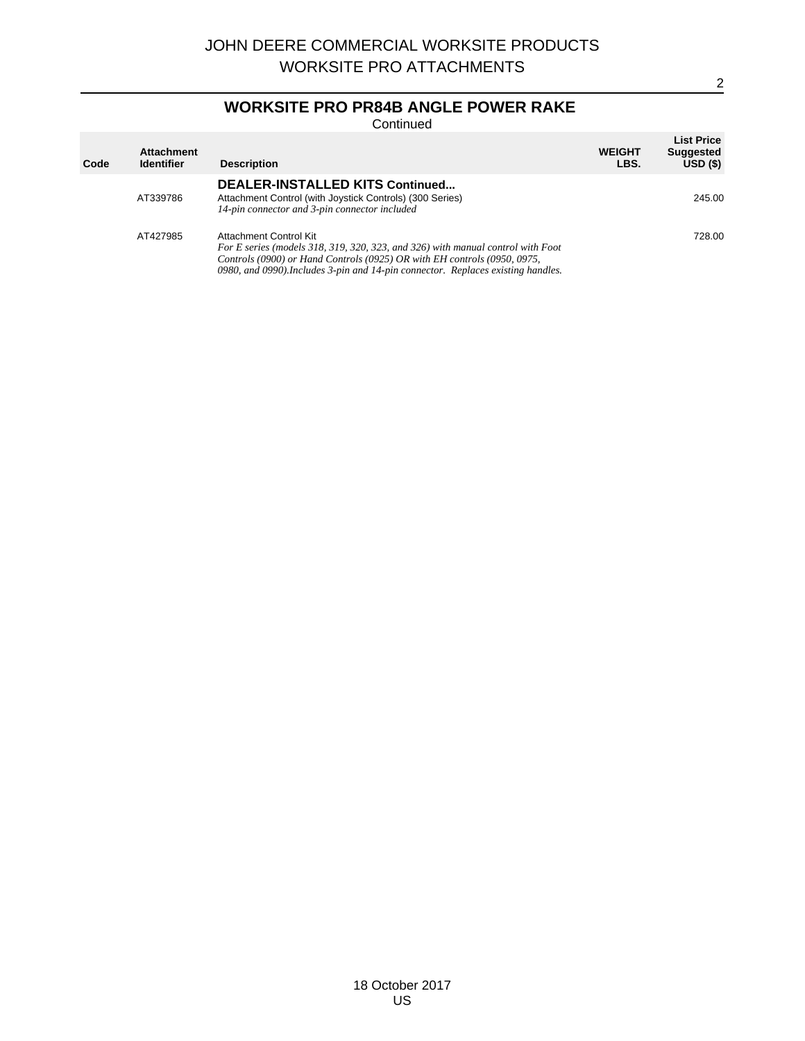# JOHN DEERE COMMERCIAL WORKSITE PRODUCTS
## WORKSITE PRO ATTACHMENTS

### WORKSITE PRO PR84B ANGLE POWER RAKE

Continued

| Code | Attachment Identifier | Description | WEIGHT LBS. | List Price Suggested USD ($) |
|---|---|---|---|---|
| | | **DEALER-INSTALLED KITS Continued...** | | |
| | AT339786 | Attachment Control (with Joystick Controls) (300 Series) *14-pin connector and 3-pin connector included* | | 245.00 |
| | AT427985 | Attachment Control Kit *For E series (models 318, 319, 320, 323, and 326) with manual control with Foot Controls (0900) or Hand Controls (0925) OR with EH controls (0950, 0975, 0980, and 0990).Includes 3-pin and 14-pin connector. Replaces existing handles.* | | 728.00 |

18 October 2017
US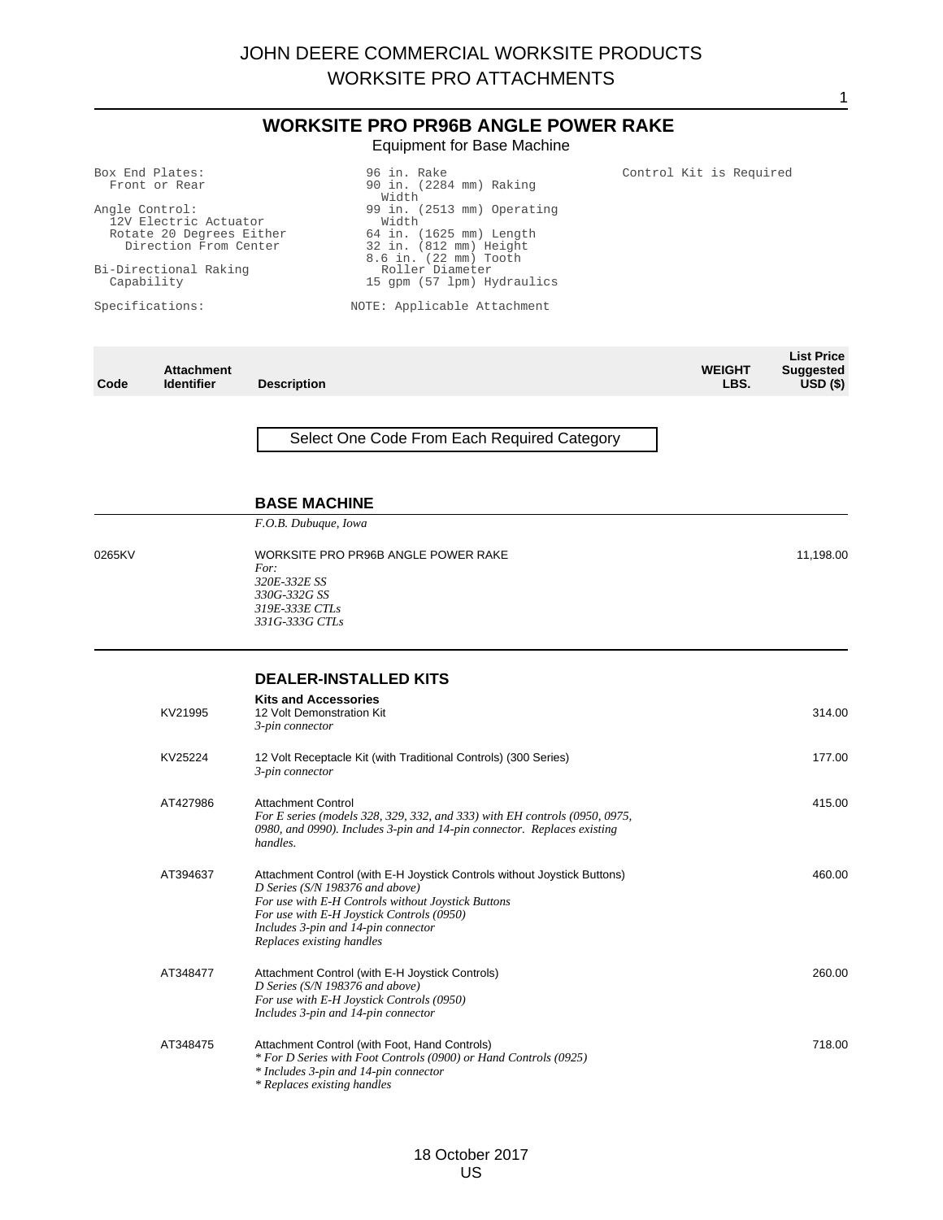## WORKSITE PRO PR96B ANGLE POWER RAKE

Equipment for Base Machine

```
Box End Plates:                 96 in. Rake                      Control Kit is Required
  Front or Rear                 90 in. (2284 mm) Raking
                                  Width
Angle Control:                  99 in. (2513 mm) Operating
  12V Electric Actuator           Width
  Rotate 20 Degrees Either      64 in. (1625 mm) Length
    Direction From Center       32 in. (812 mm) Height
                                8.6 in. (22 mm) Tooth
Bi-Directional Raking             Roller Diameter
  Capability                    15 gpm (57 lpm) Hydraulics

Specifications:               NOTE: Applicable Attachment
```

| Code | Attachment Identifier | Description | WEIGHT LBS. | List Price Suggested USD ($) |
|---|---|---|---|---|
| | | Select One Code From Each Required Category | | |
| | | **BASE MACHINE** | | |
| | | *F.O.B. Dubuque, Iowa* | | |
| 0265KV | | WORKSITE PRO PR96B ANGLE POWER RAKE<br>*For:*<br>*320E-332E SS*<br>*330G-332G SS*<br>*319E-333E CTLs*<br>*331G-333G CTLs* | | 11,198.00 |
| | | **DEALER-INSTALLED KITS** | | |
| | | **Kits and Accessories** | | |
| | KV21995 | 12 Volt Demonstration Kit<br>*3-pin connector* | | 314.00 |
| | KV25224 | 12 Volt Receptacle Kit (with Traditional Controls) (300 Series)<br>*3-pin connector* | | 177.00 |
| | AT427986 | Attachment Control<br>*For E series (models 328, 329, 332, and 333) with EH controls (0950, 0975, 0980, and 0990). Includes 3-pin and 14-pin connector. Replaces existing handles.* | | 415.00 |
| | AT394637 | Attachment Control (with E-H Joystick Controls without Joystick Buttons)<br>*D Series (S/N 198376 and above)*<br>*For use with E-H Controls without Joystick Buttons*<br>*For use with E-H Joystick Controls (0950)*<br>*Includes 3-pin and 14-pin connector*<br>*Replaces existing handles* | | 460.00 |
| | AT348477 | Attachment Control (with E-H Joystick Controls)<br>*D Series (S/N 198376 and above)*<br>*For use with E-H Joystick Controls (0950)*<br>*Includes 3-pin and 14-pin connector* | | 260.00 |
| | AT348475 | Attachment Control (with Foot, Hand Controls)<br>*\* For D Series with Foot Controls (0900) or Hand Controls (0925)*<br>*\* Includes 3-pin and 14-pin connector*<br>*\* Replaces existing handles* | | 718.00 |

18 October 2017
US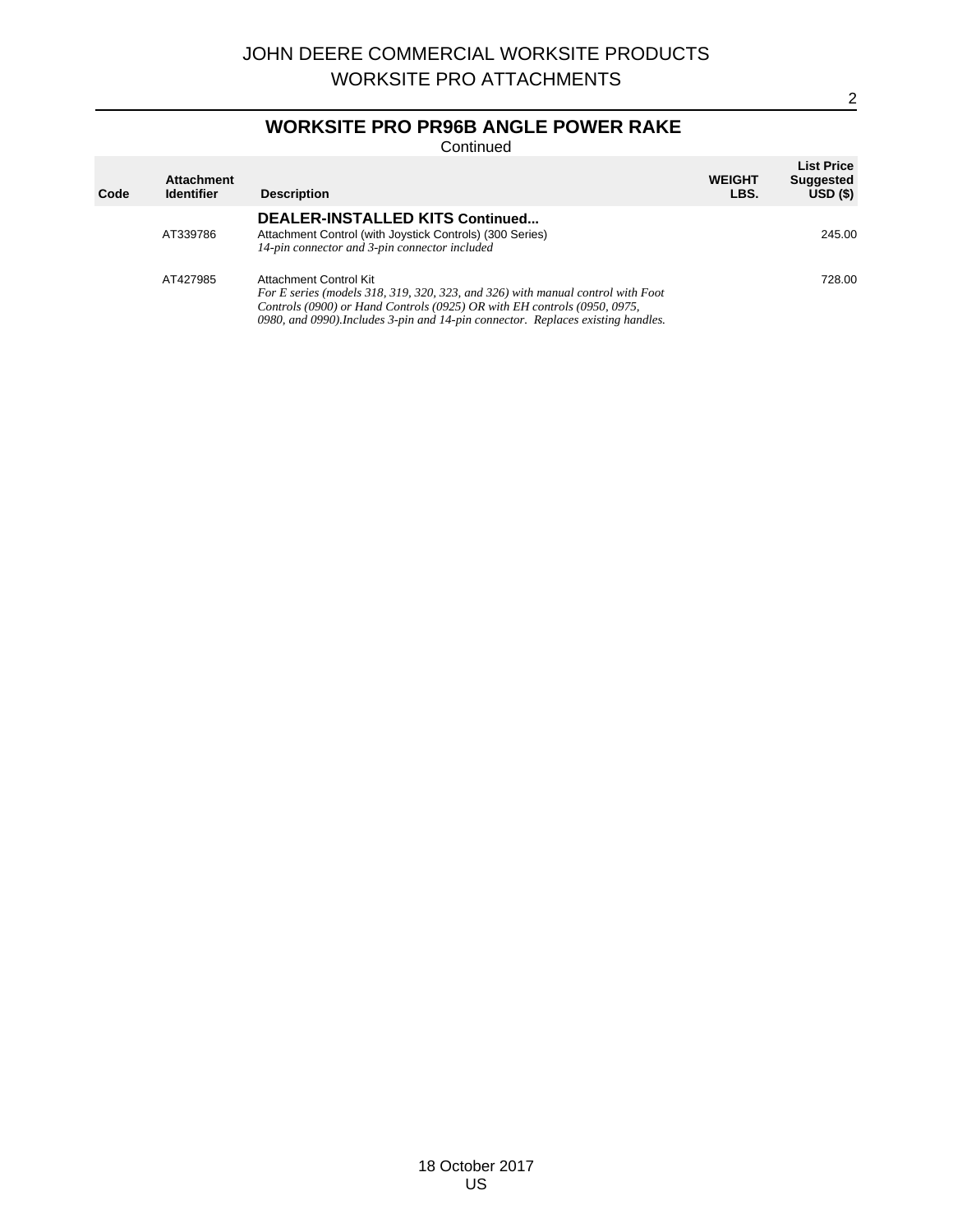## WORKSITE PRO PR96B ANGLE POWER RAKE

Continued

| Code | Attachment Identifier | Description | WEIGHT LBS. | List Price Suggested USD ($) |
|---|---|---|---|---|
| | | **DEALER-INSTALLED KITS Continued...** | | |
| | AT339786 | Attachment Control (with Joystick Controls) (300 Series) *14-pin connector and 3-pin connector included* | | 245.00 |
| | AT427985 | Attachment Control Kit *For E series (models 318, 319, 320, 323, and 326) with manual control with Foot Controls (0900) or Hand Controls (0925) OR with EH controls (0950, 0975, 0980, and 0990).Includes 3-pin and 14-pin connector. Replaces existing handles.* | | 728.00 |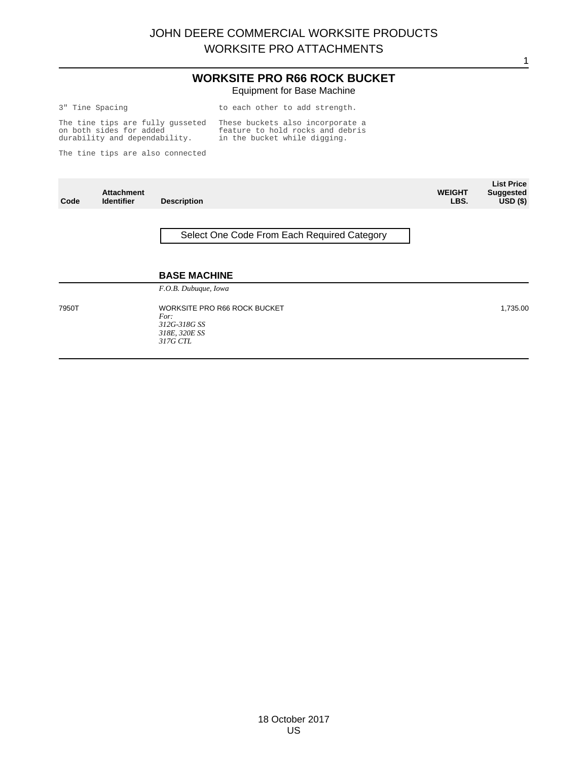# WORKSITE PRO R66 ROCK BUCKET

Equipment for Base Machine

3" Tine Spacing

The tine tips are fully gusseted on both sides for added durability and dependability.

The tine tips are also connected to each other to add strength.

These buckets also incorporate a feature to hold rocks and debris in the bucket while digging.

| Code | Attachment Identifier | Description | WEIGHT LBS. | List Price Suggested USD ($) |
|---|---|---|---|---|
| | | Select One Code From Each Required Category | | |
| | | **BASE MACHINE** | | |
| | | *F.O.B. Dubuque, Iowa* | | |
| 7950T | | WORKSITE PRO R66 ROCK BUCKET *For: 312G-318G SS 318E, 320E SS 317G CTL* | | 1,735.00 |

18 October 2017
US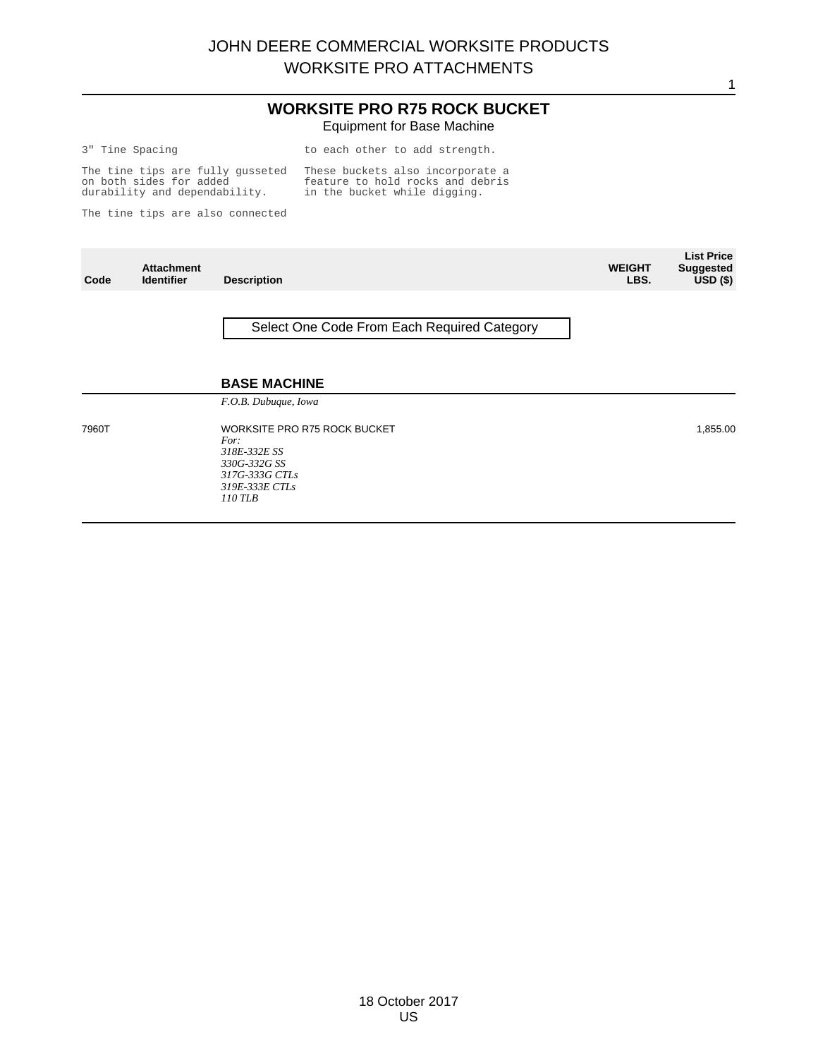# WORKSITE PRO R75 ROCK BUCKET

Equipment for Base Machine

3" Tine Spacing

The tine tips are fully gusseted on both sides for added durability and dependability.

The tine tips are also connected to each other to add strength.

These buckets also incorporate a feature to hold rocks and debris in the bucket while digging.

| Code | Attachment Identifier | Description | WEIGHT LBS. | List Price Suggested USD ($) |
|---|---|---|---|---|
| | | Select One Code From Each Required Category | | |
| | | **BASE MACHINE** | | |
| | | *F.O.B. Dubuque, Iowa* | | |
| 7960T | | WORKSITE PRO R75 ROCK BUCKET<br>*For:*<br>*318E-332E SS*<br>*330G-332G SS*<br>*317G-333G CTLs*<br>*319E-333E CTLs*<br>*110 TLB* | | 1,855.00 |

18 October 2017
US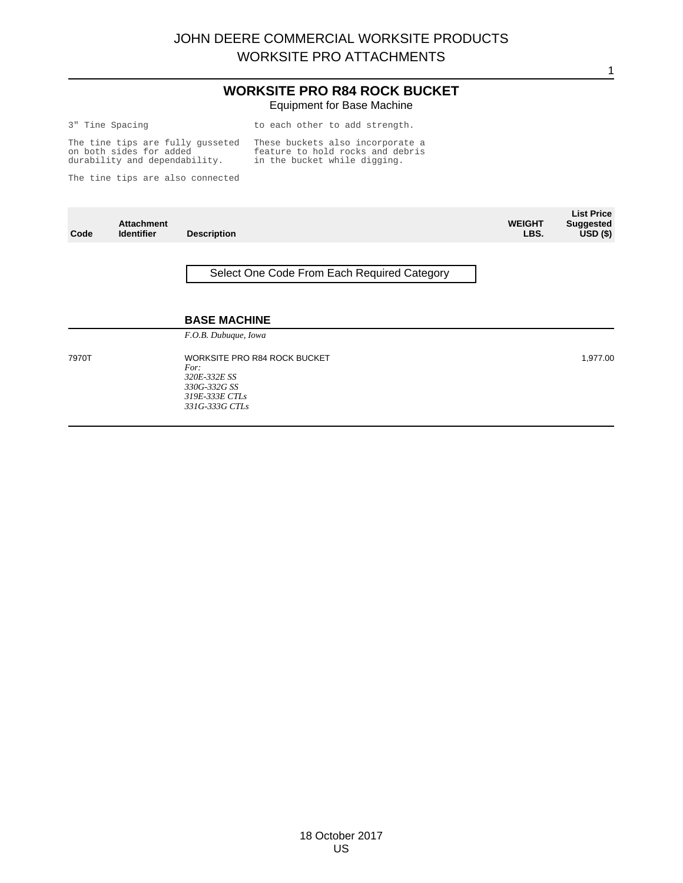# WORKSITE PRO R84 ROCK BUCKET

Equipment for Base Machine

3" Tine Spacing

The tine tips are fully gusseted on both sides for added durability and dependability.

The tine tips are also connected to each other to add strength.

These buckets also incorporate a feature to hold rocks and debris in the bucket while digging.

| Code | Attachment Identifier | Description | WEIGHT LBS. | List Price Suggested USD ($) |
|---|---|---|---|---|
| | | Select One Code From Each Required Category | | |
| | | **BASE MACHINE** | | |
| | | *F.O.B. Dubuque, Iowa* | | |
| 7970T | | WORKSITE PRO R84 ROCK BUCKET<br>*For:*<br>*320E-332E SS*<br>*330G-332G SS*<br>*319E-333E CTLs*<br>*331G-333G CTLs* | | 1,977.00 |

18 October 2017
US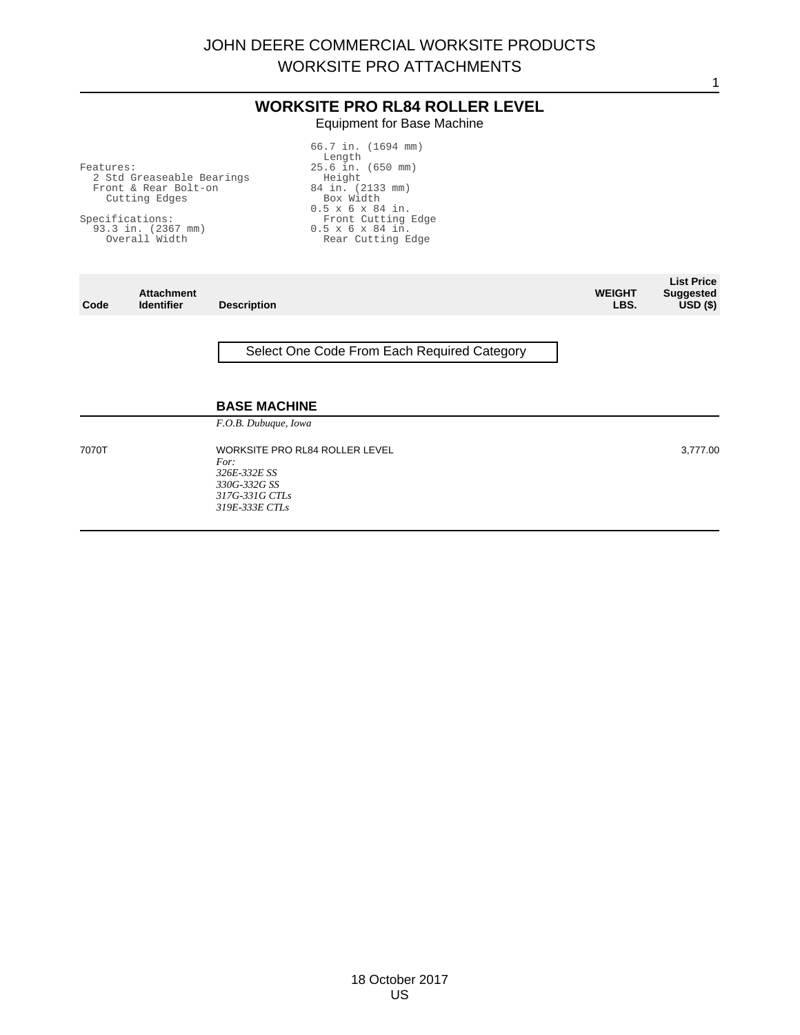# WORKSITE PRO RL84 ROLLER LEVEL

Equipment for Base Machine

Features:
- 2 Std Greaseable Bearings
- Front & Rear Bolt-on Cutting Edges

Specifications:
- 93.3 in. (2367 mm) Overall Width
- 66.7 in. (1694 mm) Length
- 25.6 in. (650 mm) Height
- 84 in. (2133 mm) Box Width
- 0.5 x 6 x 84 in. Front Cutting Edge
- 0.5 x 6 x 84 in. Rear Cutting Edge

| Code | Attachment Identifier | Description | WEIGHT LBS. | List Price Suggested USD ($) |
|---|---|---|---|---|
| | | Select One Code From Each Required Category | | |
| | | **BASE MACHINE** | | |
| | | *F.O.B. Dubuque, Iowa* | | |
| 7070T | | WORKSITE PRO RL84 ROLLER LEVEL<br>*For:*<br>*326E-332E SS*<br>*330G-332G SS*<br>*317G-331G CTLs*<br>*319E-333E CTLs* | | 3,777.00 |

18 October 2017
US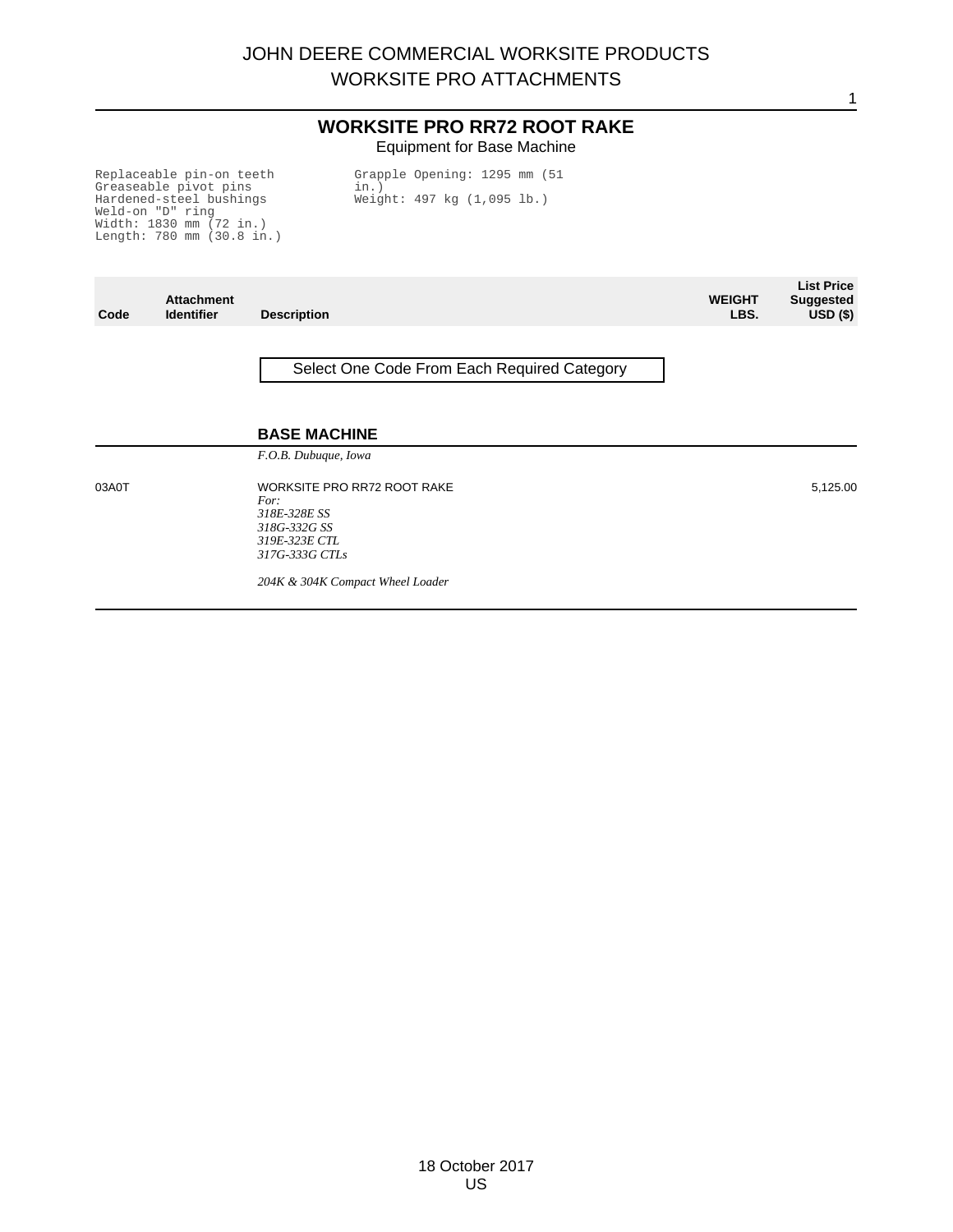JOHN DEERE COMMERCIAL WORKSITE PRODUCTS
WORKSITE PRO ATTACHMENTS

## WORKSITE PRO RR72 ROOT RAKE

Equipment for Base Machine

```
Replaceable pin-on teeth
Greaseable pivot pins
Hardened-steel bushings
Weld-on "D" ring
Width: 1830 mm (72 in.)
Length: 780 mm (30.8 in.)
Grapple Opening: 1295 mm (51 in.)
Weight: 497 kg (1,095 lb.)
```

| Code | Attachment Identifier | Description | WEIGHT LBS. | List Price Suggested USD ($) |
|---|---|---|---|---|
| | | Select One Code From Each Required Category | | |
| | | **BASE MACHINE** | | |
| | | *F.O.B. Dubuque, Iowa* | | |
| 03A0T | | WORKSITE PRO RR72 ROOT RAKE<br>*For:*<br>*318E-328E SS*<br>*318G-332G SS*<br>*319E-323E CTL*<br>*317G-333G CTLs*<br>*204K & 304K Compact Wheel Loader* | | 5,125.00 |

18 October 2017
US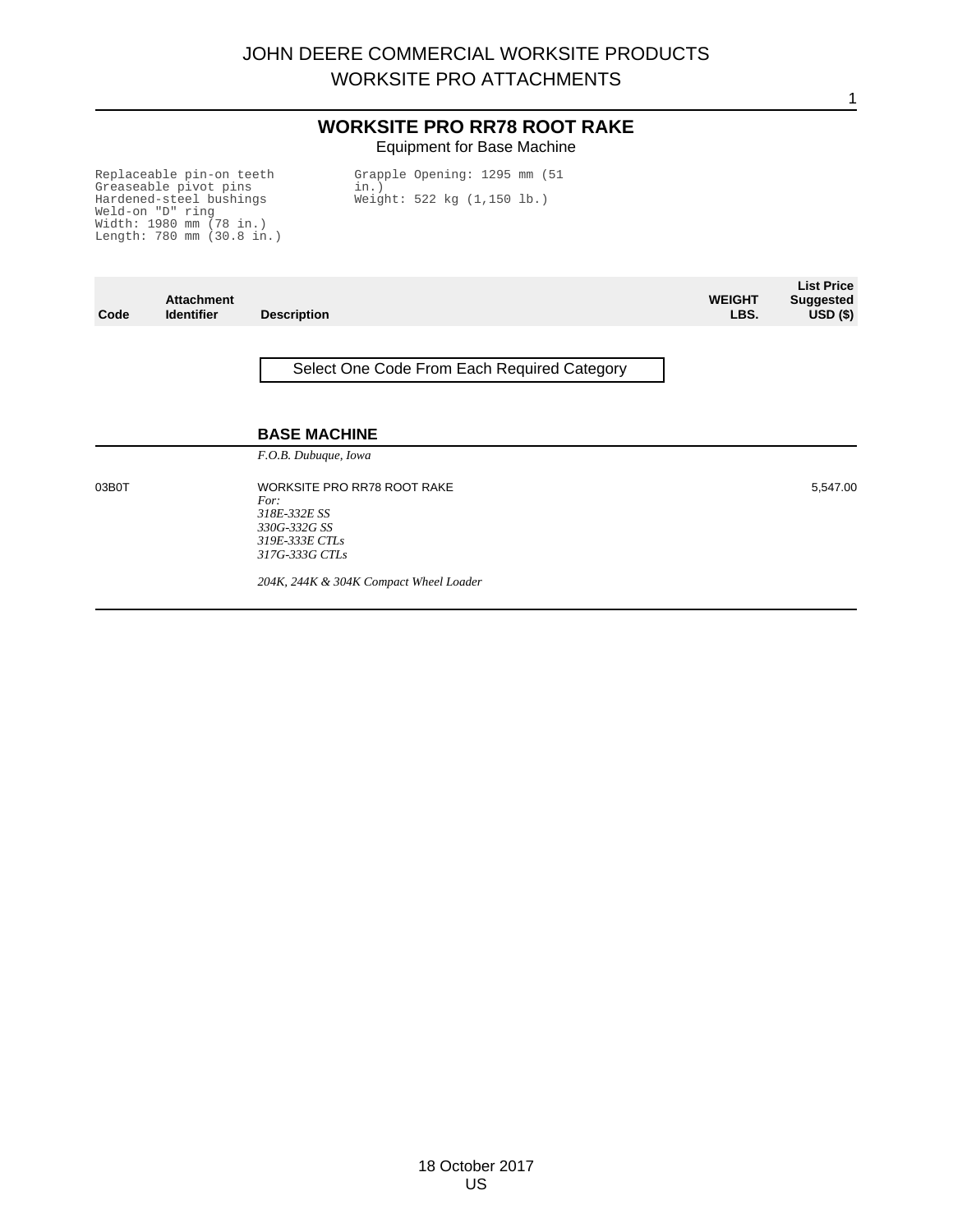# JOHN DEERE COMMERCIAL WORKSITE PRODUCTS
## WORKSITE PRO ATTACHMENTS

## WORKSITE PRO RR78 ROOT RAKE

Equipment for Base Machine

```
Replaceable pin-on teeth
Greaseable pivot pins
Hardened-steel bushings
Weld-on "D" ring
Width: 1980 mm (78 in.)
Length: 780 mm (30.8 in.)
Grapple Opening: 1295 mm (51 in.)
Weight: 522 kg (1,150 lb.)
```

| Code | Attachment Identifier | Description | WEIGHT LBS. | List Price Suggested USD ($) |
|---|---|---|---|---|

Select One Code From Each Required Category

### BASE MACHINE

*F.O.B. Dubuque, Iowa*

| Code | Attachment Identifier | Description | WEIGHT LBS. | List Price Suggested USD ($) |
|---|---|---|---|---|
| 03B0T | | WORKSITE PRO RR78 ROOT RAKE<br>*For:*<br>*318E-332E SS*<br>*330G-332G SS*<br>*319E-333E CTLs*<br>*317G-333G CTLs*<br><br>*204K, 244K & 304K Compact Wheel Loader* | | 5,547.00 |

18 October 2017
US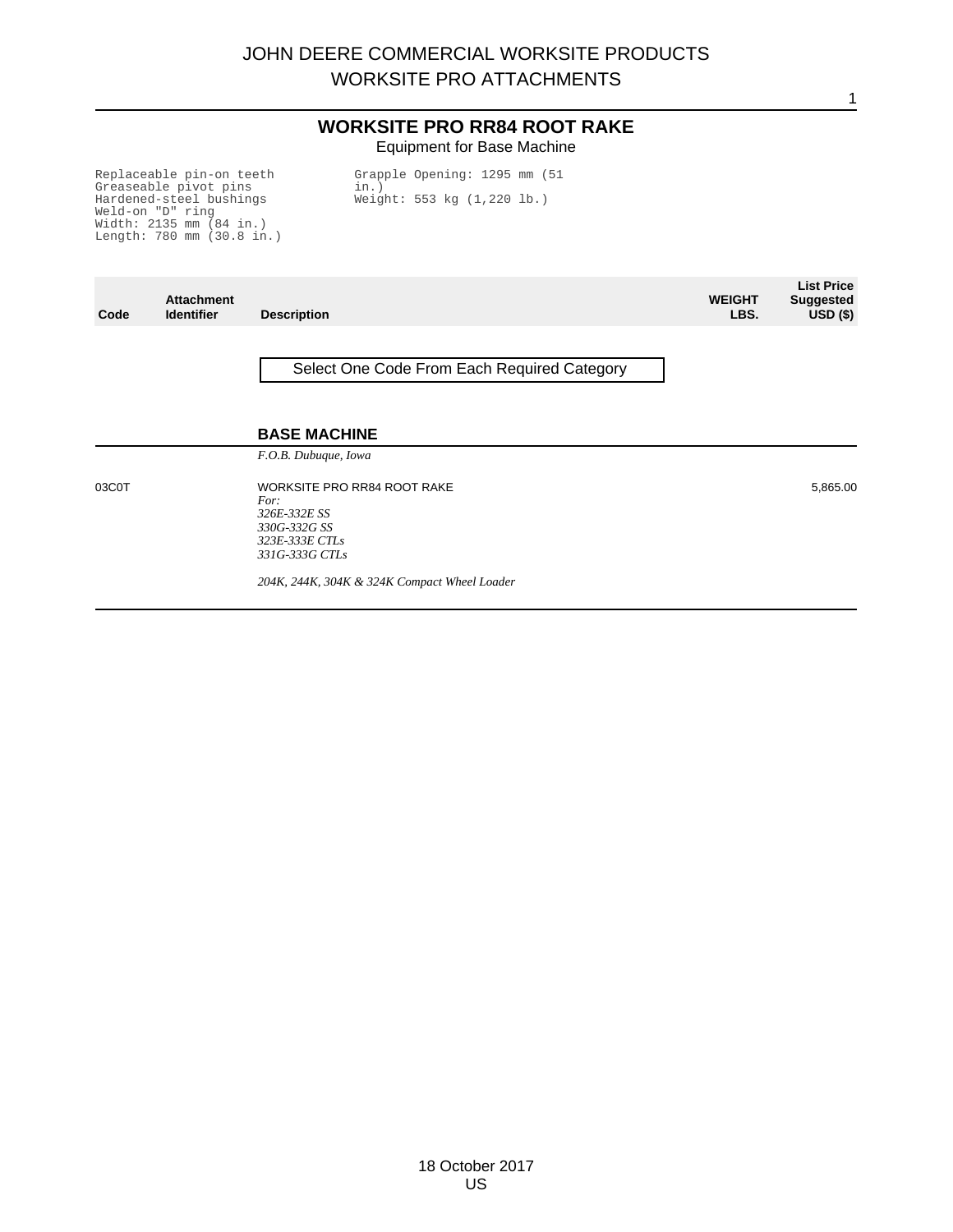# JOHN DEERE COMMERCIAL WORKSITE PRODUCTS
## WORKSITE PRO ATTACHMENTS

### WORKSITE PRO RR84 ROOT RAKE

Equipment for Base Machine

```
Replaceable pin-on teeth
Greaseable pivot pins
Hardened-steel bushings
Weld-on "D" ring
Width: 2135 mm (84 in.)
Length: 780 mm (30.8 in.)
Grapple Opening: 1295 mm (51 in.)
Weight: 553 kg (1,220 lb.)
```

| Code | Attachment Identifier | Description | WEIGHT LBS. | List Price Suggested USD ($) |
|---|---|---|---|---|
| | | Select One Code From Each Required Category | | |
| | | **BASE MACHINE** | | |
| | | *F.O.B. Dubuque, Iowa* | | |
| 03C0T | | WORKSITE PRO RR84 ROOT RAKE<br>*For:*<br>*326E-332E SS*<br>*330G-332G SS*<br>*323E-333E CTLs*<br>*331G-333G CTLs*<br><br>*204K, 244K, 304K & 324K Compact Wheel Loader* | | 5,865.00 |

18 October 2017
US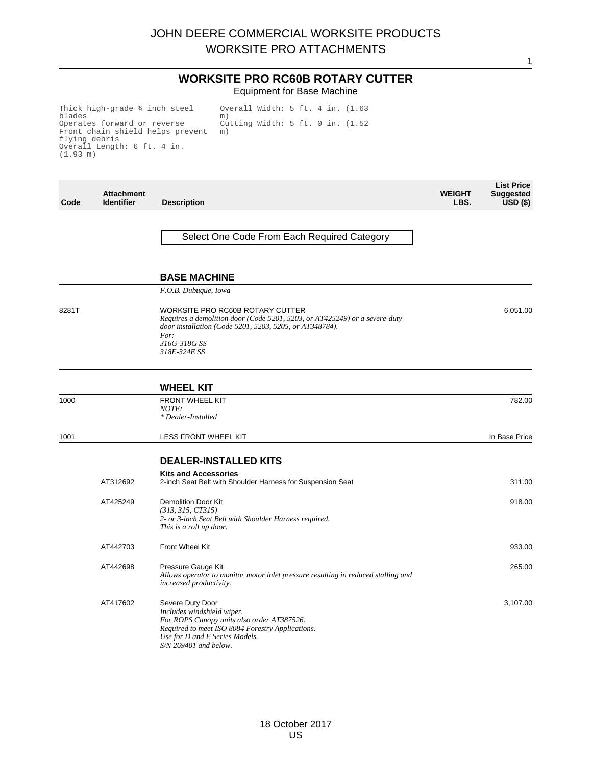# WORKSITE PRO RC60B ROTARY CUTTER

Equipment for Base Machine

- Thick high-grade ¾ inch steel blades
- Operates forward or reverse
- Front chain shield helps prevent flying debris
- Overall Length: 6 ft. 4 in. (1.93 m)
- Overall Width: 5 ft. 4 in. (1.63 m)
- Cutting Width: 5 ft. 0 in. (1.52 m)

| Code | Attachment Identifier | Description | WEIGHT LBS. | List Price Suggested USD ($) |
|---|---|---|---|---|

Select One Code From Each Required Category

## BASE MACHINE

*F.O.B. Dubuque, Iowa*

| Code | Attachment Identifier | Description | WEIGHT LBS. | List Price Suggested USD ($) |
|---|---|---|---|---|
| 8281T | | WORKSITE PRO RC60B ROTARY CUTTER<br>*Requires a demolition door (Code 5201, 5203, or AT425249) or a severe-duty door installation (Code 5201, 5203, 5205, or AT348784).*<br>*For:*<br>*316G-318G SS*<br>*318E-324E SS* | | 6,051.00 |

## WHEEL KIT

| Code | Attachment Identifier | Description | WEIGHT LBS. | List Price Suggested USD ($) |
|---|---|---|---|---|
| 1000 | | FRONT WHEEL KIT<br>*NOTE:*<br>** Dealer-Installed* | | 782.00 |
| 1001 | | LESS FRONT WHEEL KIT | | In Base Price |

## DEALER-INSTALLED KITS

**Kits and Accessories**

| Code | Attachment Identifier | Description | WEIGHT LBS. | List Price Suggested USD ($) |
|---|---|---|---|---|
| | AT312692 | 2-inch Seat Belt with Shoulder Harness for Suspension Seat | | 311.00 |
| | AT425249 | Demolition Door Kit<br>*(313, 315, CT315)*<br>*2- or 3-inch Seat Belt with Shoulder Harness required.*<br>*This is a roll up door.* | | 918.00 |
| | AT442703 | Front Wheel Kit | | 933.00 |
| | AT442698 | Pressure Gauge Kit<br>*Allows operator to monitor motor inlet pressure resulting in reduced stalling and increased productivity.* | | 265.00 |
| | AT417602 | Severe Duty Door<br>*Includes windshield wiper.*<br>*For ROPS Canopy units also order AT387526.*<br>*Required to meet ISO 8084 Forestry Applications.*<br>*Use for D and E Series Models.*<br>*S/N 269401 and below.* | | 3,107.00 |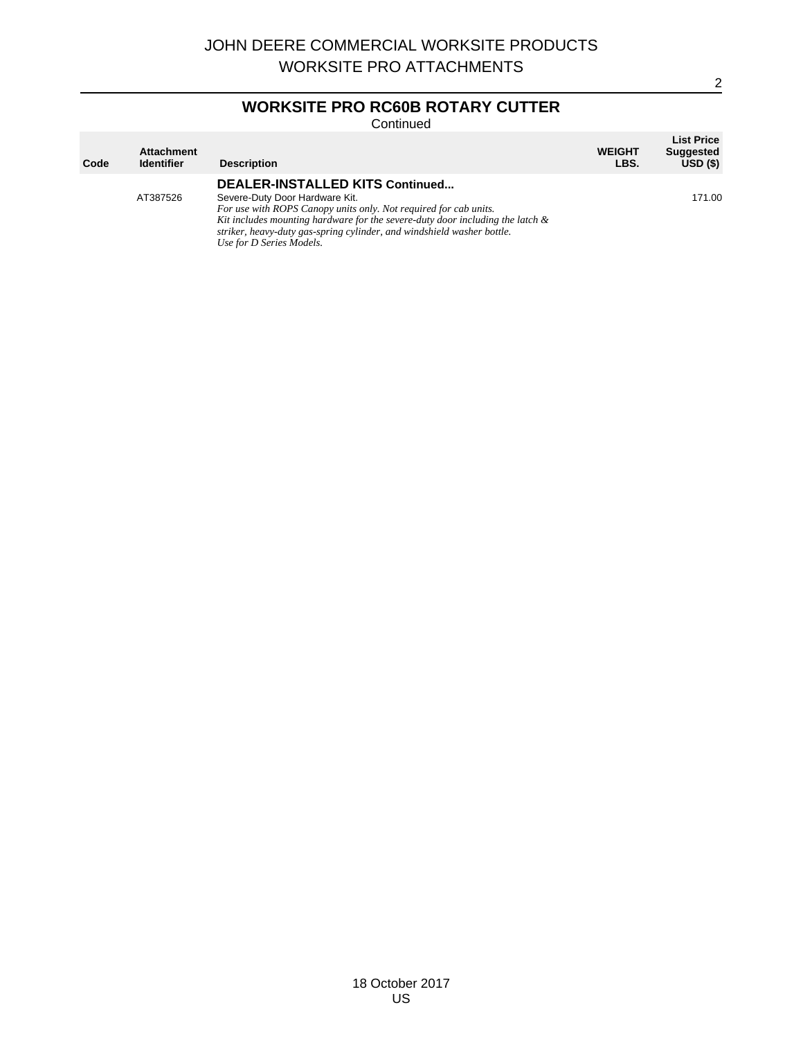# JOHN DEERE COMMERCIAL WORKSITE PRODUCTS
# WORKSITE PRO ATTACHMENTS

## WORKSITE PRO RC60B ROTARY CUTTER

Continued

| Code | Attachment Identifier | Description | WEIGHT LBS. | List Price Suggested USD ($) |
|---|---|---|---|---|
| | | **DEALER-INSTALLED KITS Continued...** | | |
| | AT387526 | Severe-Duty Door Hardware Kit. *For use with ROPS Canopy units only. Not required for cab units. Kit includes mounting hardware for the severe-duty door including the latch & striker, heavy-duty gas-spring cylinder, and windshield washer bottle. Use for D Series Models.* | | 171.00 |

18 October 2017
US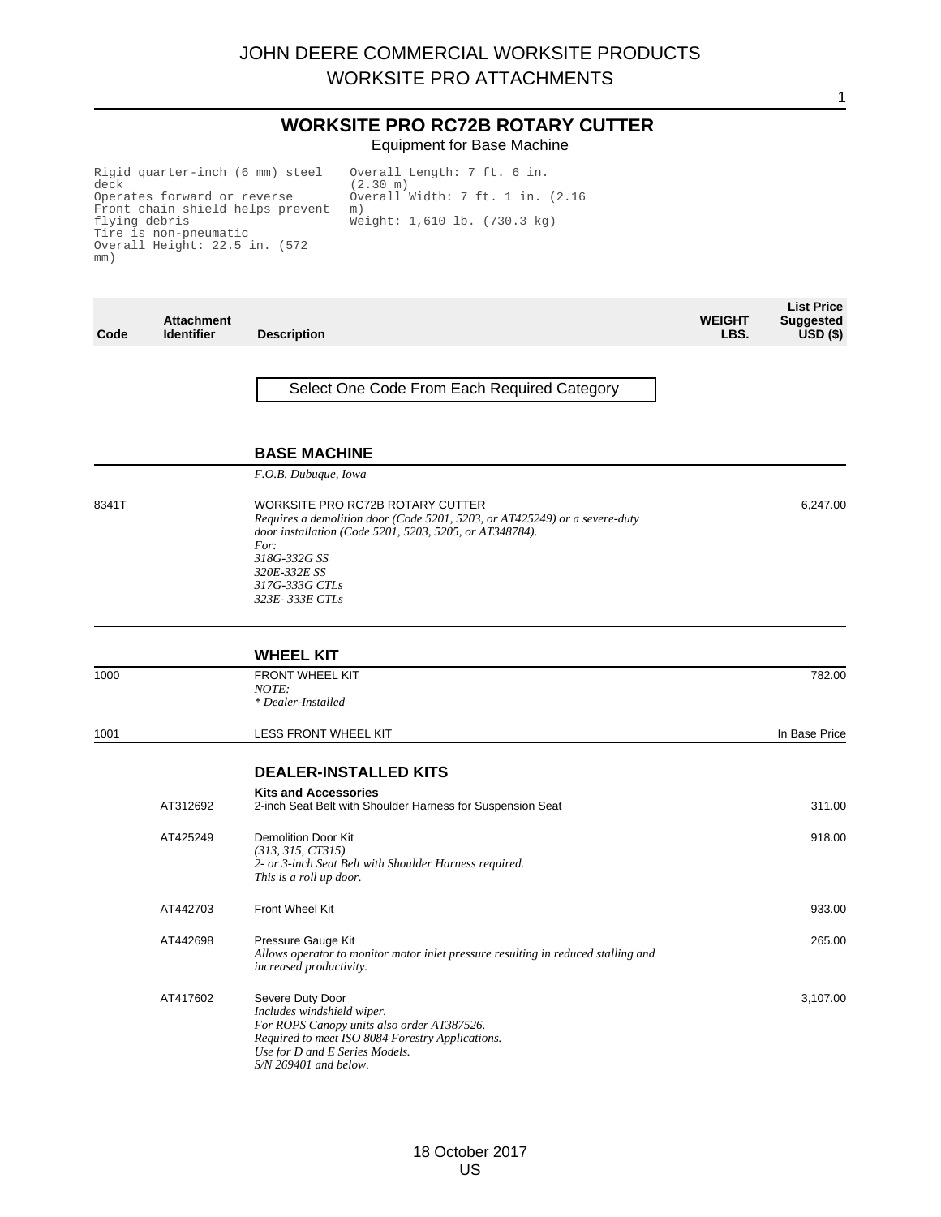# JOHN DEERE COMMERCIAL WORKSITE PRODUCTS
## WORKSITE PRO ATTACHMENTS

## WORKSITE PRO RC72B ROTARY CUTTER

Equipment for Base Machine

- Rigid quarter-inch (6 mm) steel deck
- Operates forward or reverse
- Front chain shield helps prevent flying debris
- Tire is non-pneumatic
- Overall Height: 22.5 in. (572 mm)
- Overall Length: 7 ft. 6 in. (2.30 m)
- Overall Width: 7 ft. 1 in. (2.16 m)
- Weight: 1,610 lb. (730.3 kg)

| Code | Attachment Identifier | Description | WEIGHT LBS. | List Price Suggested USD ($) |
|---|---|---|---|---|
| | | **Select One Code From Each Required Category** | | |
| | | **BASE MACHINE** | | |
| | | *F.O.B. Dubuque, Iowa* | | |
| 8341T | | WORKSITE PRO RC72B ROTARY CUTTER<br>*Requires a demolition door (Code 5201, 5203, or AT425249) or a severe-duty door installation (Code 5201, 5203, 5205, or AT348784).*<br>*For:*<br>*318G-332G SS*<br>*320E-332E SS*<br>*317G-333G CTLs*<br>*323E- 333E CTLs* | | 6,247.00 |
| | | **WHEEL KIT** | | |
| 1000 | | FRONT WHEEL KIT<br>*NOTE:*<br>** Dealer-Installed* | | 782.00 |
| 1001 | | LESS FRONT WHEEL KIT | | In Base Price |
| | | **DEALER-INSTALLED KITS** | | |
| | | **Kits and Accessories** | | |
| | AT312692 | 2-inch Seat Belt with Shoulder Harness for Suspension Seat | | 311.00 |
| | AT425249 | Demolition Door Kit<br>*(313, 315, CT315)*<br>*2- or 3-inch Seat Belt with Shoulder Harness required.*<br>*This is a roll up door.* | | 918.00 |
| | AT442703 | Front Wheel Kit | | 933.00 |
| | AT442698 | Pressure Gauge Kit<br>*Allows operator to monitor motor inlet pressure resulting in reduced stalling and increased productivity.* | | 265.00 |
| | AT417602 | Severe Duty Door<br>*Includes windshield wiper.*<br>*For ROPS Canopy units also order AT387526.*<br>*Required to meet ISO 8084 Forestry Applications.*<br>*Use for D and E Series Models.*<br>*S/N 269401 and below.* | | 3,107.00 |

18 October 2017
US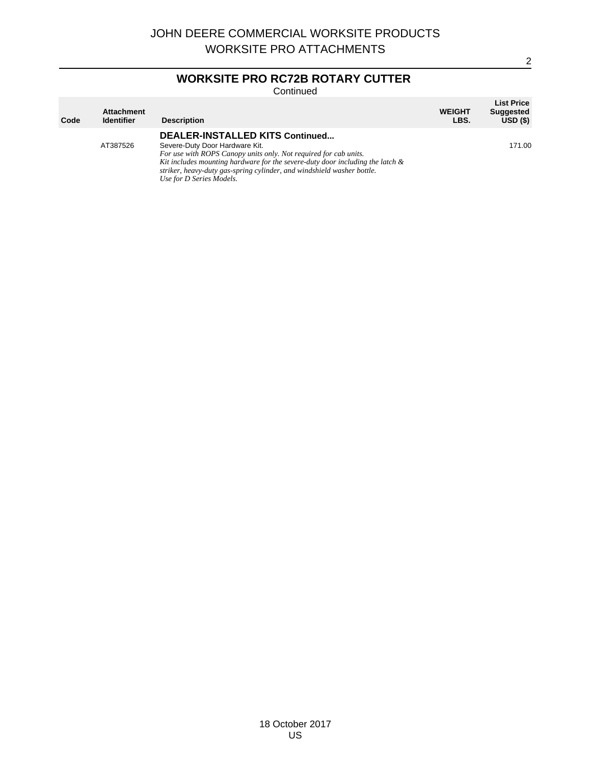# JOHN DEERE COMMERCIAL WORKSITE PRODUCTS
# WORKSITE PRO ATTACHMENTS

## WORKSITE PRO RC72B ROTARY CUTTER

Continued

| Code | Attachment Identifier | Description | WEIGHT LBS. | List Price Suggested USD ($) |
|---|---|---|---|---|
| | | **DEALER-INSTALLED KITS Continued...** | | |
| | AT387526 | Severe-Duty Door Hardware Kit.<br>*For use with ROPS Canopy units only. Not required for cab units.*<br>*Kit includes mounting hardware for the severe-duty door including the latch & striker, heavy-duty gas-spring cylinder, and windshield washer bottle.*<br>*Use for D Series Models.* | | 171.00 |

18 October 2017
US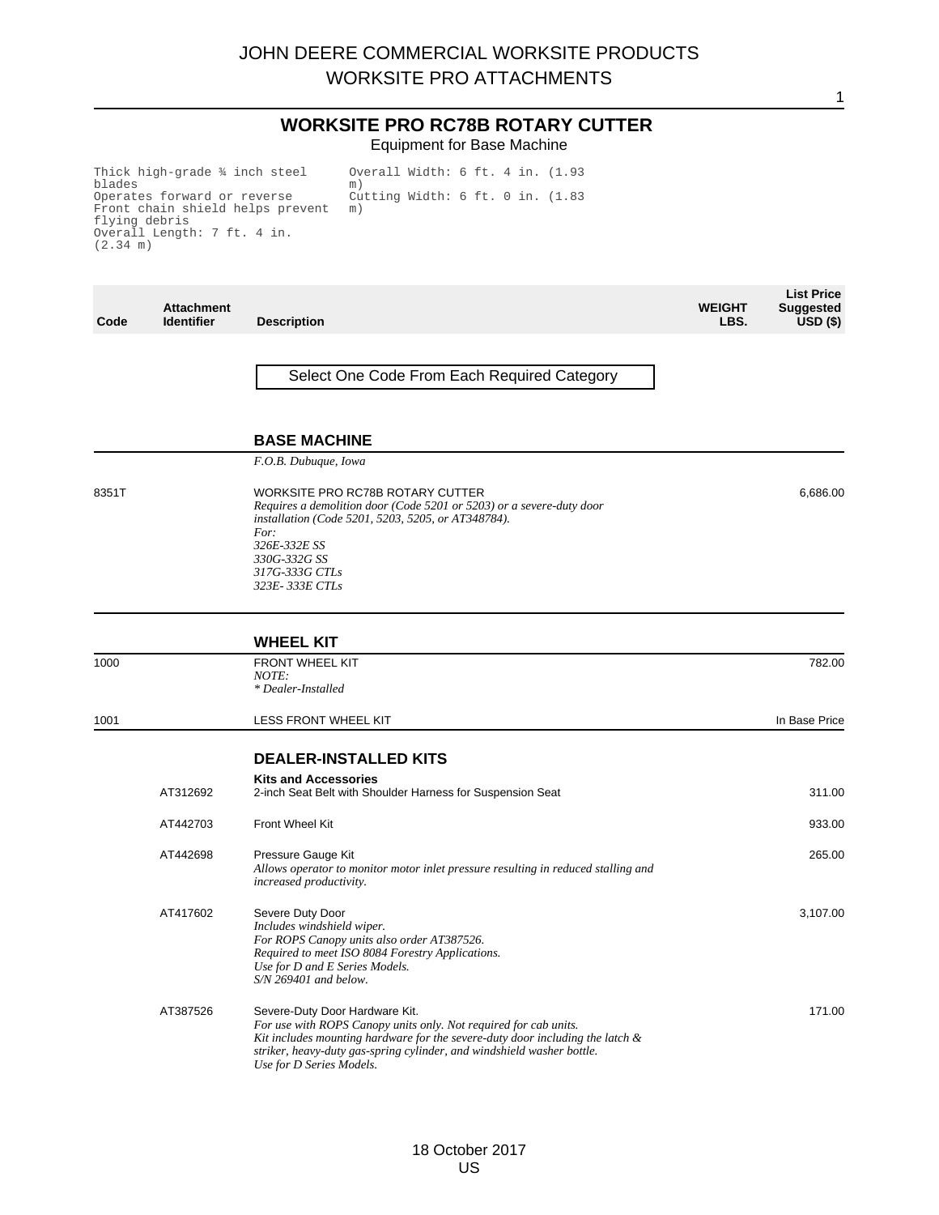# JOHN DEERE COMMERCIAL WORKSITE PRODUCTS
## WORKSITE PRO ATTACHMENTS

## WORKSITE PRO RC78B ROTARY CUTTER

Equipment for Base Machine

Thick high-grade ¾ inch steel blades
Operates forward or reverse
Front chain shield helps prevent flying debris
Overall Length: 7 ft. 4 in. (2.34 m)
Overall Width: 6 ft. 4 in. (1.93 m)
Cutting Width: 6 ft. 0 in. (1.83 m)

| Code | Attachment Identifier | Description | WEIGHT LBS. | List Price Suggested USD ($) |
|---|---|---|---|---|
| | | Select One Code From Each Required Category | | |
| | | **BASE MACHINE** | | |
| | | *F.O.B. Dubuque, Iowa* | | |
| 8351T | | WORKSITE PRO RC78B ROTARY CUTTER<br>*Requires a demolition door (Code 5201 or 5203) or a severe-duty door installation (Code 5201, 5203, 5205, or AT348784).*<br>*For:*<br>*326E-332E SS*<br>*330G-332G SS*<br>*317G-333G CTLs*<br>*323E- 333E CTLs* | | 6,686.00 |
| | | **WHEEL KIT** | | |
| 1000 | | FRONT WHEEL KIT<br>*NOTE:*<br>*\* Dealer-Installed* | | 782.00 |
| 1001 | | LESS FRONT WHEEL KIT | | In Base Price |
| | | **DEALER-INSTALLED KITS** | | |
| | | **Kits and Accessories** | | |
| | AT312692 | 2-inch Seat Belt with Shoulder Harness for Suspension Seat | | 311.00 |
| | AT442703 | Front Wheel Kit | | 933.00 |
| | AT442698 | Pressure Gauge Kit<br>*Allows operator to monitor motor inlet pressure resulting in reduced stalling and increased productivity.* | | 265.00 |
| | AT417602 | Severe Duty Door<br>*Includes windshield wiper.*<br>*For ROPS Canopy units also order AT387526.*<br>*Required to meet ISO 8084 Forestry Applications.*<br>*Use for D and E Series Models.*<br>*S/N 269401 and below.* | | 3,107.00 |
| | AT387526 | Severe-Duty Door Hardware Kit.<br>*For use with ROPS Canopy units only. Not required for cab units.*<br>*Kit includes mounting hardware for the severe-duty door including the latch & striker, heavy-duty gas-spring cylinder, and windshield washer bottle.*<br>*Use for D Series Models.* | | 171.00 |

18 October 2017
US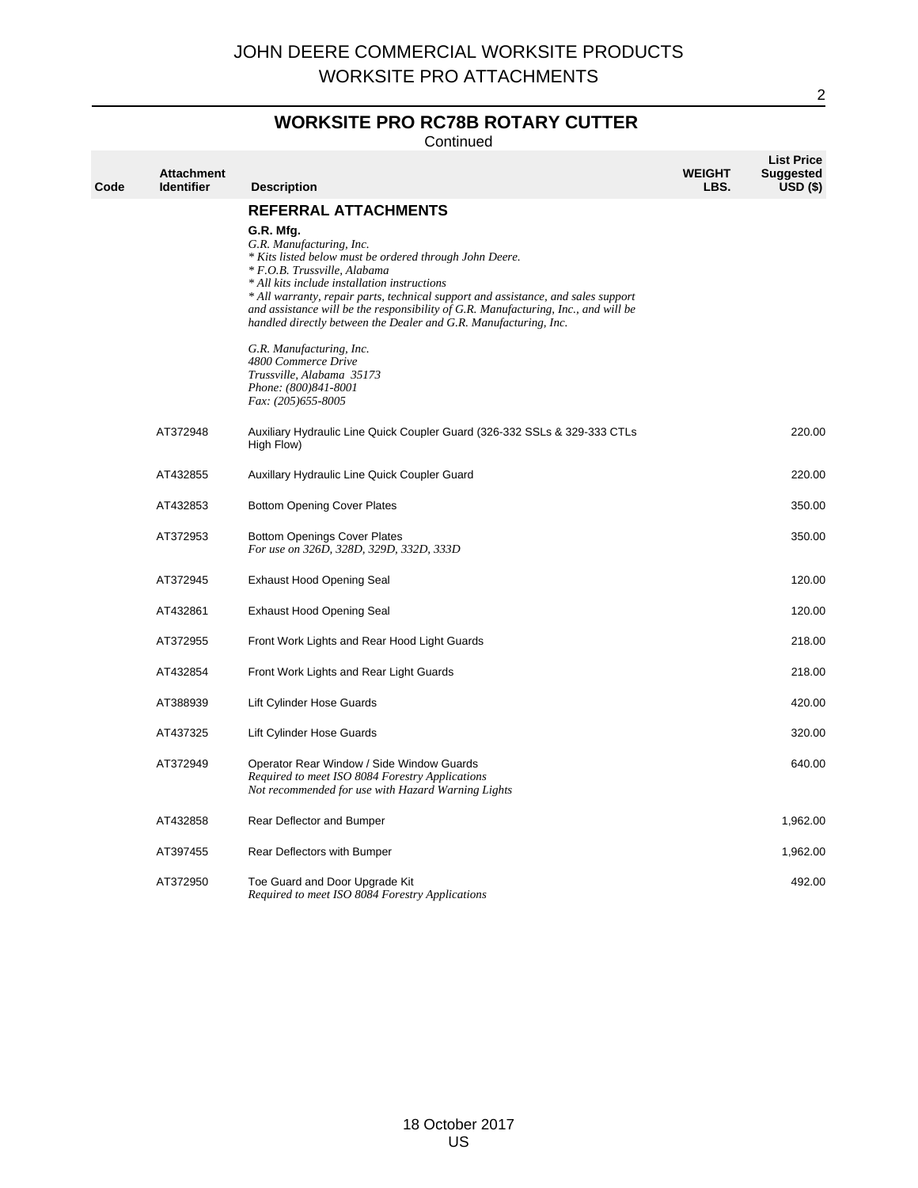## WORKSITE PRO RC78B ROTARY CUTTER

Continued

| Code | Attachment Identifier | Description | WEIGHT LBS. | List Price Suggested USD ($) |
|---|---|---|---|---|
| | | **REFERRAL ATTACHMENTS** | | |
| | | **G.R. Mfg.**<br>*G.R. Manufacturing, Inc.*<br>*\* Kits listed below must be ordered through John Deere.*<br>*\* F.O.B. Trussville, Alabama*<br>*\* All kits include installation instructions*<br>*\* All warranty, repair parts, technical support and assistance, and sales support and assistance will be the responsibility of G.R. Manufacturing, Inc., and will be handled directly between the Dealer and G.R. Manufacturing, Inc.*<br><br>*G.R. Manufacturing, Inc.*<br>*4800 Commerce Drive*<br>*Trussville, Alabama 35173*<br>*Phone: (800)841-8001*<br>*Fax: (205)655-8005* | | |
| | AT372948 | Auxiliary Hydraulic Line Quick Coupler Guard (326-332 SSLs & 329-333 CTLs High Flow) | | 220.00 |
| | AT432855 | Auxillary Hydraulic Line Quick Coupler Guard | | 220.00 |
| | AT432853 | Bottom Opening Cover Plates | | 350.00 |
| | AT372953 | Bottom Openings Cover Plates<br>*For use on 326D, 328D, 329D, 332D, 333D* | | 350.00 |
| | AT372945 | Exhaust Hood Opening Seal | | 120.00 |
| | AT432861 | Exhaust Hood Opening Seal | | 120.00 |
| | AT372955 | Front Work Lights and Rear Hood Light Guards | | 218.00 |
| | AT432854 | Front Work Lights and Rear Light Guards | | 218.00 |
| | AT388939 | Lift Cylinder Hose Guards | | 420.00 |
| | AT437325 | Lift Cylinder Hose Guards | | 320.00 |
| | AT372949 | Operator Rear Window / Side Window Guards<br>*Required to meet ISO 8084 Forestry Applications*<br>*Not recommended for use with Hazard Warning Lights* | | 640.00 |
| | AT432858 | Rear Deflector and Bumper | | 1,962.00 |
| | AT397455 | Rear Deflectors with Bumper | | 1,962.00 |
| | AT372950 | Toe Guard and Door Upgrade Kit<br>*Required to meet ISO 8084 Forestry Applications* | | 492.00 |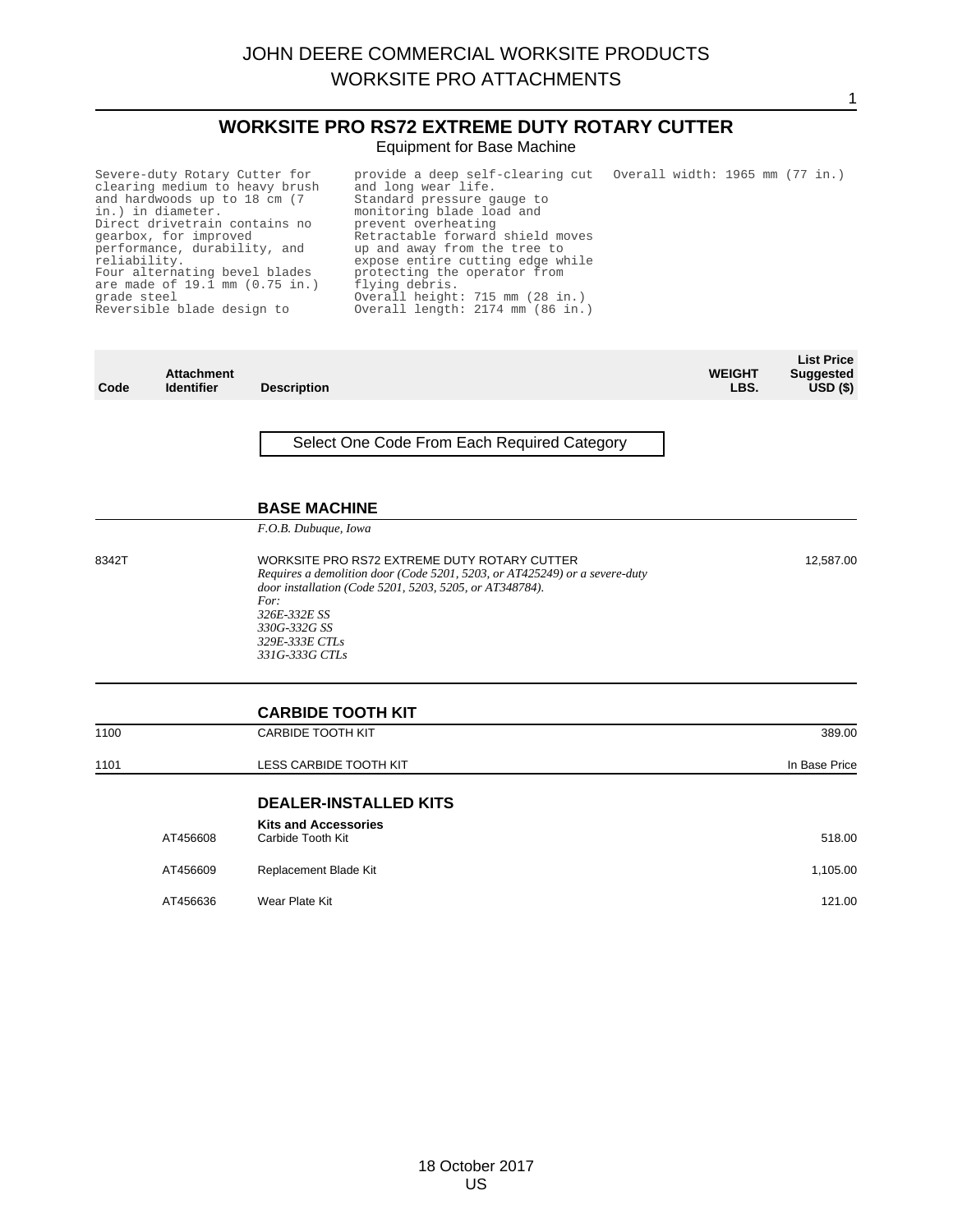# JOHN DEERE COMMERCIAL WORKSITE PRODUCTS
# WORKSITE PRO ATTACHMENTS

## WORKSITE PRO RS72 EXTREME DUTY ROTARY CUTTER

Equipment for Base Machine

Severe-duty Rotary Cutter for clearing medium to heavy brush and hardwoods up to 18 cm (7 in.) in diameter.
Direct drivetrain contains no gearbox, for improved performance, durability, and reliability.
Four alternating bevel blades are made of 19.1 mm (0.75 in.) grade steel
Reversible blade design to provide a deep self-clearing cut and long wear life.
Standard pressure gauge to monitoring blade load and prevent overheating
Retractable forward shield moves up and away from the tree to expose entire cutting edge while protecting the operator from flying debris.
Overall height: 715 mm (28 in.)
Overall length: 2174 mm (86 in.)
Overall width: 1965 mm (77 in.)

| Code | Attachment Identifier | Description | WEIGHT LBS. | List Price Suggested USD ($) |
|---|---|---|---|---|
| | | **Select One Code From Each Required Category** | | |
| | | **BASE MACHINE** | | |
| | | *F.O.B. Dubuque, Iowa* | | |
| 8342T | | WORKSITE PRO RS72 EXTREME DUTY ROTARY CUTTER<br>*Requires a demolition door (Code 5201, 5203, or AT425249) or a severe-duty door installation (Code 5201, 5203, 5205, or AT348784).*<br>*For:*<br>*326E-332E SS*<br>*330G-332G SS*<br>*329E-333E CTLs*<br>*331G-333G CTLs* | | 12,587.00 |
| | | **CARBIDE TOOTH KIT** | | |
| 1100 | | CARBIDE TOOTH KIT | | 389.00 |
| 1101 | | LESS CARBIDE TOOTH KIT | | In Base Price |
| | | **DEALER-INSTALLED KITS** | | |
| | | **Kits and Accessories** | | |
| | AT456608 | Carbide Tooth Kit | | 518.00 |
| | AT456609 | Replacement Blade Kit | | 1,105.00 |
| | AT456636 | Wear Plate Kit | | 121.00 |

18 October 2017
US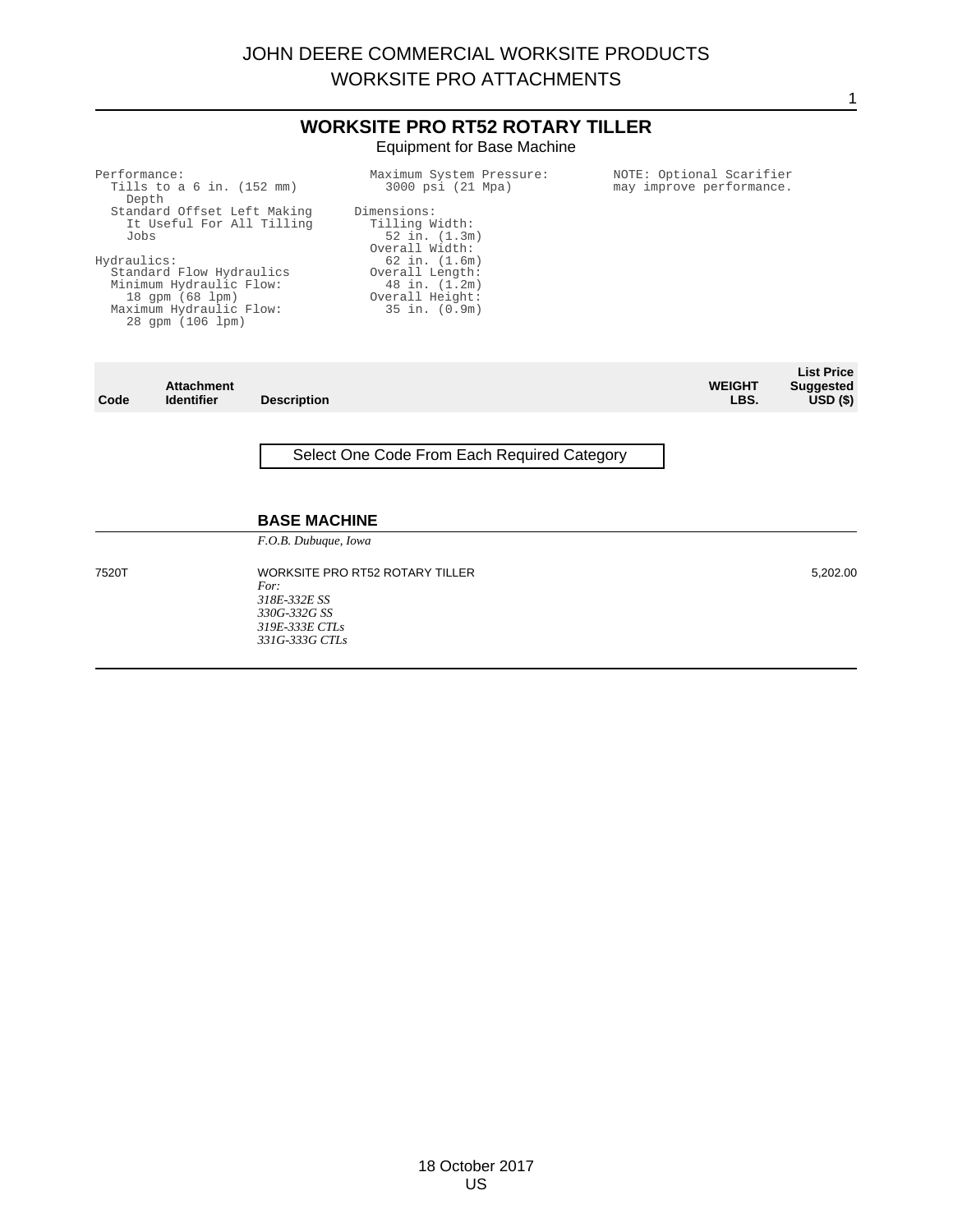# WORKSITE PRO RT52 ROTARY TILLER

Equipment for Base Machine

Performance:
- Tills to a 6 in. (152 mm) Depth
- Standard Offset Left Making It Useful For All Tilling Jobs

Hydraulics:
- Standard Flow Hydraulics
- Minimum Hydraulic Flow: 18 gpm (68 lpm)
- Maximum Hydraulic Flow: 28 gpm (106 lpm)
- Maximum System Pressure: 3000 psi (21 Mpa)

Dimensions:
- Tilling Width: 52 in. (1.3m)
- Overall Width: 62 in. (1.6m)
- Overall Length: 48 in. (1.2m)
- Overall Height: 35 in. (0.9m)

NOTE: Optional Scarifier may improve performance.

| Code | Attachment Identifier | Description | WEIGHT LBS. | List Price Suggested USD ($) |
|---|---|---|---|---|
| | | Select One Code From Each Required Category | | |
| | | **BASE MACHINE** | | |
| | | *F.O.B. Dubuque, Iowa* | | |
| 7520T | | WORKSITE PRO RT52 ROTARY TILLER<br>*For:*<br>*318E-332E SS*<br>*330G-332G SS*<br>*319E-333E CTLs*<br>*331G-333G CTLs* | | 5,202.00 |

18 October 2017
US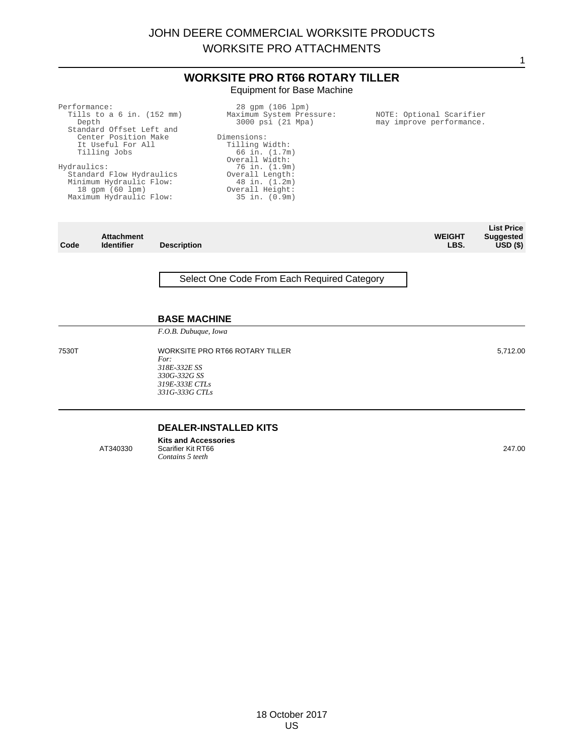# WORKSITE PRO RT66 ROTARY TILLER

Equipment for Base Machine

Performance:
- Tills to a 6 in. (152 mm) Depth
- Standard Offset Left and Center Position Make It Useful For All Tilling Jobs

Hydraulics:
- Standard Flow Hydraulics
- Minimum Hydraulic Flow: 18 gpm (60 lpm)
- Maximum Hydraulic Flow: 28 gpm (106 lpm)
- Maximum System Pressure: 3000 psi (21 Mpa)

Dimensions:
- Tilling Width: 66 in. (1.7m)
- Overall Width: 76 in. (1.9m)
- Overall Length: 48 in. (1.2m)
- Overall Height: 35 in. (0.9m)

NOTE: Optional Scarifier may improve performance.

| Code | Attachment Identifier | Description | WEIGHT LBS. | List Price Suggested USD ($) |
|---|---|---|---|---|
| | | Select One Code From Each Required Category | | |
| | | **BASE MACHINE** | | |
| | | *F.O.B. Dubuque, Iowa* | | |
| 7530T | | WORKSITE PRO RT66 ROTARY TILLER<br>*For:*<br>*318E-332E SS*<br>*330G-332G SS*<br>*319E-333E CTLs*<br>*331G-333G CTLs* | | 5,712.00 |
| | | **DEALER-INSTALLED KITS** | | |
| | | **Kits and Accessories** | | |
| | AT340330 | Scarifier Kit RT66<br>*Contains 5 teeth* | | 247.00 |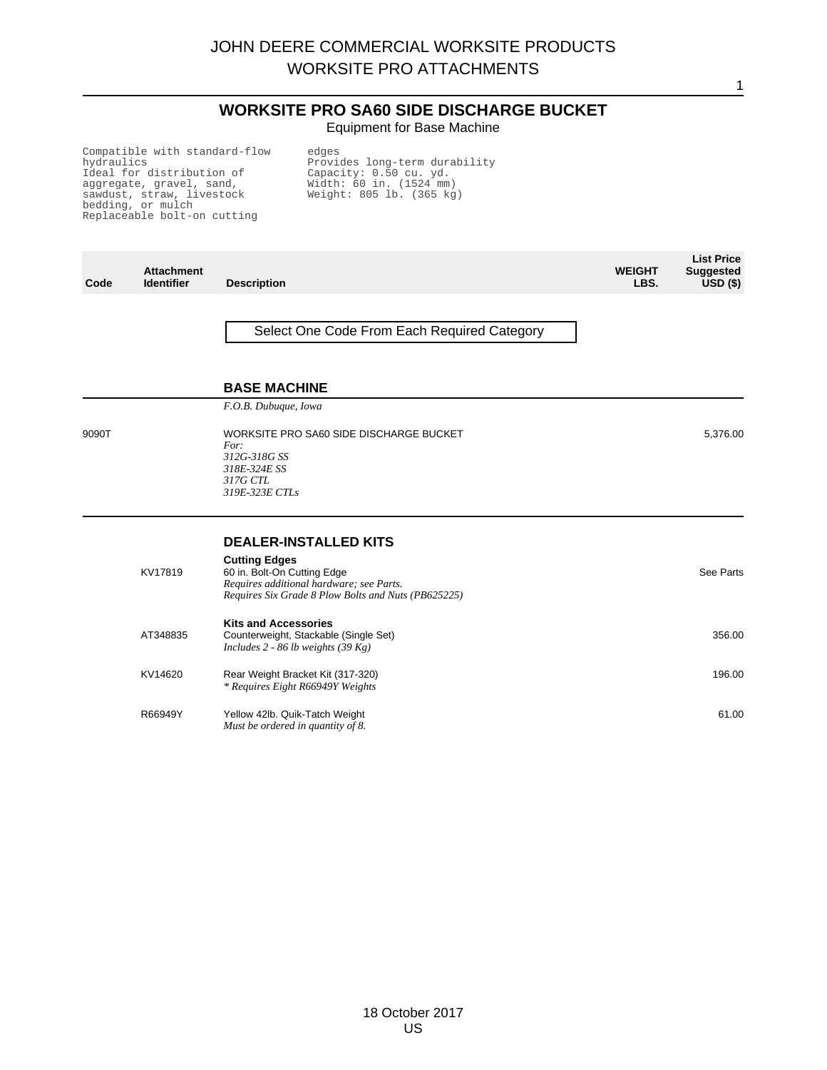# WORKSIGHT PRO SA60 SIDE DISCHARGE BUCKET

Equipment for Base Machine

Compatible with standard-flow hydraulics
Ideal for distribution of aggregate, gravel, sand, sawdust, straw, livestock bedding, or mulch
Replaceable bolt-on cutting edges
Provides long-term durability
Capacity: 0.50 cu. yd.
Width: 60 in. (1524 mm)
Weight: 805 lb. (365 kg)

| Code | Attachment Identifier | Description | WEIGHT LBS. | List Price Suggested USD ($) |
|---|---|---|---|---|
| | | Select One Code From Each Required Category | | |
| | | **BASE MACHINE** | | |
| | | *F.O.B. Dubuque, Iowa* | | |
| 9090T | | WORKSITE PRO SA60 SIDE DISCHARGE BUCKET<br>*For:*<br>*312G-318G SS*<br>*318E-324E SS*<br>*317G CTL*<br>*319E-323E CTLs* | | 5,376.00 |
| | | **DEALER-INSTALLED KITS** | | |
| | | **Cutting Edges** | | |
| | KV17819 | 60 in. Bolt-On Cutting Edge<br>*Requires additional hardware; see Parts.*<br>*Requires Six Grade 8 Plow Bolts and Nuts (PB625225)* | | See Parts |
| | | **Kits and Accessories** | | |
| | AT348835 | Counterweight, Stackable (Single Set)<br>*Includes 2 - 86 lb weights (39 Kg)* | | 356.00 |
| | KV14620 | Rear Weight Bracket Kit (317-320)<br>*\* Requires Eight R66949Y Weights* | | 196.00 |
| | R66949Y | Yellow 42lb. Quik-Tatch Weight<br>*Must be ordered in quantity of 8.* | | 61.00 |

18 October 2017
US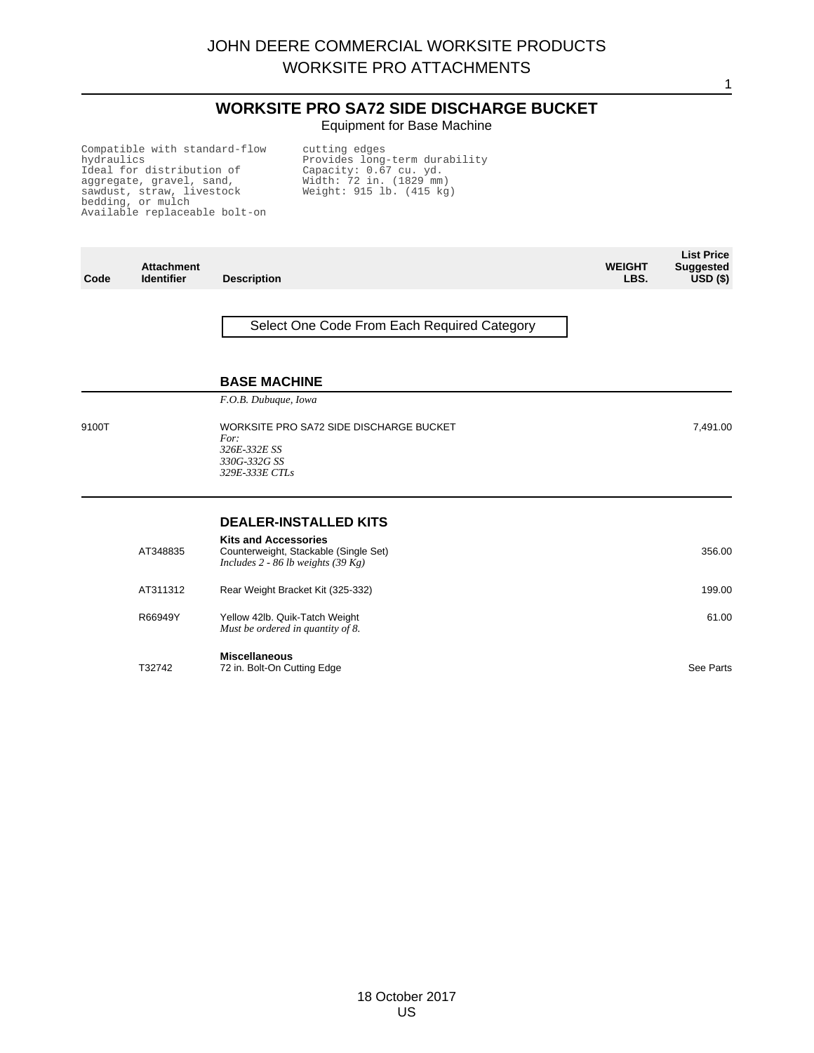# JOHN DEERE COMMERCIAL WORKSITE PRODUCTS
# WORKSITE PRO ATTACHMENTS

## WORKSITE PRO SA72 SIDE DISCHARGE BUCKET

Equipment for Base Machine

Compatible with standard-flow hydraulics
Ideal for distribution of aggregate, gravel, sand, sawdust, straw, livestock bedding, or mulch
Available replaceable bolt-on cutting edges
Provides long-term durability
Capacity: 0.67 cu. yd.
Width: 72 in. (1829 mm)
Weight: 915 lb. (415 kg)

| Code | Attachment Identifier | Description | WEIGHT LBS. | List Price Suggested USD ($) |
|---|---|---|---|---|
| | | Select One Code From Each Required Category | | |
| | | **BASE MACHINE** | | |
| | | *F.O.B. Dubuque, Iowa* | | |
| 9100T | | WORKSITE PRO SA72 SIDE DISCHARGE BUCKET<br>*For:*<br>*326E-332E SS*<br>*330G-332G SS*<br>*329E-333E CTLs* | | 7,491.00 |
| | | **DEALER-INSTALLED KITS** | | |
| | | **Kits and Accessories** | | |
| | AT348835 | Counterweight, Stackable (Single Set)<br>*Includes 2 - 86 lb weights (39 Kg)* | | 356.00 |
| | AT311312 | Rear Weight Bracket Kit (325-332) | | 199.00 |
| | R66949Y | Yellow 42lb. Quik-Tatch Weight<br>*Must be ordered in quantity of 8.* | | 61.00 |
| | | **Miscellaneous** | | |
| | T32742 | 72 in. Bolt-On Cutting Edge | | See Parts |

18 October 2017
US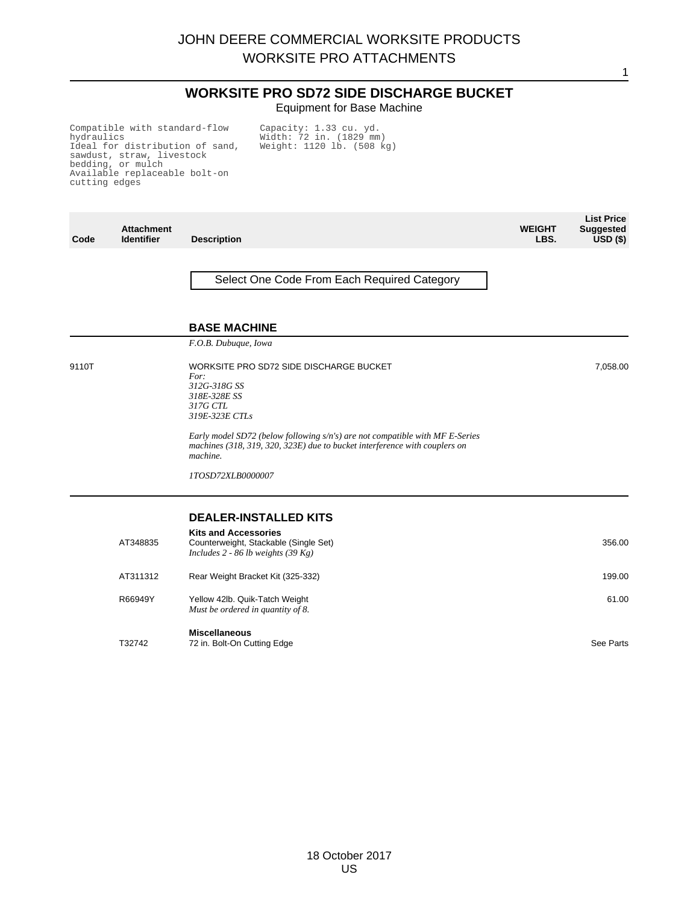# WORKSITE PRO SD72 SIDE DISCHARGE BUCKET

Equipment for Base Machine

Compatible with standard-flow hydraulics
Ideal for distribution of sand, sawdust, straw, livestock bedding, or mulch
Available replaceable bolt-on cutting edges

Capacity: 1.33 cu. yd.
Width: 72 in. (1829 mm)
Weight: 1120 lb. (508 kg)

| Code | Attachment Identifier | Description | WEIGHT LBS. | List Price Suggested USD ($) |
|---|---|---|---|---|

Select One Code From Each Required Category

## BASE MACHINE

*F.O.B. Dubuque, Iowa*

| Code | Attachment Identifier | Description | WEIGHT LBS. | List Price Suggested USD ($) |
|---|---|---|---|---|
| 9110T | | WORKSITE PRO SD72 SIDE DISCHARGE BUCKET<br>*For:*<br>*312G-318G SS*<br>*318E-328E SS*<br>*317G CTL*<br>*319E-323E CTLs*<br>*Early model SD72 (below following s/n's) are not compatible with MF E-Series machines (318, 319, 320, 323E) due to bucket interference with couplers on machine.*<br>*1TOSD72XLB0000007* | | 7,058.00 |

## DEALER-INSTALLED KITS

| Code | Attachment Identifier | Description | WEIGHT LBS. | List Price Suggested USD ($) |
|---|---|---|---|---|
| | | **Kits and Accessories** | | |
| | AT348835 | Counterweight, Stackable (Single Set)<br>*Includes 2 - 86 lb weights (39 Kg)* | | 356.00 |
| | AT311312 | Rear Weight Bracket Kit (325-332) | | 199.00 |
| | R66949Y | Yellow 42lb. Quik-Tatch Weight<br>*Must be ordered in quantity of 8.* | | 61.00 |
| | | **Miscellaneous** | | |
| | T32742 | 72 in. Bolt-On Cutting Edge | | See Parts |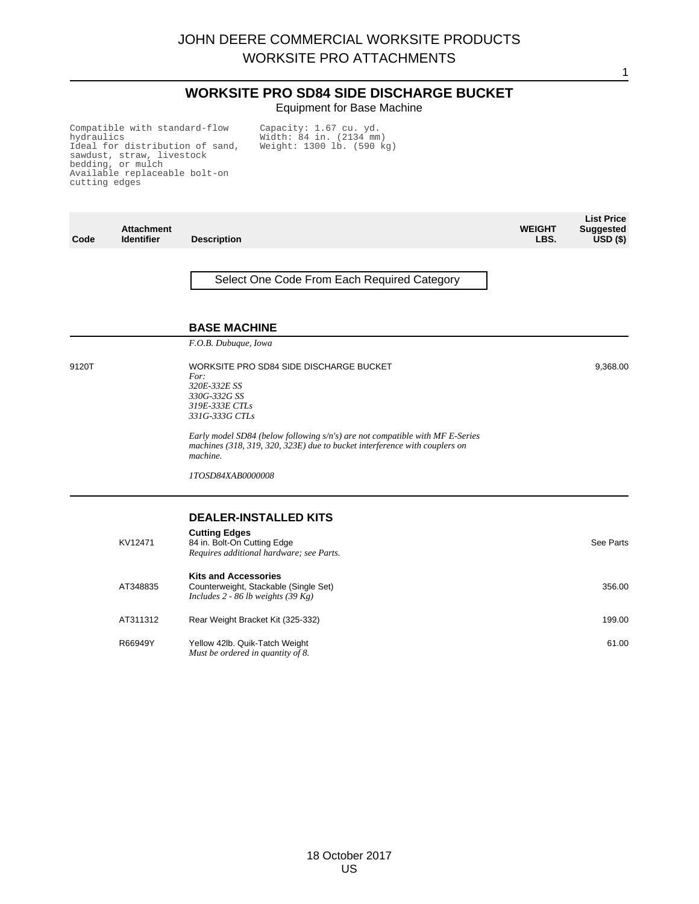# WORKSITE PRO SD84 SIDE DISCHARGE BUCKET

Equipment for Base Machine

```
Compatible with standard-flow        Capacity: 1.67 cu. yd.
hydraulics                           Width: 84 in. (2134 mm)
Ideal for distribution of sand,      Weight: 1300 lb. (590 kg)
sawdust, straw, livestock
bedding, or mulch
Available replaceable bolt-on
cutting edges
```

| Code | Attachment Identifier | Description | WEIGHT LBS. | List Price Suggested USD ($) |
|---|---|---|---|---|
| | | Select One Code From Each Required Category | | |
| | | **BASE MACHINE** | | |
| | | *F.O.B. Dubuque, Iowa* | | |
| 9120T | | WORKSITE PRO SD84 SIDE DISCHARGE BUCKET<br>*For:*<br>*320E-332E SS*<br>*330G-332G SS*<br>*319E-333E CTLs*<br>*331G-333G CTLs*<br><br>*Early model SD84 (below following s/n's) are not compatible with MF E-Series machines (318, 319, 320, 323E) due to bucket interference with couplers on machine.*<br><br>*1TOSD84XAB0000008* | | 9,368.00 |
| | | **DEALER-INSTALLED KITS** | | |
| | | **Cutting Edges** | | |
| | KV12471 | 84 in. Bolt-On Cutting Edge<br>*Requires additional hardware; see Parts.* | | See Parts |
| | | **Kits and Accessories** | | |
| | AT348835 | Counterweight, Stackable (Single Set)<br>*Includes 2 - 86 lb weights (39 Kg)* | | 356.00 |
| | AT311312 | Rear Weight Bracket Kit (325-332) | | 199.00 |
| | R66949Y | Yellow 42lb. Quik-Tatch Weight<br>*Must be ordered in quantity of 8.* | | 61.00 |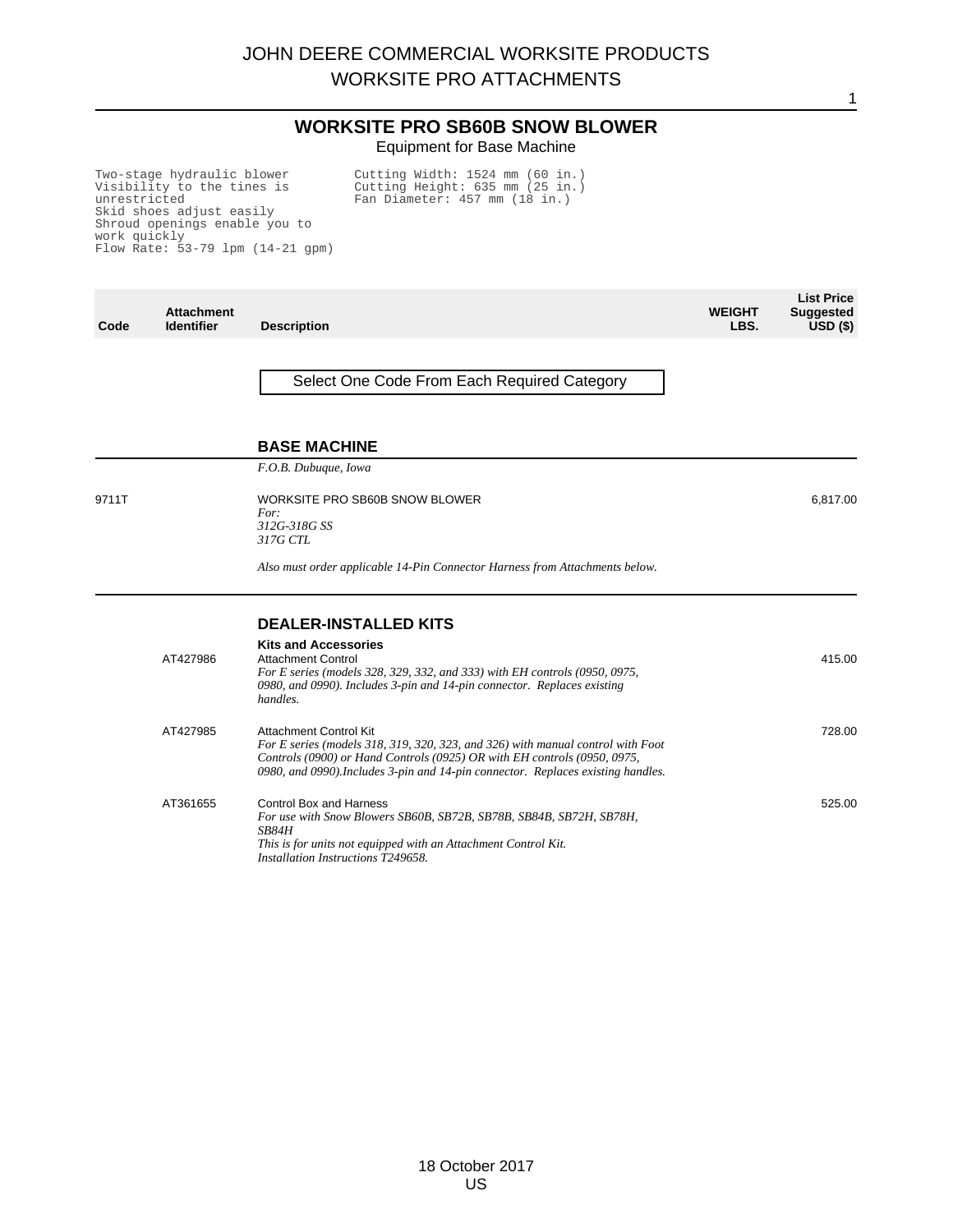# WORKSITE PRO SB60B SNOW BLOWER

Equipment for Base Machine

```
Two-stage hydraulic blower          Cutting Width: 1524 mm (60 in.)
Visibility to the tines is          Cutting Height: 635 mm (25 in.)
unrestricted                        Fan Diameter: 457 mm (18 in.)
Skid shoes adjust easily
Shroud openings enable you to
work quickly
Flow Rate: 53-79 lpm (14-21 gpm)
```

| Code | Attachment Identifier | Description | WEIGHT LBS. | List Price Suggested USD ($) |
|---|---|---|---|---|
| | | Select One Code From Each Required Category | | |
| | | **BASE MACHINE** | | |
| | | *F.O.B. Dubuque, Iowa* | | |
| 9711T | | WORKSITE PRO SB60B SNOW BLOWER<br>*For:*<br>*312G-318G SS*<br>*317G CTL*<br><br>*Also must order applicable 14-Pin Connector Harness from Attachments below.* | | 6,817.00 |
| | | **DEALER-INSTALLED KITS** | | |
| | | **Kits and Accessories** | | |
| | AT427986 | Attachment Control<br>*For E series (models 328, 329, 332, and 333) with EH controls (0950, 0975, 0980, and 0990). Includes 3-pin and 14-pin connector. Replaces existing handles.* | | 415.00 |
| | AT427985 | Attachment Control Kit<br>*For E series (models 318, 319, 320, 323, and 326) with manual control with Foot Controls (0900) or Hand Controls (0925) OR with EH controls (0950, 0975, 0980, and 0990).Includes 3-pin and 14-pin connector. Replaces existing handles.* | | 728.00 |
| | AT361655 | Control Box and Harness<br>*For use with Snow Blowers SB60B, SB72B, SB78B, SB84B, SB72H, SB78H, SB84H*<br>*This is for units not equipped with an Attachment Control Kit.*<br>*Installation Instructions T249658.* | | 525.00 |

18 October 2017
US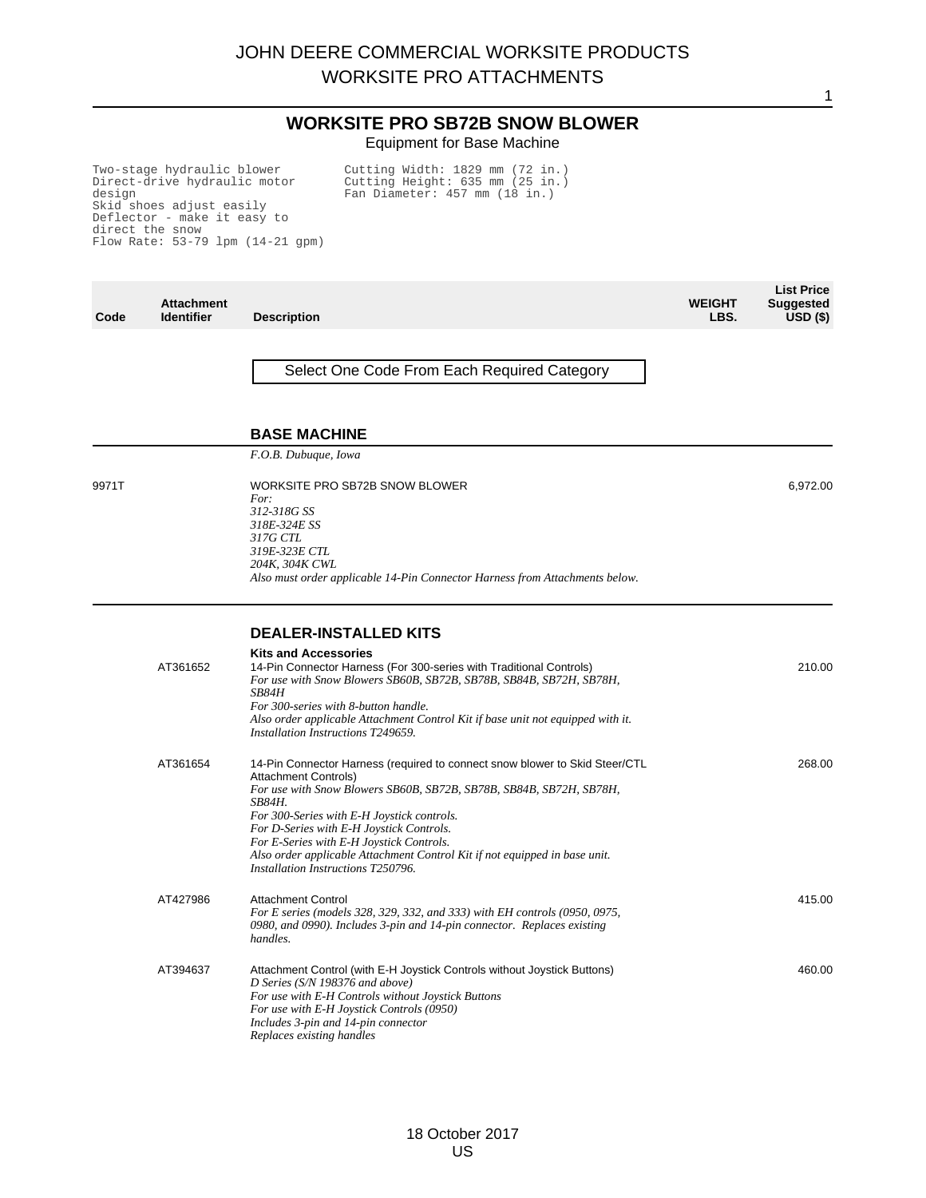# JOHN DEERE COMMERCIAL WORKSITE PRODUCTS
# WORKSITE PRO ATTACHMENTS

## WORKSITE PRO SB72B SNOW BLOWER

Equipment for Base Machine

```
Two-stage hydraulic blower
Direct-drive hydraulic motor
design
Skid shoes adjust easily
Deflector - make it easy to
direct the snow
Flow Rate: 53-79 lpm (14-21 gpm)
```

```
Cutting Width: 1829 mm (72 in.)
Cutting Height: 635 mm (25 in.)
Fan Diameter: 457 mm (18 in.)
```

| Code | Attachment Identifier | Description | WEIGHT LBS. | List Price Suggested USD ($) |
|---|---|---|---|---|

Select One Code From Each Required Category

### BASE MACHINE

*F.O.B. Dubuque, Iowa*

| Code | Attachment Identifier | Description | WEIGHT LBS. | List Price Suggested USD ($) |
|---|---|---|---|---|
| 9971T | | WORKSITE PRO SB72B SNOW BLOWER<br>*For:*<br>*312-318G SS*<br>*318E-324E SS*<br>*317G CTL*<br>*319E-323E CTL*<br>*204K, 304K CWL*<br>*Also must order applicable 14-Pin Connector Harness from Attachments below.* | | 6,972.00 |

### DEALER-INSTALLED KITS

**Kits and Accessories**

| Code | Attachment Identifier | Description | WEIGHT LBS. | List Price Suggested USD ($) |
|---|---|---|---|---|
| | AT361652 | 14-Pin Connector Harness (For 300-series with Traditional Controls)<br>*For use with Snow Blowers SB60B, SB72B, SB78B, SB84B, SB72H, SB78H, SB84H*<br>*For 300-series with 8-button handle.*<br>*Also order applicable Attachment Control Kit if base unit not equipped with it.*<br>*Installation Instructions T249659.* | | 210.00 |
| | AT361654 | 14-Pin Connector Harness (required to connect snow blower to Skid Steer/CTL Attachment Controls)<br>*For use with Snow Blowers SB60B, SB72B, SB78B, SB84B, SB72H, SB78H, SB84H.*<br>*For 300-Series with E-H Joystick controls.*<br>*For D-Series with E-H Joystick Controls.*<br>*For E-Series with E-H Joystick Controls.*<br>*Also order applicable Attachment Control Kit if not equipped in base unit.*<br>*Installation Instructions T250796.* | | 268.00 |
| | AT427986 | Attachment Control<br>*For E series (models 328, 329, 332, and 333) with EH controls (0950, 0975, 0980, and 0990). Includes 3-pin and 14-pin connector. Replaces existing handles.* | | 415.00 |
| | AT394637 | Attachment Control (with E-H Joystick Controls without Joystick Buttons)<br>*D Series (S/N 198376 and above)*<br>*For use with E-H Controls without Joystick Buttons*<br>*For use with E-H Joystick Controls (0950)*<br>*Includes 3-pin and 14-pin connector*<br>*Replaces existing handles* | | 460.00 |

18 October 2017
US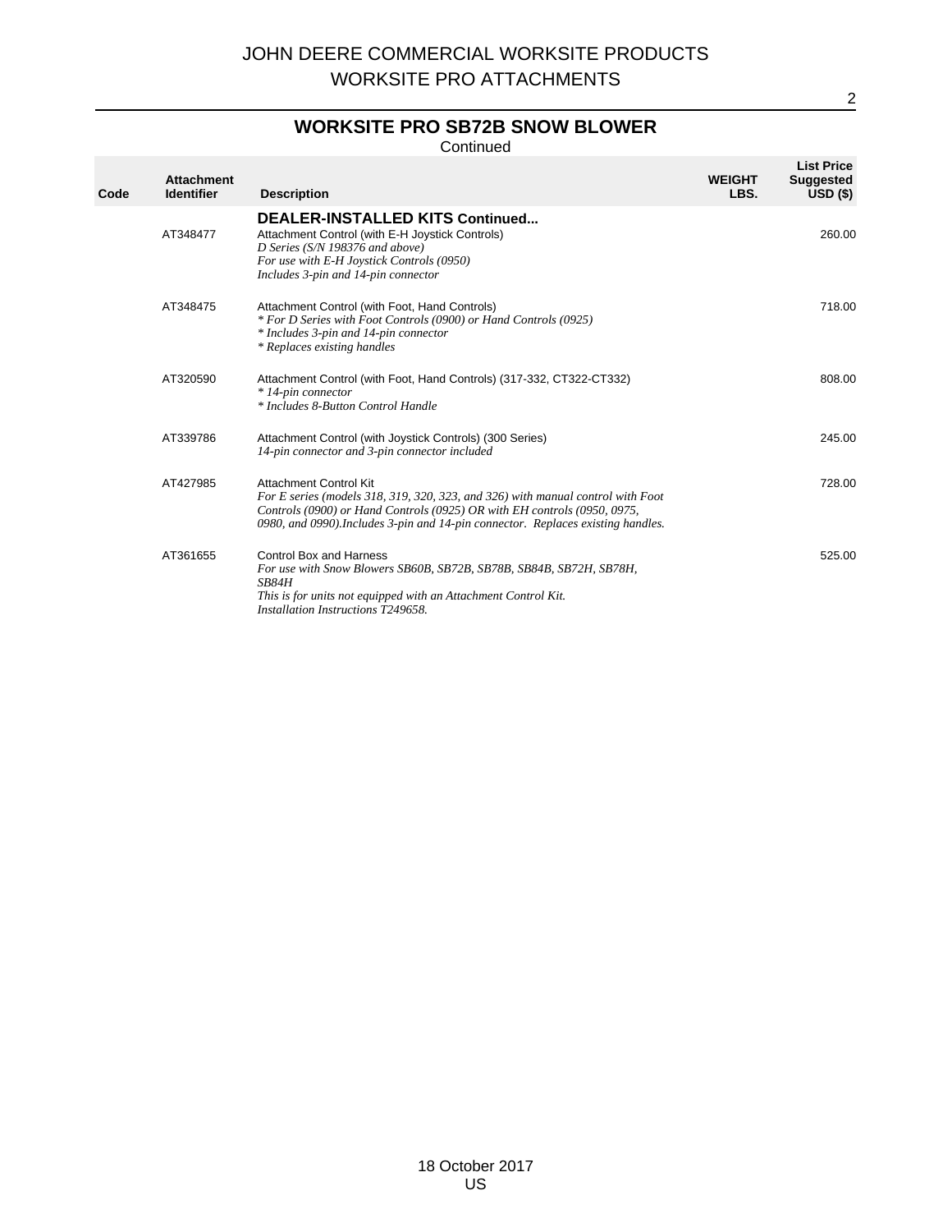# JOHN DEERE COMMERCIAL WORKSITE PRODUCTS
# WORKSITE PRO ATTACHMENTS

## WORKSITE PRO SB72B SNOW BLOWER

Continued

| Code | Attachment Identifier | Description | WEIGHT LBS. | List Price Suggested USD ($) |
|---|---|---|---|---|
| | | **DEALER-INSTALLED KITS Continued...** | | |
| | AT348477 | Attachment Control (with E-H Joystick Controls)<br>*D Series (S/N 198376 and above)*<br>*For use with E-H Joystick Controls (0950)*<br>*Includes 3-pin and 14-pin connector* | | 260.00 |
| | AT348475 | Attachment Control (with Foot, Hand Controls)<br>*\* For D Series with Foot Controls (0900) or Hand Controls (0925)*<br>*\* Includes 3-pin and 14-pin connector*<br>*\* Replaces existing handles* | | 718.00 |
| | AT320590 | Attachment Control (with Foot, Hand Controls) (317-332, CT322-CT332)<br>*\* 14-pin connector*<br>*\* Includes 8-Button Control Handle* | | 808.00 |
| | AT339786 | Attachment Control (with Joystick Controls) (300 Series)<br>*14-pin connector and 3-pin connector included* | | 245.00 |
| | AT427985 | Attachment Control Kit<br>*For E series (models 318, 319, 320, 323, and 326) with manual control with Foot Controls (0900) or Hand Controls (0925) OR with EH controls (0950, 0975, 0980, and 0990).Includes 3-pin and 14-pin connector. Replaces existing handles.* | | 728.00 |
| | AT361655 | Control Box and Harness<br>*For use with Snow Blowers SB60B, SB72B, SB78B, SB84B, SB72H, SB78H, SB84H*<br>*This is for units not equipped with an Attachment Control Kit.*<br>*Installation Instructions T249658.* | | 525.00 |

18 October 2017
US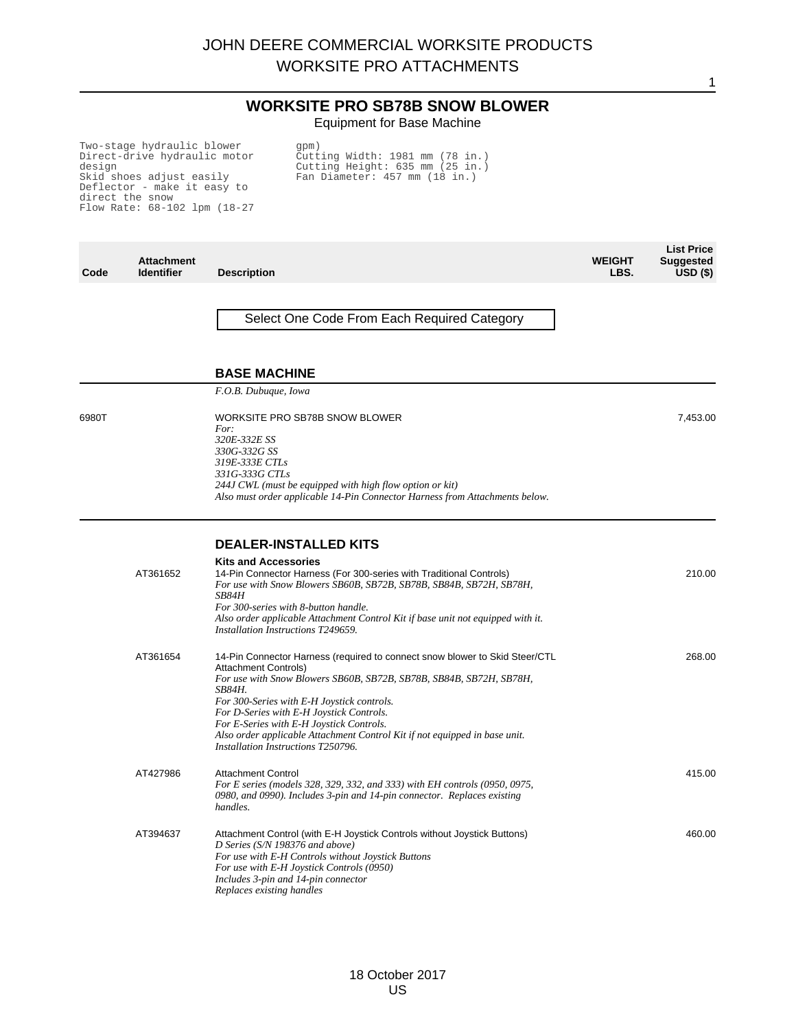# WORKSITE PRO SB78B SNOW BLOWER

Equipment for Base Machine

Two-stage hydraulic blower
Direct-drive hydraulic motor design
Skid shoes adjust easily
Deflector - make it easy to direct the snow
Flow Rate: 68-102 lpm (18-27 gpm)
Cutting Width: 1981 mm (78 in.)
Cutting Height: 635 mm (25 in.)
Fan Diameter: 457 mm (18 in.)

| Code | Attachment Identifier | Description | WEIGHT LBS. | List Price Suggested USD ($) |
|---|---|---|---|---|

Select One Code From Each Required Category

## BASE MACHINE

*F.O.B. Dubuque, Iowa*

| Code | Attachment Identifier | Description | WEIGHT LBS. | List Price Suggested USD ($) |
|---|---|---|---|---|
| 6980T | | WORKSITE PRO SB78B SNOW BLOWER<br>*For:*<br>*320E-332E SS*<br>*330G-332G SS*<br>*319E-333E CTLs*<br>*331G-333G CTLs*<br>*244J CWL (must be equipped with high flow option or kit)*<br>*Also must order applicable 14-Pin Connector Harness from Attachments below.* | | 7,453.00 |

## DEALER-INSTALLED KITS

**Kits and Accessories**

| Code | Attachment Identifier | Description | WEIGHT LBS. | List Price Suggested USD ($) |
|---|---|---|---|---|
| | AT361652 | 14-Pin Connector Harness (For 300-series with Traditional Controls)<br>*For use with Snow Blowers SB60B, SB72B, SB78B, SB84B, SB72H, SB78H, SB84H*<br>*For 300-series with 8-button handle.*<br>*Also order applicable Attachment Control Kit if base unit not equipped with it.*<br>*Installation Instructions T249659.* | | 210.00 |
| | AT361654 | 14-Pin Connector Harness (required to connect snow blower to Skid Steer/CTL Attachment Controls)<br>*For use with Snow Blowers SB60B, SB72B, SB78B, SB84B, SB72H, SB78H, SB84H.*<br>*For 300-Series with E-H Joystick controls.*<br>*For D-Series with E-H Joystick Controls.*<br>*For E-Series with E-H Joystick Controls.*<br>*Also order applicable Attachment Control Kit if not equipped in base unit.*<br>*Installation Instructions T250796.* | | 268.00 |
| | AT427986 | Attachment Control<br>*For E series (models 328, 329, 332, and 333) with EH controls (0950, 0975, 0980, and 0990). Includes 3-pin and 14-pin connector. Replaces existing handles.* | | 415.00 |
| | AT394637 | Attachment Control (with E-H Joystick Controls without Joystick Buttons)<br>*D Series (S/N 198376 and above)*<br>*For use with E-H Controls without Joystick Buttons*<br>*For use with E-H Joystick Controls (0950)*<br>*Includes 3-pin and 14-pin connector*<br>*Replaces existing handles* | | 460.00 |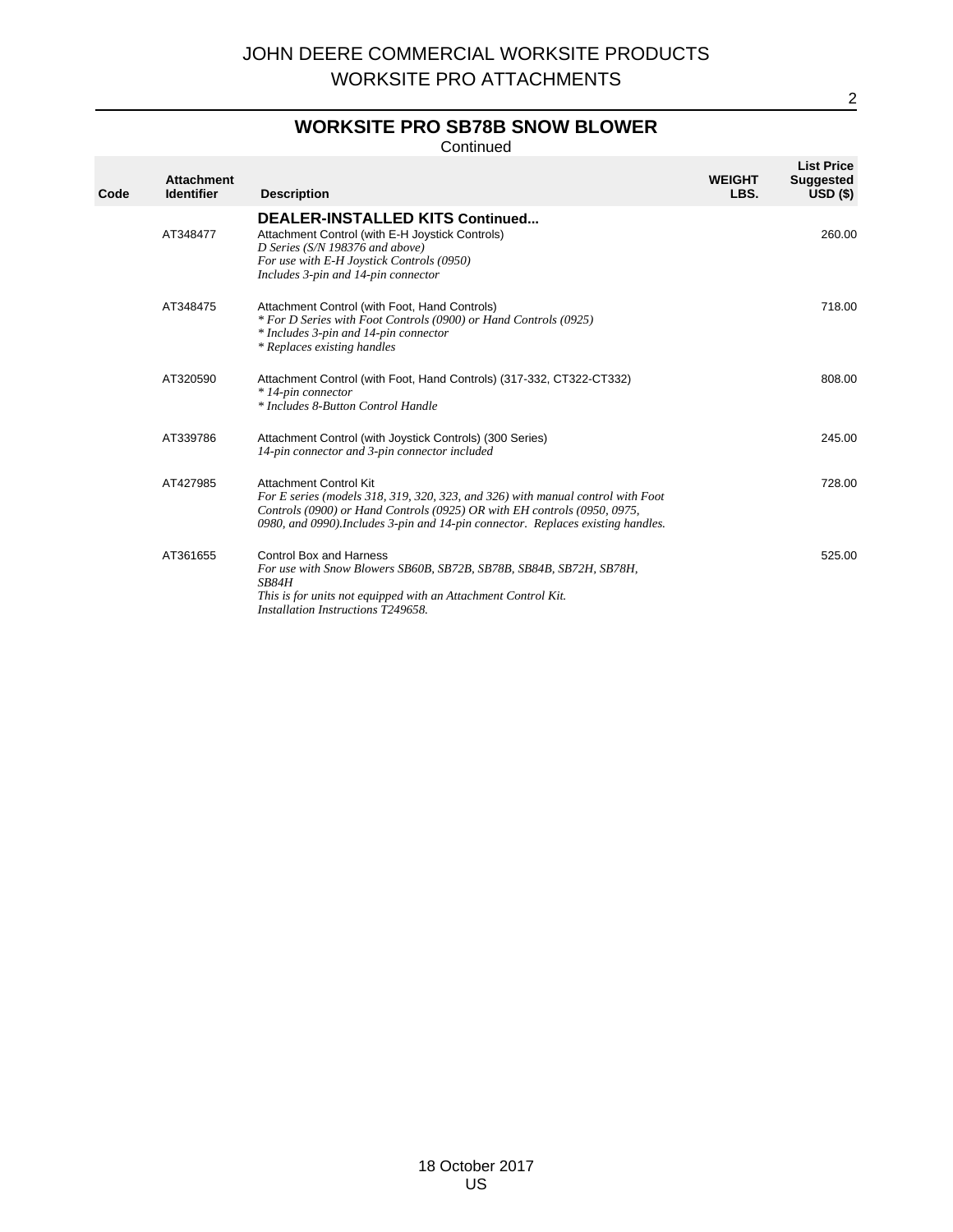# JOHN DEERE COMMERCIAL WORKSITE PRODUCTS
# WORKSITE PRO ATTACHMENTS

## WORKSITE PRO SB78B SNOW BLOWER

Continued

| Code | Attachment Identifier | Description | WEIGHT LBS. | List Price Suggested USD ($) |
|---|---|---|---|---|
| | | **DEALER-INSTALLED KITS Continued...** | | |
| | AT348477 | Attachment Control (with E-H Joystick Controls)<br>*D Series (S/N 198376 and above)*<br>*For use with E-H Joystick Controls (0950)*<br>*Includes 3-pin and 14-pin connector* | | 260.00 |
| | AT348475 | Attachment Control (with Foot, Hand Controls)<br>** For D Series with Foot Controls (0900) or Hand Controls (0925)*<br>** Includes 3-pin and 14-pin connector*<br>** Replaces existing handles* | | 718.00 |
| | AT320590 | Attachment Control (with Foot, Hand Controls) (317-332, CT322-CT332)<br>** 14-pin connector*<br>** Includes 8-Button Control Handle* | | 808.00 |
| | AT339786 | Attachment Control (with Joystick Controls) (300 Series)<br>*14-pin connector and 3-pin connector included* | | 245.00 |
| | AT427985 | Attachment Control Kit<br>*For E series (models 318, 319, 320, 323, and 326) with manual control with Foot Controls (0900) or Hand Controls (0925) OR with EH controls (0950, 0975, 0980, and 0990).Includes 3-pin and 14-pin connector. Replaces existing handles.* | | 728.00 |
| | AT361655 | Control Box and Harness<br>*For use with Snow Blowers SB60B, SB72B, SB78B, SB84B, SB72H, SB78H, SB84H*<br>*This is for units not equipped with an Attachment Control Kit.*<br>*Installation Instructions T249658.* | | 525.00 |

18 October 2017
US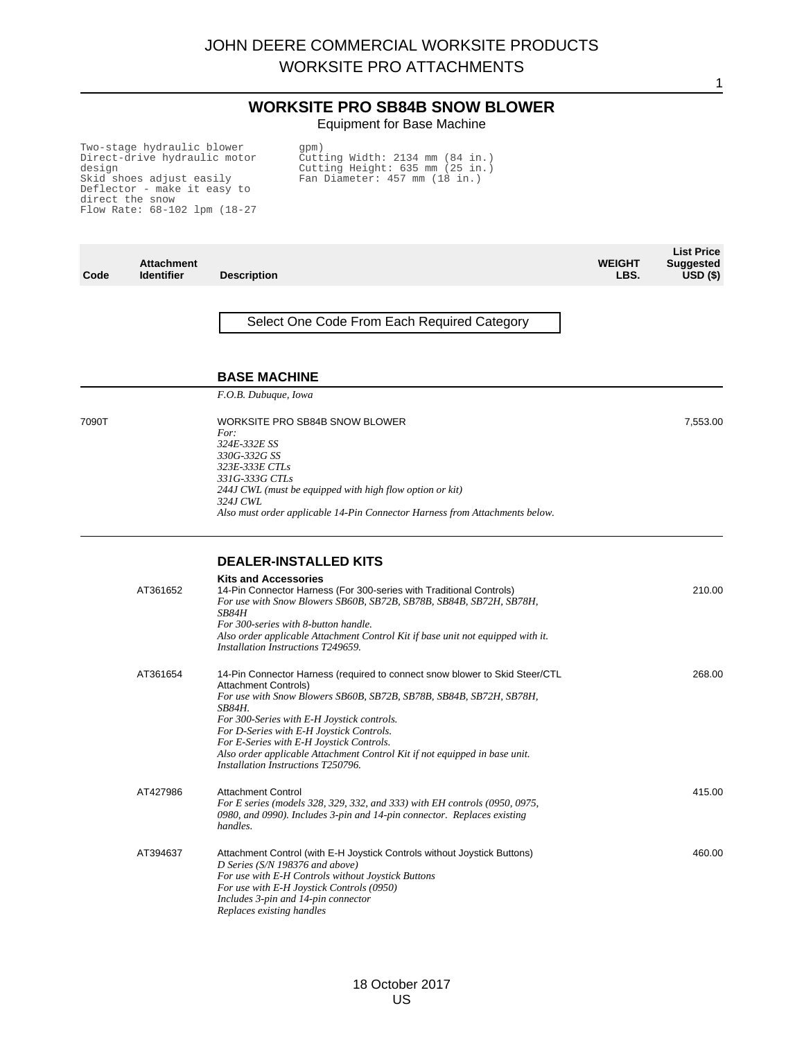# JOHN DEERE COMMERCIAL WORKSITE PRODUCTS
# WORKSITE PRO ATTACHMENTS

## WORKSITE PRO SB84B SNOW BLOWER

Equipment for Base Machine

```
Two-stage hydraulic blower
Direct-drive hydraulic motor
design
Skid shoes adjust easily
Deflector - make it easy to
direct the snow
Flow Rate: 68-102 lpm (18-27
gpm)
Cutting Width: 2134 mm (84 in.)
Cutting Height: 635 mm (25 in.)
Fan Diameter: 457 mm (18 in.)
```

| Code | Attachment Identifier | Description | WEIGHT LBS. | List Price Suggested USD ($) |
|---|---|---|---|---|

Select One Code From Each Required Category

### BASE MACHINE

*F.O.B. Dubuque, Iowa*

| Code | Attachment Identifier | Description | WEIGHT LBS. | List Price Suggested USD ($) |
|---|---|---|---|---|
| 7090T | | WORKSITE PRO SB84B SNOW BLOWER<br>*For:*<br>*324E-332E SS*<br>*330G-332G SS*<br>*323E-333E CTLs*<br>*331G-333G CTLs*<br>*244J CWL (must be equipped with high flow option or kit)*<br>*324J CWL*<br>*Also must order applicable 14-Pin Connector Harness from Attachments below.* | | 7,553.00 |

### DEALER-INSTALLED KITS

**Kits and Accessories**

| Code | Attachment Identifier | Description | WEIGHT LBS. | List Price Suggested USD ($) |
|---|---|---|---|---|
| | AT361652 | 14-Pin Connector Harness (For 300-series with Traditional Controls)<br>*For use with Snow Blowers SB60B, SB72B, SB78B, SB84B, SB72H, SB78H, SB84H*<br>*For 300-series with 8-button handle.*<br>*Also order applicable Attachment Control Kit if base unit not equipped with it.*<br>*Installation Instructions T249659.* | | 210.00 |
| | AT361654 | 14-Pin Connector Harness (required to connect snow blower to Skid Steer/CTL Attachment Controls)<br>*For use with Snow Blowers SB60B, SB72B, SB78B, SB84B, SB72H, SB78H, SB84H.*<br>*For 300-Series with E-H Joystick controls.*<br>*For D-Series with E-H Joystick Controls.*<br>*For E-Series with E-H Joystick Controls.*<br>*Also order applicable Attachment Control Kit if not equipped in base unit.*<br>*Installation Instructions T250796.* | | 268.00 |
| | AT427986 | Attachment Control<br>*For E series (models 328, 329, 332, and 333) with EH controls (0950, 0975, 0980, and 0990). Includes 3-pin and 14-pin connector. Replaces existing handles.* | | 415.00 |
| | AT394637 | Attachment Control (with E-H Joystick Controls without Joystick Buttons)<br>*D Series (S/N 198376 and above)*<br>*For use with E-H Controls without Joystick Buttons*<br>*For use with E-H Joystick Controls (0950)*<br>*Includes 3-pin and 14-pin connector*<br>*Replaces existing handles* | | 460.00 |

18 October 2017
US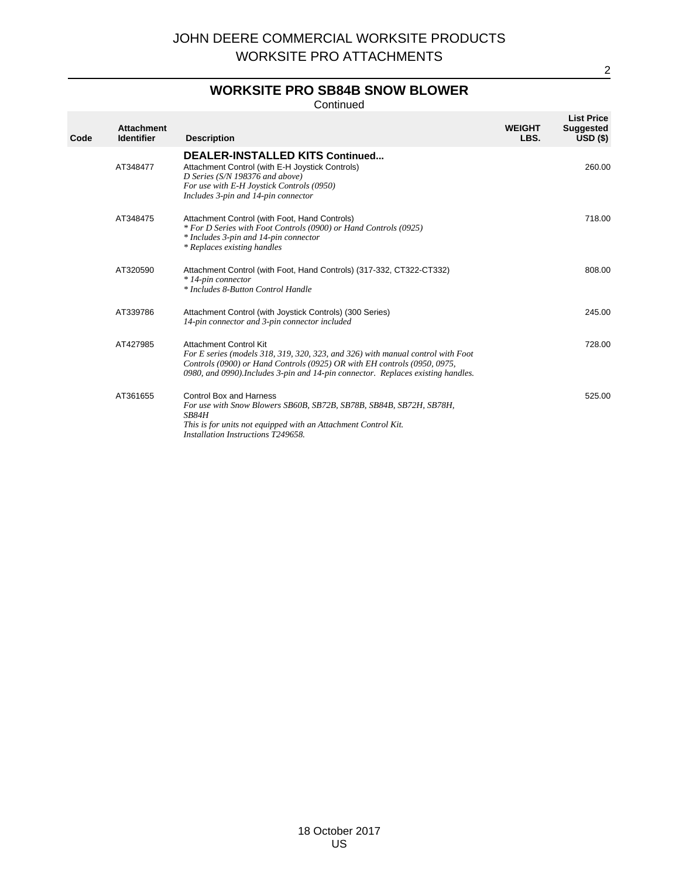## WORKSITE PRO SB84B SNOW BLOWER

Continued

| Code | Attachment Identifier | Description | WEIGHT LBS. | List Price Suggested USD ($) |
|---|---|---|---|---|
| | | **DEALER-INSTALLED KITS Continued...** | | |
| | AT348477 | Attachment Control (with E-H Joystick Controls)<br>*D Series (S/N 198376 and above)*<br>*For use with E-H Joystick Controls (0950)*<br>*Includes 3-pin and 14-pin connector* | | 260.00 |
| | AT348475 | Attachment Control (with Foot, Hand Controls)<br>*\* For D Series with Foot Controls (0900) or Hand Controls (0925)*<br>*\* Includes 3-pin and 14-pin connector*<br>*\* Replaces existing handles* | | 718.00 |
| | AT320590 | Attachment Control (with Foot, Hand Controls) (317-332, CT322-CT332)<br>*\* 14-pin connector*<br>*\* Includes 8-Button Control Handle* | | 808.00 |
| | AT339786 | Attachment Control (with Joystick Controls) (300 Series)<br>*14-pin connector and 3-pin connector included* | | 245.00 |
| | AT427985 | Attachment Control Kit<br>*For E series (models 318, 319, 320, 323, and 326) with manual control with Foot Controls (0900) or Hand Controls (0925) OR with EH controls (0950, 0975, 0980, and 0990).Includes 3-pin and 14-pin connector. Replaces existing handles.* | | 728.00 |
| | AT361655 | Control Box and Harness<br>*For use with Snow Blowers SB60B, SB72B, SB78B, SB84B, SB72H, SB78H, SB84H*<br>*This is for units not equipped with an Attachment Control Kit.*<br>*Installation Instructions T249658.* | | 525.00 |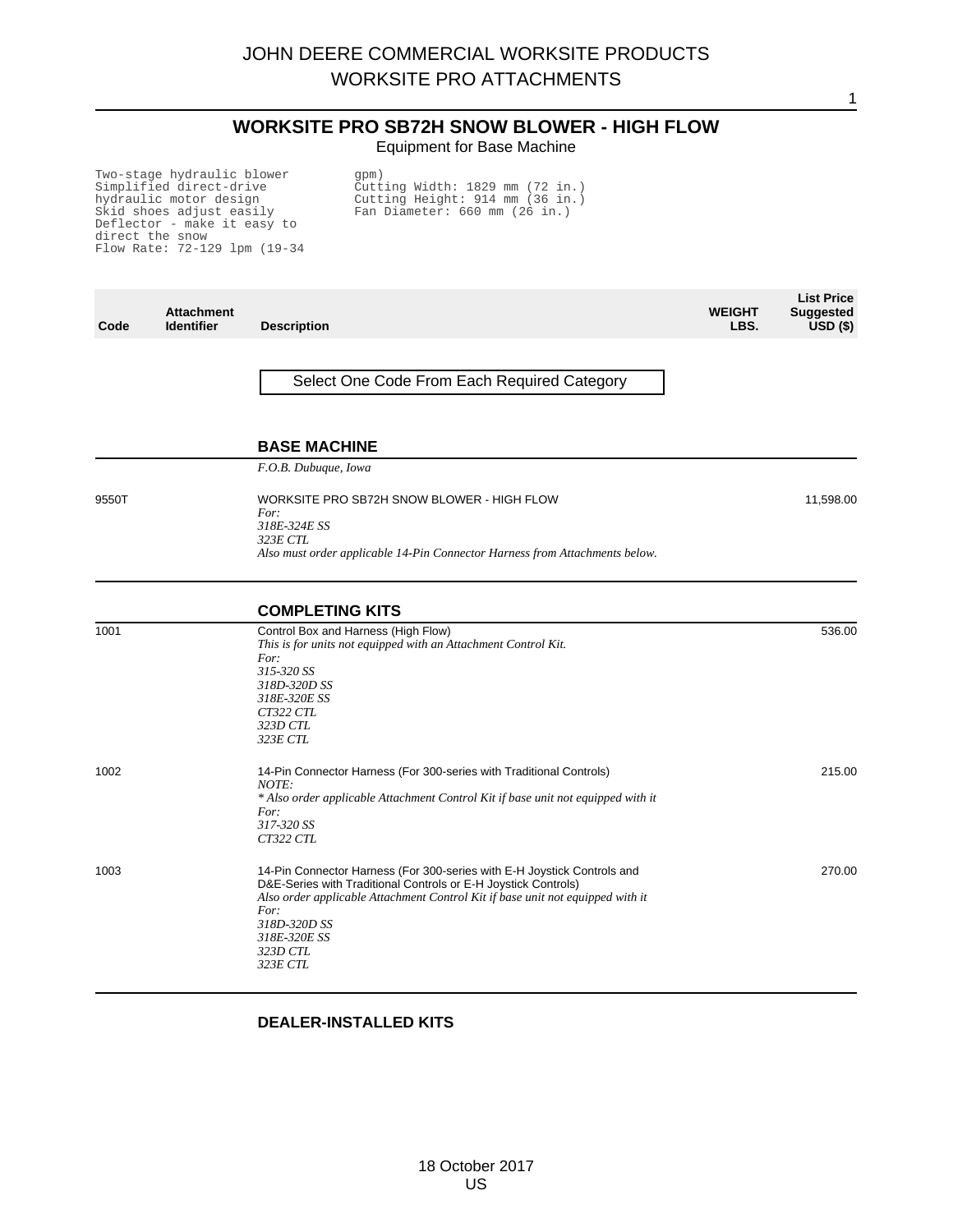# JOHN DEERE COMMERCIAL WORKSITE PRODUCTS
# WORKSITE PRO ATTACHMENTS

## WORKSITE PRO SB72H SNOW BLOWER - HIGH FLOW

Equipment for Base Machine

```
Two-stage hydraulic blower
Simplified direct-drive
hydraulic motor design
Skid shoes adjust easily
Deflector - make it easy to
direct the snow
Flow Rate: 72-129 lpm (19-34
gpm)
Cutting Width: 1829 mm (72 in.)
Cutting Height: 914 mm (36 in.)
Fan Diameter: 660 mm (26 in.)
```

| Code | Attachment Identifier | Description | WEIGHT LBS. | List Price Suggested USD ($) |
|---|---|---|---|---|
| | | Select One Code From Each Required Category | | |
| | | **BASE MACHINE** | | |
| | | *F.O.B. Dubuque, Iowa* | | |
| 9550T | | WORKSITE PRO SB72H SNOW BLOWER - HIGH FLOW<br>*For:*<br>*318E-324E SS*<br>*323E CTL*<br>*Also must order applicable 14-Pin Connector Harness from Attachments below.* | | 11,598.00 |
| | | **COMPLETING KITS** | | |
| 1001 | | Control Box and Harness (High Flow)<br>*This is for units not equipped with an Attachment Control Kit.*<br>*For:*<br>*315-320 SS*<br>*318D-320D SS*<br>*318E-320E SS*<br>*CT322 CTL*<br>*323D CTL*<br>*323E CTL* | | 536.00 |
| 1002 | | 14-Pin Connector Harness (For 300-series with Traditional Controls)<br>*NOTE:*<br>*\* Also order applicable Attachment Control Kit if base unit not equipped with it*<br>*For:*<br>*317-320 SS*<br>*CT322 CTL* | | 215.00 |
| 1003 | | 14-Pin Connector Harness (For 300-series with E-H Joystick Controls and D&E-Series with Traditional Controls or E-H Joystick Controls)<br>*Also order applicable Attachment Control Kit if base unit not equipped with it*<br>*For:*<br>*318D-320D SS*<br>*318E-320E SS*<br>*323D CTL*<br>*323E CTL* | | 270.00 |
| | | **DEALER-INSTALLED KITS** | | |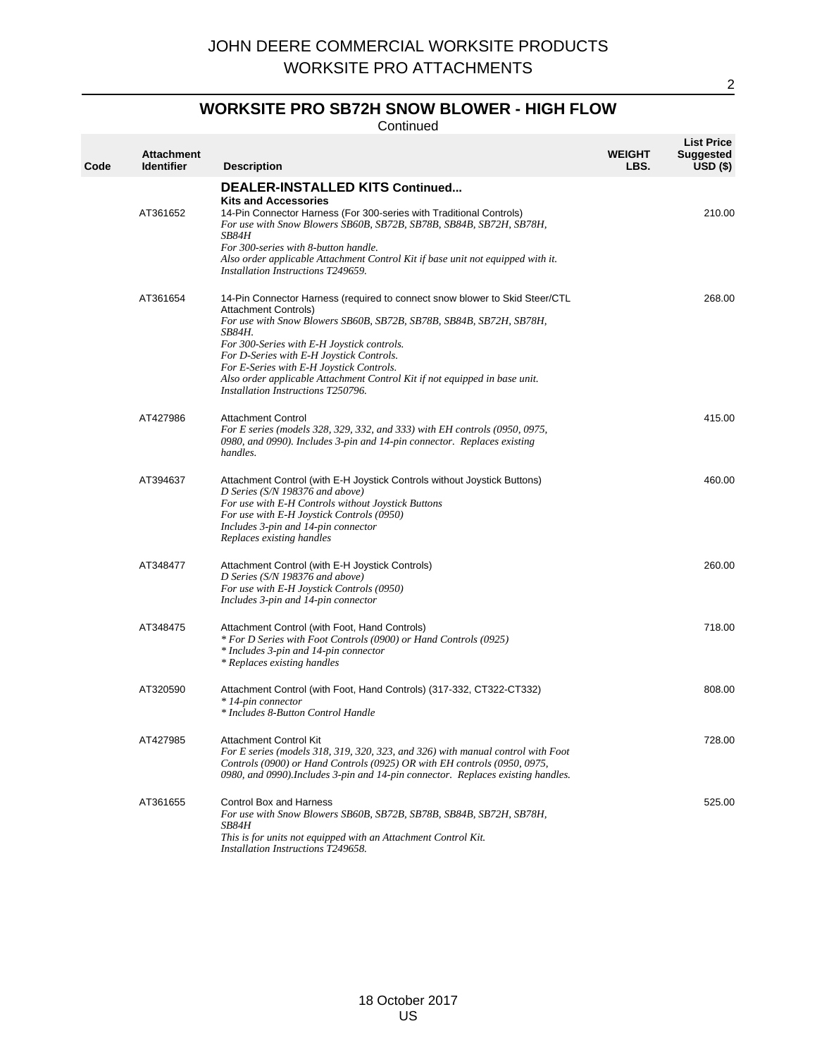JOHN DEERE COMMERCIAL WORKSITE PRODUCTS
WORKSITE PRO ATTACHMENTS

## WORKSITE PRO SB72H SNOW BLOWER - HIGH FLOW

Continued

| Code | Attachment Identifier | Description | WEIGHT LBS. | List Price Suggested USD ($) |
|---|---|---|---|---|
| | | **DEALER-INSTALLED KITS Continued...** | | |
| | | **Kits and Accessories** | | |
| | AT361652 | 14-Pin Connector Harness (For 300-series with Traditional Controls)<br>*For use with Snow Blowers SB60B, SB72B, SB78B, SB84B, SB72H, SB78H, SB84H*<br>*For 300-series with 8-button handle.*<br>*Also order applicable Attachment Control Kit if base unit not equipped with it.*<br>*Installation Instructions T249659.* | | 210.00 |
| | AT361654 | 14-Pin Connector Harness (required to connect snow blower to Skid Steer/CTL Attachment Controls)<br>*For use with Snow Blowers SB60B, SB72B, SB78B, SB84B, SB72H, SB78H, SB84H.*<br>*For 300-Series with E-H Joystick controls.*<br>*For D-Series with E-H Joystick Controls.*<br>*For E-Series with E-H Joystick Controls.*<br>*Also order applicable Attachment Control Kit if not equipped in base unit.*<br>*Installation Instructions T250796.* | | 268.00 |
| | AT427986 | Attachment Control<br>*For E series (models 328, 329, 332, and 333) with EH controls (0950, 0975, 0980, and 0990). Includes 3-pin and 14-pin connector. Replaces existing handles.* | | 415.00 |
| | AT394637 | Attachment Control (with E-H Joystick Controls without Joystick Buttons)<br>*D Series (S/N 198376 and above)*<br>*For use with E-H Controls without Joystick Buttons*<br>*For use with E-H Joystick Controls (0950)*<br>*Includes 3-pin and 14-pin connector*<br>*Replaces existing handles* | | 460.00 |
| | AT348477 | Attachment Control (with E-H Joystick Controls)<br>*D Series (S/N 198376 and above)*<br>*For use with E-H Joystick Controls (0950)*<br>*Includes 3-pin and 14-pin connector* | | 260.00 |
| | AT348475 | Attachment Control (with Foot, Hand Controls)<br>*\* For D Series with Foot Controls (0900) or Hand Controls (0925)*<br>*\* Includes 3-pin and 14-pin connector*<br>*\* Replaces existing handles* | | 718.00 |
| | AT320590 | Attachment Control (with Foot, Hand Controls) (317-332, CT322-CT332)<br>*\* 14-pin connector*<br>*\* Includes 8-Button Control Handle* | | 808.00 |
| | AT427985 | Attachment Control Kit<br>*For E series (models 318, 319, 320, 323, and 326) with manual control with Foot Controls (0900) or Hand Controls (0925) OR with EH controls (0950, 0975, 0980, and 0990).Includes 3-pin and 14-pin connector. Replaces existing handles.* | | 728.00 |
| | AT361655 | Control Box and Harness<br>*For use with Snow Blowers SB60B, SB72B, SB78B, SB84B, SB72H, SB78H, SB84H*<br>*This is for units not equipped with an Attachment Control Kit.*<br>*Installation Instructions T249658.* | | 525.00 |

18 October 2017
US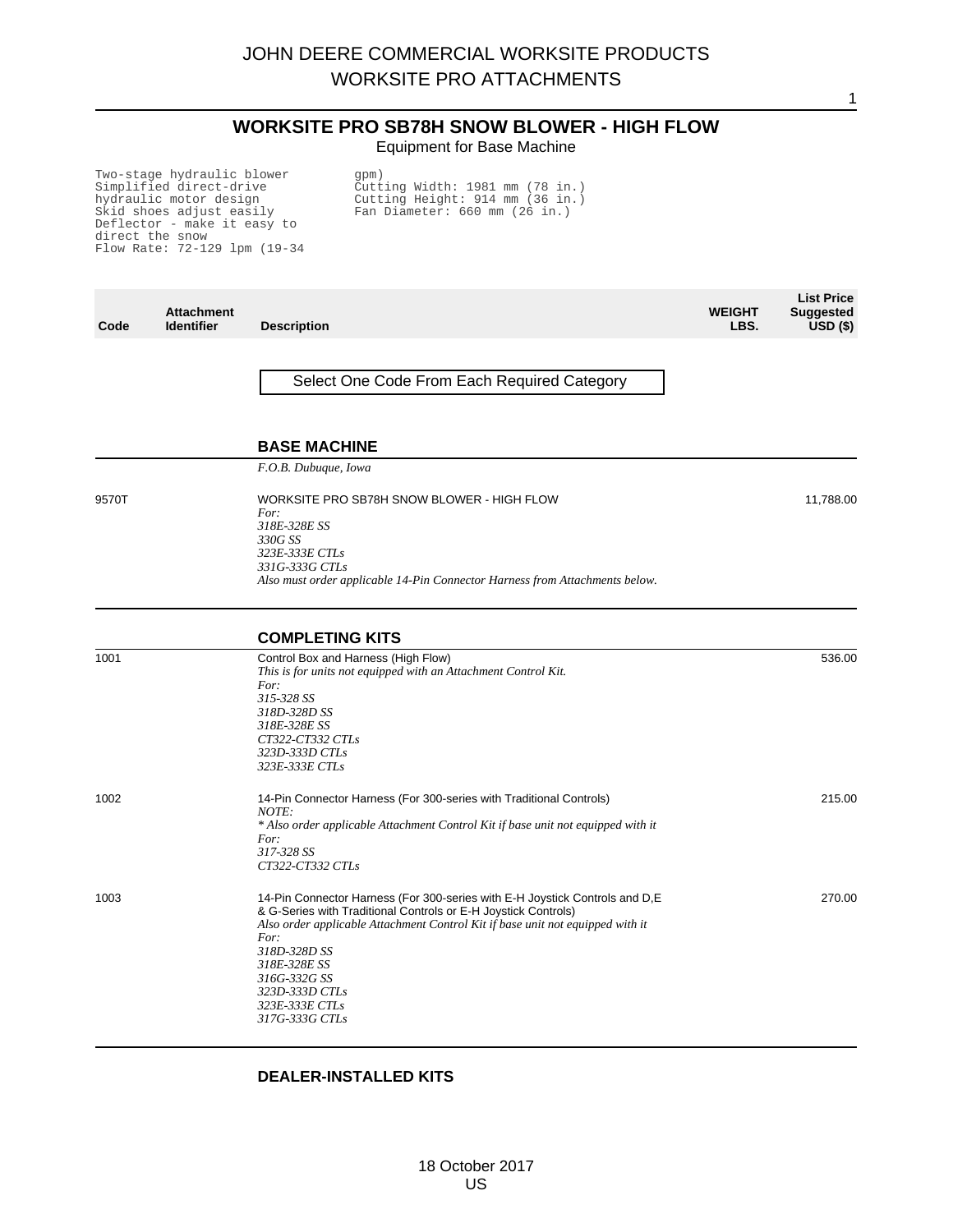## WORKSITE PRO SB78H SNOW BLOWER - HIGH FLOW

Equipment for Base Machine

Two-stage hydraulic blower
Simplified direct-drive hydraulic motor design
Skid shoes adjust easily
Deflector - make it easy to direct the snow
Flow Rate: 72-129 lpm (19-34 gpm)
Cutting Width: 1981 mm (78 in.)
Cutting Height: 914 mm (36 in.)
Fan Diameter: 660 mm (26 in.)

| Code | Attachment Identifier | Description | WEIGHT LBS. | List Price Suggested USD ($) |
|---|---|---|---|---|
| | | Select One Code From Each Required Category | | |
| | | **BASE MACHINE** | | |
| | | *F.O.B. Dubuque, Iowa* | | |
| 9570T | | WORKSITE PRO SB78H SNOW BLOWER - HIGH FLOW<br>*For:*<br>*318E-328E SS*<br>*330G SS*<br>*323E-333E CTLs*<br>*331G-333G CTLs*<br>*Also must order applicable 14-Pin Connector Harness from Attachments below.* | | 11,788.00 |
| | | **COMPLETING KITS** | | |
| 1001 | | Control Box and Harness (High Flow)<br>*This is for units not equipped with an Attachment Control Kit.*<br>*For:*<br>*315-328 SS*<br>*318D-328D SS*<br>*318E-328E SS*<br>*CT322-CT332 CTLs*<br>*323D-333D CTLs*<br>*323E-333E CTLs* | | 536.00 |
| 1002 | | 14-Pin Connector Harness (For 300-series with Traditional Controls)<br>*NOTE:*<br>*\* Also order applicable Attachment Control Kit if base unit not equipped with it*<br>*For:*<br>*317-328 SS*<br>*CT322-CT332 CTLs* | | 215.00 |
| 1003 | | 14-Pin Connector Harness (For 300-series with E-H Joystick Controls and D,E & G-Series with Traditional Controls or E-H Joystick Controls)<br>*Also order applicable Attachment Control Kit if base unit not equipped with it*<br>*For:*<br>*318D-328D SS*<br>*318E-328E SS*<br>*316G-332G SS*<br>*323D-333D CTLs*<br>*323E-333E CTLs*<br>*317G-333G CTLs* | | 270.00 |
| | | **DEALER-INSTALLED KITS** | | |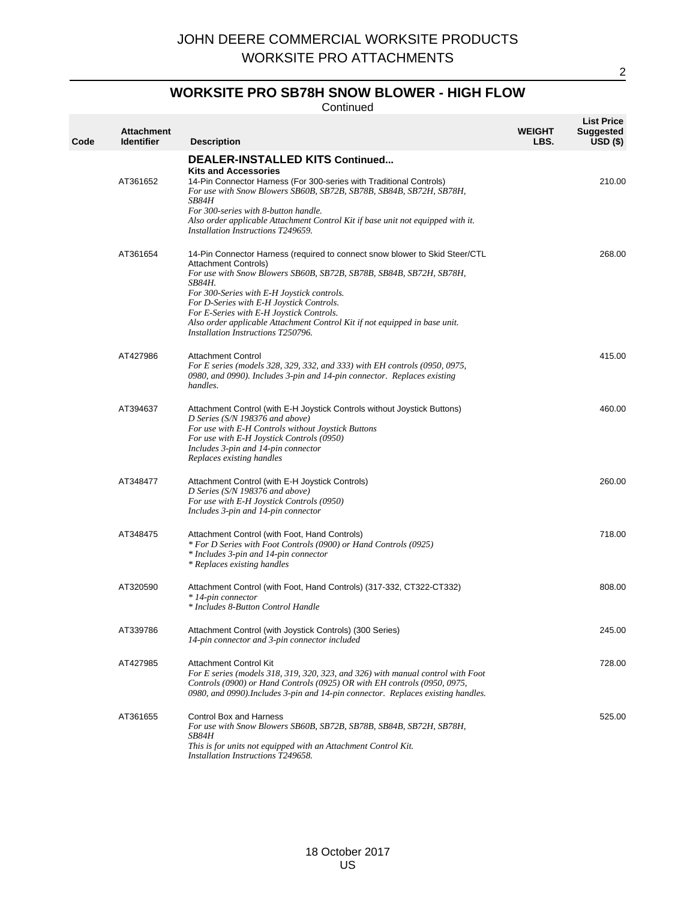# JOHN DEERE COMMERCIAL WORKSITE PRODUCTS
# WORKSITE PRO ATTACHMENTS

## WORKSITE PRO SB78H SNOW BLOWER - HIGH FLOW

Continued

| Code | Attachment Identifier | Description | WEIGHT LBS. | List Price Suggested USD ($) |
|---|---|---|---|---|
| | | **DEALER-INSTALLED KITS Continued...**<br>**Kits and Accessories** | | |
| | AT361652 | 14-Pin Connector Harness (For 300-series with Traditional Controls)<br>*For use with Snow Blowers SB60B, SB72B, SB78B, SB84B, SB72H, SB78H, SB84H*<br>*For 300-series with 8-button handle.*<br>*Also order applicable Attachment Control Kit if base unit not equipped with it.*<br>*Installation Instructions T249659.* | | 210.00 |
| | AT361654 | 14-Pin Connector Harness (required to connect snow blower to Skid Steer/CTL Attachment Controls)<br>*For use with Snow Blowers SB60B, SB72B, SB78B, SB84B, SB72H, SB78H, SB84H.*<br>*For 300-Series with E-H Joystick controls.*<br>*For D-Series with E-H Joystick Controls.*<br>*For E-Series with E-H Joystick Controls.*<br>*Also order applicable Attachment Control Kit if not equipped in base unit.*<br>*Installation Instructions T250796.* | | 268.00 |
| | AT427986 | Attachment Control<br>*For E series (models 328, 329, 332, and 333) with EH controls (0950, 0975, 0980, and 0990). Includes 3-pin and 14-pin connector. Replaces existing handles.* | | 415.00 |
| | AT394637 | Attachment Control (with E-H Joystick Controls without Joystick Buttons)<br>*D Series (S/N 198376 and above)*<br>*For use with E-H Controls without Joystick Buttons*<br>*For use with E-H Joystick Controls (0950)*<br>*Includes 3-pin and 14-pin connector*<br>*Replaces existing handles* | | 460.00 |
| | AT348477 | Attachment Control (with E-H Joystick Controls)<br>*D Series (S/N 198376 and above)*<br>*For use with E-H Joystick Controls (0950)*<br>*Includes 3-pin and 14-pin connector* | | 260.00 |
| | AT348475 | Attachment Control (with Foot, Hand Controls)<br>*\* For D Series with Foot Controls (0900) or Hand Controls (0925)*<br>*\* Includes 3-pin and 14-pin connector*<br>*\* Replaces existing handles* | | 718.00 |
| | AT320590 | Attachment Control (with Foot, Hand Controls) (317-332, CT322-CT332)<br>*\* 14-pin connector*<br>*\* Includes 8-Button Control Handle* | | 808.00 |
| | AT339786 | Attachment Control (with Joystick Controls) (300 Series)<br>*14-pin connector and 3-pin connector included* | | 245.00 |
| | AT427985 | Attachment Control Kit<br>*For E series (models 318, 319, 320, 323, and 326) with manual control with Foot Controls (0900) or Hand Controls (0925) OR with EH controls (0950, 0975, 0980, and 0990).Includes 3-pin and 14-pin connector. Replaces existing handles.* | | 728.00 |
| | AT361655 | Control Box and Harness<br>*For use with Snow Blowers SB60B, SB72B, SB78B, SB84B, SB72H, SB78H, SB84H*<br>*This is for units not equipped with an Attachment Control Kit.*<br>*Installation Instructions T249658.* | | 525.00 |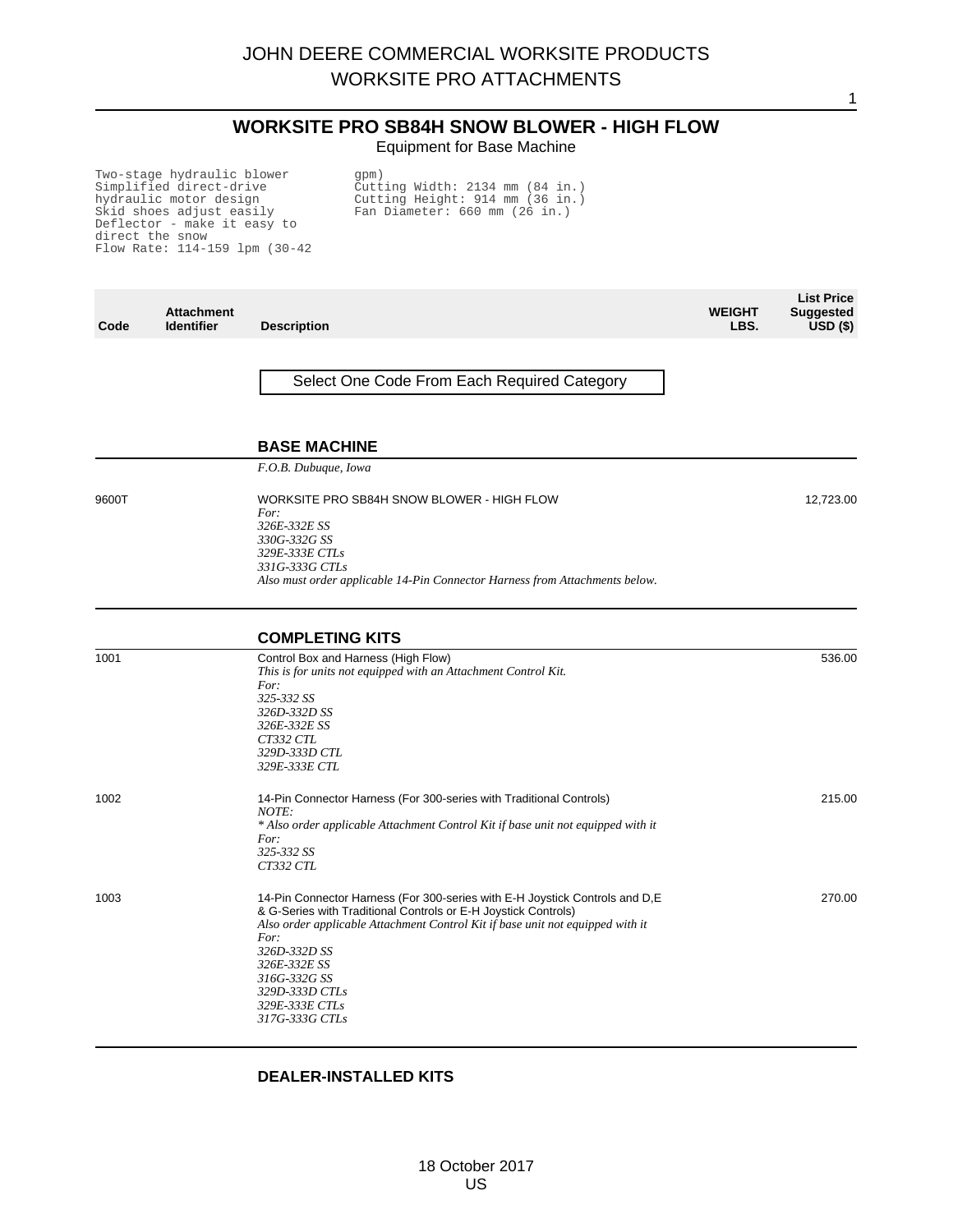# JOHN DEERE COMMERCIAL WORKSITE PRODUCTS
# WORKSITE PRO ATTACHMENTS

## WORKSITE PRO SB84H SNOW BLOWER - HIGH FLOW

Equipment for Base Machine

```
Two-stage hydraulic blower
Simplified direct-drive
hydraulic motor design
Skid shoes adjust easily
Deflector - make it easy to
direct the snow
Flow Rate: 114-159 lpm (30-42
gpm)
Cutting Width: 2134 mm (84 in.)
Cutting Height: 914 mm (36 in.)
Fan Diameter: 660 mm (26 in.)
```

| Code | Attachment Identifier | Description | WEIGHT LBS. | List Price Suggested USD ($) |
|---|---|---|---|---|

**Select One Code From Each Required Category**

### BASE MACHINE

*F.O.B. Dubuque, Iowa*

| Code | Attachment Identifier | Description | WEIGHT LBS. | List Price Suggested USD ($) |
|---|---|---|---|---|
| 9600T | | WORKSITE PRO SB84H SNOW BLOWER - HIGH FLOW<br>*For:*<br>*326E-332E SS*<br>*330G-332G SS*<br>*329E-333E CTLs*<br>*331G-333G CTLs*<br>*Also must order applicable 14-Pin Connector Harness from Attachments below.* | | 12,723.00 |

### COMPLETING KITS

| Code | Attachment Identifier | Description | WEIGHT LBS. | List Price Suggested USD ($) |
|---|---|---|---|---|
| 1001 | | Control Box and Harness (High Flow)<br>*This is for units not equipped with an Attachment Control Kit.*<br>*For:*<br>*325-332 SS*<br>*326D-332D SS*<br>*326E-332E SS*<br>*CT332 CTL*<br>*329D-333D CTL*<br>*329E-333E CTL* | | 536.00 |
| 1002 | | 14-Pin Connector Harness (For 300-series with Traditional Controls)<br>*NOTE:*<br>*\* Also order applicable Attachment Control Kit if base unit not equipped with it*<br>*For:*<br>*325-332 SS*<br>*CT332 CTL* | | 215.00 |
| 1003 | | 14-Pin Connector Harness (For 300-series with E-H Joystick Controls and D,E & G-Series with Traditional Controls or E-H Joystick Controls)<br>*Also order applicable Attachment Control Kit if base unit not equipped with it*<br>*For:*<br>*326D-332D SS*<br>*326E-332E SS*<br>*316G-332G SS*<br>*329D-333D CTLs*<br>*329E-333E CTLs*<br>*317G-333G CTLs* | | 270.00 |

### DEALER-INSTALLED KITS

18 October 2017
US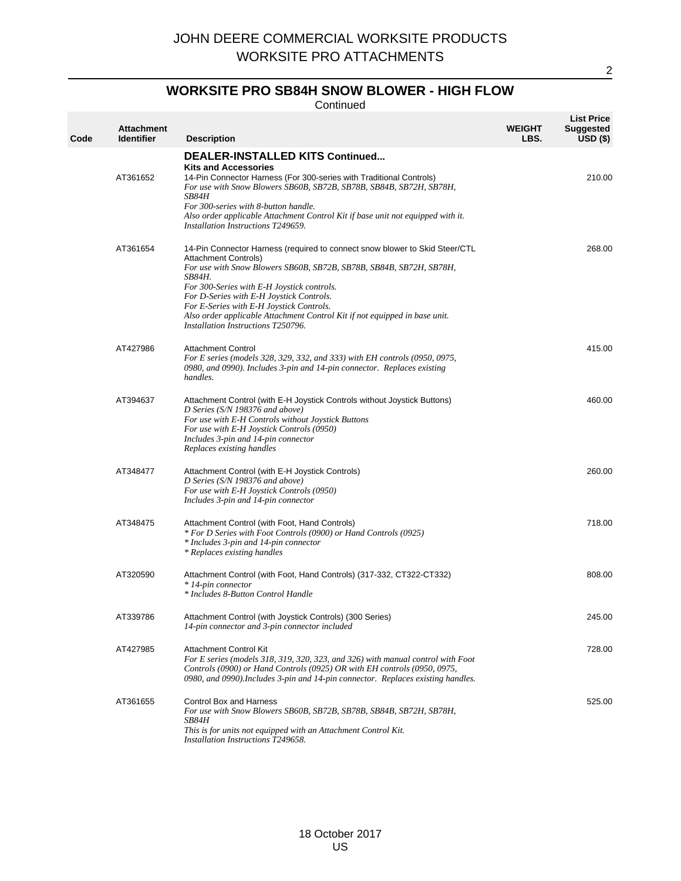## WORKSITE PRO SB84H SNOW BLOWER - HIGH FLOW

Continued

| Code | Attachment Identifier | Description | WEIGHT LBS. | List Price Suggested USD ($) |
|---|---|---|---|---|
| | | **DEALER-INSTALLED KITS Continued...** | | |
| | | **Kits and Accessories** | | |
| | AT361652 | 14-Pin Connector Harness (For 300-series with Traditional Controls)<br>*For use with Snow Blowers SB60B, SB72B, SB78B, SB84B, SB72H, SB78H, SB84H*<br>*For 300-series with 8-button handle.*<br>*Also order applicable Attachment Control Kit if base unit not equipped with it.*<br>*Installation Instructions T249659.* | | 210.00 |
| | AT361654 | 14-Pin Connector Harness (required to connect snow blower to Skid Steer/CTL Attachment Controls)<br>*For use with Snow Blowers SB60B, SB72B, SB78B, SB84B, SB72H, SB78H, SB84H.*<br>*For 300-Series with E-H Joystick controls.*<br>*For D-Series with E-H Joystick Controls.*<br>*For E-Series with E-H Joystick Controls.*<br>*Also order applicable Attachment Control Kit if not equipped in base unit.*<br>*Installation Instructions T250796.* | | 268.00 |
| | AT427986 | Attachment Control<br>*For E series (models 328, 329, 332, and 333) with EH controls (0950, 0975, 0980, and 0990). Includes 3-pin and 14-pin connector. Replaces existing handles.* | | 415.00 |
| | AT394637 | Attachment Control (with E-H Joystick Controls without Joystick Buttons)<br>*D Series (S/N 198376 and above)*<br>*For use with E-H Controls without Joystick Buttons*<br>*For use with E-H Joystick Controls (0950)*<br>*Includes 3-pin and 14-pin connector*<br>*Replaces existing handles* | | 460.00 |
| | AT348477 | Attachment Control (with E-H Joystick Controls)<br>*D Series (S/N 198376 and above)*<br>*For use with E-H Joystick Controls (0950)*<br>*Includes 3-pin and 14-pin connector* | | 260.00 |
| | AT348475 | Attachment Control (with Foot, Hand Controls)<br>*\* For D Series with Foot Controls (0900) or Hand Controls (0925)*<br>*\* Includes 3-pin and 14-pin connector*<br>*\* Replaces existing handles* | | 718.00 |
| | AT320590 | Attachment Control (with Foot, Hand Controls) (317-332, CT322-CT332)<br>*\* 14-pin connector*<br>*\* Includes 8-Button Control Handle* | | 808.00 |
| | AT339786 | Attachment Control (with Joystick Controls) (300 Series)<br>*14-pin connector and 3-pin connector included* | | 245.00 |
| | AT427985 | Attachment Control Kit<br>*For E series (models 318, 319, 320, 323, and 326) with manual control with Foot Controls (0900) or Hand Controls (0925) OR with EH controls (0950, 0975, 0980, and 0990).Includes 3-pin and 14-pin connector. Replaces existing handles.* | | 728.00 |
| | AT361655 | Control Box and Harness<br>*For use with Snow Blowers SB60B, SB72B, SB78B, SB84B, SB72H, SB78H, SB84H*<br>*This is for units not equipped with an Attachment Control Kit.*<br>*Installation Instructions T249658.* | | 525.00 |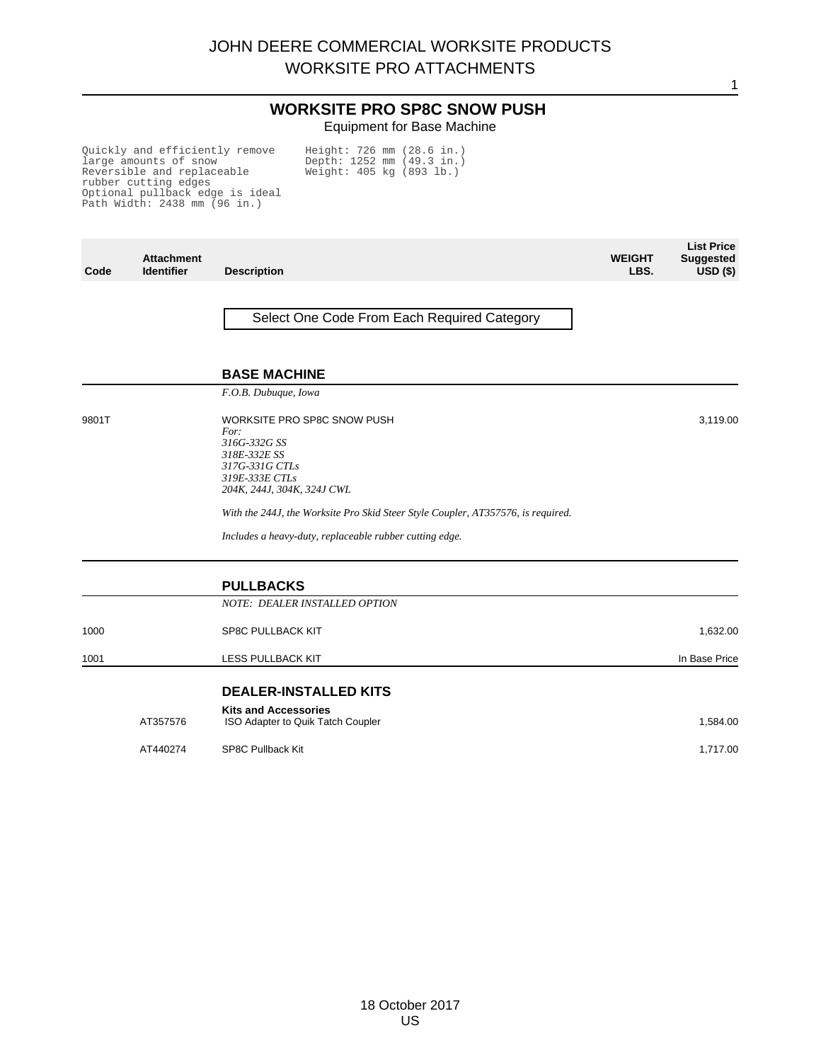## WORKSITE PRO SP8C SNOW PUSH

Equipment for Base Machine

```
Quickly and efficiently remove      Height: 726 mm (28.6 in.)
large amounts of snow               Depth: 1252 mm (49.3 in.)
Reversible and replaceable          Weight: 405 kg (893 lb.)
rubber cutting edges
Optional pullback edge is ideal
Path Width: 2438 mm (96 in.)
```

| Code | Attachment Identifier | Description | WEIGHT LBS. | List Price Suggested USD ($) |
|---|---|---|---|---|
| | | **Select One Code From Each Required Category** | | |
| | | **BASE MACHINE** | | |
| | | *F.O.B. Dubuque, Iowa* | | |
| 9801T | | WORKSITE PRO SP8C SNOW PUSH<br>*For:*<br>*316G-332G SS*<br>*318E-332E SS*<br>*317G-331G CTLs*<br>*319E-333E CTLs*<br>*204K, 244J, 304K, 324J CWL*<br>*With the 244J, the Worksite Pro Skid Steer Style Coupler, AT357576, is required.*<br>*Includes a heavy-duty, replaceable rubber cutting edge.* | | 3,119.00 |
| | | **PULLBACKS** | | |
| | | *NOTE: DEALER INSTALLED OPTION* | | |
| 1000 | | SP8C PULLBACK KIT | | 1,632.00 |
| 1001 | | LESS PULLBACK KIT | | In Base Price |
| | | **DEALER-INSTALLED KITS** | | |
| | | **Kits and Accessories** | | |
| | AT357576 | ISO Adapter to Quik Tatch Coupler | | 1,584.00 |
| | AT440274 | SP8C Pullback Kit | | 1,717.00 |

18 October 2017
US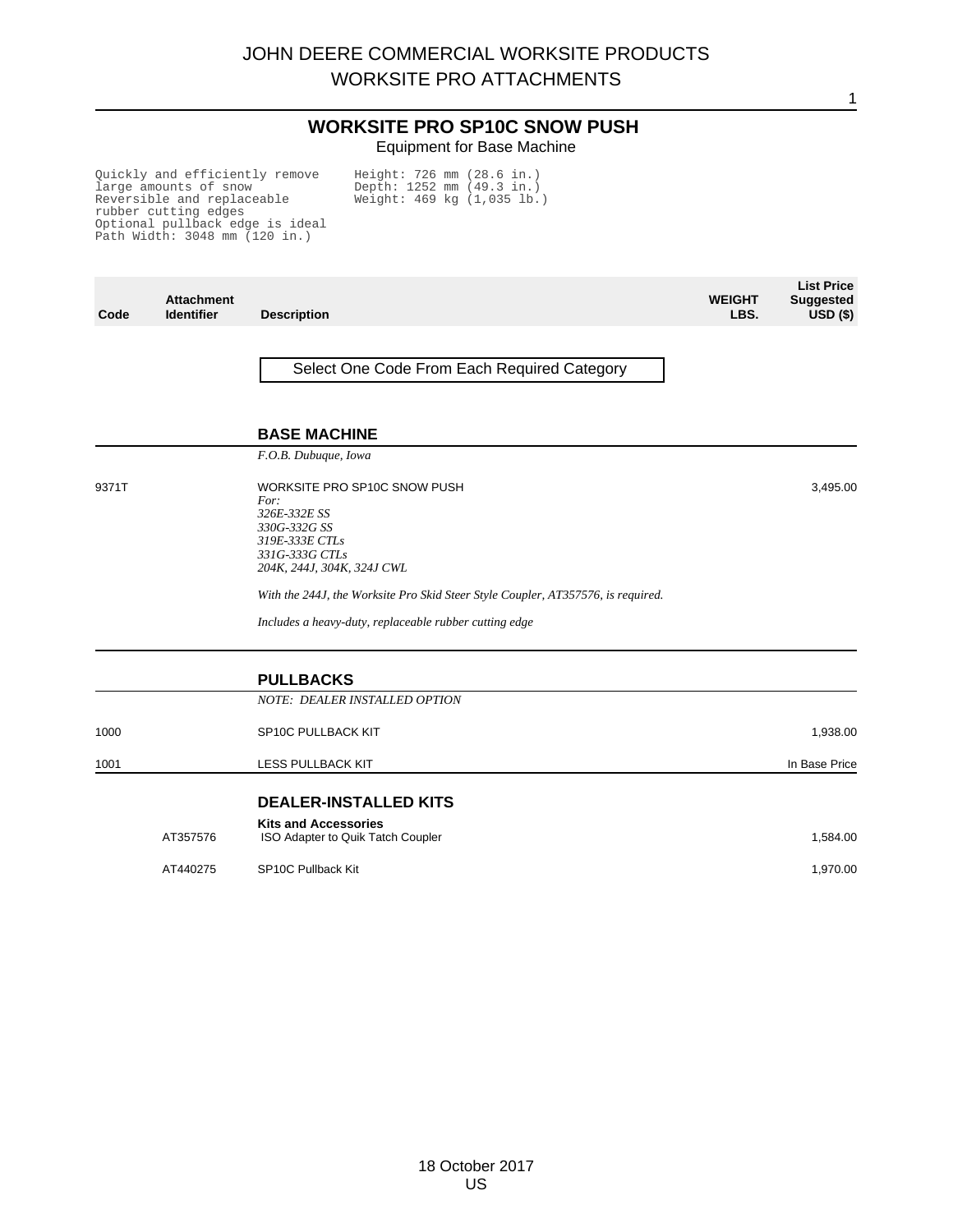# WORKSITE PRO SP10C SNOW PUSH

Equipment for Base Machine

```
Quickly and efficiently remove      Height: 726 mm (28.6 in.)
large amounts of snow               Depth: 1252 mm (49.3 in.)
Reversible and replaceable          Weight: 469 kg (1,035 lb.)
rubber cutting edges
Optional pullback edge is ideal
Path Width: 3048 mm (120 in.)
```

| Code | Attachment Identifier | Description | WEIGHT LBS. | List Price Suggested USD ($) |
|---|---|---|---|---|
| | | Select One Code From Each Required Category | | |
| | | **BASE MACHINE** | | |
| | | *F.O.B. Dubuque, Iowa* | | |
| 9371T | | WORKSITE PRO SP10C SNOW PUSH<br>*For:*<br>*326E-332E SS*<br>*330G-332G SS*<br>*319E-333E CTLs*<br>*331G-333G CTLs*<br>*204K, 244J, 304K, 324J CWL*<br>*With the 244J, the Worksite Pro Skid Steer Style Coupler, AT357576, is required.*<br>*Includes a heavy-duty, replaceable rubber cutting edge* | | 3,495.00 |
| | | **PULLBACKS** | | |
| | | *NOTE: DEALER INSTALLED OPTION* | | |
| 1000 | | SP10C PULLBACK KIT | | 1,938.00 |
| 1001 | | LESS PULLBACK KIT | | In Base Price |
| | | **DEALER-INSTALLED KITS** | | |
| | | **Kits and Accessories** | | |
| | AT357576 | ISO Adapter to Quik Tatch Coupler | | 1,584.00 |
| | AT440275 | SP10C Pullback Kit | | 1,970.00 |

18 October 2017
US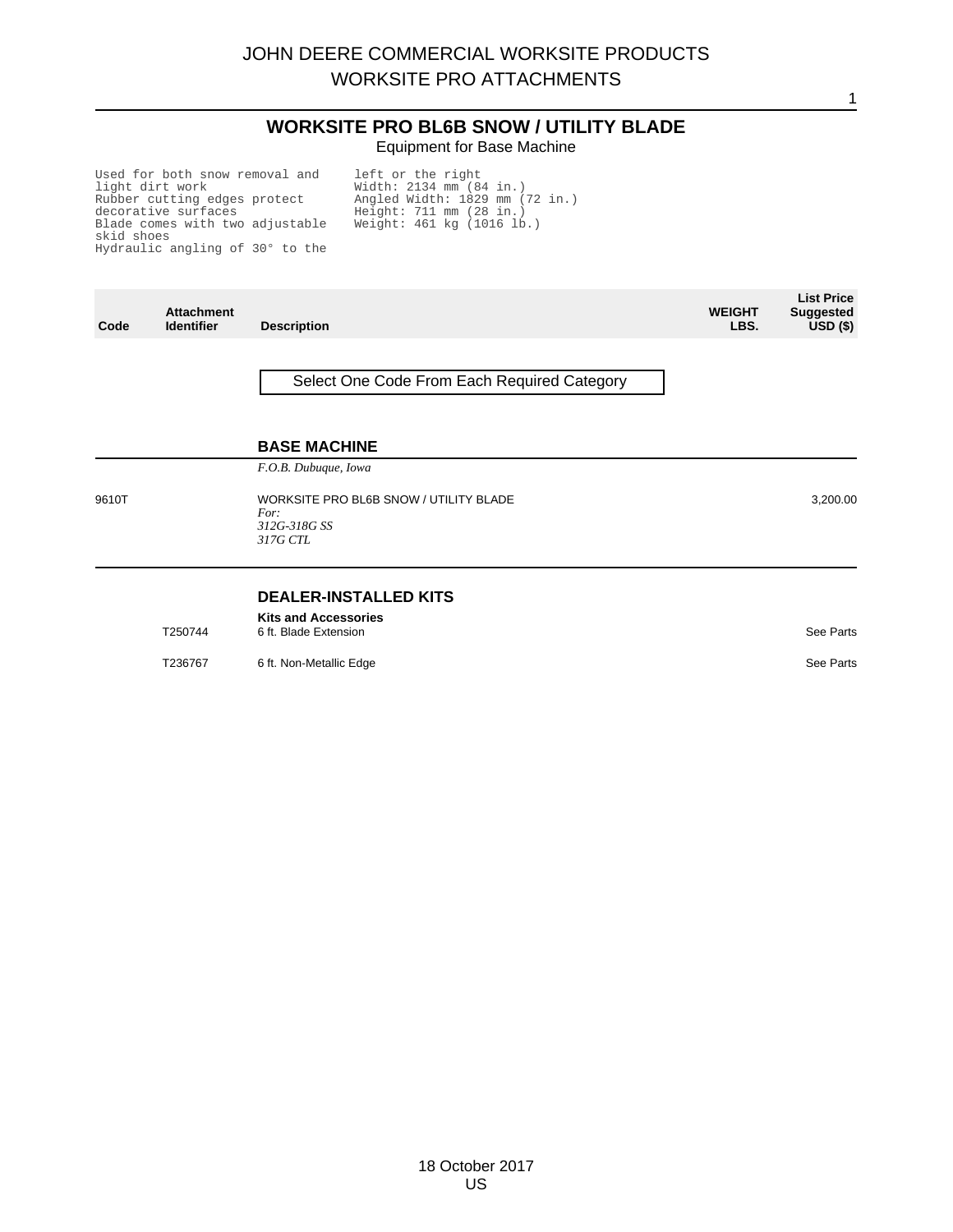# JOHN DEERE COMMERCIAL WORKSITE PRODUCTS
## WORKSITE PRO ATTACHMENTS

## WORKSITE PRO BL6B SNOW / UTILITY BLADE

Equipment for Base Machine

```
Used for both snow removal and
light dirt work
Rubber cutting edges protect
decorative surfaces
Blade comes with two adjustable
skid shoes
Hydraulic angling of 30° to the
left or the right
Width: 2134 mm (84 in.)
Angled Width: 1829 mm (72 in.)
Height: 711 mm (28 in.)
Weight: 461 kg (1016 lb.)
```

| Code | Attachment Identifier | Description | WEIGHT LBS. | List Price Suggested USD ($) |
|---|---|---|---|---|
| | | Select One Code From Each Required Category | | |
| | | **BASE MACHINE** | | |
| | | *F.O.B. Dubuque, Iowa* | | |
| 9610T | | WORKSITE PRO BL6B SNOW / UTILITY BLADE<br>*For:*<br>*312G-318G SS*<br>*317G CTL* | | 3,200.00 |
| | | **DEALER-INSTALLED KITS** | | |
| | | **Kits and Accessories** | | |
| | T250744 | 6 ft. Blade Extension | | See Parts |
| | T236767 | 6 ft. Non-Metallic Edge | | See Parts |

18 October 2017
US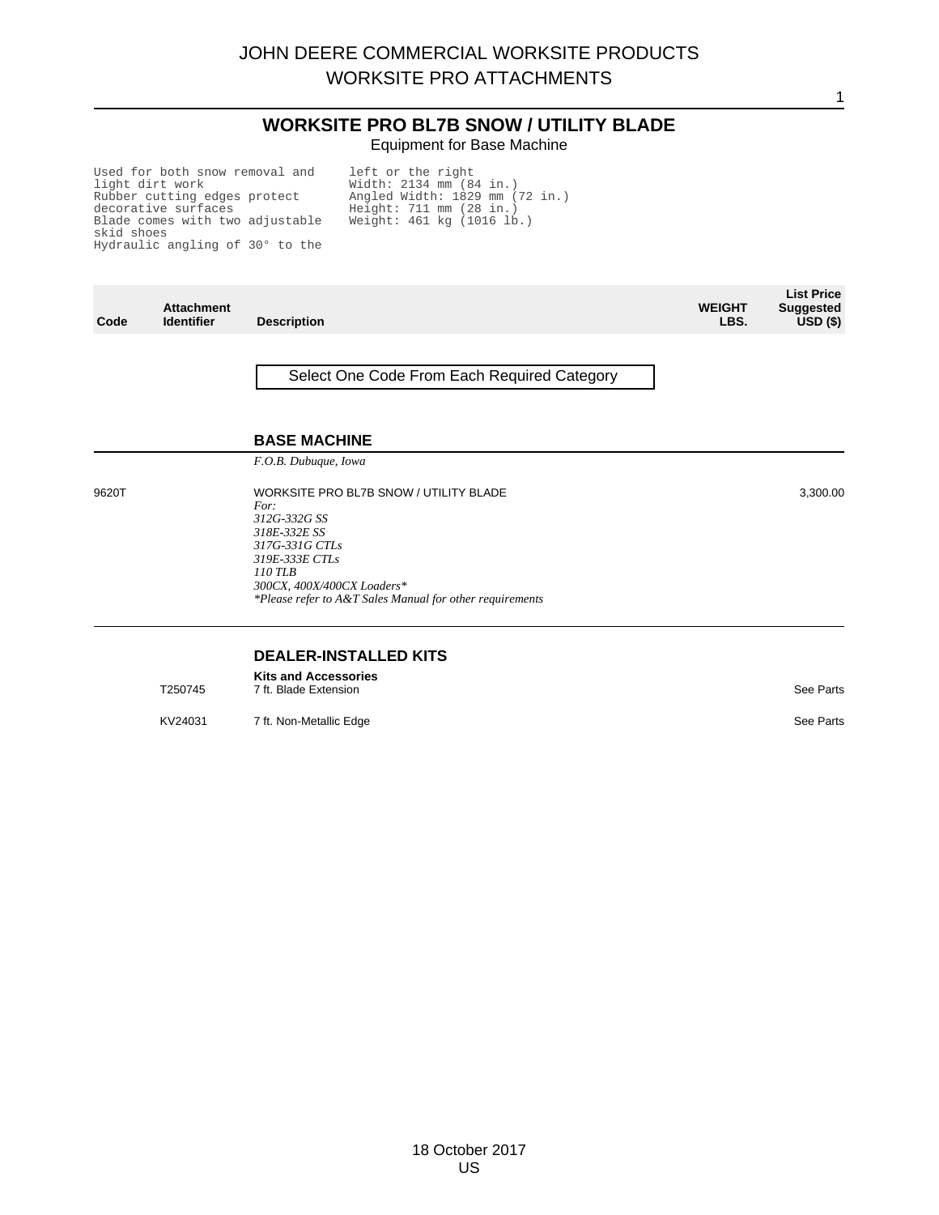# JOHN DEERE COMMERCIAL WORKSITE PRODUCTS
## WORKSITE PRO ATTACHMENTS

## WORKSITE PRO BL7B SNOW / UTILITY BLADE

Equipment for Base Machine

Used for both snow removal and light dirt work
Rubber cutting edges protect decorative surfaces
Blade comes with two adjustable skid shoes
Hydraulic angling of 30° to the left or the right
Width: 2134 mm (84 in.)
Angled Width: 1829 mm (72 in.)
Height: 711 mm (28 in.)
Weight: 461 kg (1016 lb.)

| Code | Attachment Identifier | Description | WEIGHT LBS. | List Price Suggested USD ($) |
|---|---|---|---|---|

Select One Code From Each Required Category

### BASE MACHINE

*F.O.B. Dubuque, Iowa*

| Code | Attachment Identifier | Description | WEIGHT LBS. | List Price Suggested USD ($) |
|---|---|---|---|---|
| 9620T | | WORKSITE PRO BL7B SNOW / UTILITY BLADE<br>*For:*<br>*312G-332G SS*<br>*318E-332E SS*<br>*317G-331G CTLs*<br>*319E-333E CTLs*<br>*110 TLB*<br>*300CX, 400X/400CX Loaders**<br>**Please refer to A&T Sales Manual for other requirements* | | 3,300.00 |

### DEALER-INSTALLED KITS

**Kits and Accessories**

| Code | Attachment Identifier | Description | WEIGHT LBS. | List Price Suggested USD ($) |
|---|---|---|---|---|
| | T250745 | 7 ft. Blade Extension | | See Parts |
| | KV24031 | 7 ft. Non-Metallic Edge | | See Parts |

18 October 2017
US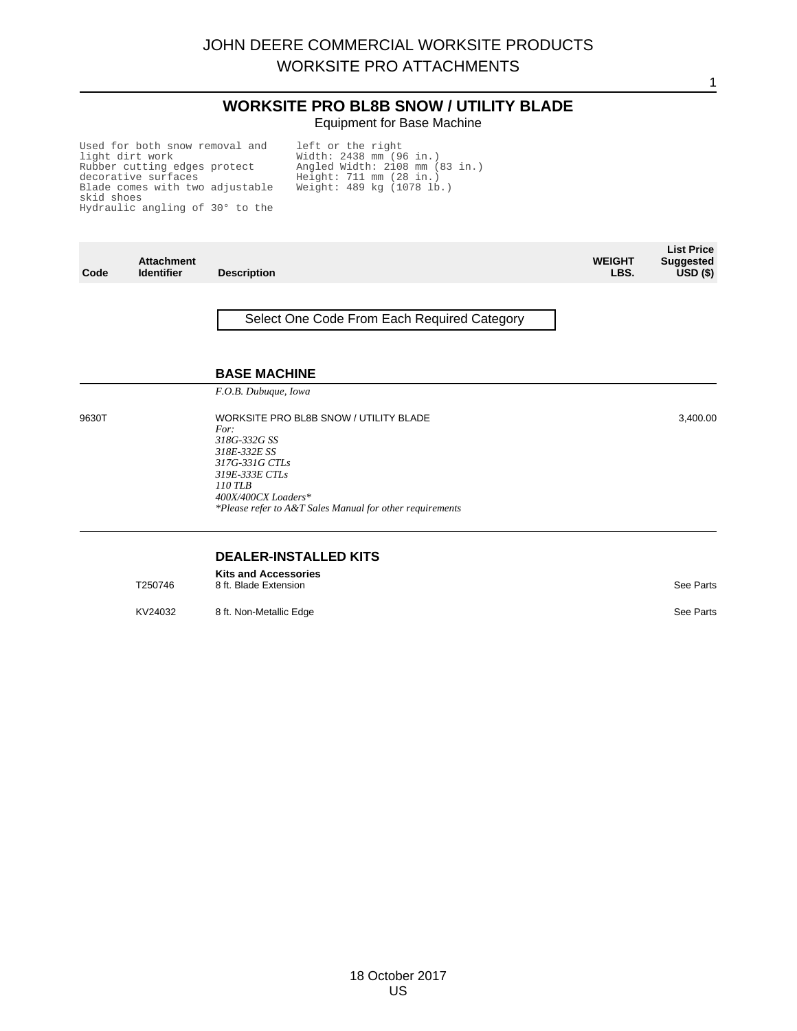# JOHN DEERE COMMERCIAL WORKSITE PRODUCTS
## WORKSITE PRO ATTACHMENTS

### WORKSITE PRO BL8B SNOW / UTILITY BLADE

Equipment for Base Machine

```
Used for both snow removal and
light dirt work
Rubber cutting edges protect
decorative surfaces
Blade comes with two adjustable
skid shoes
Hydraulic angling of 30° to the
left or the right
Width: 2438 mm (96 in.)
Angled Width: 2108 mm (83 in.)
Height: 711 mm (28 in.)
Weight: 489 kg (1078 lb.)
```

| Code | Attachment Identifier | Description | WEIGHT LBS. | List Price Suggested USD ($) |
|---|---|---|---|---|

Select One Code From Each Required Category

#### BASE MACHINE

*F.O.B. Dubuque, Iowa*

| Code | Attachment Identifier | Description | WEIGHT LBS. | List Price Suggested USD ($) |
|---|---|---|---|---|
| 9630T | | WORKSITE PRO BL8B SNOW / UTILITY BLADE<br>*For:*<br>*318G-332G SS*<br>*318E-332E SS*<br>*317G-331G CTLs*<br>*319E-333E CTLs*<br>*110 TLB*<br>*400X/400CX Loaders**<br>**Please refer to A&T Sales Manual for other requirements* | | 3,400.00 |

#### DEALER-INSTALLED KITS

**Kits and Accessories**

| Code | Attachment Identifier | Description | WEIGHT LBS. | List Price Suggested USD ($) |
|---|---|---|---|---|
| | T250746 | 8 ft. Blade Extension | | See Parts |
| | KV24032 | 8 ft. Non-Metallic Edge | | See Parts |

18 October 2017
US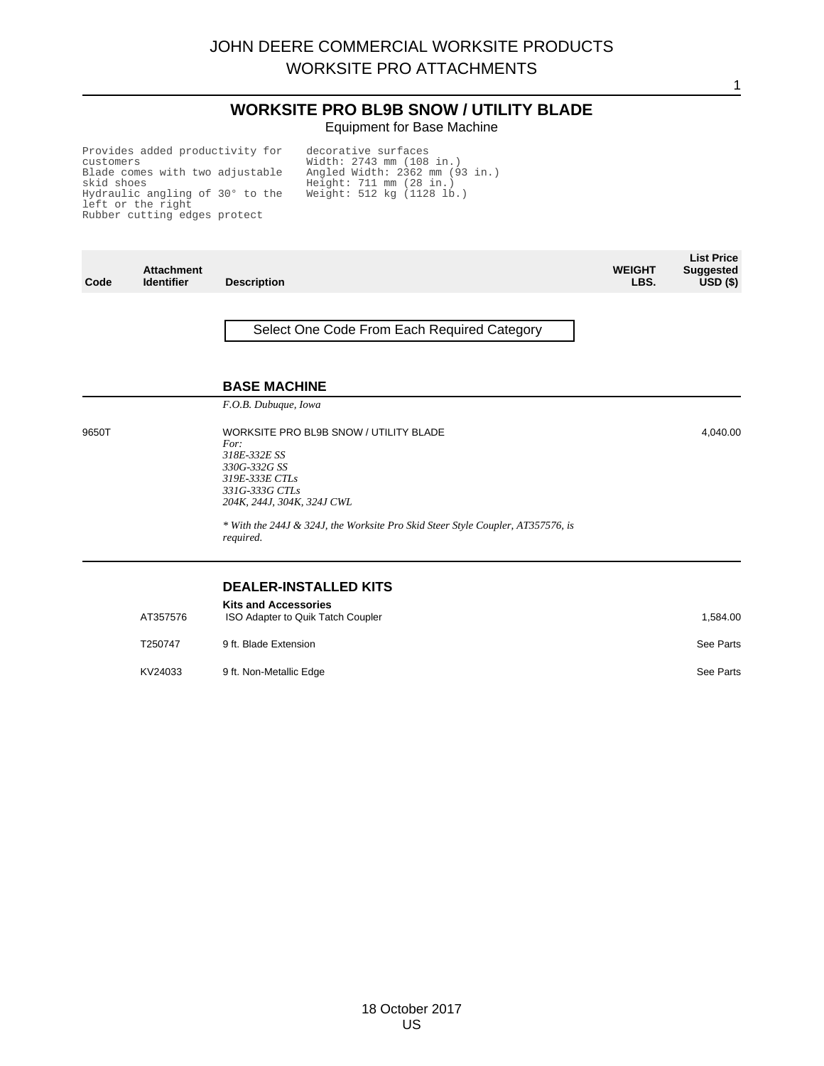# WORKSITE PRO BL9B SNOW / UTILITY BLADE

Equipment for Base Machine

Provides added productivity for customers
Blade comes with two adjustable skid shoes
Hydraulic angling of 30° to the left or the right
Rubber cutting edges protect decorative surfaces
Width: 2743 mm (108 in.)
Angled Width: 2362 mm (93 in.)
Height: 711 mm (28 in.)
Weight: 512 kg (1128 lb.)

| Code | Attachment Identifier | Description | WEIGHT LBS. | List Price Suggested USD ($) |
|---|---|---|---|---|

Select One Code From Each Required Category

## BASE MACHINE

*F.O.B. Dubuque, Iowa*

| Code | Attachment Identifier | Description | WEIGHT LBS. | List Price Suggested USD ($) |
|---|---|---|---|---|
| 9650T | | WORKSITE PRO BL9B SNOW / UTILITY BLADE<br>*For:*<br>*318E-332E SS*<br>*330G-332G SS*<br>*319E-333E CTLs*<br>*331G-333G CTLs*<br>*204K, 244J, 304K, 324J CWL*<br><br>*\* With the 244J & 324J, the Worksite Pro Skid Steer Style Coupler, AT357576, is required.* | | 4,040.00 |

## DEALER-INSTALLED KITS

**Kits and Accessories**

| Code | Attachment Identifier | Description | WEIGHT LBS. | List Price Suggested USD ($) |
|---|---|---|---|---|
| | AT357576 | ISO Adapter to Quik Tatch Coupler | | 1,584.00 |
| | T250747 | 9 ft. Blade Extension | | See Parts |
| | KV24033 | 9 ft. Non-Metallic Edge | | See Parts |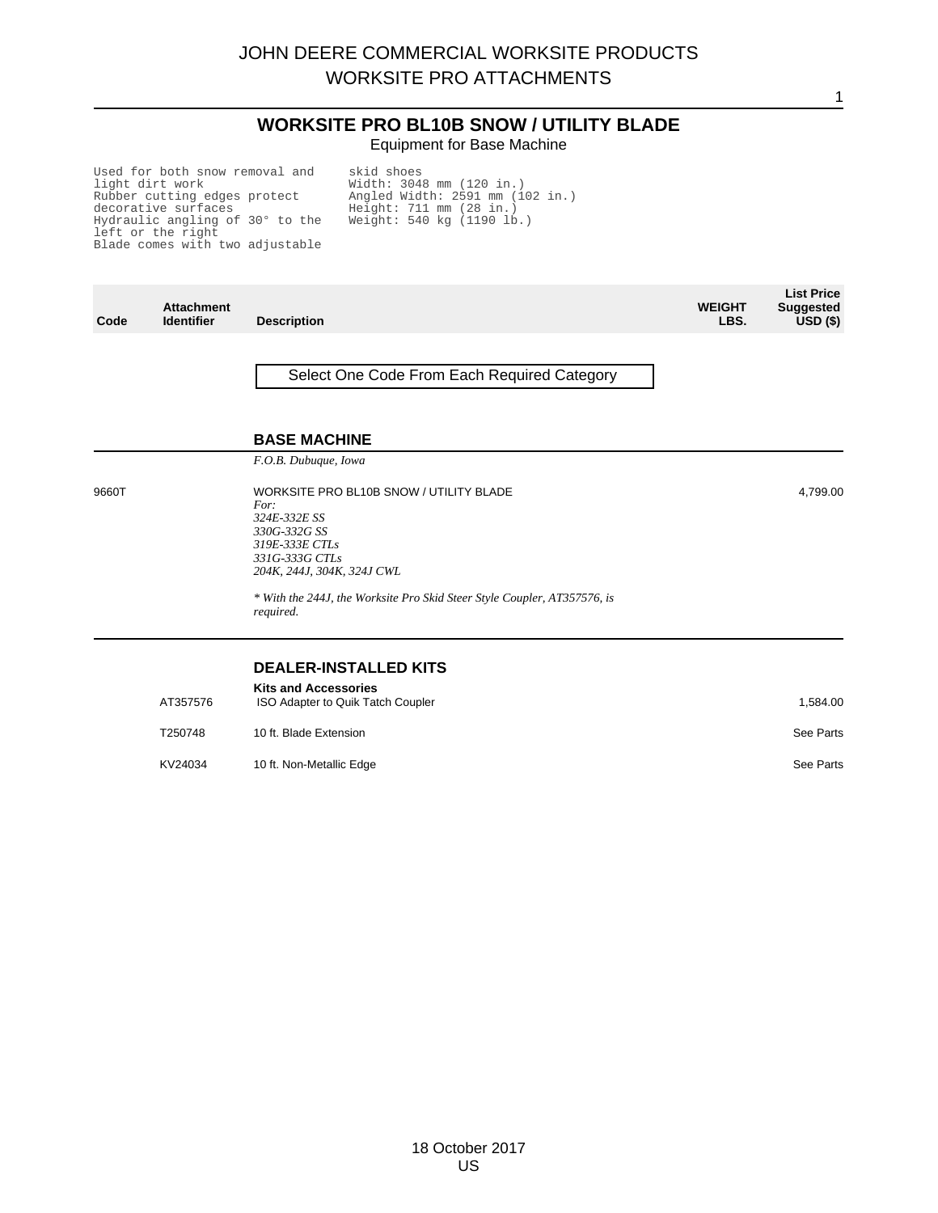# WORKSITE PRO BL10B SNOW / UTILITY BLADE

Equipment for Base Machine

```
Used for both snow removal and
light dirt work
Rubber cutting edges protect
decorative surfaces
Hydraulic angling of 30° to the
left or the right
Blade comes with two adjustable
skid shoes
Width: 3048 mm (120 in.)
Angled Width: 2591 mm (102 in.)
Height: 711 mm (28 in.)
Weight: 540 kg (1190 lb.)
```

| Code | Attachment Identifier | Description | WEIGHT LBS. | List Price Suggested USD ($) |
|---|---|---|---|---|

Select One Code From Each Required Category

## BASE MACHINE

*F.O.B. Dubuque, Iowa*

| Code | Attachment Identifier | Description | WEIGHT LBS. | List Price Suggested USD ($) |
|---|---|---|---|---|
| 9660T | | WORKSITE PRO BL10B SNOW / UTILITY BLADE<br>*For:*<br>*324E-332E SS*<br>*330G-332G SS*<br>*319E-333E CTLs*<br>*331G-333G CTLs*<br>*204K, 244J, 304K, 324J CWL*<br>*\* With the 244J, the Worksite Pro Skid Steer Style Coupler, AT357576, is required.* | | 4,799.00 |

## DEALER-INSTALLED KITS

**Kits and Accessories**

| Code | Attachment Identifier | Description | WEIGHT LBS. | List Price Suggested USD ($) |
|---|---|---|---|---|
| | AT357576 | ISO Adapter to Quik Tatch Coupler | | 1,584.00 |
| | T250748 | 10 ft. Blade Extension | | See Parts |
| | KV24034 | 10 ft. Non-Metallic Edge | | See Parts |

18 October 2017
US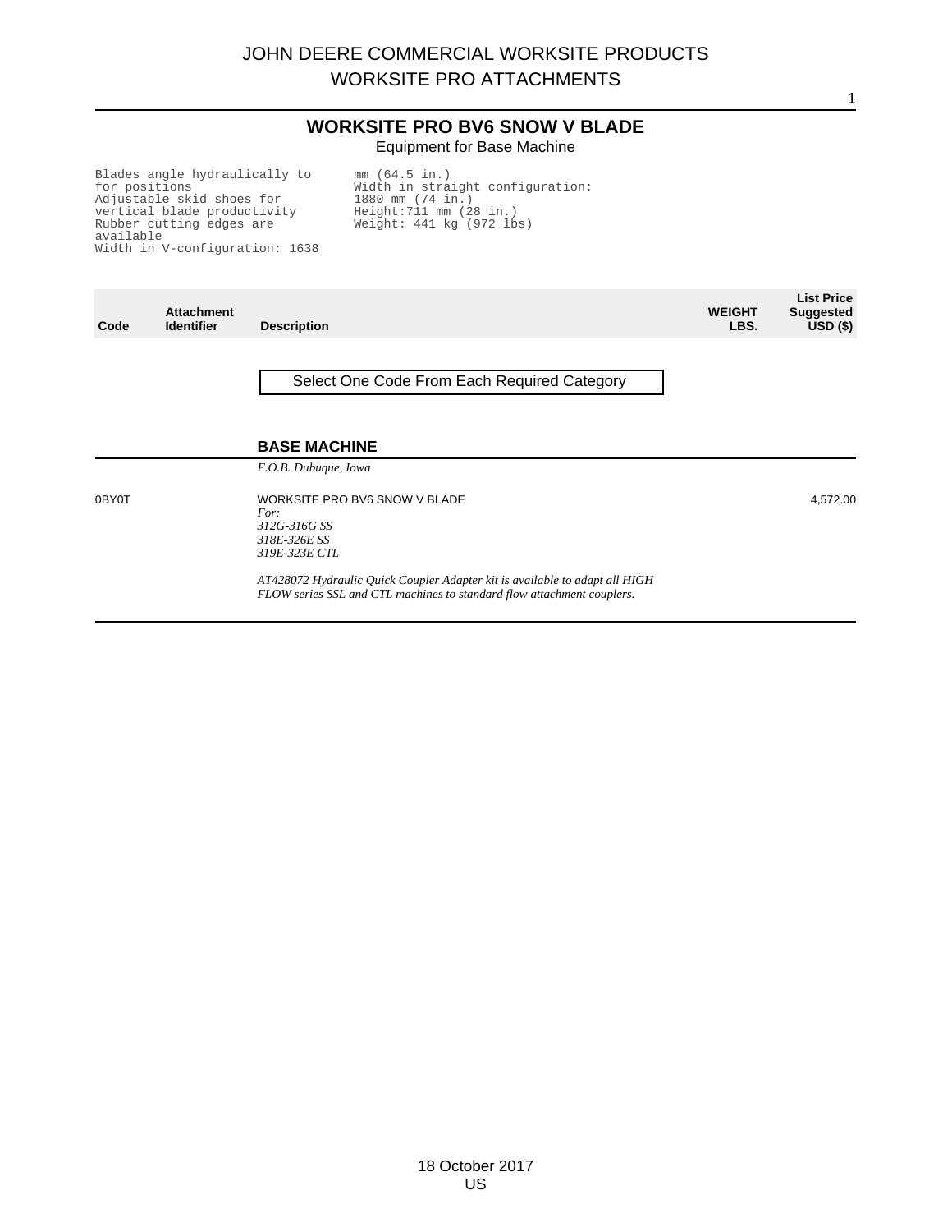# JOHN DEERE COMMERCIAL WORKSITE PRODUCTS
# WORKSITE PRO ATTACHMENTS

## WORKSITE PRO BV6 SNOW V BLADE

Equipment for Base Machine

Blades angle hydraulically to for positions
Adjustable skid shoes for vertical blade productivity
Rubber cutting edges are available
Width in V-configuration: 1638 mm (64.5 in.)
Width in straight configuration: 1880 mm (74 in.)
Height:711 mm (28 in.)
Weight: 441 kg (972 lbs)

| Code | Attachment Identifier | Description | WEIGHT LBS. | List Price Suggested USD ($) |
|---|---|---|---|---|
| | | Select One Code From Each Required Category | | |
| | | **BASE MACHINE** | | |
| | | *F.O.B. Dubuque, Iowa* | | |
| 0BY0T | | WORKSITE PRO BV6 SNOW V BLADE<br>*For:*<br>*312G-316G SS*<br>*318E-326E SS*<br>*319E-323E CTL*<br><br>*AT428072 Hydraulic Quick Coupler Adapter kit is available to adapt all HIGH FLOW series SSL and CTL machines to standard flow attachment couplers.* | | 4,572.00 |

18 October 2017
US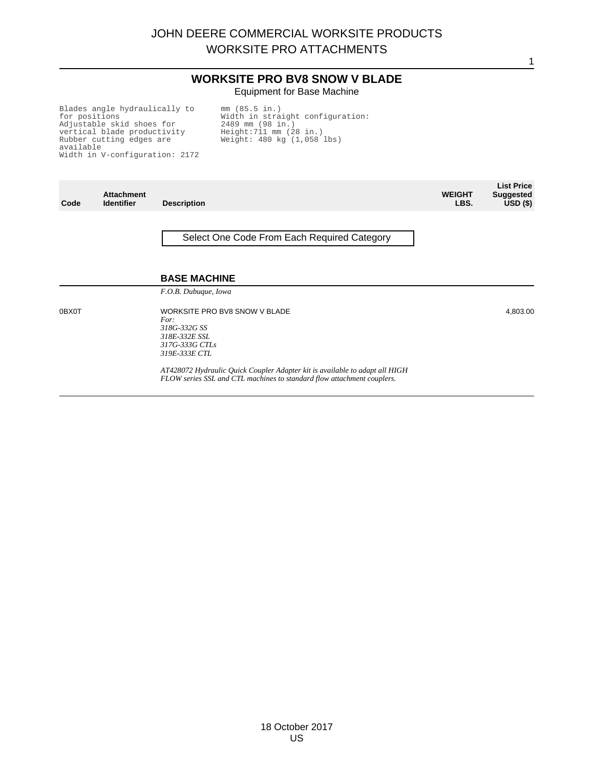# JOHN DEERE COMMERCIAL WORKSITE PRODUCTS
## WORKSITE PRO ATTACHMENTS

### WORKSITE PRO BV8 SNOW V BLADE

Equipment for Base Machine

```
Blades angle hydraulically to
for positions
Adjustable skid shoes for
vertical blade productivity
Rubber cutting edges are
available
Width in V-configuration: 2172
mm (85.5 in.)
Width in straight configuration:
2489 mm (98 in.)
Height:711 mm (28 in.)
Weight: 480 kg (1,058 lbs)
```

| Code | Attachment Identifier | Description | WEIGHT LBS. | List Price Suggested USD ($) |
|---|---|---|---|---|
| | | Select One Code From Each Required Category | | |
| | | **BASE MACHINE** | | |
| | | *F.O.B. Dubuque, Iowa* | | |
| 0BX0T | | WORKSITE PRO BV8 SNOW V BLADE<br>*For:*<br>*318G-332G SS*<br>*318E-332E SSL*<br>*317G-333G CTLs*<br>*319E-333E CTL*<br><br>*AT428072 Hydraulic Quick Coupler Adapter kit is available to adapt all HIGH FLOW series SSL and CTL machines to standard flow attachment couplers.* | | 4,803.00 |

18 October 2017
US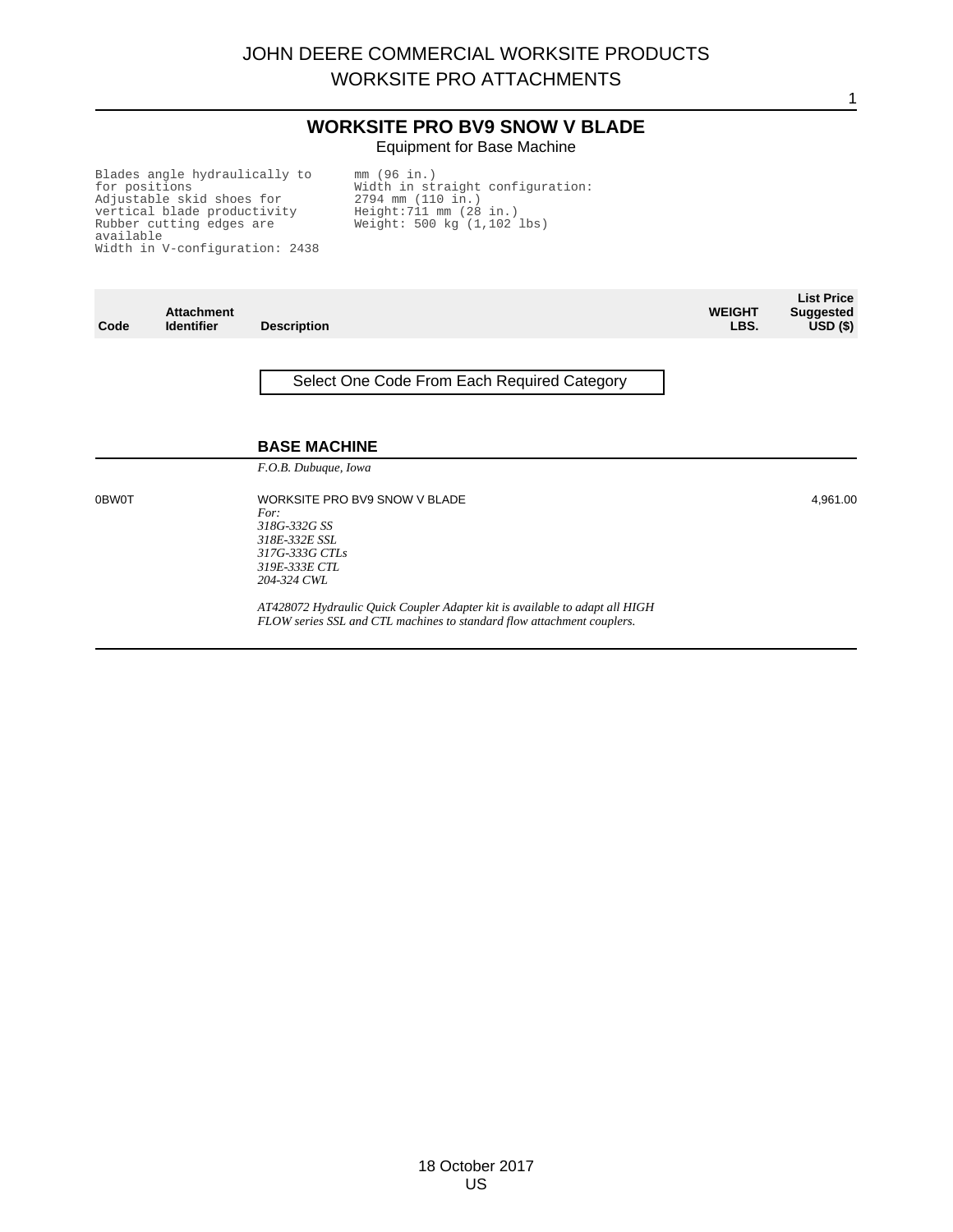# JOHN DEERE COMMERCIAL WORKSITE PRODUCTS
## WORKSITE PRO ATTACHMENTS

## WORKSITE PRO BV9 SNOW V BLADE

Equipment for Base Machine

```
Blades angle hydraulically to
for positions
Adjustable skid shoes for
vertical blade productivity
Rubber cutting edges are
available
Width in V-configuration: 2438
mm (96 in.)
Width in straight configuration:
2794 mm (110 in.)
Height:711 mm (28 in.)
Weight: 500 kg (1,102 lbs)
```

| Code | Attachment Identifier | Description | WEIGHT LBS. | List Price Suggested USD ($) |
|---|---|---|---|---|
| | | Select One Code From Each Required Category | | |
| | | **BASE MACHINE** | | |
| | | *F.O.B. Dubuque, Iowa* | | |
| 0BW0T | | WORKSITE PRO BV9 SNOW V BLADE<br>*For:*<br>*318G-332G SS*<br>*318E-332E SSL*<br>*317G-333G CTLs*<br>*319E-333E CTL*<br>*204-324 CWL*<br><br>*AT428072 Hydraulic Quick Coupler Adapter kit is available to adapt all HIGH FLOW series SSL and CTL machines to standard flow attachment couplers.* | | 4,961.00 |

18 October 2017
US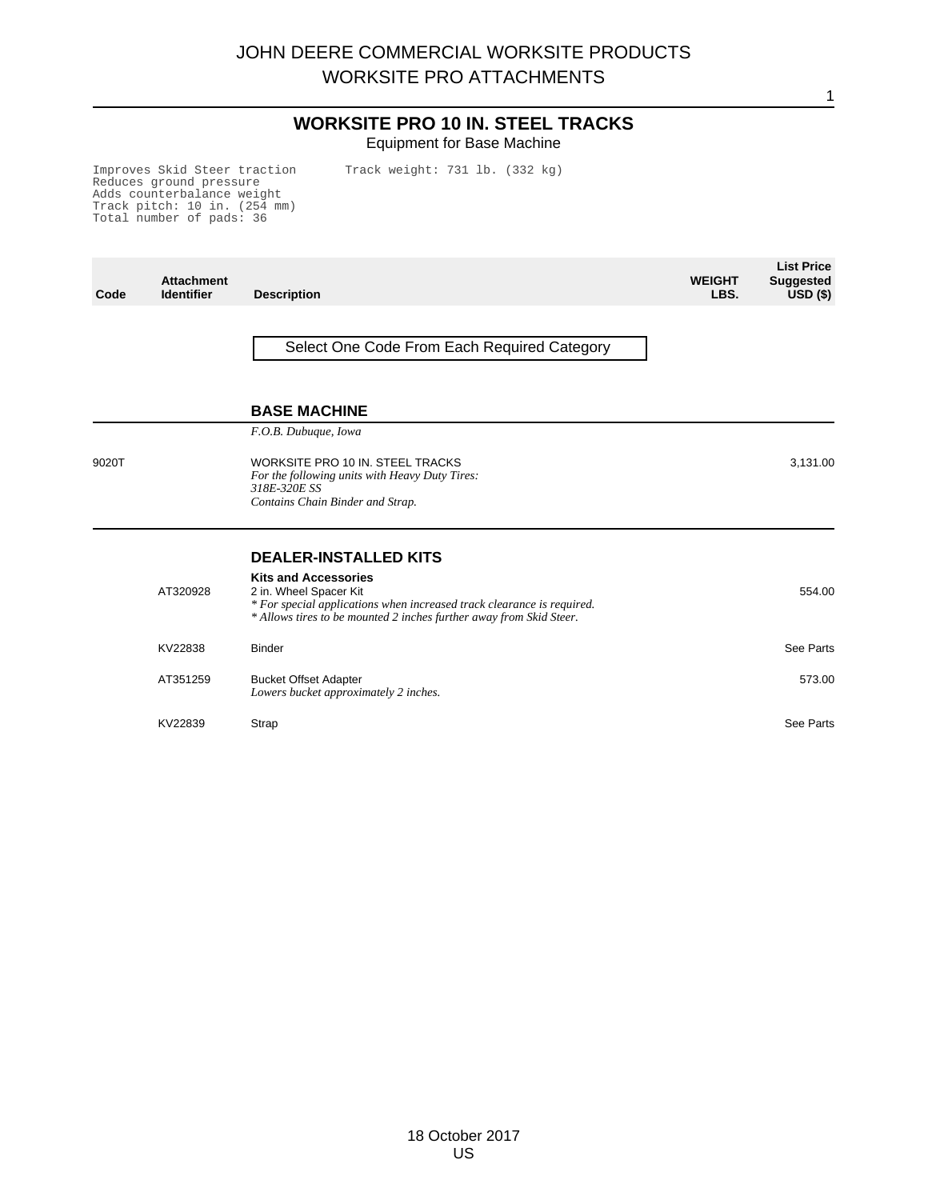# WORKSITE PRO 10 IN. STEEL TRACKS

Equipment for Base Machine

```
Improves Skid Steer traction        Track weight: 731 lb. (332 kg)
Reduces ground pressure
Adds counterbalance weight
Track pitch: 10 in. (254 mm)
Total number of pads: 36
```

| Code | Attachment Identifier | Description | WEIGHT LBS. | List Price Suggested USD ($) |
|---|---|---|---|---|
| | | Select One Code From Each Required Category | | |
| | | **BASE MACHINE** | | |
| | | *F.O.B. Dubuque, Iowa* | | |
| 9020T | | WORKSITE PRO 10 IN. STEEL TRACKS<br>*For the following units with Heavy Duty Tires:*<br>*318E-320E SS*<br>*Contains Chain Binder and Strap.* | | 3,131.00 |
| | | **DEALER-INSTALLED KITS** | | |
| | | **Kits and Accessories** | | |
| | AT320928 | 2 in. Wheel Spacer Kit<br>*\* For special applications when increased track clearance is required.*<br>*\* Allows tires to be mounted 2 inches further away from Skid Steer.* | | 554.00 |
| | KV22838 | Binder | | See Parts |
| | AT351259 | Bucket Offset Adapter<br>*Lowers bucket approximately 2 inches.* | | 573.00 |
| | KV22839 | Strap | | See Parts |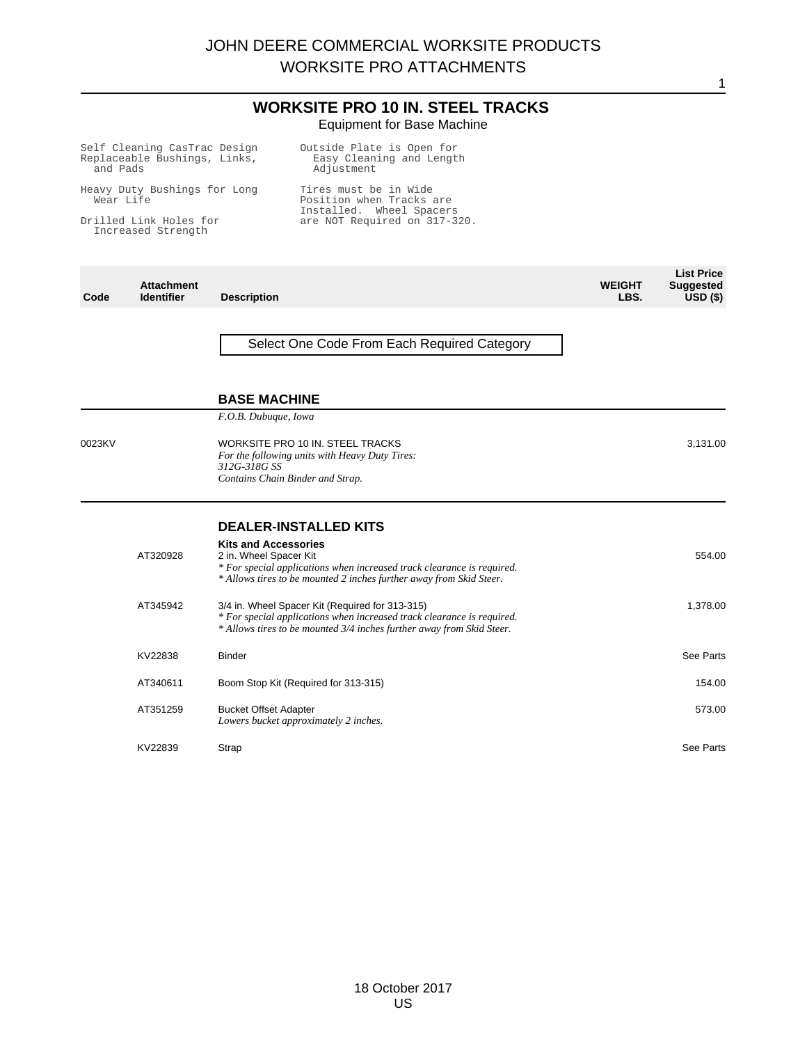# WORKSITE PRO 10 IN. STEEL TRACKS

Equipment for Base Machine

Self Cleaning CasTrac Design
Replaceable Bushings, Links, and Pads

Heavy Duty Bushings for Long Wear Life

Drilled Link Holes for Increased Strength

Outside Plate is Open for Easy Cleaning and Length Adjustment

Tires must be in Wide Position when Tracks are Installed. Wheel Spacers are NOT Required on 317-320.

| Code | Attachment Identifier | Description | WEIGHT LBS. | List Price Suggested USD ($) |
|---|---|---|---|---|

Select One Code From Each Required Category

## BASE MACHINE

*F.O.B. Dubuque, Iowa*

| Code | Attachment Identifier | Description | WEIGHT LBS. | List Price Suggested USD ($) |
|---|---|---|---|---|
| 0023KV | | WORKSITE PRO 10 IN. STEEL TRACKS<br>*For the following units with Heavy Duty Tires:*<br>*312G-318G SS*<br>*Contains Chain Binder and Strap.* | | 3,131.00 |

## DEALER-INSTALLED KITS

**Kits and Accessories**

| Code | Attachment Identifier | Description | WEIGHT LBS. | List Price Suggested USD ($) |
|---|---|---|---|---|
| | AT320928 | 2 in. Wheel Spacer Kit<br>*\* For special applications when increased track clearance is required.*<br>*\* Allows tires to be mounted 2 inches further away from Skid Steer.* | | 554.00 |
| | AT345942 | 3/4 in. Wheel Spacer Kit (Required for 313-315)<br>*\* For special applications when increased track clearance is required.*<br>*\* Allows tires to be mounted 3/4 inches further away from Skid Steer.* | | 1,378.00 |
| | KV22838 | Binder | | See Parts |
| | AT340611 | Boom Stop Kit (Required for 313-315) | | 154.00 |
| | AT351259 | Bucket Offset Adapter<br>*Lowers bucket approximately 2 inches.* | | 573.00 |
| | KV22839 | Strap | | See Parts |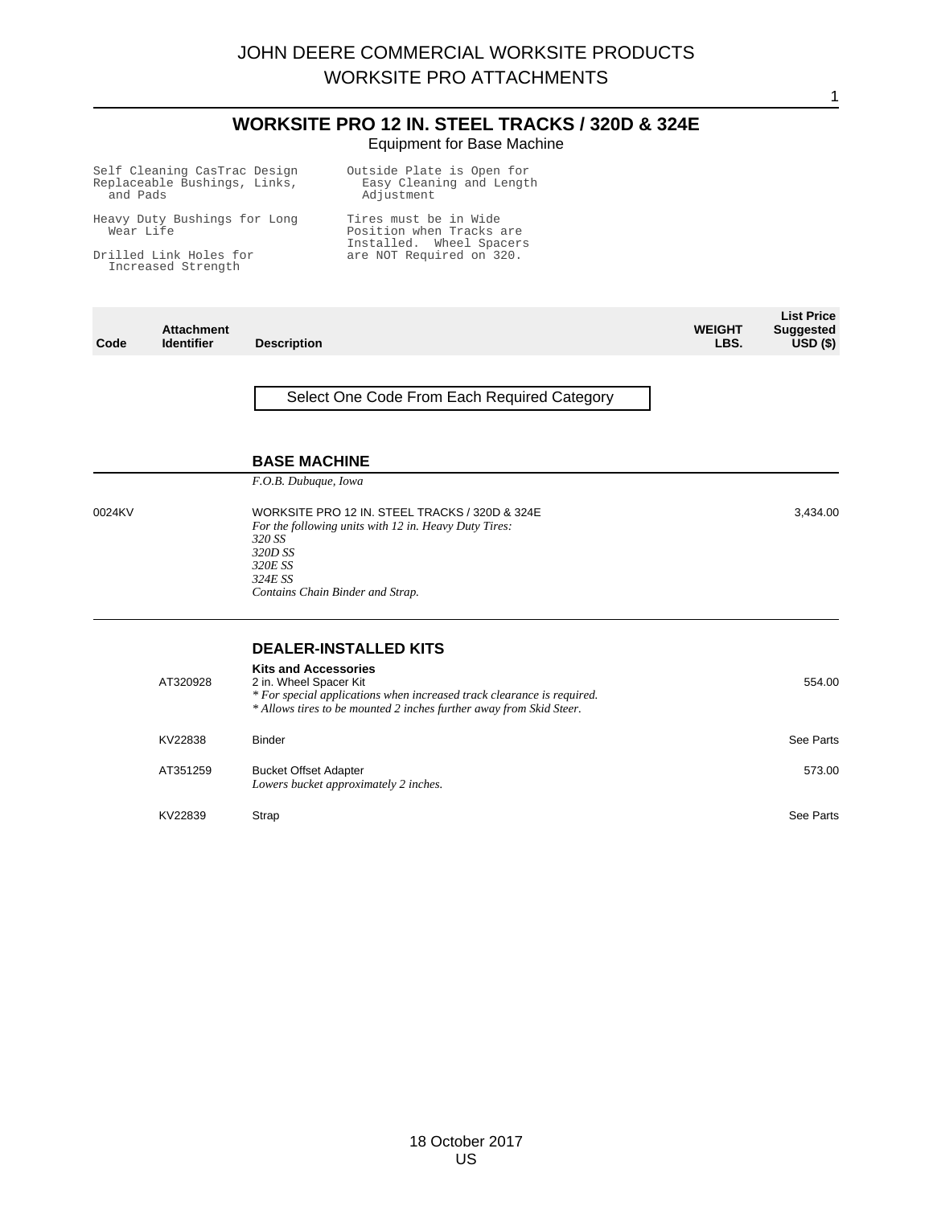# WORKSITE PRO 12 IN. STEEL TRACKS / 320D & 324E

Equipment for Base Machine

- Self Cleaning CasTrac Design
- Replaceable Bushings, Links, and Pads
- Heavy Duty Bushings for Long Wear Life
- Drilled Link Holes for Increased Strength
- Outside Plate is Open for Easy Cleaning and Length Adjustment
- Tires must be in Wide Position when Tracks are Installed. Wheel Spacers are NOT Required on 320.

| Code | Attachment Identifier | Description | WEIGHT LBS. | List Price Suggested USD ($) |
|---|---|---|---|---|
| | | Select One Code From Each Required Category | | |
| | | **BASE MACHINE** | | |
| | | *F.O.B. Dubuque, Iowa* | | |
| 0024KV | | WORKSITE PRO 12 IN. STEEL TRACKS / 320D & 324E<br>*For the following units with 12 in. Heavy Duty Tires:*<br>*320 SS*<br>*320D SS*<br>*320E SS*<br>*324E SS*<br>*Contains Chain Binder and Strap.* | | 3,434.00 |
| | | **DEALER-INSTALLED KITS** | | |
| | | **Kits and Accessories** | | |
| | AT320928 | 2 in. Wheel Spacer Kit<br>*\* For special applications when increased track clearance is required.*<br>*\* Allows tires to be mounted 2 inches further away from Skid Steer.* | | 554.00 |
| | KV22838 | Binder | | See Parts |
| | AT351259 | Bucket Offset Adapter<br>*Lowers bucket approximately 2 inches.* | | 573.00 |
| | KV22839 | Strap | | See Parts |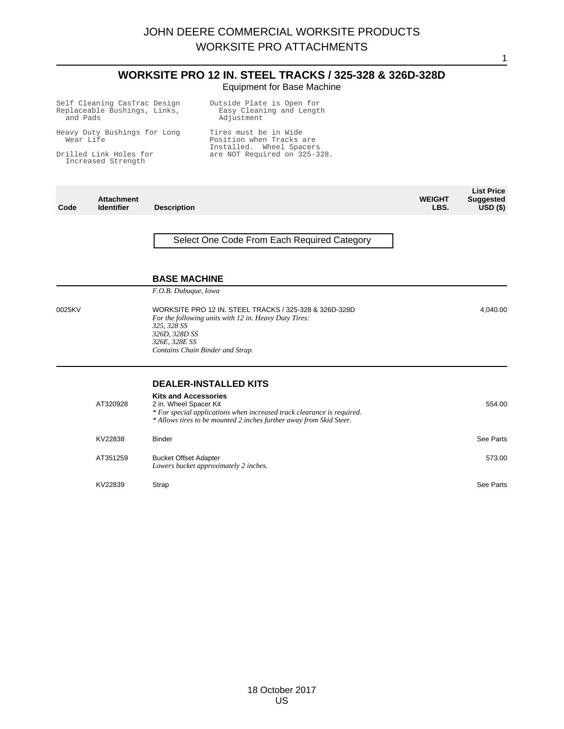# JOHN DEERE COMMERCIAL WORKSITE PRODUCTS
# WORKSITE PRO ATTACHMENTS

## WORKSITE PRO 12 IN. STEEL TRACKS / 325-328 & 326D-328D

Equipment for Base Machine

```
Self Cleaning CasTrac Design
Replaceable Bushings, Links,
  and Pads

Heavy Duty Bushings for Long
  Wear Life

Drilled Link Holes for
  Increased Strength

Outside Plate is Open for
  Easy Cleaning and Length
  Adjustment

Tires must be in Wide
Position when Tracks are
Installed.  Wheel Spacers
are NOT Required on 325-328.
```

| Code | Attachment Identifier | Description | WEIGHT LBS. | List Price Suggested USD ($) |
|---|---|---|---|---|

Select One Code From Each Required Category

### BASE MACHINE

*F.O.B. Dubuque, Iowa*

| Code | Attachment Identifier | Description | WEIGHT LBS. | List Price Suggested USD ($) |
|---|---|---|---|---|
| 0025KV | | WORKSITE PRO 12 IN. STEEL TRACKS / 325-328 & 326D-328D<br>*For the following units with 12 in. Heavy Duty Tires:*<br>*325, 328 SS*<br>*326D, 328D SS*<br>*326E, 328E SS*<br>*Contains Chain Binder and Strap.* | | 4,040.00 |

### DEALER-INSTALLED KITS

| Code | Attachment Identifier | Description | WEIGHT LBS. | List Price Suggested USD ($) |
|---|---|---|---|---|
| | | **Kits and Accessories** | | |
| | AT320928 | 2 in. Wheel Spacer Kit<br>*\* For special applications when increased track clearance is required.*<br>*\* Allows tires to be mounted 2 inches further away from Skid Steer.* | | 554.00 |
| | KV22838 | Binder | | See Parts |
| | AT351259 | Bucket Offset Adapter<br>*Lowers bucket approximately 2 inches.* | | 573.00 |
| | KV22839 | Strap | | See Parts |

18 October 2017
US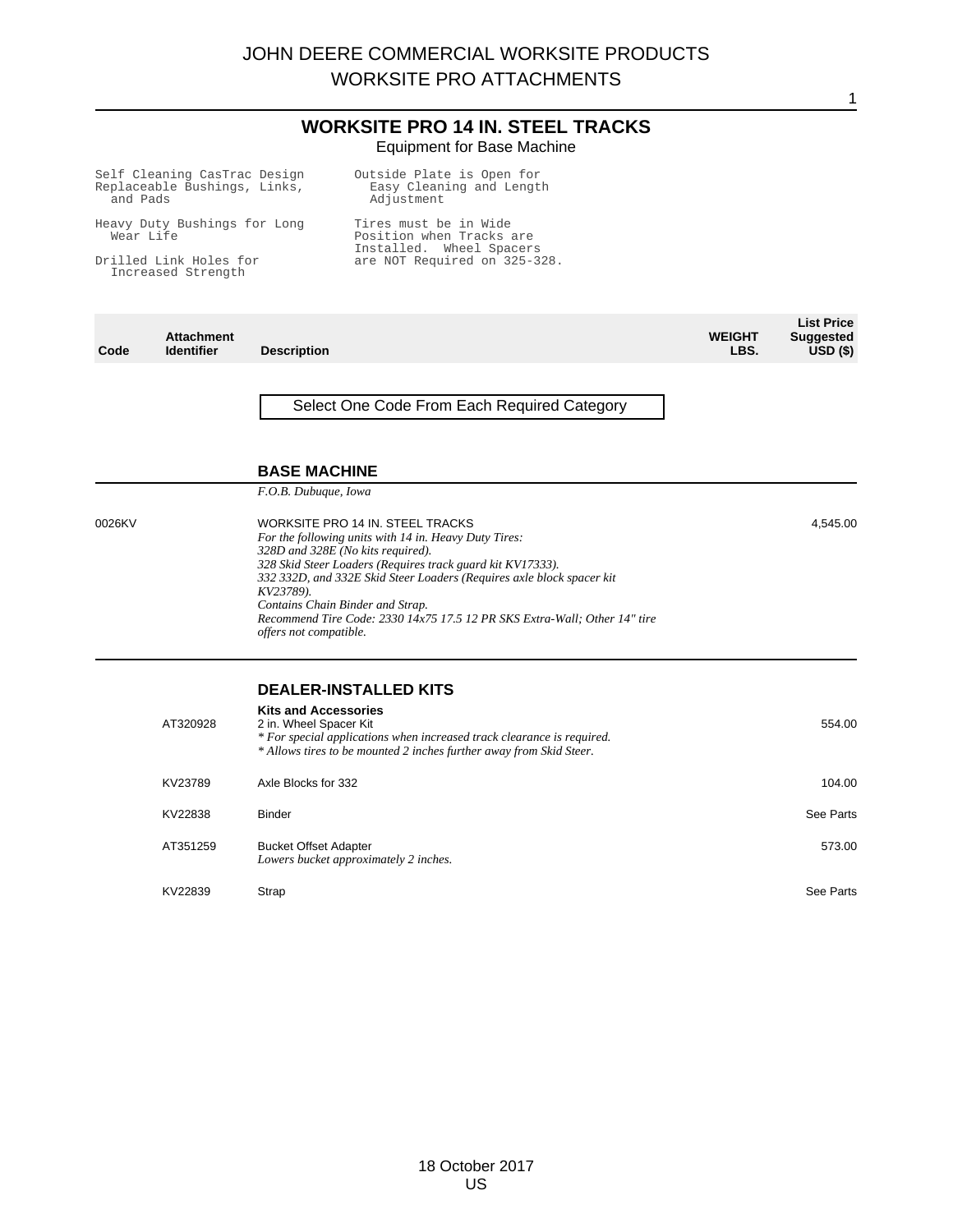# WORKSITE PRO 14 IN. STEEL TRACKS

Equipment for Base Machine

Self Cleaning CasTrac Design

Replaceable Bushings, Links, and Pads

Heavy Duty Bushings for Long Wear Life

Drilled Link Holes for Increased Strength

Outside Plate is Open for Easy Cleaning and Length Adjustment

Tires must be in Wide Position when Tracks are Installed. Wheel Spacers are NOT Required on 325-328.

| Code | Attachment Identifier | Description | WEIGHT LBS. | List Price Suggested USD ($) |
|---|---|---|---|---|

Select One Code From Each Required Category

## BASE MACHINE

*F.O.B. Dubuque, Iowa*

| Code | Attachment Identifier | Description | WEIGHT LBS. | List Price Suggested USD ($) |
|---|---|---|---|---|
| 0026KV | | WORKSITE PRO 14 IN. STEEL TRACKS<br>*For the following units with 14 in. Heavy Duty Tires:*<br>*328D and 328E (No kits required).*<br>*328 Skid Steer Loaders (Requires track guard kit KV17333).*<br>*332 332D, and 332E Skid Steer Loaders (Requires axle block spacer kit KV23789).*<br>*Contains Chain Binder and Strap.*<br>*Recommend Tire Code: 2330 14x75 17.5 12 PR SKS Extra-Wall; Other 14" tire offers not compatible.* | | 4,545.00 |

## DEALER-INSTALLED KITS

**Kits and Accessories**

| Code | Attachment Identifier | Description | WEIGHT LBS. | List Price Suggested USD ($) |
|---|---|---|---|---|
| | AT320928 | 2 in. Wheel Spacer Kit<br>*\* For special applications when increased track clearance is required.*<br>*\* Allows tires to be mounted 2 inches further away from Skid Steer.* | | 554.00 |
| | KV23789 | Axle Blocks for 332 | | 104.00 |
| | KV22838 | Binder | | See Parts |
| | AT351259 | Bucket Offset Adapter<br>*Lowers bucket approximately 2 inches.* | | 573.00 |
| | KV22839 | Strap | | See Parts |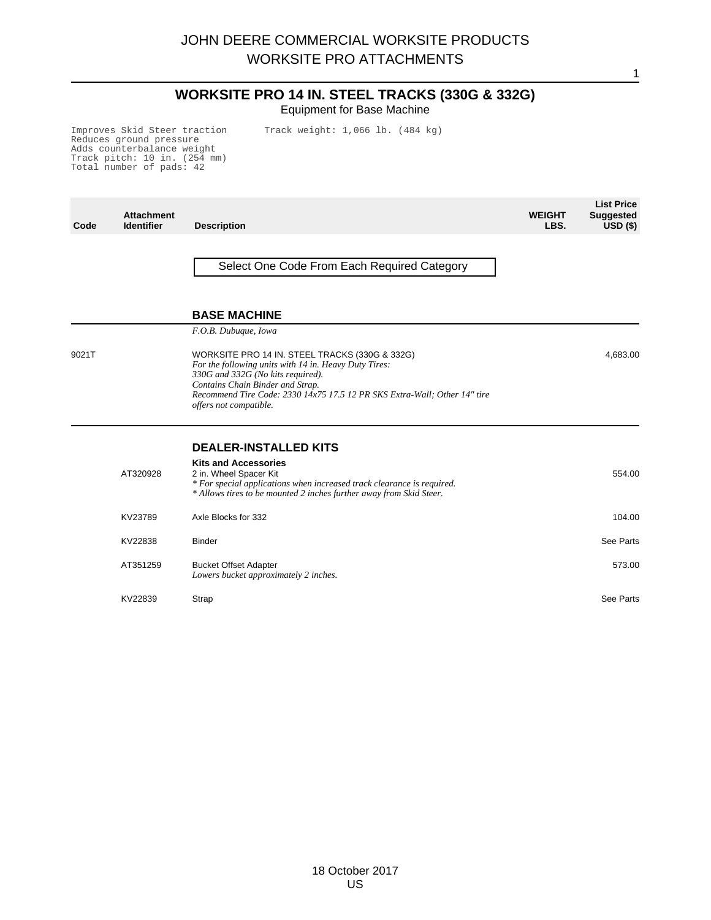# WORKSITE PRO 14 IN. STEEL TRACKS (330G & 332G)

Equipment for Base Machine

Improves Skid Steer traction
Reduces ground pressure
Adds counterbalance weight
Track pitch: 10 in. (254 mm)
Total number of pads: 42

Track weight: 1,066 lb. (484 kg)

| Code | Attachment Identifier | Description | WEIGHT LBS. | List Price Suggested USD ($) |
|---|---|---|---|---|

Select One Code From Each Required Category

## BASE MACHINE

*F.O.B. Dubuque, Iowa*

| Code | Attachment Identifier | Description | WEIGHT LBS. | List Price Suggested USD ($) |
|---|---|---|---|---|
| 9021T | | WORKSITE PRO 14 IN. STEEL TRACKS (330G & 332G) *For the following units with 14 in. Heavy Duty Tires: 330G and 332G (No kits required). Contains Chain Binder and Strap. Recommend Tire Code: 2330 14x75 17.5 12 PR SKS Extra-Wall; Other 14" tire offers not compatible.* | | 4,683.00 |

## DEALER-INSTALLED KITS

**Kits and Accessories**

| Code | Attachment Identifier | Description | WEIGHT LBS. | List Price Suggested USD ($) |
|---|---|---|---|---|
| | AT320928 | 2 in. Wheel Spacer Kit *\* For special applications when increased track clearance is required. \* Allows tires to be mounted 2 inches further away from Skid Steer.* | | 554.00 |
| | KV23789 | Axle Blocks for 332 | | 104.00 |
| | KV22838 | Binder | | See Parts |
| | AT351259 | Bucket Offset Adapter *Lowers bucket approximately 2 inches.* | | 573.00 |
| | KV22839 | Strap | | See Parts |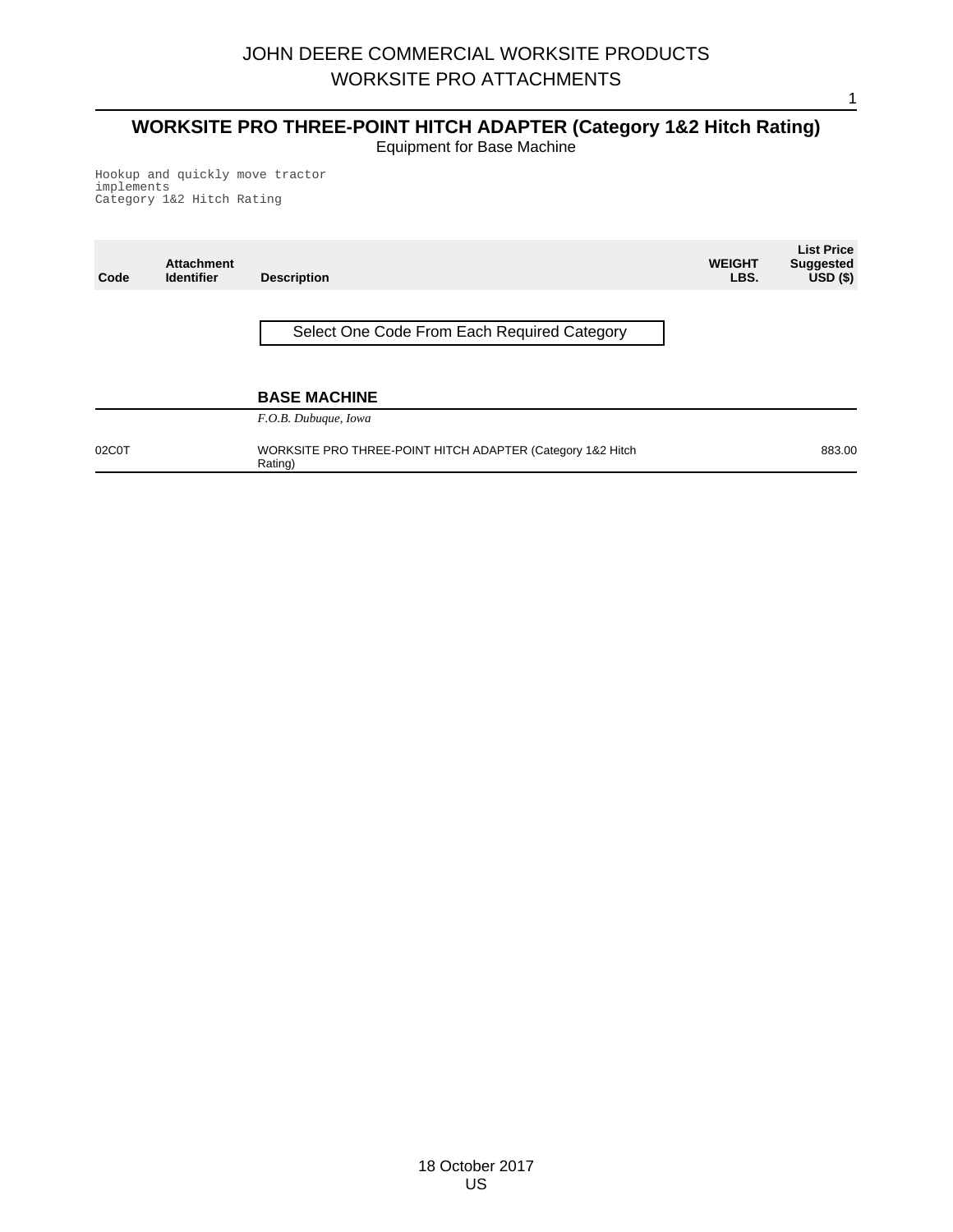# JOHN DEERE COMMERCIAL WORKSITE PRODUCTS
## WORKSITE PRO ATTACHMENTS

### WORKSITE PRO THREE-POINT HITCH ADAPTER (Category 1&2 Hitch Rating)

Equipment for Base Machine

```
Hookup and quickly move tractor
implements
Category 1&2 Hitch Rating
```

| Code | Attachment Identifier | Description | WEIGHT LBS. | List Price Suggested USD ($) |
|---|---|---|---|---|
| | | Select One Code From Each Required Category | | |
| | | **BASE MACHINE** | | |
| | | *F.O.B. Dubuque, Iowa* | | |
| 02C0T | | WORKSITE PRO THREE-POINT HITCH ADAPTER (Category 1&2 Hitch Rating) | | 883.00 |

18 October 2017
US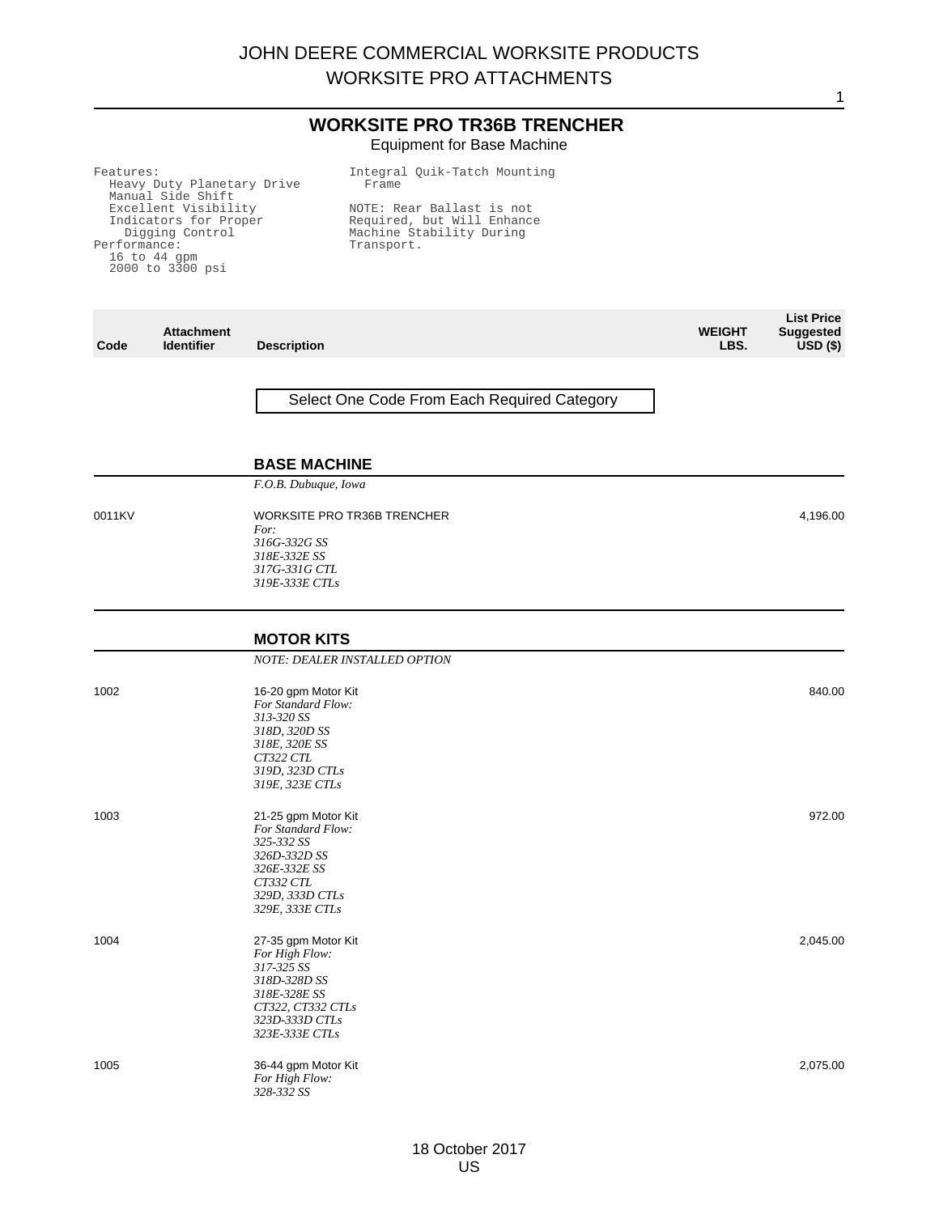# JOHN DEERE COMMERCIAL WORKSITE PRODUCTS
# WORKSITE PRO ATTACHMENTS

## WORKSITE PRO TR36B TRENCHER

Equipment for Base Machine

```
Features:
  Heavy Duty Planetary Drive
  Manual Side Shift
  Excellent Visibility
  Indicators for Proper
    Digging Control
Performance:
  16 to 44 gpm
  2000 to 3300 psi
```

```
Integral Quik-Tatch Mounting
  Frame

NOTE: Rear Ballast is not
Required, but Will Enhance
Machine Stability During
Transport.
```

| Code | Attachment Identifier | Description | WEIGHT LBS. | List Price Suggested USD ($) |
|---|---|---|---|---|

Select One Code From Each Required Category

### BASE MACHINE

*F.O.B. Dubuque, Iowa*

| Code | Attachment Identifier | Description | WEIGHT LBS. | List Price Suggested USD ($) |
|---|---|---|---|---|
| 0011KV | | WORKSITE PRO TR36B TRENCHER<br>*For:*<br>*316G-332G SS*<br>*318E-332E SS*<br>*317G-331G CTL*<br>*319E-333E CTLs* | | 4,196.00 |

### MOTOR KITS

*NOTE: DEALER INSTALLED OPTION*

| Code | Attachment Identifier | Description | WEIGHT LBS. | List Price Suggested USD ($) |
|---|---|---|---|---|
| 1002 | | 16-20 gpm Motor Kit<br>*For Standard Flow:*<br>*313-320 SS*<br>*318D, 320D SS*<br>*318E, 320E SS*<br>*CT322 CTL*<br>*319D, 323D CTLs*<br>*319E, 323E CTLs* | | 840.00 |
| 1003 | | 21-25 gpm Motor Kit<br>*For Standard Flow:*<br>*325-332 SS*<br>*326D-332D SS*<br>*326E-332E SS*<br>*CT332 CTL*<br>*329D, 333D CTLs*<br>*329E, 333E CTLs* | | 972.00 |
| 1004 | | 27-35 gpm Motor Kit<br>*For High Flow:*<br>*317-325 SS*<br>*318D-328D SS*<br>*318E-328E SS*<br>*CT322, CT332 CTLs*<br>*323D-333D CTLs*<br>*323E-333E CTLs* | | 2,045.00 |
| 1005 | | 36-44 gpm Motor Kit<br>*For High Flow:*<br>*328-332 SS* | | 2,075.00 |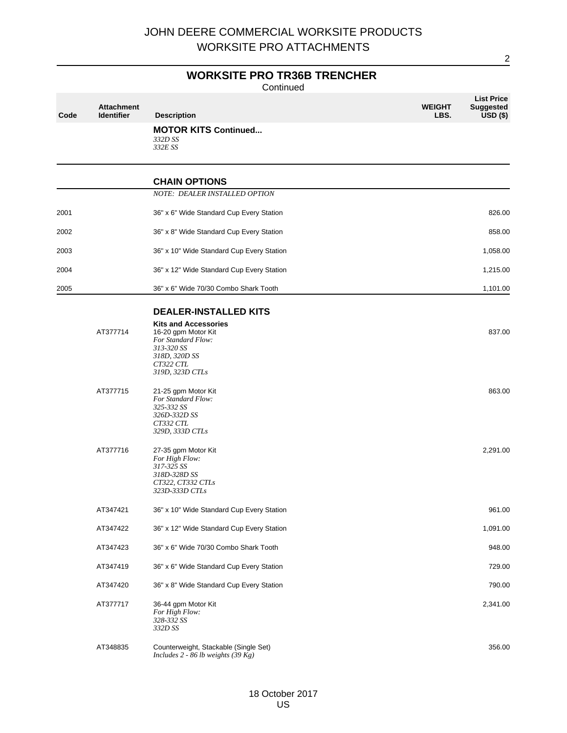JOHN DEERE COMMERCIAL WORKSITE PRODUCTS

WORKSITE PRO ATTACHMENTS

## WORKSITE PRO TR36B TRENCHER

Continued

| Code | Attachment Identifier | Description | WEIGHT LBS. | List Price Suggested USD ($) |
|---|---|---|---|---|
| | | **MOTOR KITS Continued...** *332D SS* *332E SS* | | |
| | | **CHAIN OPTIONS** | | |
| | | *NOTE: DEALER INSTALLED OPTION* | | |
| 2001 | | 36" x 6" Wide Standard Cup Every Station | | 826.00 |
| 2002 | | 36" x 8" Wide Standard Cup Every Station | | 858.00 |
| 2003 | | 36" x 10" Wide Standard Cup Every Station | | 1,058.00 |
| 2004 | | 36" x 12" Wide Standard Cup Every Station | | 1,215.00 |
| 2005 | | 36" x 6" Wide 70/30 Combo Shark Tooth | | 1,101.00 |
| | | **DEALER-INSTALLED KITS** | | |
| | | **Kits and Accessories** | | |
| | AT377714 | 16-20 gpm Motor Kit *For Standard Flow:* *313-320 SS* *318D, 320D SS* *CT322 CTL* *319D, 323D CTLs* | | 837.00 |
| | AT377715 | 21-25 gpm Motor Kit *For Standard Flow:* *325-332 SS* *326D-332D SS* *CT332 CTL* *329D, 333D CTLs* | | 863.00 |
| | AT377716 | 27-35 gpm Motor Kit *For High Flow:* *317-325 SS* *318D-328D SS* *CT322, CT332 CTLs* *323D-333D CTLs* | | 2,291.00 |
| | AT347421 | 36" x 10" Wide Standard Cup Every Station | | 961.00 |
| | AT347422 | 36" x 12" Wide Standard Cup Every Station | | 1,091.00 |
| | AT347423 | 36" x 6" Wide 70/30 Combo Shark Tooth | | 948.00 |
| | AT347419 | 36" x 6" Wide Standard Cup Every Station | | 729.00 |
| | AT347420 | 36" x 8" Wide Standard Cup Every Station | | 790.00 |
| | AT377717 | 36-44 gpm Motor Kit *For High Flow:* *328-332 SS* *332D SS* | | 2,341.00 |
| | AT348835 | Counterweight, Stackable (Single Set) *Includes 2 - 86 lb weights (39 Kg)* | | 356.00 |

18 October 2017
US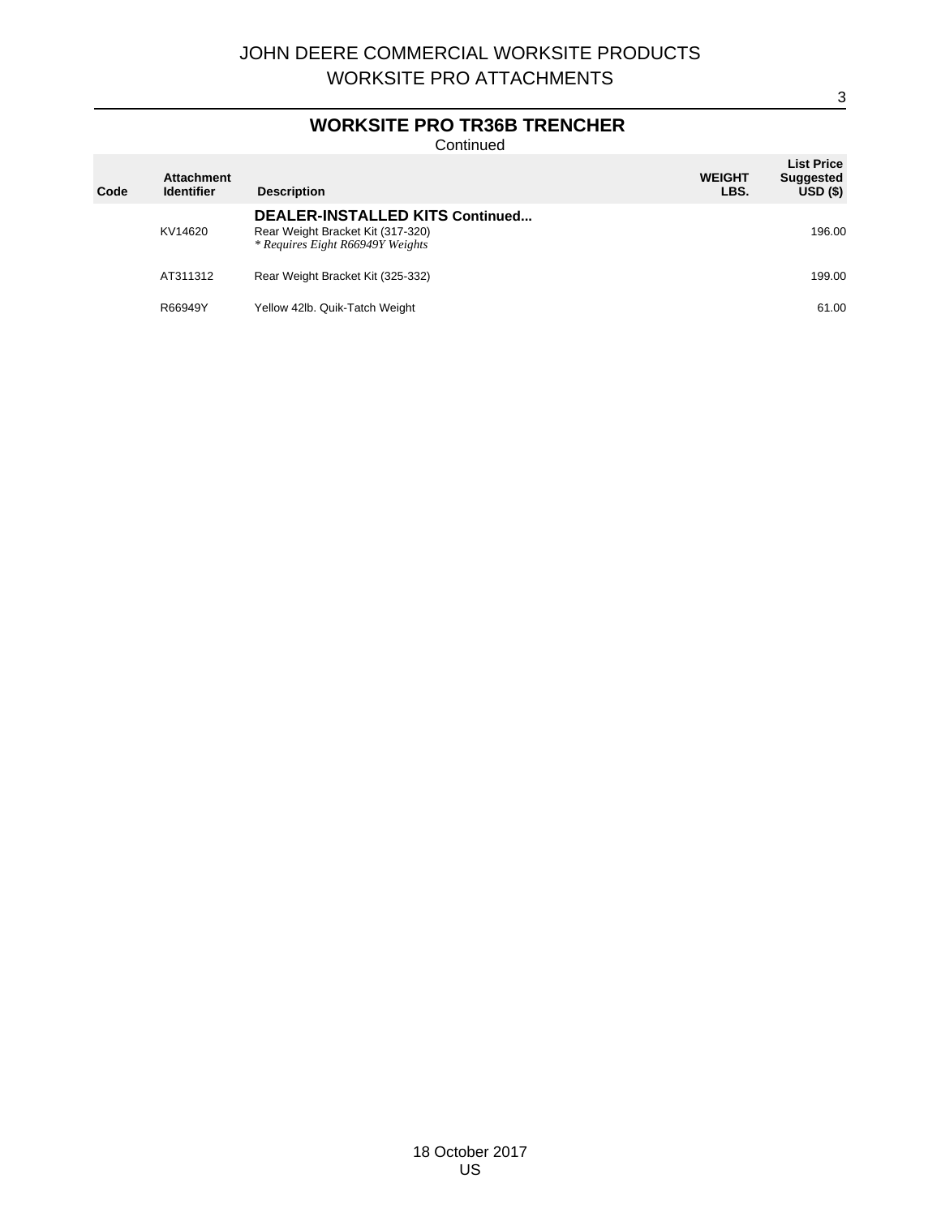# JOHN DEERE COMMERCIAL WORKSITE PRODUCTS
## WORKSITE PRO ATTACHMENTS

### WORKSITE PRO TR36B TRENCHER

Continued

| Code | Attachment Identifier | Description | WEIGHT LBS. | List Price Suggested USD ($) |
|---|---|---|---|---|
| | | **DEALER-INSTALLED KITS Continued...** | | |
| | KV14620 | Rear Weight Bracket Kit (317-320)<br>*\* Requires Eight R66949Y Weights* | | 196.00 |
| | AT311312 | Rear Weight Bracket Kit (325-332) | | 199.00 |
| | R66949Y | Yellow 42lb. Quik-Tatch Weight | | 61.00 |

18 October 2017
US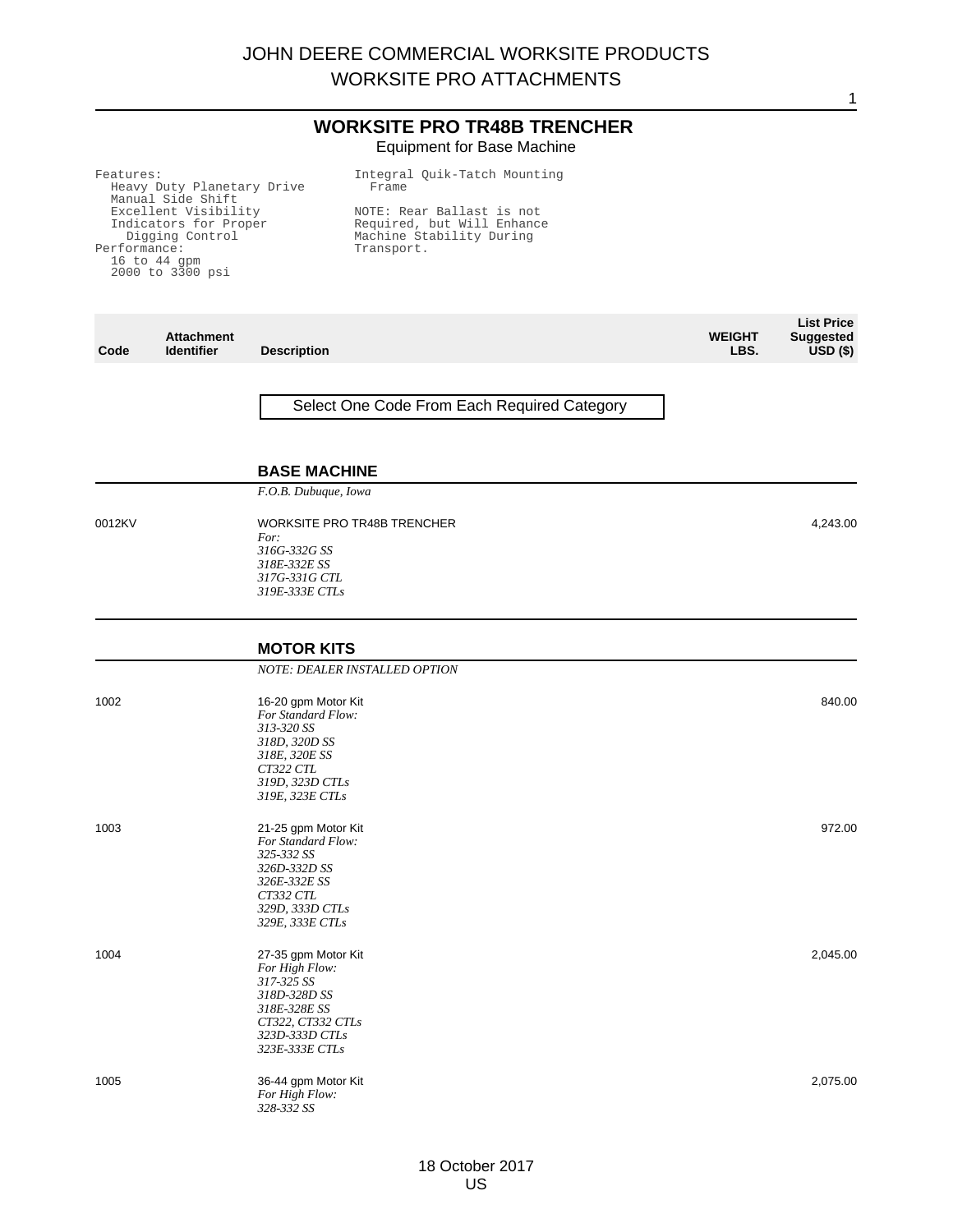# JOHN DEERE COMMERCIAL WORKSITE PRODUCTS
# WORKSITE PRO ATTACHMENTS

## WORKSITE PRO TR48B TRENCHER

Equipment for Base Machine

```
Features:
  Heavy Duty Planetary Drive
  Manual Side Shift
  Excellent Visibility
  Indicators for Proper
    Digging Control
Performance:
  16 to 44 gpm
  2000 to 3300 psi
```

```
Integral Quik-Tatch Mounting
  Frame

NOTE: Rear Ballast is not
Required, but Will Enhance
Machine Stability During
Transport.
```

| Code | Attachment Identifier | Description | WEIGHT LBS. | List Price Suggested USD ($) |
|---|---|---|---|---|

Select One Code From Each Required Category

### BASE MACHINE

*F.O.B. Dubuque, Iowa*

| Code | Attachment Identifier | Description | WEIGHT LBS. | List Price Suggested USD ($) |
|---|---|---|---|---|
| 0012KV | | WORKSITE PRO TR48B TRENCHER<br>*For:*<br>*316G-332G SS*<br>*318E-332E SS*<br>*317G-331G CTL*<br>*319E-333E CTLs* | | 4,243.00 |

### MOTOR KITS

*NOTE: DEALER INSTALLED OPTION*

| Code | Attachment Identifier | Description | WEIGHT LBS. | List Price Suggested USD ($) |
|---|---|---|---|---|
| 1002 | | 16-20 gpm Motor Kit<br>*For Standard Flow:*<br>*313-320 SS*<br>*318D, 320D SS*<br>*318E, 320E SS*<br>*CT322 CTL*<br>*319D, 323D CTLs*<br>*319E, 323E CTLs* | | 840.00 |
| 1003 | | 21-25 gpm Motor Kit<br>*For Standard Flow:*<br>*325-332 SS*<br>*326D-332D SS*<br>*326E-332E SS*<br>*CT332 CTL*<br>*329D, 333D CTLs*<br>*329E, 333E CTLs* | | 972.00 |
| 1004 | | 27-35 gpm Motor Kit<br>*For High Flow:*<br>*317-325 SS*<br>*318D-328D SS*<br>*318E-328E SS*<br>*CT322, CT332 CTLs*<br>*323D-333D CTLs*<br>*323E-333E CTLs* | | 2,045.00 |
| 1005 | | 36-44 gpm Motor Kit<br>*For High Flow:*<br>*328-332 SS* | | 2,075.00 |

18 October 2017
US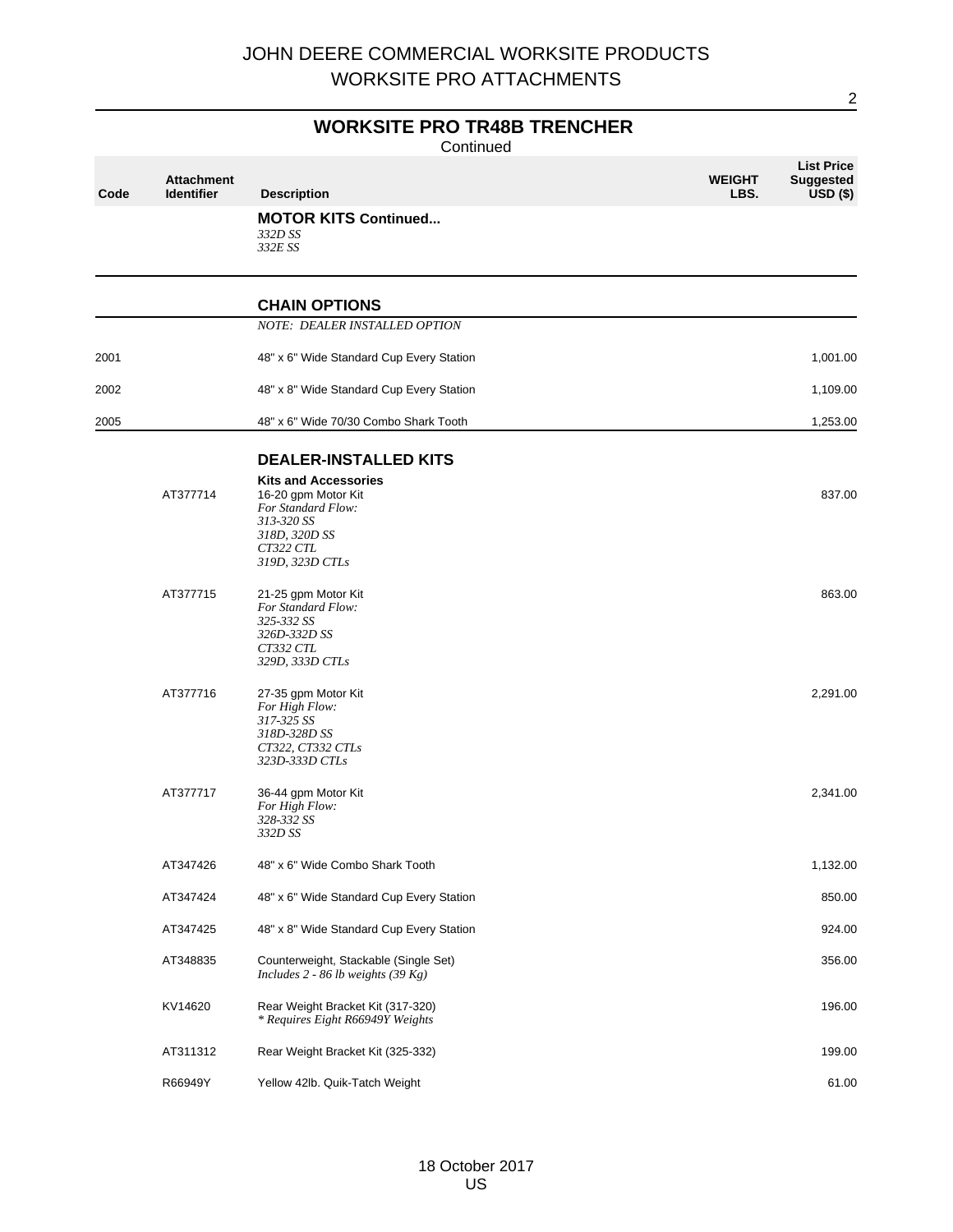# JOHN DEERE COMMERCIAL WORKSITE PRODUCTS
# WORKSITE PRO ATTACHMENTS

## WORKSITE PRO TR48B TRENCHER

Continued

| Code | Attachment Identifier | Description | WEIGHT LBS. | List Price Suggested USD ($) |
|---|---|---|---|---|
| | | **MOTOR KITS Continued...**<br>*332D SS*<br>*332E SS* | | |
| | | **CHAIN OPTIONS** | | |
| | | *NOTE: DEALER INSTALLED OPTION* | | |
| 2001 | | 48" x 6" Wide Standard Cup Every Station | | 1,001.00 |
| 2002 | | 48" x 8" Wide Standard Cup Every Station | | 1,109.00 |
| 2005 | | 48" x 6" Wide 70/30 Combo Shark Tooth | | 1,253.00 |
| | | **DEALER-INSTALLED KITS** | | |
| | | **Kits and Accessories** | | |
| | AT377714 | 16-20 gpm Motor Kit<br>*For Standard Flow:*<br>*313-320 SS*<br>*318D, 320D SS*<br>*CT322 CTL*<br>*319D, 323D CTLs* | | 837.00 |
| | AT377715 | 21-25 gpm Motor Kit<br>*For Standard Flow:*<br>*325-332 SS*<br>*326D-332D SS*<br>*CT332 CTL*<br>*329D, 333D CTLs* | | 863.00 |
| | AT377716 | 27-35 gpm Motor Kit<br>*For High Flow:*<br>*317-325 SS*<br>*318D-328D SS*<br>*CT322, CT332 CTLs*<br>*323D-333D CTLs* | | 2,291.00 |
| | AT377717 | 36-44 gpm Motor Kit<br>*For High Flow:*<br>*328-332 SS*<br>*332D SS* | | 2,341.00 |
| | AT347426 | 48" x 6" Wide Combo Shark Tooth | | 1,132.00 |
| | AT347424 | 48" x 6" Wide Standard Cup Every Station | | 850.00 |
| | AT347425 | 48" x 8" Wide Standard Cup Every Station | | 924.00 |
| | AT348835 | Counterweight, Stackable (Single Set)<br>*Includes 2 - 86 lb weights (39 Kg)* | | 356.00 |
| | KV14620 | Rear Weight Bracket Kit (317-320)<br>*\* Requires Eight R66949Y Weights* | | 196.00 |
| | AT311312 | Rear Weight Bracket Kit (325-332) | | 199.00 |
| | R66949Y | Yellow 42lb. Quik-Tatch Weight | | 61.00 |

18 October 2017
US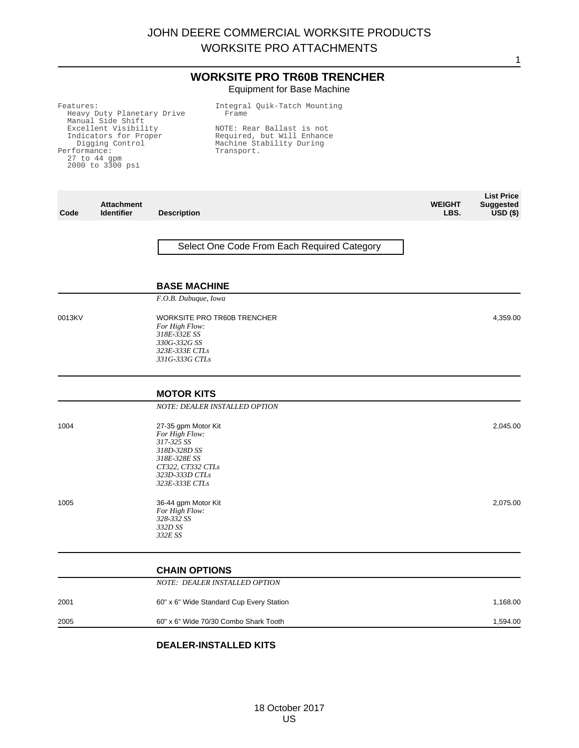# JOHN DEERE COMMERCIAL WORKSITE PRODUCTS
# WORKSITE PRO ATTACHMENTS

## WORKSITE PRO TR60B TRENCHER

Equipment for Base Machine

```
Features:
  Heavy Duty Planetary Drive
  Manual Side Shift
  Excellent Visibility
  Indicators for Proper
    Digging Control
Performance:
  27 to 44 gpm
  2000 to 3300 psi
```

```
Integral Quik-Tatch Mounting
  Frame

NOTE: Rear Ballast is not
Required, but Will Enhance
Machine Stability During
Transport.
```

| Code | Attachment Identifier | Description | WEIGHT LBS. | List Price Suggested USD ($) |
|---|---|---|---|---|

Select One Code From Each Required Category

### BASE MACHINE

*F.O.B. Dubuque, Iowa*

| Code | Attachment Identifier | Description | WEIGHT LBS. | List Price Suggested USD ($) |
|---|---|---|---|---|
| 0013KV | | WORKSITE PRO TR60B TRENCHER<br>*For High Flow:*<br>*318E-332E SS*<br>*330G-332G SS*<br>*323E-333E CTLs*<br>*331G-333G CTLs* | | 4,359.00 |

### MOTOR KITS

*NOTE: DEALER INSTALLED OPTION*

| Code | Attachment Identifier | Description | WEIGHT LBS. | List Price Suggested USD ($) |
|---|---|---|---|---|
| 1004 | | 27-35 gpm Motor Kit<br>*For High Flow:*<br>*317-325 SS*<br>*318D-328D SS*<br>*318E-328E SS*<br>*CT322, CT332 CTLs*<br>*323D-333D CTLs*<br>*323E-333E CTLs* | | 2,045.00 |
| 1005 | | 36-44 gpm Motor Kit<br>*For High Flow:*<br>*328-332 SS*<br>*332D SS*<br>*332E SS* | | 2,075.00 |

### CHAIN OPTIONS

*NOTE: DEALER INSTALLED OPTION*

| Code | Attachment Identifier | Description | WEIGHT LBS. | List Price Suggested USD ($) |
|---|---|---|---|---|
| 2001 | | 60" x 6" Wide Standard Cup Every Station | | 1,168.00 |
| 2005 | | 60" x 6" Wide 70/30 Combo Shark Tooth | | 1,594.00 |

### DEALER-INSTALLED KITS

18 October 2017
US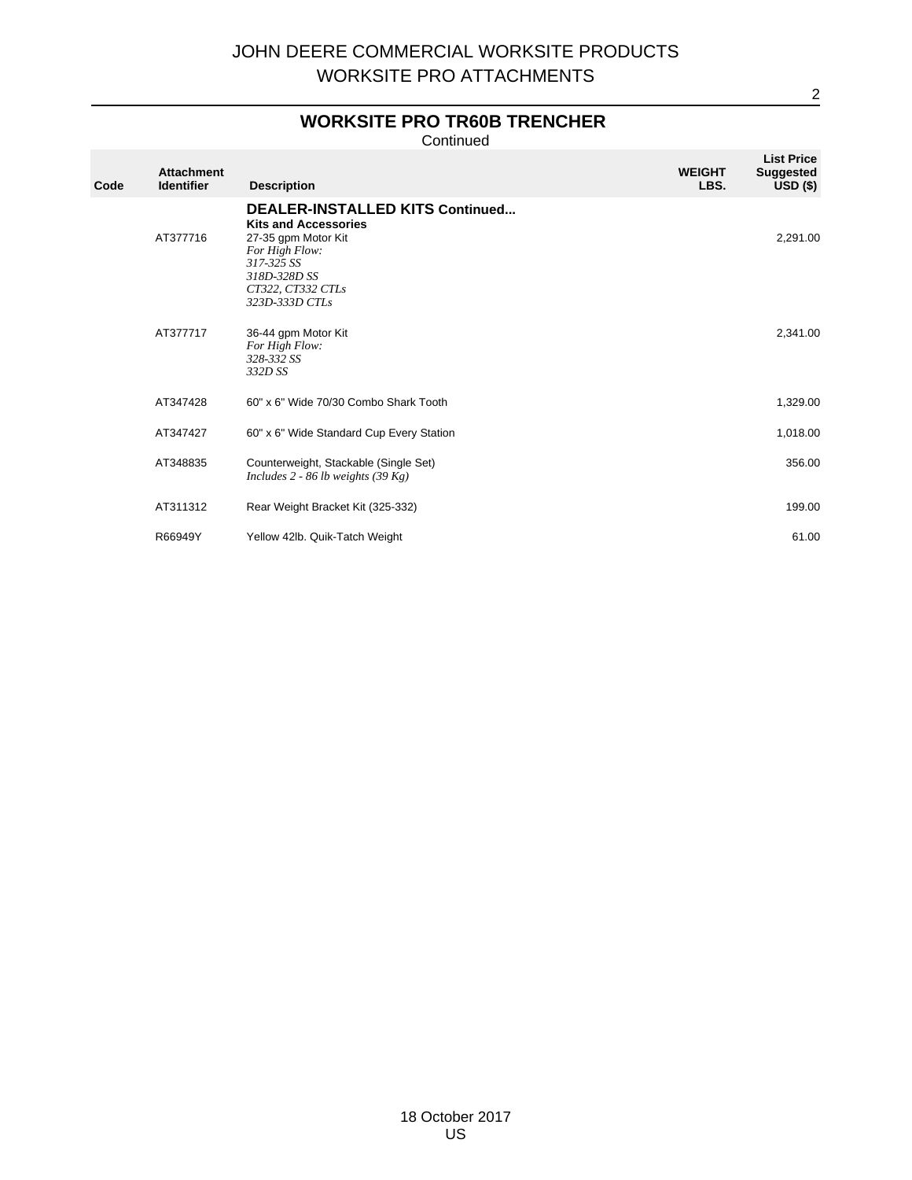## WORKSITE PRO TR60B TRENCHER

Continued

| Code | Attachment Identifier | Description | WEIGHT LBS. | List Price Suggested USD ($) |
|---|---|---|---|---|
| | | **DEALER-INSTALLED KITS Continued...** | | |
| | | **Kits and Accessories** | | |
| | AT377716 | 27-35 gpm Motor Kit<br>*For High Flow:*<br>*317-325 SS*<br>*318D-328D SS*<br>*CT322, CT332 CTLs*<br>*323D-333D CTLs* | | 2,291.00 |
| | AT377717 | 36-44 gpm Motor Kit<br>*For High Flow:*<br>*328-332 SS*<br>*332D SS* | | 2,341.00 |
| | AT347428 | 60" x 6" Wide 70/30 Combo Shark Tooth | | 1,329.00 |
| | AT347427 | 60" x 6" Wide Standard Cup Every Station | | 1,018.00 |
| | AT348835 | Counterweight, Stackable (Single Set)<br>*Includes 2 - 86 lb weights (39 Kg)* | | 356.00 |
| | AT311312 | Rear Weight Bracket Kit (325-332) | | 199.00 |
| | R66949Y | Yellow 42lb. Quik-Tatch Weight | | 61.00 |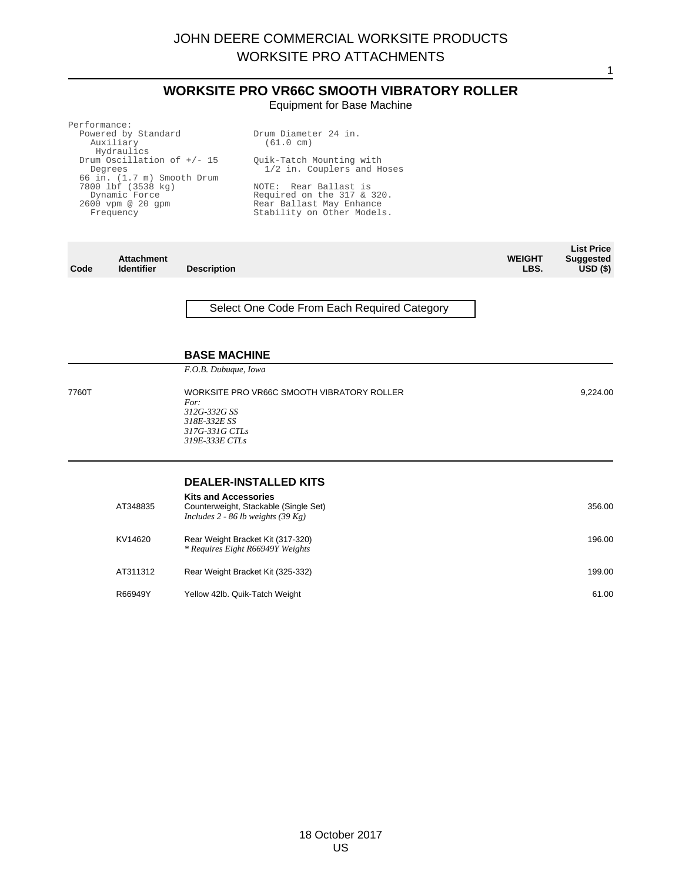# WORKSITE PRO VR66C SMOOTH VIBRATORY ROLLER

Equipment for Base Machine

Performance:
- Powered by Standard Auxiliary Hydraulics
- Drum Oscillation of +/- 15 Degrees
- 66 in. (1.7 m) Smooth Drum
- 7800 lbf (3538 kg) Dynamic Force
- 2600 vpm @ 20 gpm Frequency

Drum Diameter 24 in. (61.0 cm)

Quik-Tatch Mounting with 1/2 in. Couplers and Hoses

NOTE: Rear Ballast is Required on the 317 & 320. Rear Ballast May Enhance Stability on Other Models.

| Code | Attachment Identifier | Description | WEIGHT LBS. | List Price Suggested USD ($) |
|---|---|---|---|---|

**Select One Code From Each Required Category**

## BASE MACHINE

*F.O.B. Dubuque, Iowa*

| Code | Attachment Identifier | Description | WEIGHT LBS. | List Price Suggested USD ($) |
|---|---|---|---|---|
| 7760T | | WORKSITE PRO VR66C SMOOTH VIBRATORY ROLLER<br>*For:*<br>*312G-332G SS*<br>*318E-332E SS*<br>*317G-331G CTLs*<br>*319E-333E CTLs* | | 9,224.00 |

## DEALER-INSTALLED KITS

**Kits and Accessories**

| Code | Attachment Identifier | Description | WEIGHT LBS. | List Price Suggested USD ($) |
|---|---|---|---|---|
| | AT348835 | Counterweight, Stackable (Single Set)<br>*Includes 2 - 86 lb weights (39 Kg)* | | 356.00 |
| | KV14620 | Rear Weight Bracket Kit (317-320)<br>*\* Requires Eight R66949Y Weights* | | 196.00 |
| | AT311312 | Rear Weight Bracket Kit (325-332) | | 199.00 |
| | R66949Y | Yellow 42lb. Quik-Tatch Weight | | 61.00 |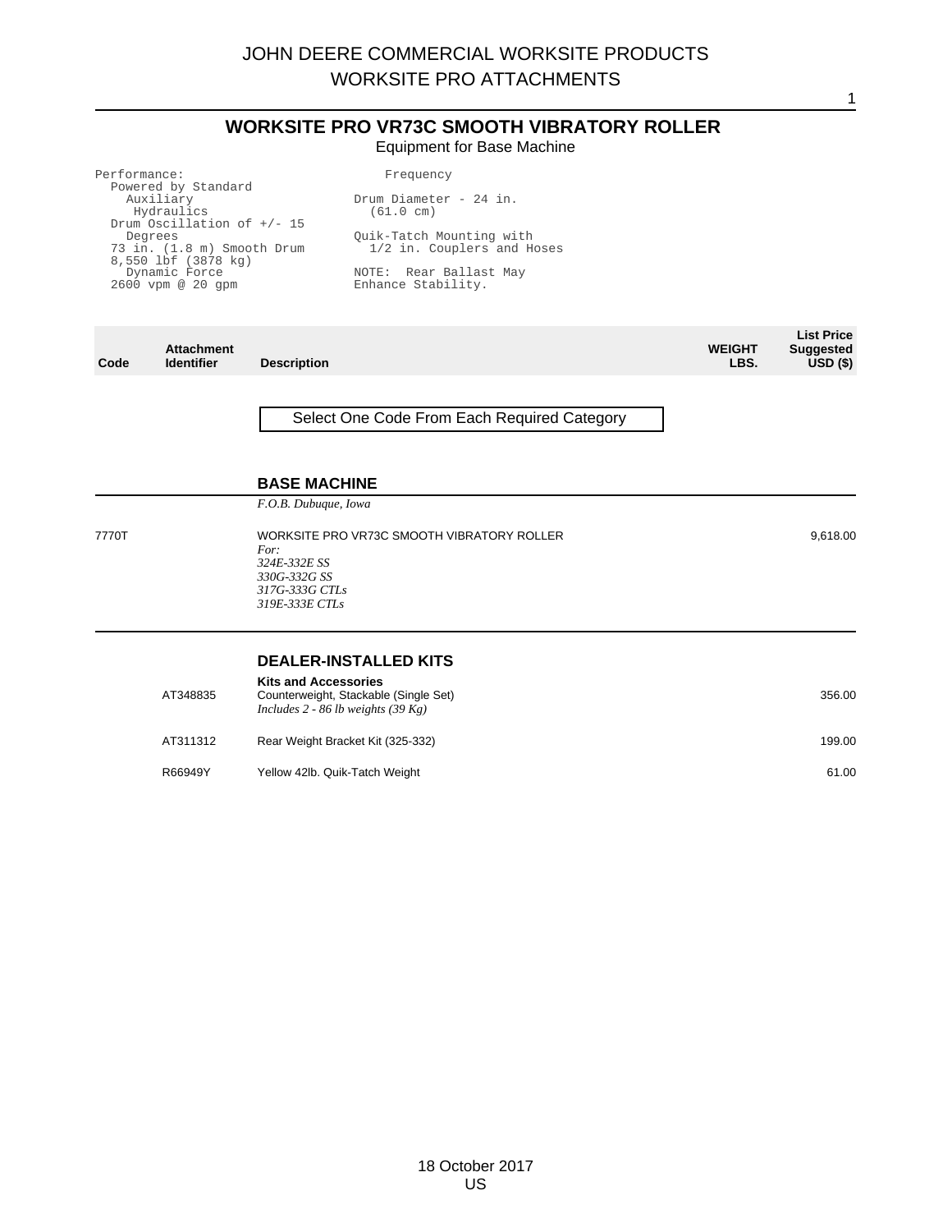# JOHN DEERE COMMERCIAL WORKSITE PRODUCTS
# WORKSITE PRO ATTACHMENTS

## WORKSITE PRO VR73C SMOOTH VIBRATORY ROLLER

Equipment for Base Machine

```
Performance:
  Powered by Standard
    Auxiliary
     Hydraulics
  Drum Oscillation of +/- 15
    Degrees
  73 in. (1.8 m) Smooth Drum
  8,550 lbf (3878 kg)
    Dynamic Force
  2600 vpm @ 20 gpm
    Frequency
  Drum Diameter - 24 in.
    (61.0 cm)
  Quik-Tatch Mounting with
    1/2 in. Couplers and Hoses
  NOTE:  Rear Ballast May
  Enhance Stability.
```

| Code | Attachment Identifier | Description | WEIGHT LBS. | List Price Suggested USD ($) |
|---|---|---|---|---|

Select One Code From Each Required Category

### BASE MACHINE

*F.O.B. Dubuque, Iowa*

| Code | Attachment Identifier | Description | WEIGHT LBS. | List Price Suggested USD ($) |
|---|---|---|---|---|
| 7770T | | WORKSITE PRO VR73C SMOOTH VIBRATORY ROLLER<br>*For:*<br>*324E-332E SS*<br>*330G-332G SS*<br>*317G-333G CTLs*<br>*319E-333E CTLs* | | 9,618.00 |

### DEALER-INSTALLED KITS

**Kits and Accessories**

| Code | Attachment Identifier | Description | WEIGHT LBS. | List Price Suggested USD ($) |
|---|---|---|---|---|
| | AT348835 | Counterweight, Stackable (Single Set)<br>*Includes 2 - 86 lb weights (39 Kg)* | | 356.00 |
| | AT311312 | Rear Weight Bracket Kit (325-332) | | 199.00 |
| | R66949Y | Yellow 42lb. Quik-Tatch Weight | | 61.00 |

18 October 2017
US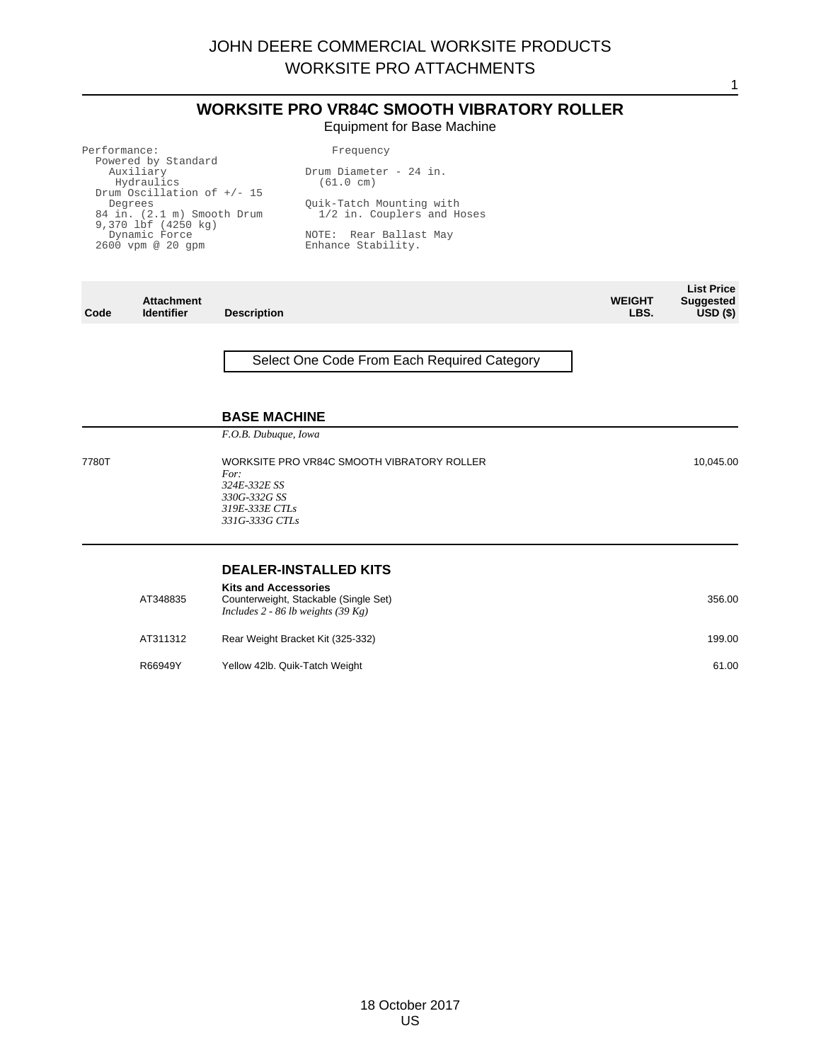# JOHN DEERE COMMERCIAL WORKSITE PRODUCTS
# WORKSITE PRO ATTACHMENTS

## WORKSITE PRO VR84C SMOOTH VIBRATORY ROLLER

Equipment for Base Machine

```
Performance:
  Powered by Standard
    Auxiliary
     Hydraulics
  Drum Oscillation of +/- 15
    Degrees
  84 in. (2.1 m) Smooth Drum
  9,370 lbf (4250 kg)
    Dynamic Force
  2600 vpm @ 20 gpm
      Frequency
Drum Diameter - 24 in.
  (61.0 cm)
Quik-Tatch Mounting with
  1/2 in. Couplers and Hoses
NOTE:  Rear Ballast May
Enhance Stability.
```

| Code | Attachment Identifier | Description | WEIGHT LBS. | List Price Suggested USD ($) |
|---|---|---|---|---|

**Select One Code From Each Required Category**

### BASE MACHINE

*F.O.B. Dubuque, Iowa*

| Code | Attachment Identifier | Description | WEIGHT LBS. | List Price Suggested USD ($) |
|---|---|---|---|---|
| 7780T | | WORKSITE PRO VR84C SMOOTH VIBRATORY ROLLER<br>*For:*<br>*324E-332E SS*<br>*330G-332G SS*<br>*319E-333E CTLs*<br>*331G-333G CTLs* | | 10,045.00 |

### DEALER-INSTALLED KITS

**Kits and Accessories**

| Code | Attachment Identifier | Description | WEIGHT LBS. | List Price Suggested USD ($) |
|---|---|---|---|---|
| | AT348835 | Counterweight, Stackable (Single Set)<br>*Includes 2 - 86 lb weights (39 Kg)* | | 356.00 |
| | AT311312 | Rear Weight Bracket Kit (325-332) | | 199.00 |
| | R66949Y | Yellow 42lb. Quik-Tatch Weight | | 61.00 |

18 October 2017
US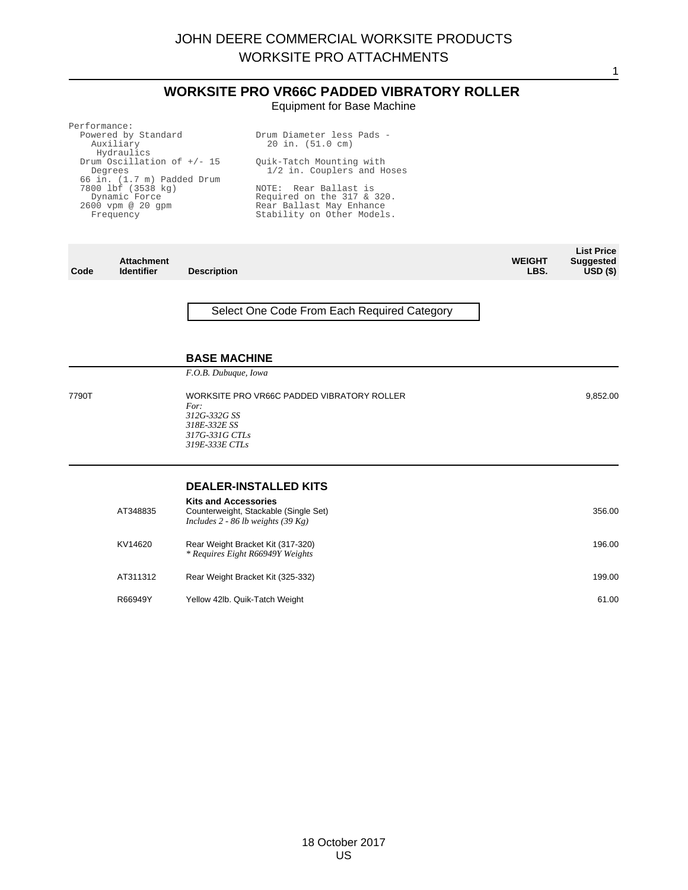# WORKSITE PRO VR66C PADDED VIBRATORY ROLLER

Equipment for Base Machine

```
Performance:
  Powered by Standard
    Auxiliary
     Hydraulics
  Drum Oscillation of +/- 15
    Degrees
  66 in. (1.7 m) Padded Drum
  7800 lbf (3538 kg)
    Dynamic Force
  2600 vpm @ 20 gpm
    Frequency
```

```
Drum Diameter less Pads -
  20 in. (51.0 cm)

Quik-Tatch Mounting with
  1/2 in. Couplers and Hoses

NOTE:  Rear Ballast is
Required on the 317 & 320.
Rear Ballast May Enhance
Stability on Other Models.
```

| Code | Attachment Identifier | Description | WEIGHT LBS. | List Price Suggested USD ($) |
|---|---|---|---|---|

Select One Code From Each Required Category

## BASE MACHINE

*F.O.B. Dubuque, Iowa*

| Code | Attachment Identifier | Description | WEIGHT LBS. | List Price Suggested USD ($) |
|---|---|---|---|---|
| 7790T | | WORKSITE PRO VR66C PADDED VIBRATORY ROLLER<br>*For:*<br>*312G-332G SS*<br>*318E-332E SS*<br>*317G-331G CTLs*<br>*319E-333E CTLs* | | 9,852.00 |

## DEALER-INSTALLED KITS

**Kits and Accessories**

| Code | Attachment Identifier | Description | WEIGHT LBS. | List Price Suggested USD ($) |
|---|---|---|---|---|
| | AT348835 | Counterweight, Stackable (Single Set)<br>*Includes 2 - 86 lb weights (39 Kg)* | | 356.00 |
| | KV14620 | Rear Weight Bracket Kit (317-320)<br>*\* Requires Eight R66949Y Weights* | | 196.00 |
| | AT311312 | Rear Weight Bracket Kit (325-332) | | 199.00 |
| | R66949Y | Yellow 42lb. Quik-Tatch Weight | | 61.00 |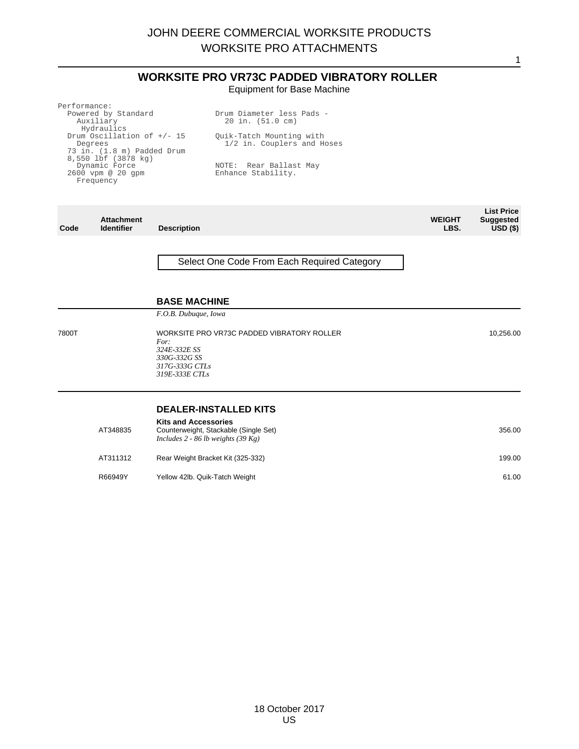# WORKSITE PRO VR73C PADDED VIBRATORY ROLLER

Equipment for Base Machine

```
Performance:
  Powered by Standard
    Auxiliary
     Hydraulics
  Drum Oscillation of +/- 15
    Degrees
  73 in. (1.8 m) Padded Drum
  8,550 lbf (3878 kg)
    Dynamic Force
  2600 vpm @ 20 gpm
    Frequency

Drum Diameter less Pads -
  20 in. (51.0 cm)

Quik-Tatch Mounting with
  1/2 in. Couplers and Hoses

NOTE:  Rear Ballast May
Enhance Stability.
```

| Code | Attachment Identifier | Description | WEIGHT LBS. | List Price Suggested USD ($) |
|---|---|---|---|---|
| | | **Select One Code From Each Required Category** | | |
| | | **BASE MACHINE** | | |
| | | *F.O.B. Dubuque, Iowa* | | |
| 7800T | | WORKSITE PRO VR73C PADDED VIBRATORY ROLLER<br>*For:*<br>*324E-332E SS*<br>*330G-332G SS*<br>*317G-333G CTLs*<br>*319E-333E CTLs* | | 10,256.00 |
| | | **DEALER-INSTALLED KITS** | | |
| | AT348835 | **Kits and Accessories**<br>Counterweight, Stackable (Single Set)<br>*Includes 2 - 86 lb weights (39 Kg)* | | 356.00 |
| | AT311312 | Rear Weight Bracket Kit (325-332) | | 199.00 |
| | R66949Y | Yellow 42lb. Quik-Tatch Weight | | 61.00 |

18 October 2017
US